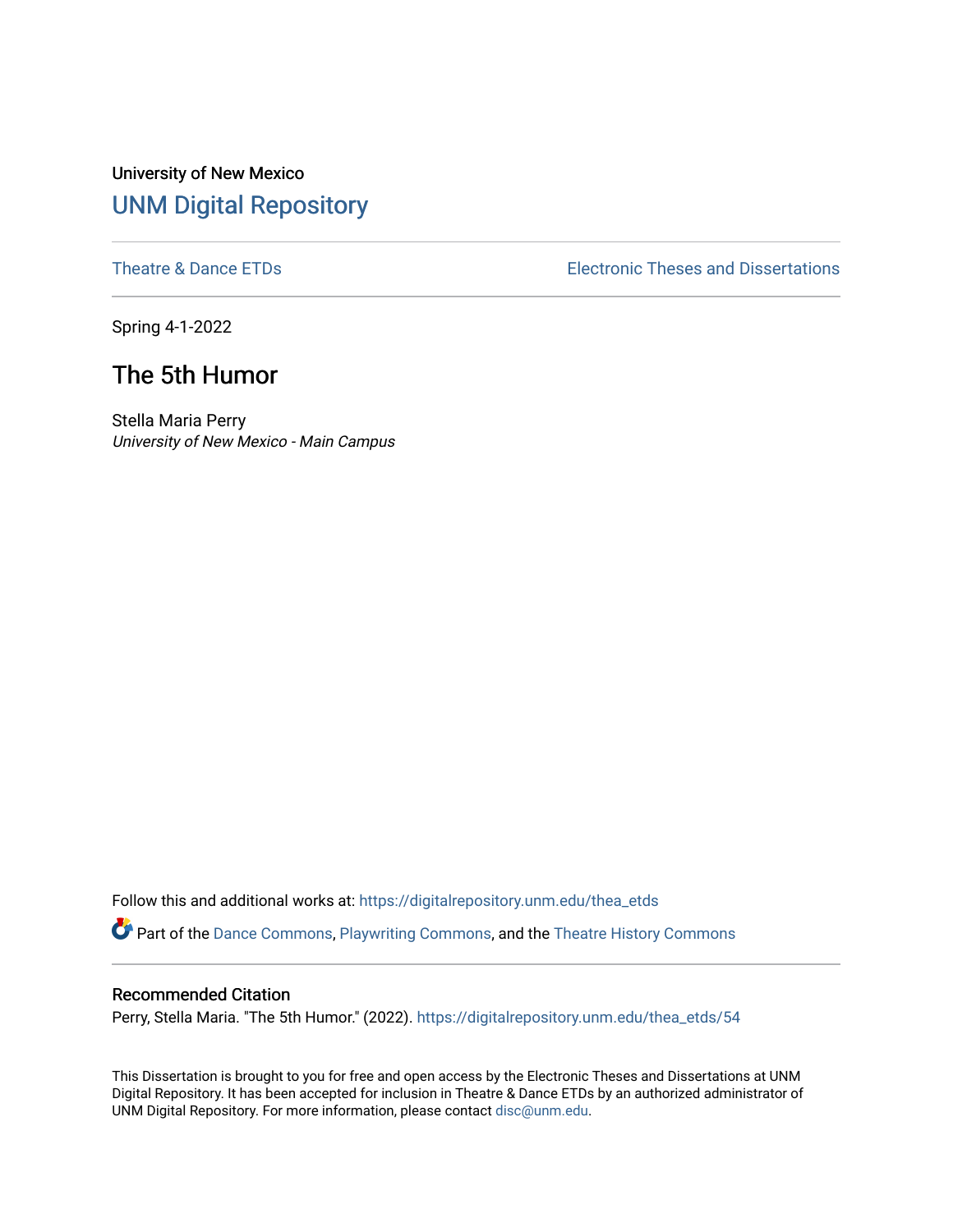University of New Mexico

# UNM Digital Repository

Theatre & Dance ETDs

Electronic Theses and Dissertations

Spring 4-1-2022

## The 5th Humor

Stella Maria Perry
*University of New Mexico - Main Campus*

Follow this and additional works at: https://digitalrepository.unm.edu/thea_etds

Part of the Dance Commons, Playwriting Commons, and the Theatre History Commons

### Recommended Citation

Perry, Stella Maria. "The 5th Humor." (2022). https://digitalrepository.unm.edu/thea_etds/54

This Dissertation is brought to you for free and open access by the Electronic Theses and Dissertations at UNM Digital Repository. It has been accepted for inclusion in Theatre & Dance ETDs by an authorized administrator of UNM Digital Repository. For more information, please contact disc@unm.edu.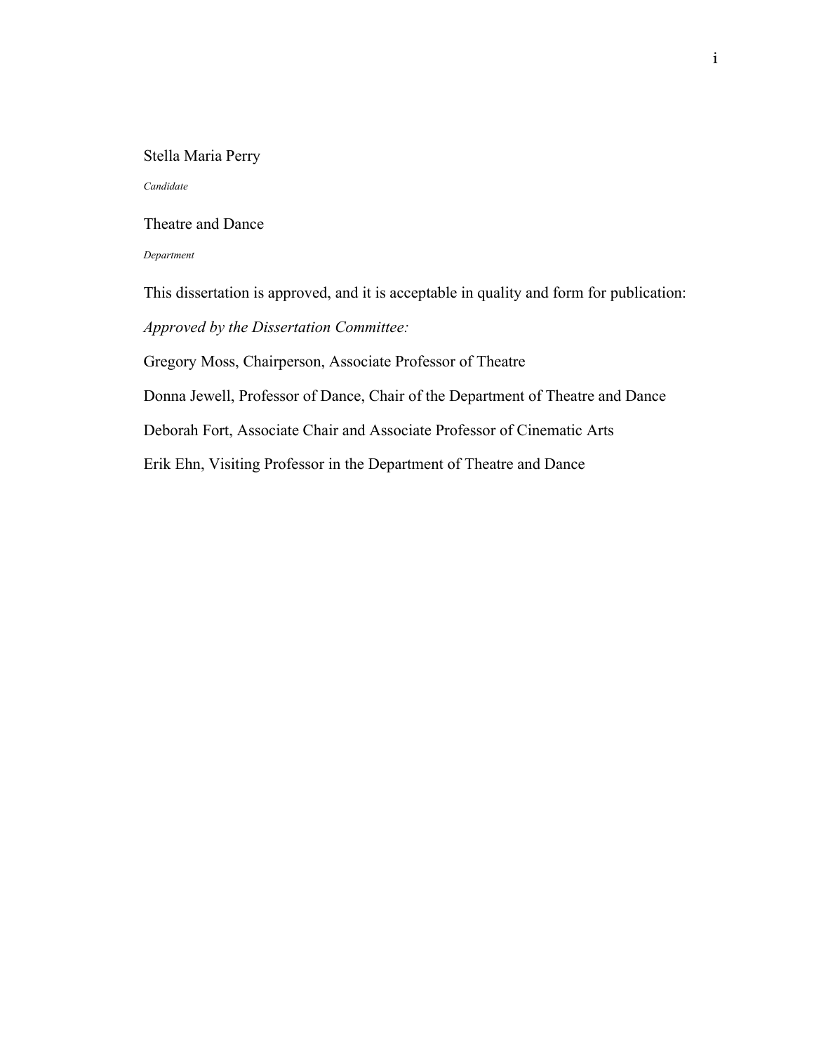Stella Maria Perry

*Candidate*

Theatre and Dance

*Department*

This dissertation is approved, and it is acceptable in quality and form for publication:

*Approved by the Dissertation Committee:*

Gregory Moss, Chairperson, Associate Professor of Theatre

Donna Jewell, Professor of Dance, Chair of the Department of Theatre and Dance

Deborah Fort, Associate Chair and Associate Professor of Cinematic Arts

Erik Ehn, Visiting Professor in the Department of Theatre and Dance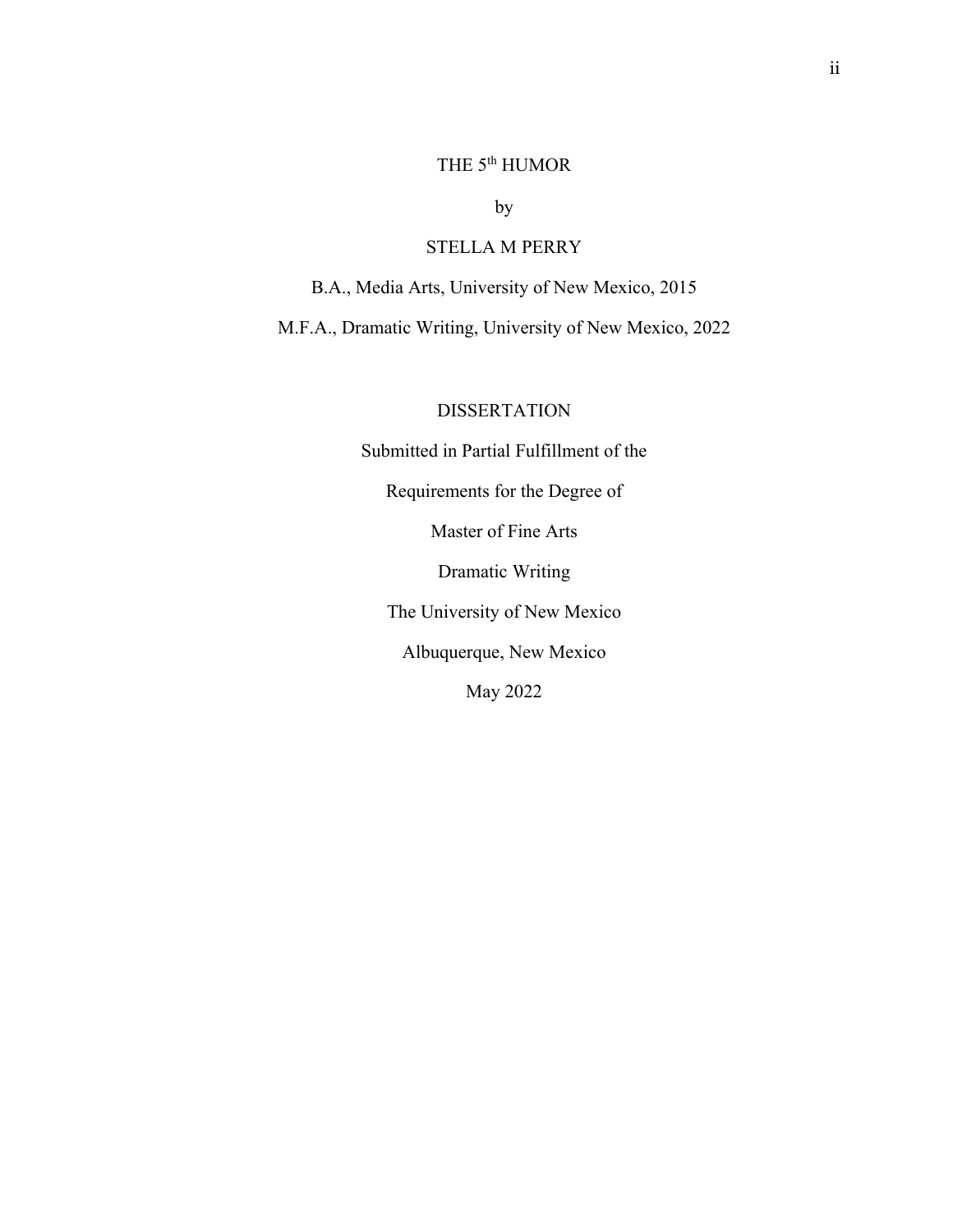THE 5th HUMOR

by

STELLA M PERRY

B.A., Media Arts, University of New Mexico, 2015

M.F.A., Dramatic Writing, University of New Mexico, 2022

DISSERTATION

Submitted in Partial Fulfillment of the

Requirements for the Degree of

Master of Fine Arts

Dramatic Writing

The University of New Mexico

Albuquerque, New Mexico

May 2022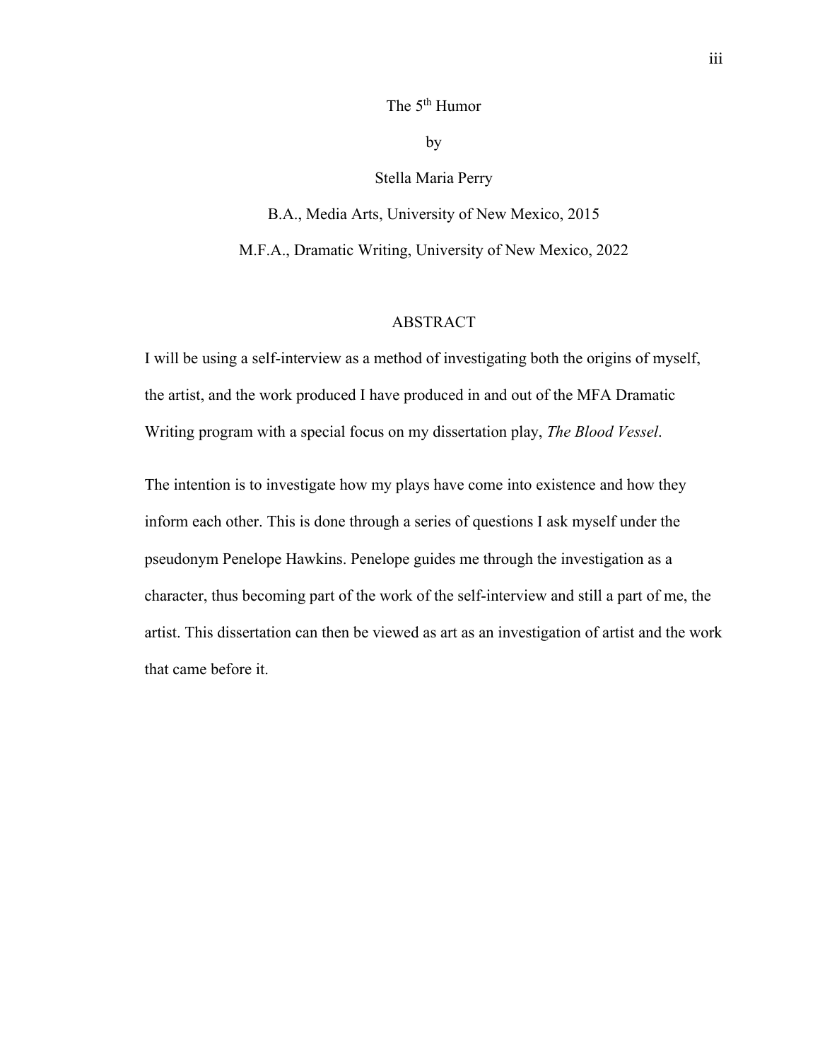The 5th Humor

by

Stella Maria Perry

B.A., Media Arts, University of New Mexico, 2015

M.F.A., Dramatic Writing, University of New Mexico, 2022

## ABSTRACT

I will be using a self-interview as a method of investigating both the origins of myself, the artist, and the work produced I have produced in and out of the MFA Dramatic Writing program with a special focus on my dissertation play, *The Blood Vessel*.

The intention is to investigate how my plays have come into existence and how they inform each other. This is done through a series of questions I ask myself under the pseudonym Penelope Hawkins. Penelope guides me through the investigation as a character, thus becoming part of the work of the self-interview and still a part of me, the artist. This dissertation can then be viewed as art as an investigation of artist and the work that came before it.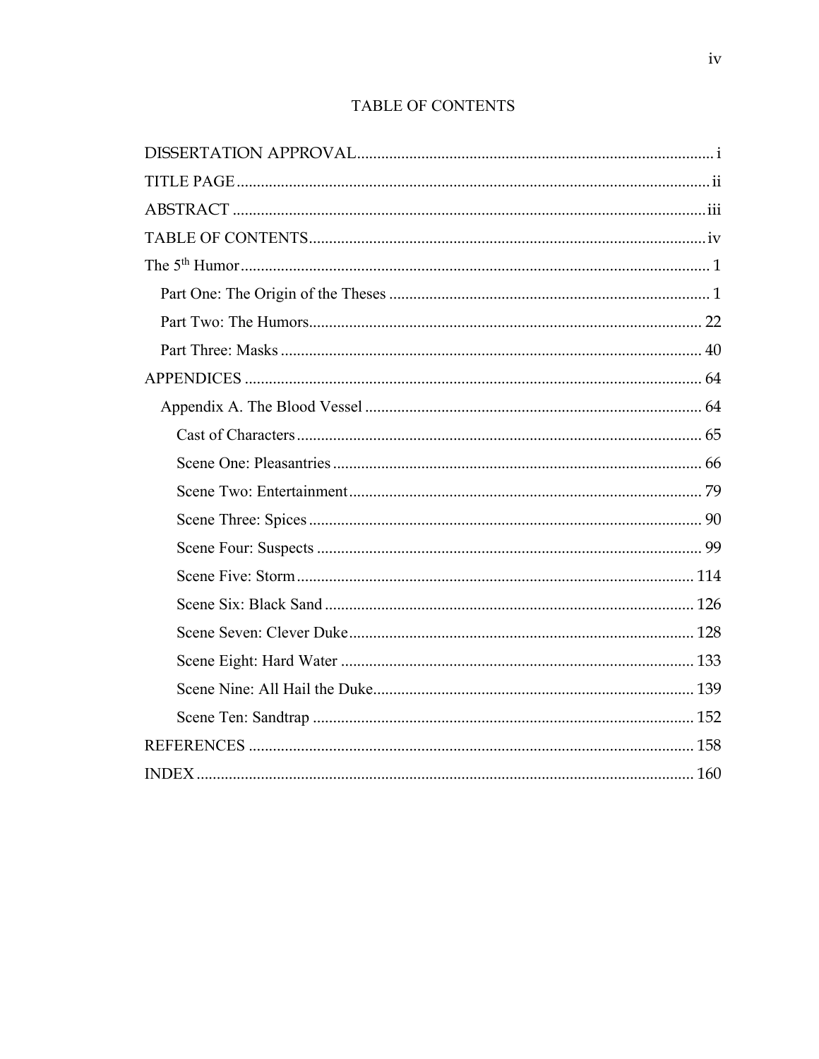# TABLE OF CONTENTS

DISSERTATION APPROVAL ........................................................................................ i

TITLE PAGE ..................................................................................................................... ii

ABSTRACT ..................................................................................................................... iii

TABLE OF CONTENTS .................................................................................................. iv

The 5th Humor .................................................................................................................... 1

- Part One: The Origin of the Theses ............................................................................... 1
- Part Two: The Humors ................................................................................................. 22
- Part Three: Masks ........................................................................................................ 40

APPENDICES ................................................................................................................. 64

- Appendix A. The Blood Vessel ................................................................................... 64
  - Cast of Characters .................................................................................................... 65
  - Scene One: Pleasantries ........................................................................................... 66
  - Scene Two: Entertainment ....................................................................................... 79
  - Scene Three: Spices ................................................................................................. 90
  - Scene Four: Suspects ............................................................................................... 99
  - Scene Five: Storm .................................................................................................. 114
  - Scene Six: Black Sand ........................................................................................... 126
  - Scene Seven: Clever Duke ..................................................................................... 128
  - Scene Eight: Hard Water ....................................................................................... 133
  - Scene Nine: All Hail the Duke ............................................................................... 139
  - Scene Ten: Sandtrap .............................................................................................. 152

REFERENCES .............................................................................................................. 158

INDEX ........................................................................................................................... 160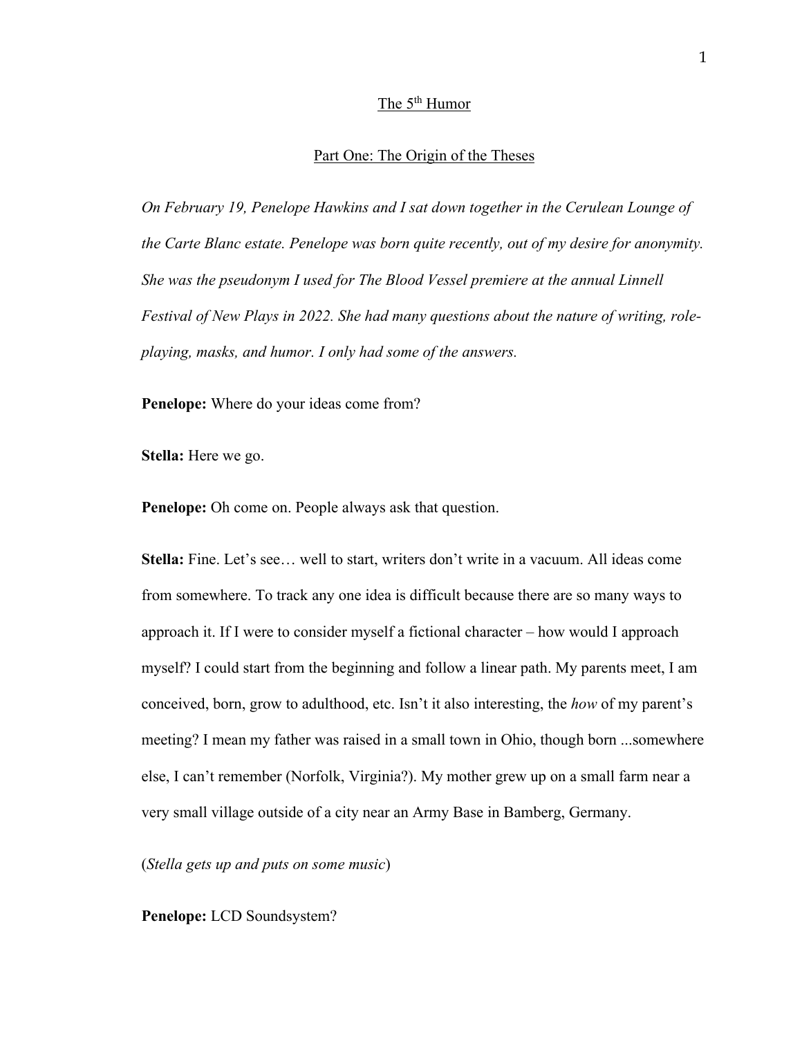# The 5th Humor

## Part One: The Origin of the Theses

*On February 19, Penelope Hawkins and I sat down together in the Cerulean Lounge of the Carte Blanc estate. Penelope was born quite recently, out of my desire for anonymity. She was the pseudonym I used for The Blood Vessel premiere at the annual Linnell Festival of New Plays in 2022. She had many questions about the nature of writing, role-playing, masks, and humor. I only had some of the answers.*

**Penelope:** Where do your ideas come from?

**Stella:** Here we go.

**Penelope:** Oh come on. People always ask that question.

**Stella:** Fine. Let's see… well to start, writers don't write in a vacuum. All ideas come from somewhere. To track any one idea is difficult because there are so many ways to approach it. If I were to consider myself a fictional character – how would I approach myself? I could start from the beginning and follow a linear path. My parents meet, I am conceived, born, grow to adulthood, etc. Isn't it also interesting, the *how* of my parent's meeting? I mean my father was raised in a small town in Ohio, though born ...somewhere else, I can't remember (Norfolk, Virginia?). My mother grew up on a small farm near a very small village outside of a city near an Army Base in Bamberg, Germany.

(*Stella gets up and puts on some music*)

**Penelope:** LCD Soundsystem?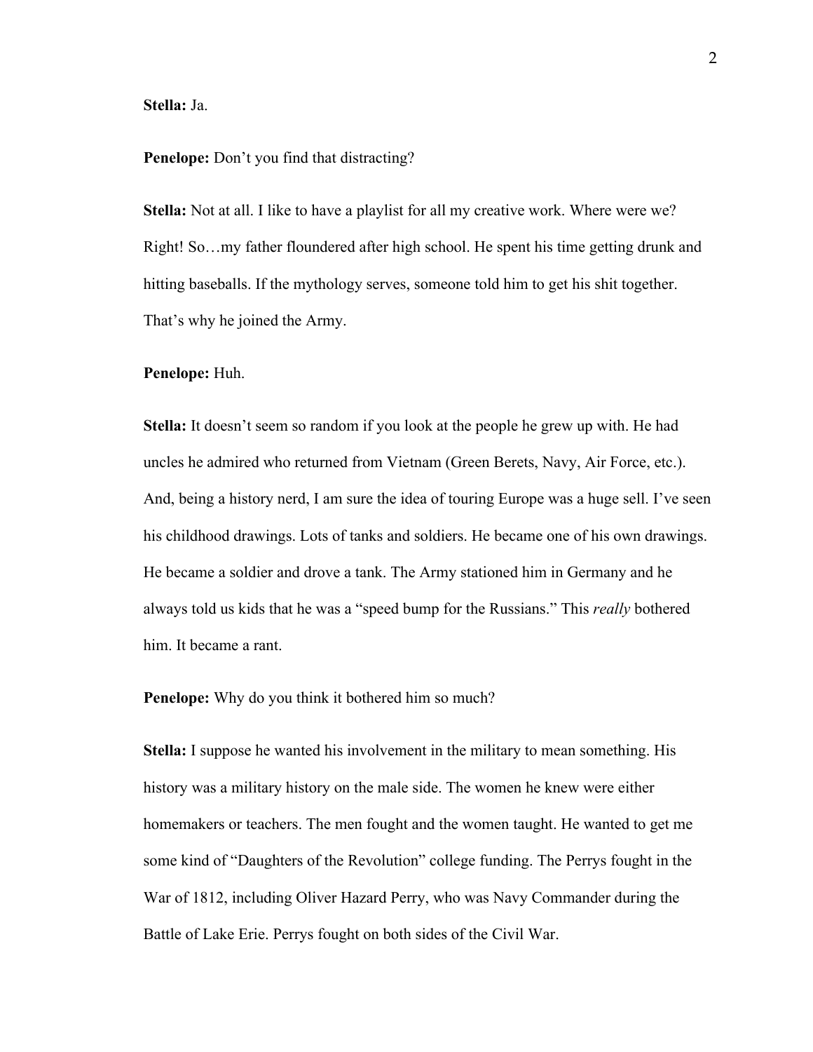**Stella:** Ja.

**Penelope:** Don't you find that distracting?

**Stella:** Not at all. I like to have a playlist for all my creative work. Where were we? Right! So…my father floundered after high school. He spent his time getting drunk and hitting baseballs. If the mythology serves, someone told him to get his shit together. That's why he joined the Army.

**Penelope:** Huh.

**Stella:** It doesn't seem so random if you look at the people he grew up with. He had uncles he admired who returned from Vietnam (Green Berets, Navy, Air Force, etc.). And, being a history nerd, I am sure the idea of touring Europe was a huge sell. I've seen his childhood drawings. Lots of tanks and soldiers. He became one of his own drawings. He became a soldier and drove a tank. The Army stationed him in Germany and he always told us kids that he was a "speed bump for the Russians." This *really* bothered him. It became a rant.

**Penelope:** Why do you think it bothered him so much?

**Stella:** I suppose he wanted his involvement in the military to mean something. His history was a military history on the male side. The women he knew were either homemakers or teachers. The men fought and the women taught. He wanted to get me some kind of "Daughters of the Revolution" college funding. The Perrys fought in the War of 1812, including Oliver Hazard Perry, who was Navy Commander during the Battle of Lake Erie. Perrys fought on both sides of the Civil War.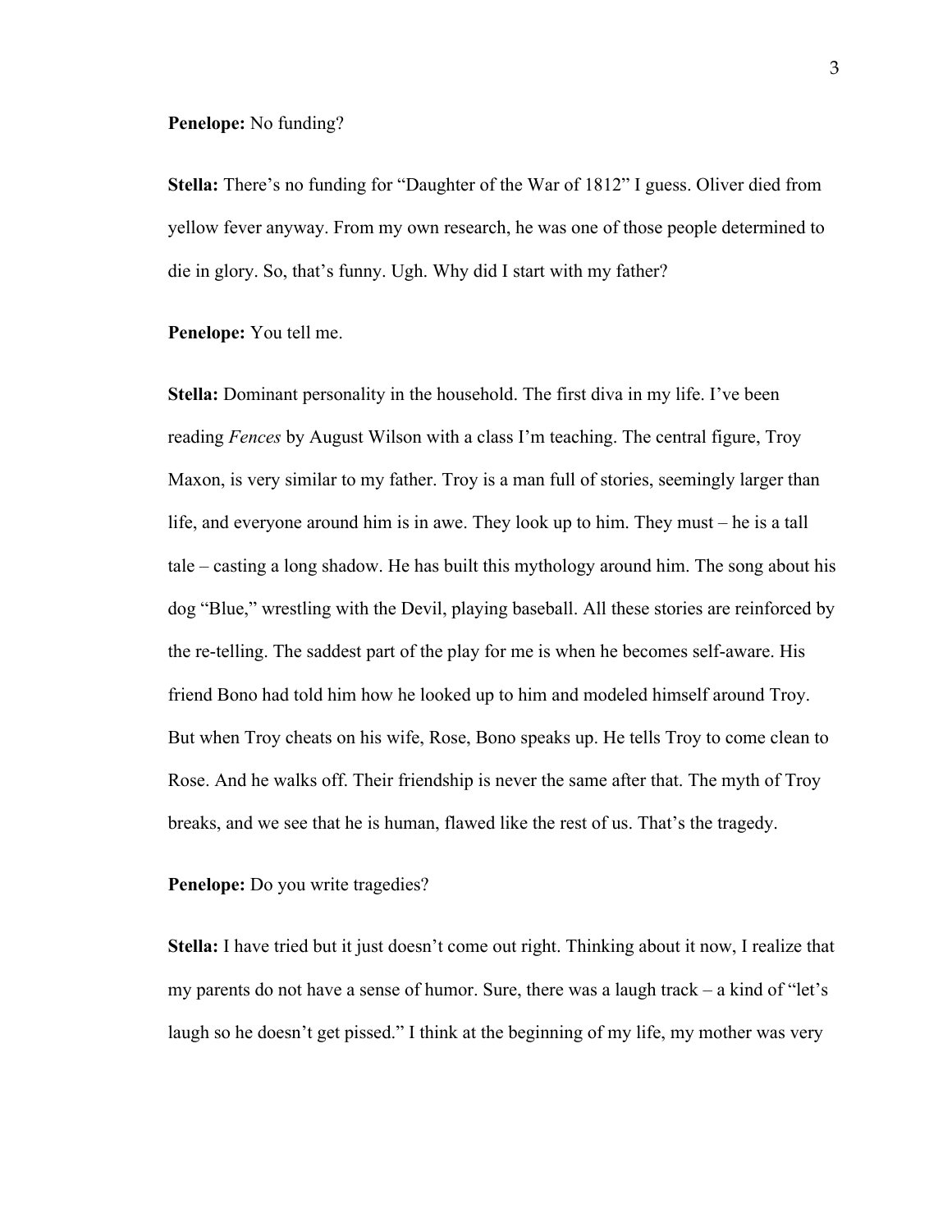**Penelope:** No funding?

**Stella:** There's no funding for "Daughter of the War of 1812" I guess. Oliver died from yellow fever anyway. From my own research, he was one of those people determined to die in glory. So, that's funny. Ugh. Why did I start with my father?

**Penelope:** You tell me.

**Stella:** Dominant personality in the household. The first diva in my life. I've been reading *Fences* by August Wilson with a class I'm teaching. The central figure, Troy Maxon, is very similar to my father. Troy is a man full of stories, seemingly larger than life, and everyone around him is in awe. They look up to him. They must – he is a tall tale – casting a long shadow. He has built this mythology around him. The song about his dog "Blue," wrestling with the Devil, playing baseball. All these stories are reinforced by the re-telling. The saddest part of the play for me is when he becomes self-aware. His friend Bono had told him how he looked up to him and modeled himself around Troy. But when Troy cheats on his wife, Rose, Bono speaks up. He tells Troy to come clean to Rose. And he walks off. Their friendship is never the same after that. The myth of Troy breaks, and we see that he is human, flawed like the rest of us. That's the tragedy.

**Penelope:** Do you write tragedies?

**Stella:** I have tried but it just doesn't come out right. Thinking about it now, I realize that my parents do not have a sense of humor. Sure, there was a laugh track – a kind of "let's laugh so he doesn't get pissed." I think at the beginning of my life, my mother was very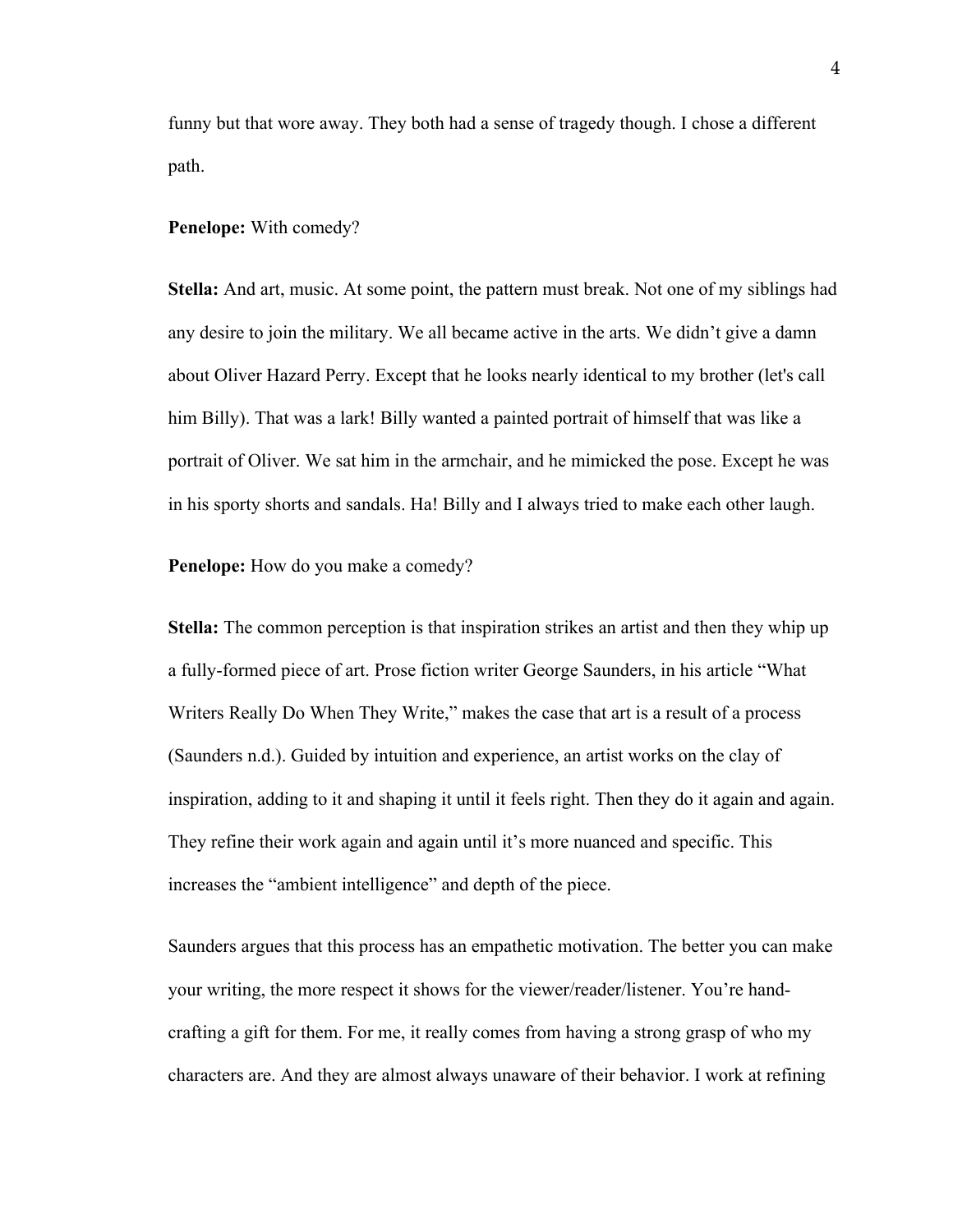funny but that wore away. They both had a sense of tragedy though. I chose a different path.

**Penelope:** With comedy?

**Stella:** And art, music. At some point, the pattern must break. Not one of my siblings had any desire to join the military. We all became active in the arts. We didn't give a damn about Oliver Hazard Perry. Except that he looks nearly identical to my brother (let's call him Billy). That was a lark! Billy wanted a painted portrait of himself that was like a portrait of Oliver. We sat him in the armchair, and he mimicked the pose. Except he was in his sporty shorts and sandals. Ha! Billy and I always tried to make each other laugh.

**Penelope:** How do you make a comedy?

**Stella:** The common perception is that inspiration strikes an artist and then they whip up a fully-formed piece of art. Prose fiction writer George Saunders, in his article "What Writers Really Do When They Write," makes the case that art is a result of a process (Saunders n.d.). Guided by intuition and experience, an artist works on the clay of inspiration, adding to it and shaping it until it feels right. Then they do it again and again. They refine their work again and again until it's more nuanced and specific. This increases the "ambient intelligence" and depth of the piece.

Saunders argues that this process has an empathetic motivation. The better you can make your writing, the more respect it shows for the viewer/reader/listener. You're hand-crafting a gift for them. For me, it really comes from having a strong grasp of who my characters are. And they are almost always unaware of their behavior. I work at refining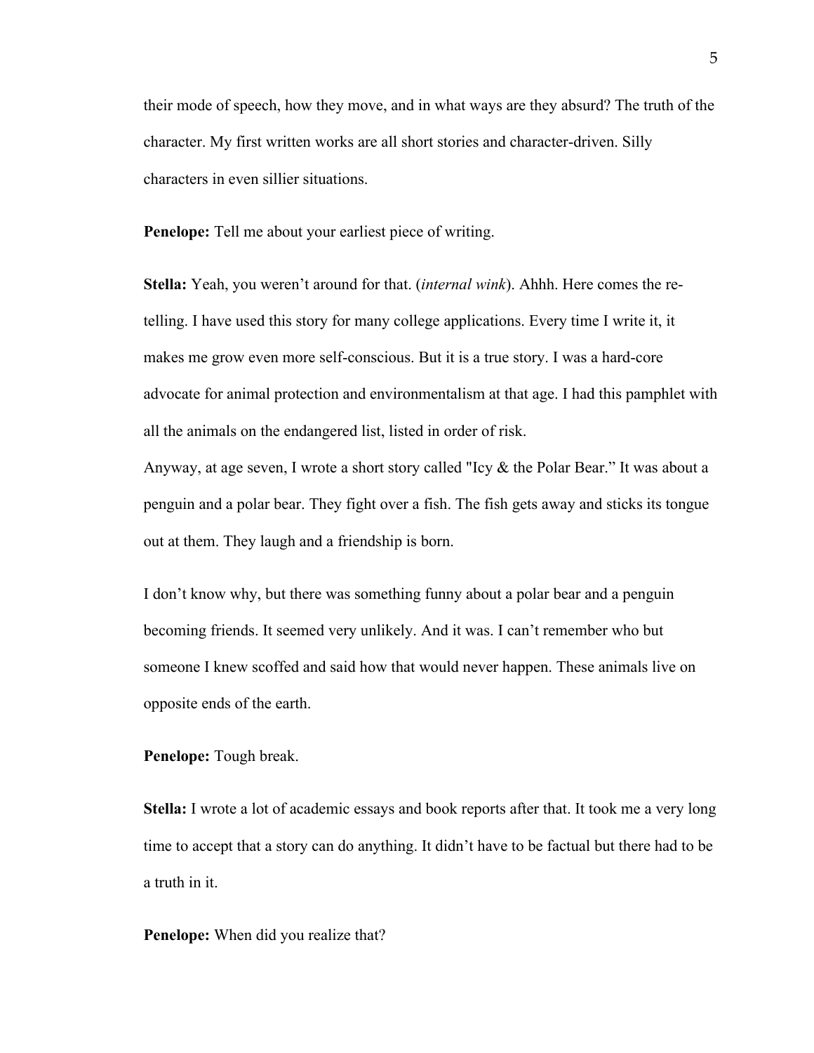their mode of speech, how they move, and in what ways are they absurd? The truth of the character. My first written works are all short stories and character-driven. Silly characters in even sillier situations.

**Penelope:** Tell me about your earliest piece of writing.

**Stella:** Yeah, you weren't around for that. (*internal wink*). Ahhh. Here comes the re-telling. I have used this story for many college applications. Every time I write it, it makes me grow even more self-conscious. But it is a true story. I was a hard-core advocate for animal protection and environmentalism at that age. I had this pamphlet with all the animals on the endangered list, listed in order of risk.
Anyway, at age seven, I wrote a short story called "Icy & the Polar Bear." It was about a penguin and a polar bear. They fight over a fish. The fish gets away and sticks its tongue out at them. They laugh and a friendship is born.

I don't know why, but there was something funny about a polar bear and a penguin becoming friends. It seemed very unlikely. And it was. I can't remember who but someone I knew scoffed and said how that would never happen. These animals live on opposite ends of the earth.

**Penelope:** Tough break.

**Stella:** I wrote a lot of academic essays and book reports after that. It took me a very long time to accept that a story can do anything. It didn't have to be factual but there had to be a truth in it.

**Penelope:** When did you realize that?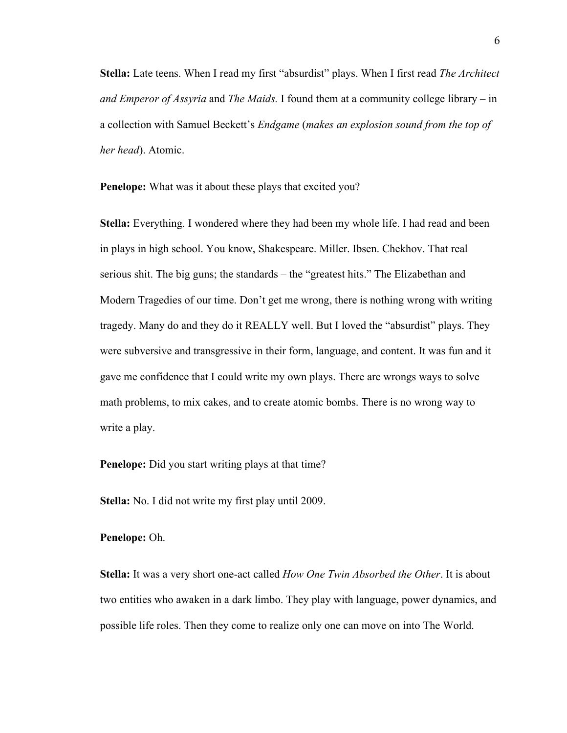**Stella:** Late teens. When I read my first "absurdist" plays. When I first read *The Architect and Emperor of Assyria* and *The Maids.* I found them at a community college library – in a collection with Samuel Beckett's *Endgame* (*makes an explosion sound from the top of her head*). Atomic.

**Penelope:** What was it about these plays that excited you?

**Stella:** Everything. I wondered where they had been my whole life. I had read and been in plays in high school. You know, Shakespeare. Miller. Ibsen. Chekhov. That real serious shit. The big guns; the standards – the "greatest hits." The Elizabethan and Modern Tragedies of our time. Don't get me wrong, there is nothing wrong with writing tragedy. Many do and they do it REALLY well. But I loved the "absurdist" plays. They were subversive and transgressive in their form, language, and content. It was fun and it gave me confidence that I could write my own plays. There are wrongs ways to solve math problems, to mix cakes, and to create atomic bombs. There is no wrong way to write a play.

**Penelope:** Did you start writing plays at that time?

**Stella:** No. I did not write my first play until 2009.

**Penelope:** Oh.

**Stella:** It was a very short one-act called *How One Twin Absorbed the Other*. It is about two entities who awaken in a dark limbo. They play with language, power dynamics, and possible life roles. Then they come to realize only one can move on into The World.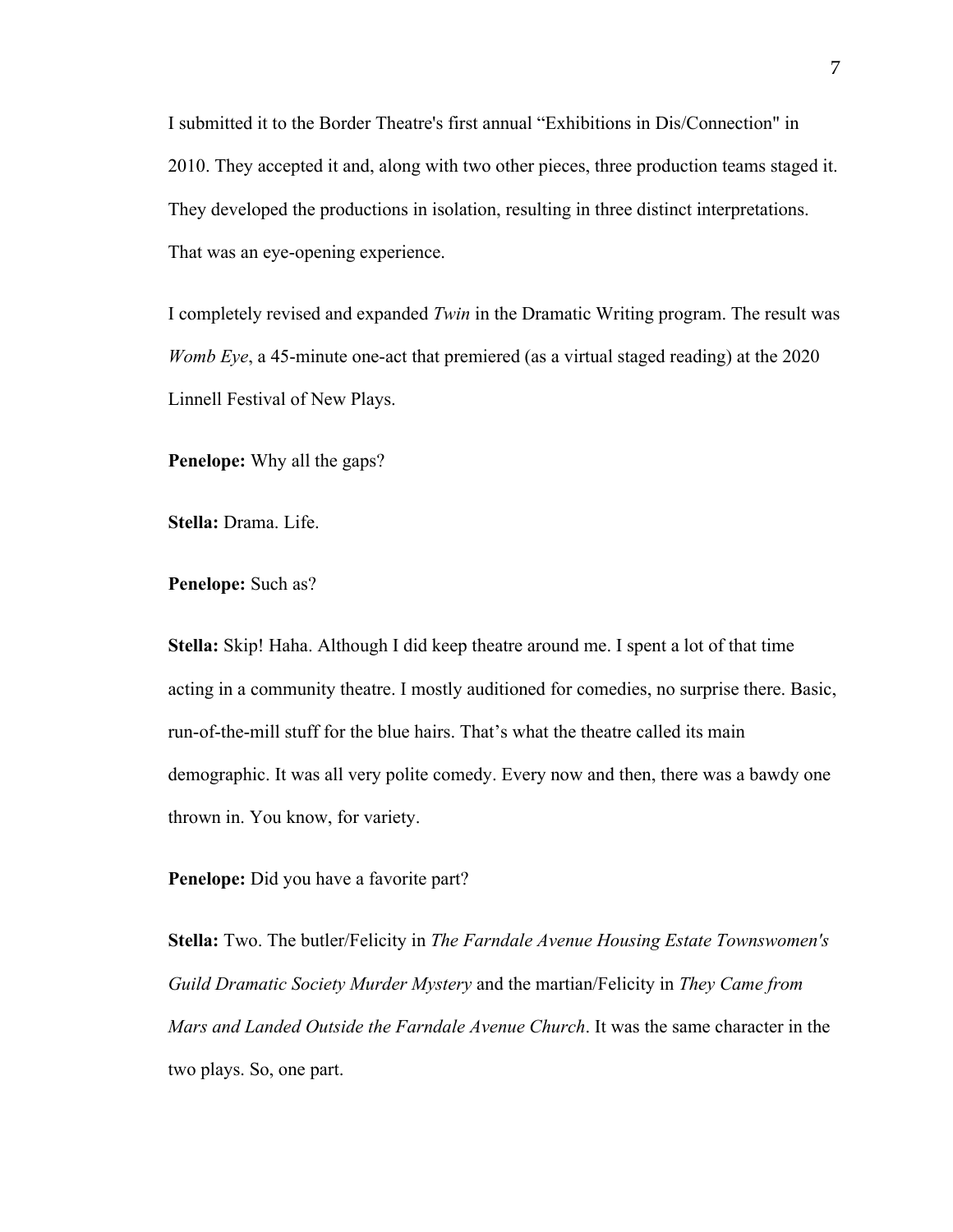I submitted it to the Border Theatre's first annual "Exhibitions in Dis/Connection" in 2010. They accepted it and, along with two other pieces, three production teams staged it. They developed the productions in isolation, resulting in three distinct interpretations. That was an eye-opening experience.

I completely revised and expanded *Twin* in the Dramatic Writing program. The result was *Womb Eye*, a 45-minute one-act that premiered (as a virtual staged reading) at the 2020 Linnell Festival of New Plays.

**Penelope:** Why all the gaps?

**Stella:** Drama. Life.

**Penelope:** Such as?

**Stella:** Skip! Haha. Although I did keep theatre around me. I spent a lot of that time acting in a community theatre. I mostly auditioned for comedies, no surprise there. Basic, run-of-the-mill stuff for the blue hairs. That's what the theatre called its main demographic. It was all very polite comedy. Every now and then, there was a bawdy one thrown in. You know, for variety.

**Penelope:** Did you have a favorite part?

**Stella:** Two. The butler/Felicity in *The Farndale Avenue Housing Estate Townswomen's Guild Dramatic Society Murder Mystery* and the martian/Felicity in *They Came from Mars and Landed Outside the Farndale Avenue Church*. It was the same character in the two plays. So, one part.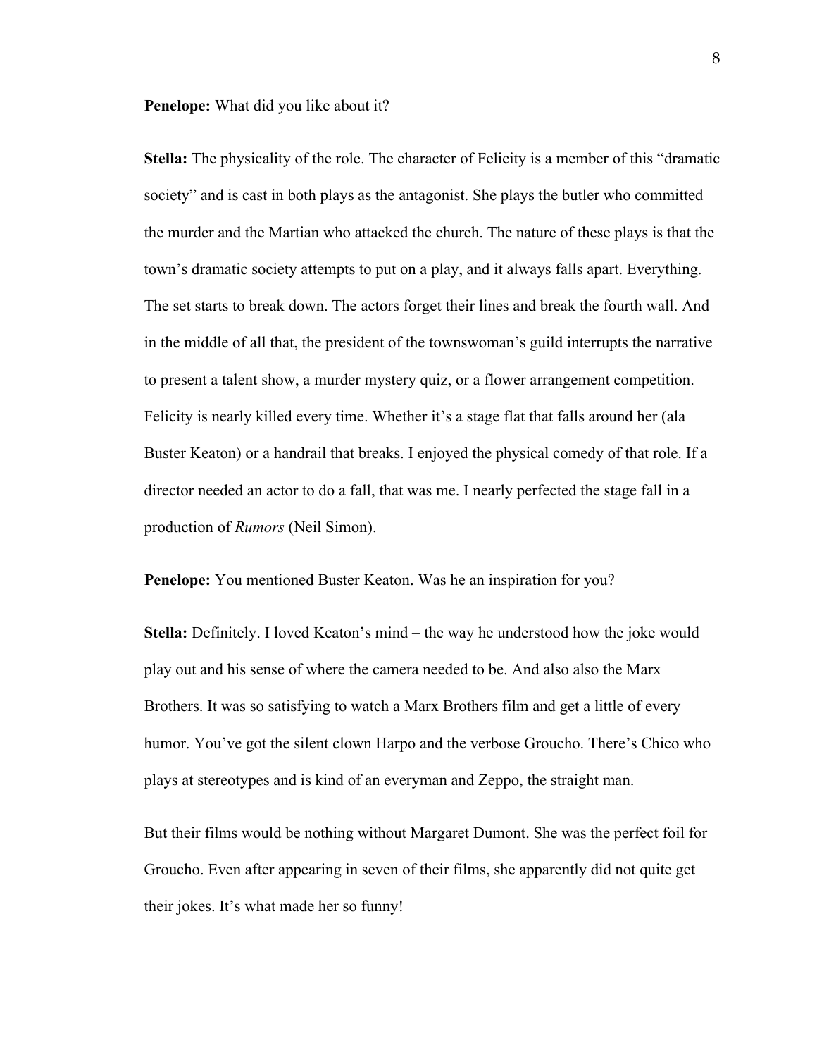**Penelope:** What did you like about it?

**Stella:** The physicality of the role. The character of Felicity is a member of this "dramatic society" and is cast in both plays as the antagonist. She plays the butler who committed the murder and the Martian who attacked the church. The nature of these plays is that the town's dramatic society attempts to put on a play, and it always falls apart. Everything. The set starts to break down. The actors forget their lines and break the fourth wall. And in the middle of all that, the president of the townswoman's guild interrupts the narrative to present a talent show, a murder mystery quiz, or a flower arrangement competition. Felicity is nearly killed every time. Whether it's a stage flat that falls around her (ala Buster Keaton) or a handrail that breaks. I enjoyed the physical comedy of that role. If a director needed an actor to do a fall, that was me. I nearly perfected the stage fall in a production of *Rumors* (Neil Simon).

**Penelope:** You mentioned Buster Keaton. Was he an inspiration for you?

**Stella:** Definitely. I loved Keaton's mind – the way he understood how the joke would play out and his sense of where the camera needed to be. And also also the Marx Brothers. It was so satisfying to watch a Marx Brothers film and get a little of every humor. You've got the silent clown Harpo and the verbose Groucho. There's Chico who plays at stereotypes and is kind of an everyman and Zeppo, the straight man.

But their films would be nothing without Margaret Dumont. She was the perfect foil for Groucho. Even after appearing in seven of their films, she apparently did not quite get their jokes. It's what made her so funny!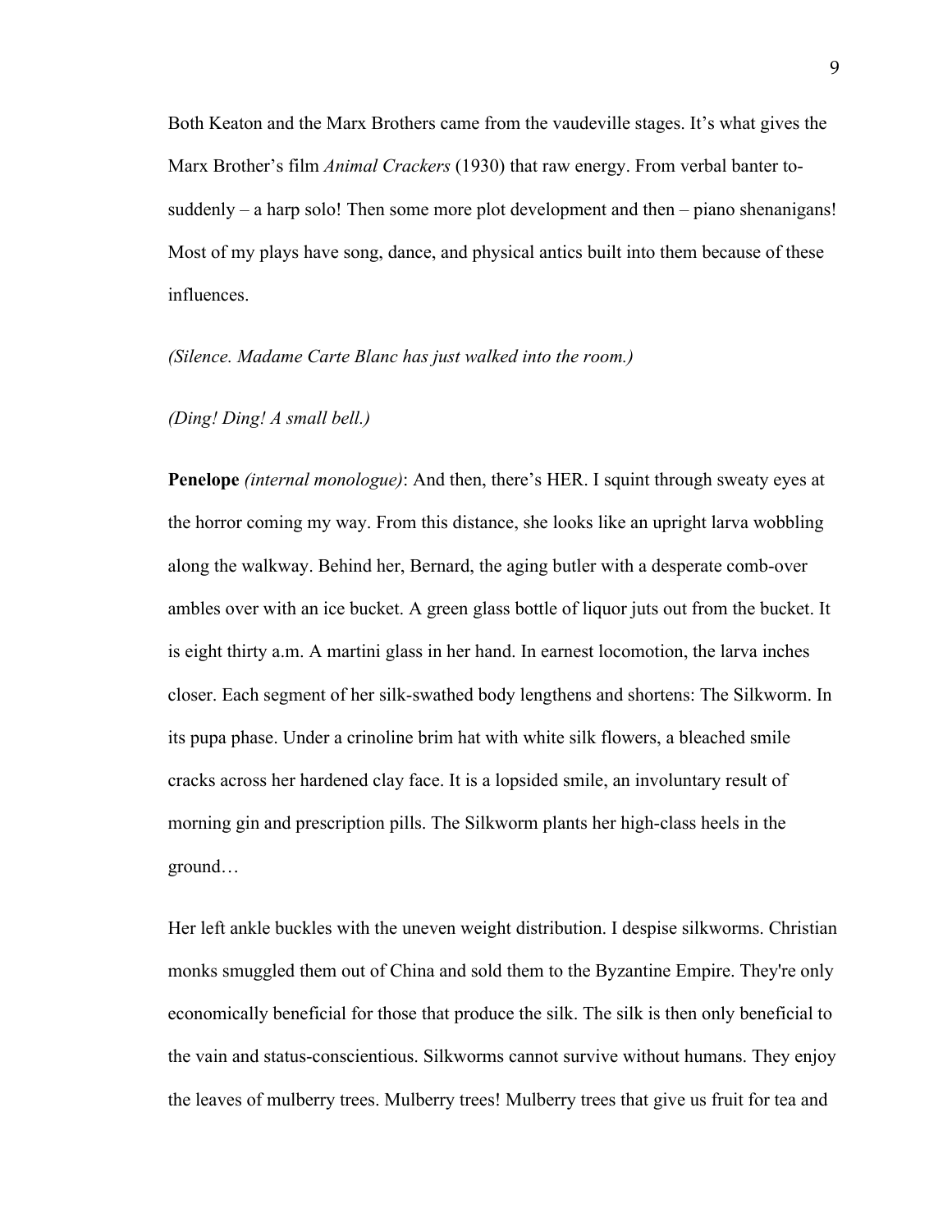Both Keaton and the Marx Brothers came from the vaudeville stages. It's what gives the Marx Brother's film *Animal Crackers* (1930) that raw energy. From verbal banter to- suddenly – a harp solo! Then some more plot development and then – piano shenanigans! Most of my plays have song, dance, and physical antics built into them because of these influences.

*(Silence. Madame Carte Blanc has just walked into the room.)*

*(Ding! Ding! A small bell.)*

**Penelope** *(internal monologue)*: And then, there's HER. I squint through sweaty eyes at the horror coming my way. From this distance, she looks like an upright larva wobbling along the walkway. Behind her, Bernard, the aging butler with a desperate comb-over ambles over with an ice bucket. A green glass bottle of liquor juts out from the bucket. It is eight thirty a.m. A martini glass in her hand. In earnest locomotion, the larva inches closer. Each segment of her silk-swathed body lengthens and shortens: The Silkworm. In its pupa phase. Under a crinoline brim hat with white silk flowers, a bleached smile cracks across her hardened clay face. It is a lopsided smile, an involuntary result of morning gin and prescription pills. The Silkworm plants her high-class heels in the ground…

Her left ankle buckles with the uneven weight distribution. I despise silkworms. Christian monks smuggled them out of China and sold them to the Byzantine Empire. They're only economically beneficial for those that produce the silk. The silk is then only beneficial to the vain and status-conscientious. Silkworms cannot survive without humans. They enjoy the leaves of mulberry trees. Mulberry trees! Mulberry trees that give us fruit for tea and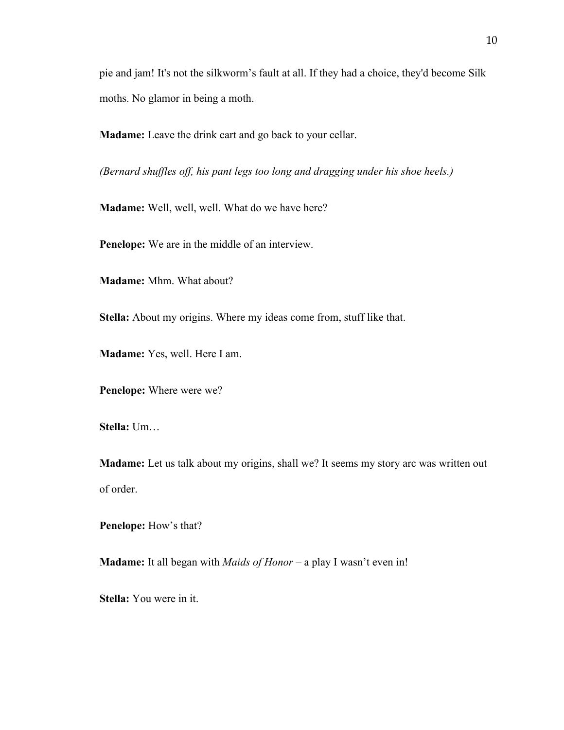pie and jam! It's not the silkworm's fault at all. If they had a choice, they'd become Silk moths. No glamor in being a moth.

**Madame:** Leave the drink cart and go back to your cellar.

*(Bernard shuffles off, his pant legs too long and dragging under his shoe heels.)*

**Madame:** Well, well, well. What do we have here?

**Penelope:** We are in the middle of an interview.

**Madame:** Mhm. What about?

**Stella:** About my origins. Where my ideas come from, stuff like that.

**Madame:** Yes, well. Here I am.

**Penelope:** Where were we?

**Stella:** Um…

**Madame:** Let us talk about my origins, shall we? It seems my story arc was written out of order.

**Penelope:** How's that?

**Madame:** It all began with *Maids of Honor* – a play I wasn't even in!

**Stella:** You were in it.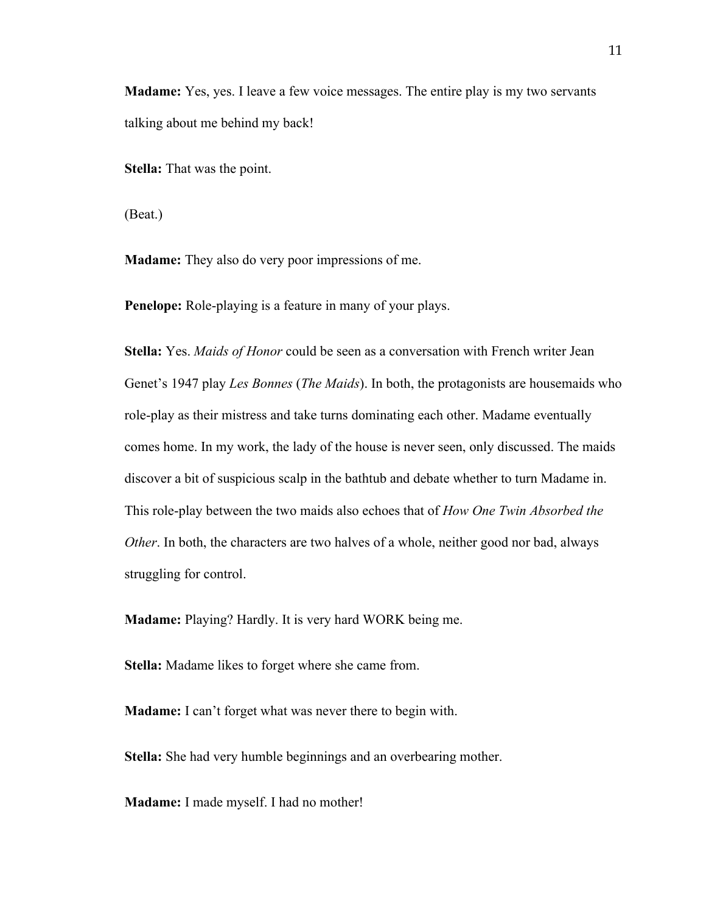**Madame:** Yes, yes. I leave a few voice messages. The entire play is my two servants talking about me behind my back!

**Stella:** That was the point.

(Beat.)

**Madame:** They also do very poor impressions of me.

**Penelope:** Role-playing is a feature in many of your plays.

**Stella:** Yes. *Maids of Honor* could be seen as a conversation with French writer Jean Genet's 1947 play *Les Bonnes* (*The Maids*). In both, the protagonists are housemaids who role-play as their mistress and take turns dominating each other. Madame eventually comes home. In my work, the lady of the house is never seen, only discussed. The maids discover a bit of suspicious scalp in the bathtub and debate whether to turn Madame in. This role-play between the two maids also echoes that of *How One Twin Absorbed the Other*. In both, the characters are two halves of a whole, neither good nor bad, always struggling for control.

**Madame:** Playing? Hardly. It is very hard WORK being me.

**Stella:** Madame likes to forget where she came from.

**Madame:** I can't forget what was never there to begin with.

**Stella:** She had very humble beginnings and an overbearing mother.

**Madame:** I made myself. I had no mother!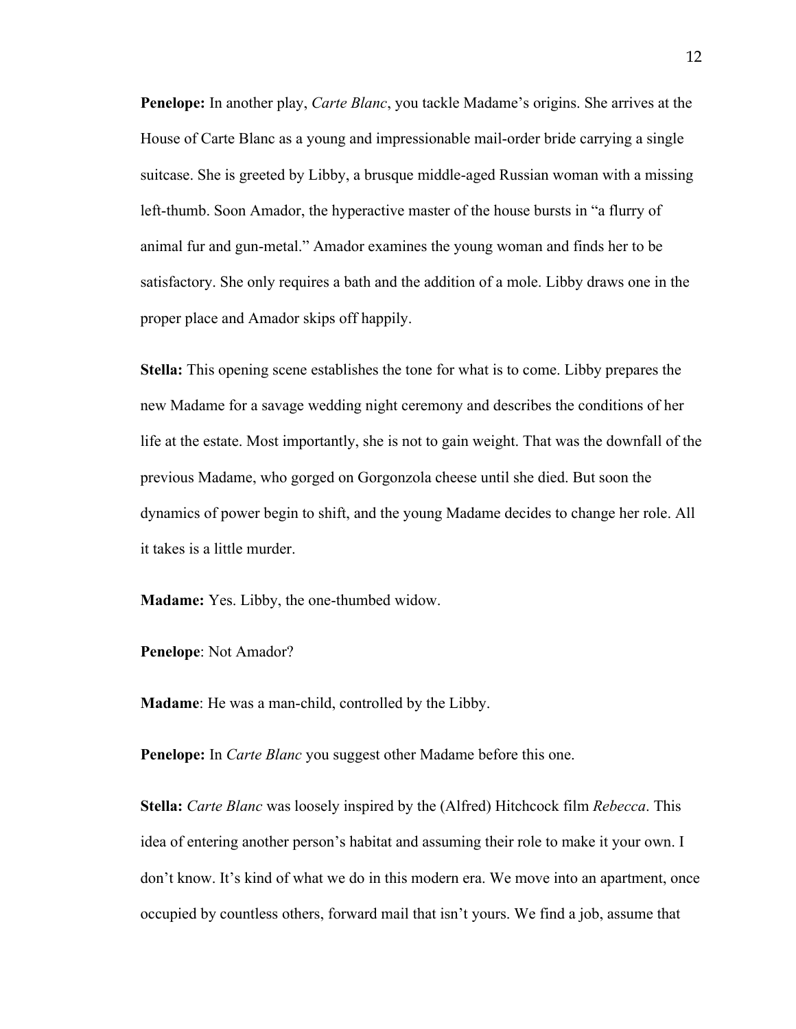**Penelope:** In another play, *Carte Blanc*, you tackle Madame's origins. She arrives at the House of Carte Blanc as a young and impressionable mail-order bride carrying a single suitcase. She is greeted by Libby, a brusque middle-aged Russian woman with a missing left-thumb. Soon Amador, the hyperactive master of the house bursts in "a flurry of animal fur and gun-metal." Amador examines the young woman and finds her to be satisfactory. She only requires a bath and the addition of a mole. Libby draws one in the proper place and Amador skips off happily.

**Stella:** This opening scene establishes the tone for what is to come. Libby prepares the new Madame for a savage wedding night ceremony and describes the conditions of her life at the estate. Most importantly, she is not to gain weight. That was the downfall of the previous Madame, who gorged on Gorgonzola cheese until she died. But soon the dynamics of power begin to shift, and the young Madame decides to change her role. All it takes is a little murder.

**Madame:** Yes. Libby, the one-thumbed widow.

**Penelope**: Not Amador?

**Madame**: He was a man-child, controlled by the Libby.

**Penelope:** In *Carte Blanc* you suggest other Madame before this one.

**Stella:** *Carte Blanc* was loosely inspired by the (Alfred) Hitchcock film *Rebecca*. This idea of entering another person's habitat and assuming their role to make it your own. I don't know. It's kind of what we do in this modern era. We move into an apartment, once occupied by countless others, forward mail that isn't yours. We find a job, assume that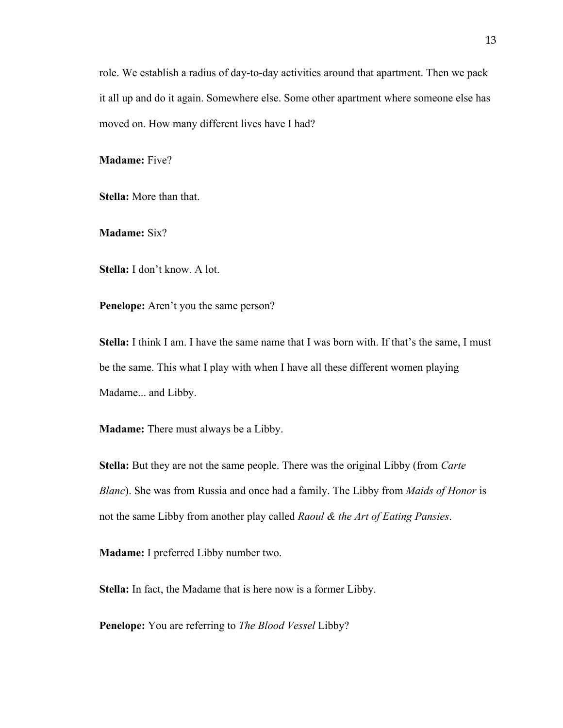role. We establish a radius of day-to-day activities around that apartment. Then we pack it all up and do it again. Somewhere else. Some other apartment where someone else has moved on. How many different lives have I had?

**Madame:** Five?

**Stella:** More than that.

**Madame:** Six?

**Stella:** I don't know. A lot.

**Penelope:** Aren't you the same person?

**Stella:** I think I am. I have the same name that I was born with. If that's the same, I must be the same. This what I play with when I have all these different women playing Madame... and Libby.

**Madame:** There must always be a Libby.

**Stella:** But they are not the same people. There was the original Libby (from *Carte Blanc*). She was from Russia and once had a family. The Libby from *Maids of Honor* is not the same Libby from another play called *Raoul & the Art of Eating Pansies*.

**Madame:** I preferred Libby number two.

**Stella:** In fact, the Madame that is here now is a former Libby.

**Penelope:** You are referring to *The Blood Vessel* Libby?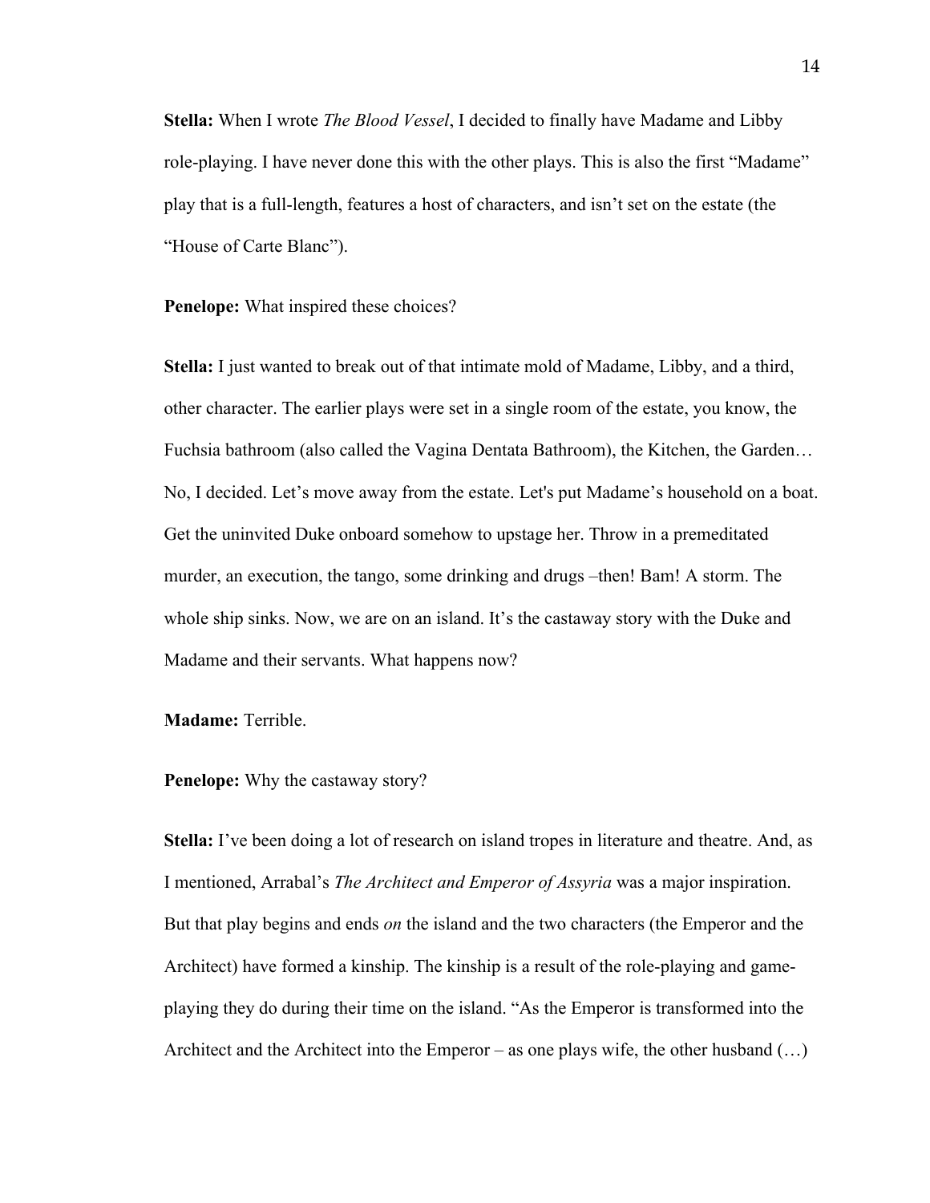**Stella:** When I wrote *The Blood Vessel*, I decided to finally have Madame and Libby role-playing. I have never done this with the other plays. This is also the first "Madame" play that is a full-length, features a host of characters, and isn't set on the estate (the "House of Carte Blanc").

**Penelope:** What inspired these choices?

**Stella:** I just wanted to break out of that intimate mold of Madame, Libby, and a third, other character. The earlier plays were set in a single room of the estate, you know, the Fuchsia bathroom (also called the Vagina Dentata Bathroom), the Kitchen, the Garden… No, I decided. Let's move away from the estate. Let's put Madame's household on a boat. Get the uninvited Duke onboard somehow to upstage her. Throw in a premeditated murder, an execution, the tango, some drinking and drugs –then! Bam! A storm. The whole ship sinks. Now, we are on an island. It's the castaway story with the Duke and Madame and their servants. What happens now?

**Madame:** Terrible.

**Penelope:** Why the castaway story?

**Stella:** I've been doing a lot of research on island tropes in literature and theatre. And, as I mentioned, Arrabal's *The Architect and Emperor of Assyria* was a major inspiration. But that play begins and ends *on* the island and the two characters (the Emperor and the Architect) have formed a kinship. The kinship is a result of the role-playing and game-playing they do during their time on the island. "As the Emperor is transformed into the Architect and the Architect into the Emperor – as one plays wife, the other husband (…)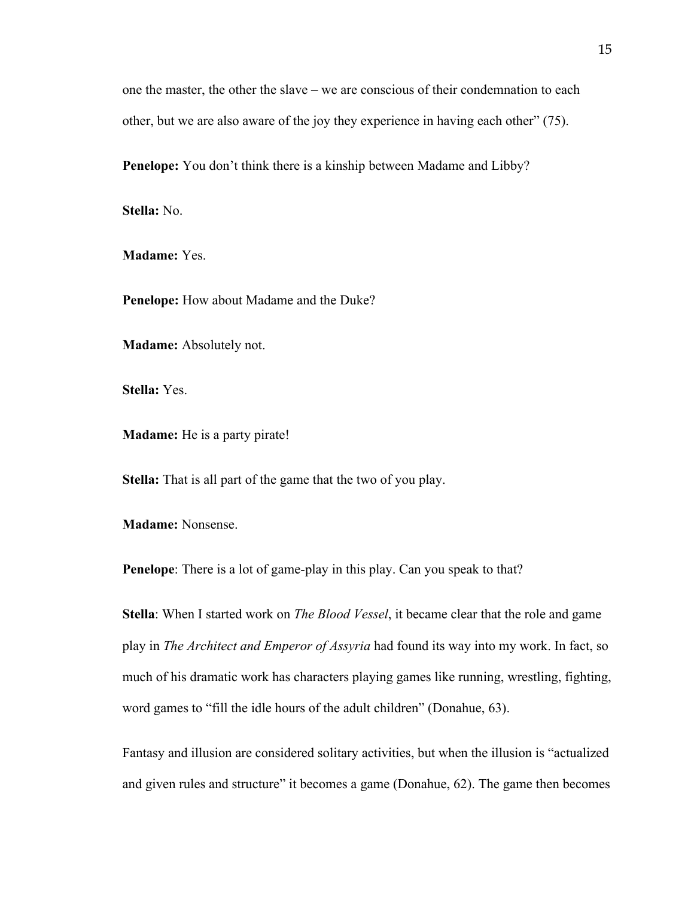one the master, the other the slave – we are conscious of their condemnation to each other, but we are also aware of the joy they experience in having each other" (75).

**Penelope:** You don't think there is a kinship between Madame and Libby?

**Stella:** No.

**Madame:** Yes.

**Penelope:** How about Madame and the Duke?

**Madame:** Absolutely not.

**Stella:** Yes.

**Madame:** He is a party pirate!

**Stella:** That is all part of the game that the two of you play.

**Madame:** Nonsense.

**Penelope**: There is a lot of game-play in this play. Can you speak to that?

**Stella**: When I started work on *The Blood Vessel*, it became clear that the role and game play in *The Architect and Emperor of Assyria* had found its way into my work. In fact, so much of his dramatic work has characters playing games like running, wrestling, fighting, word games to "fill the idle hours of the adult children" (Donahue, 63).

Fantasy and illusion are considered solitary activities, but when the illusion is "actualized and given rules and structure" it becomes a game (Donahue, 62). The game then becomes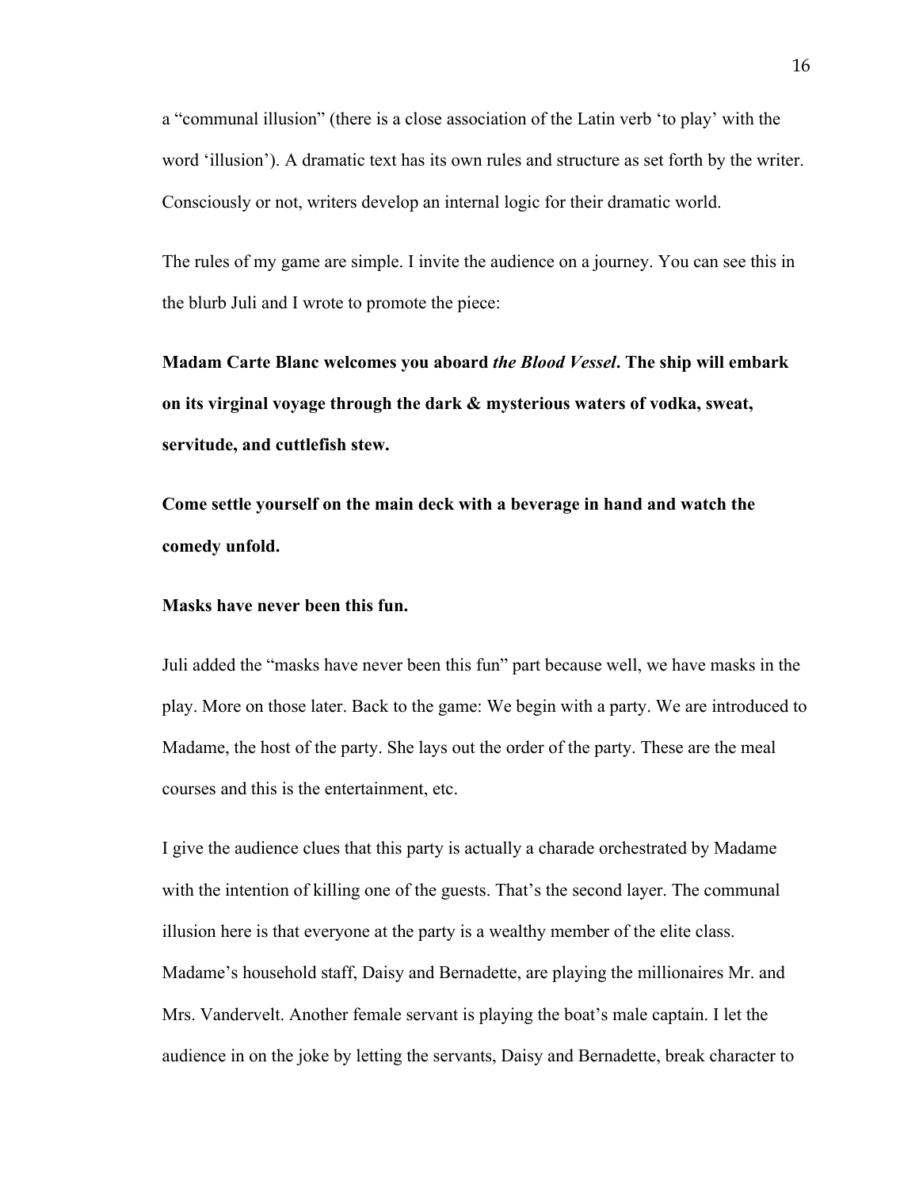a "communal illusion" (there is a close association of the Latin verb 'to play' with the word 'illusion'). A dramatic text has its own rules and structure as set forth by the writer. Consciously or not, writers develop an internal logic for their dramatic world.

The rules of my game are simple. I invite the audience on a journey. You can see this in the blurb Juli and I wrote to promote the piece:

**Madam Carte Blanc welcomes you aboard *the Blood Vessel*. The ship will embark on its virginal voyage through the dark & mysterious waters of vodka, sweat, servitude, and cuttlefish stew.**

**Come settle yourself on the main deck with a beverage in hand and watch the comedy unfold.**

**Masks have never been this fun.**

Juli added the "masks have never been this fun" part because well, we have masks in the play. More on those later. Back to the game: We begin with a party. We are introduced to Madame, the host of the party. She lays out the order of the party. These are the meal courses and this is the entertainment, etc.

I give the audience clues that this party is actually a charade orchestrated by Madame with the intention of killing one of the guests. That's the second layer. The communal illusion here is that everyone at the party is a wealthy member of the elite class. Madame's household staff, Daisy and Bernadette, are playing the millionaires Mr. and Mrs. Vandervelt. Another female servant is playing the boat's male captain. I let the audience in on the joke by letting the servants, Daisy and Bernadette, break character to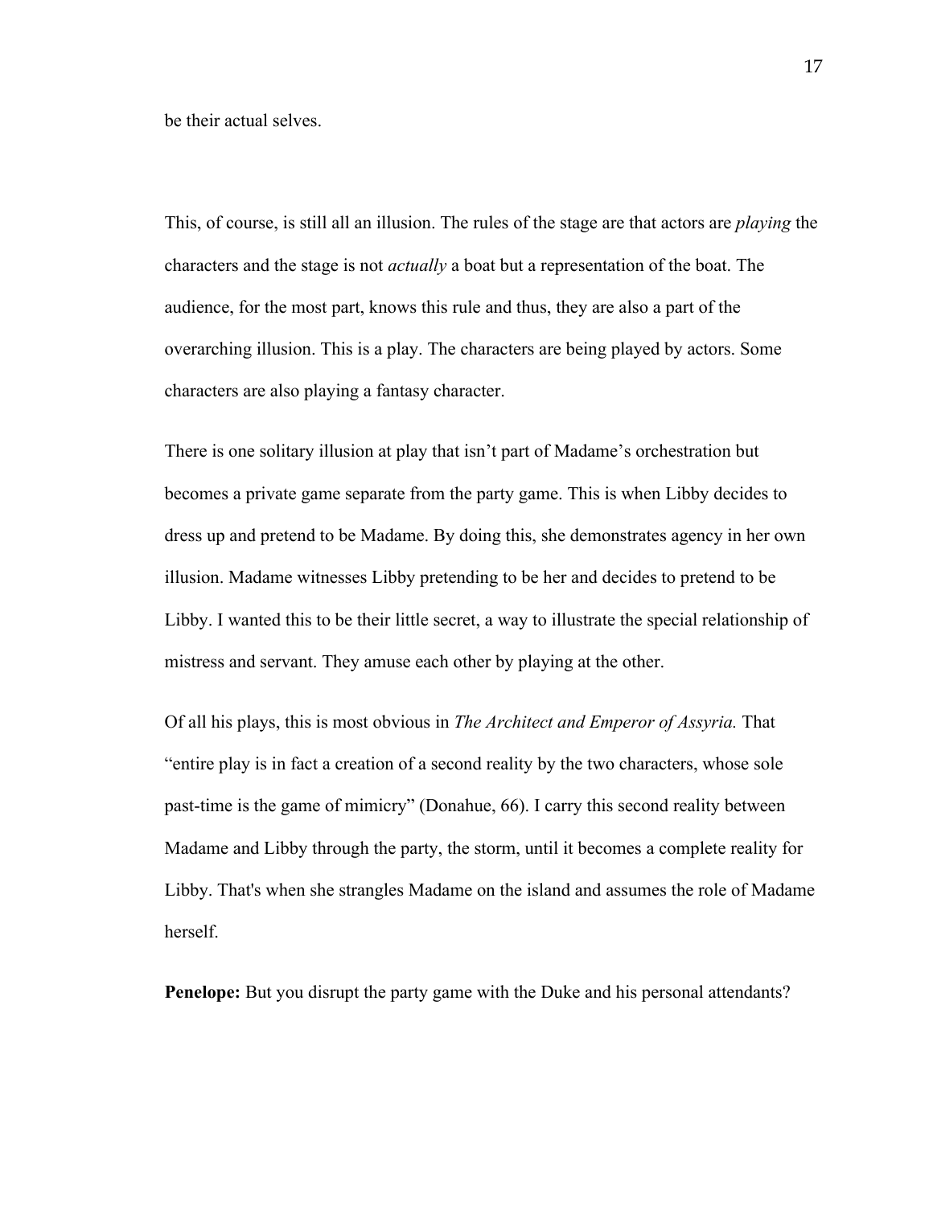be their actual selves.

This, of course, is still all an illusion. The rules of the stage are that actors are *playing* the characters and the stage is not *actually* a boat but a representation of the boat. The audience, for the most part, knows this rule and thus, they are also a part of the overarching illusion. This is a play. The characters are being played by actors. Some characters are also playing a fantasy character.

There is one solitary illusion at play that isn't part of Madame's orchestration but becomes a private game separate from the party game. This is when Libby decides to dress up and pretend to be Madame. By doing this, she demonstrates agency in her own illusion. Madame witnesses Libby pretending to be her and decides to pretend to be Libby. I wanted this to be their little secret, a way to illustrate the special relationship of mistress and servant. They amuse each other by playing at the other.

Of all his plays, this is most obvious in *The Architect and Emperor of Assyria.* That "entire play is in fact a creation of a second reality by the two characters, whose sole past-time is the game of mimicry" (Donahue, 66). I carry this second reality between Madame and Libby through the party, the storm, until it becomes a complete reality for Libby. That's when she strangles Madame on the island and assumes the role of Madame herself.

**Penelope:** But you disrupt the party game with the Duke and his personal attendants?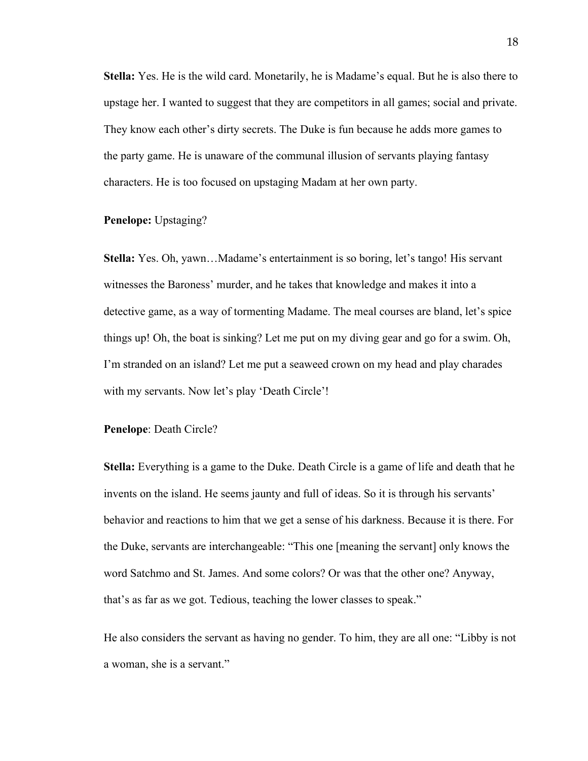**Stella:** Yes. He is the wild card. Monetarily, he is Madame's equal. But he is also there to upstage her. I wanted to suggest that they are competitors in all games; social and private. They know each other's dirty secrets. The Duke is fun because he adds more games to the party game. He is unaware of the communal illusion of servants playing fantasy characters. He is too focused on upstaging Madam at her own party.

**Penelope:** Upstaging?

**Stella:** Yes. Oh, yawn…Madame's entertainment is so boring, let's tango! His servant witnesses the Baroness' murder, and he takes that knowledge and makes it into a detective game, as a way of tormenting Madame. The meal courses are bland, let's spice things up! Oh, the boat is sinking? Let me put on my diving gear and go for a swim. Oh, I'm stranded on an island? Let me put a seaweed crown on my head and play charades with my servants. Now let's play 'Death Circle'!

**Penelope**: Death Circle?

**Stella:** Everything is a game to the Duke. Death Circle is a game of life and death that he invents on the island. He seems jaunty and full of ideas. So it is through his servants' behavior and reactions to him that we get a sense of his darkness. Because it is there. For the Duke, servants are interchangeable: "This one [meaning the servant] only knows the word Satchmo and St. James. And some colors? Or was that the other one? Anyway, that's as far as we got. Tedious, teaching the lower classes to speak."

He also considers the servant as having no gender. To him, they are all one: "Libby is not a woman, she is a servant."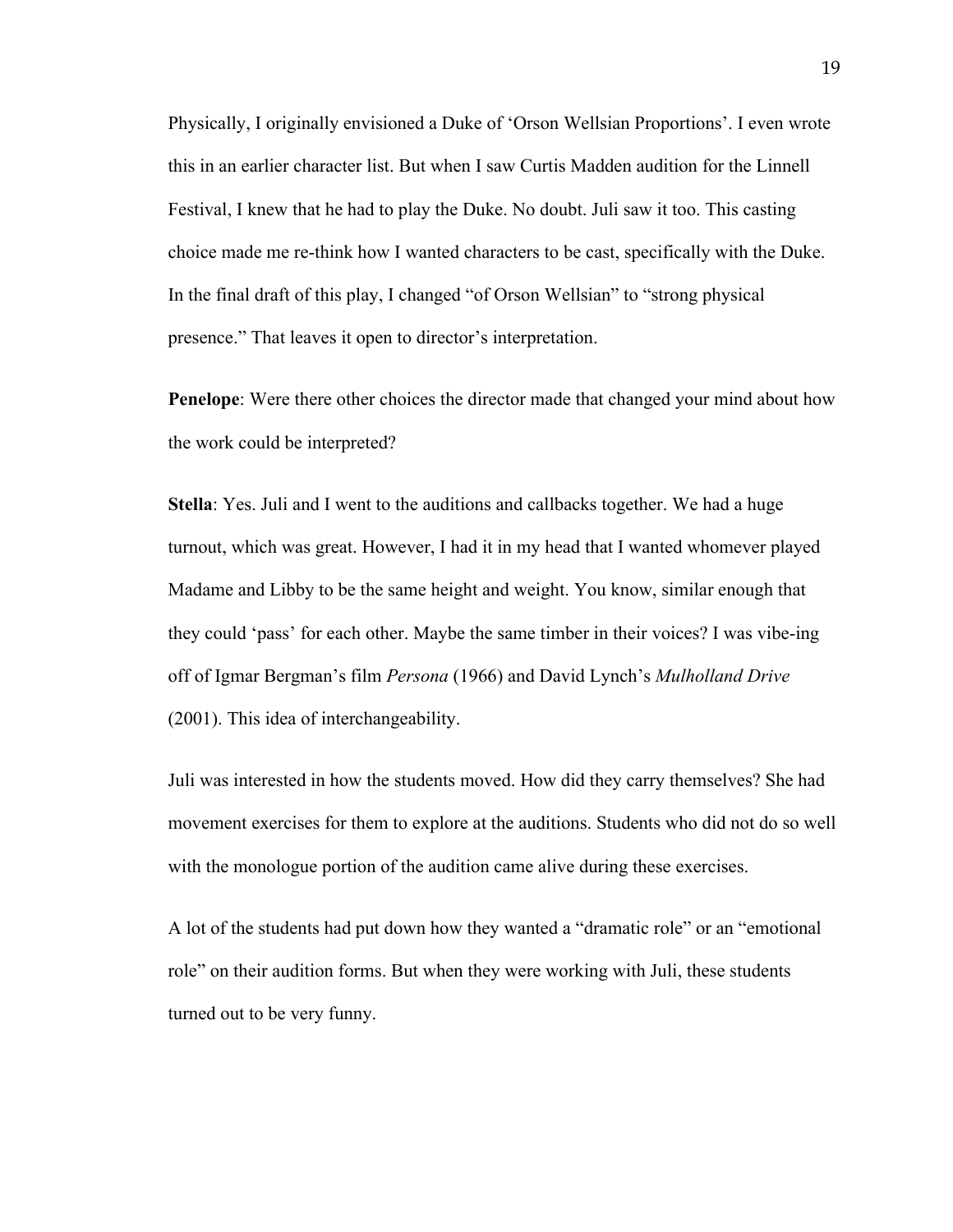Physically, I originally envisioned a Duke of 'Orson Wellsian Proportions'. I even wrote this in an earlier character list. But when I saw Curtis Madden audition for the Linnell Festival, I knew that he had to play the Duke. No doubt. Juli saw it too. This casting choice made me re-think how I wanted characters to be cast, specifically with the Duke. In the final draft of this play, I changed "of Orson Wellsian" to "strong physical presence." That leaves it open to director's interpretation.

**Penelope**: Were there other choices the director made that changed your mind about how the work could be interpreted?

**Stella**: Yes. Juli and I went to the auditions and callbacks together. We had a huge turnout, which was great. However, I had it in my head that I wanted whomever played Madame and Libby to be the same height and weight. You know, similar enough that they could 'pass' for each other. Maybe the same timber in their voices? I was vibe-ing off of Igmar Bergman's film *Persona* (1966) and David Lynch's *Mulholland Drive* (2001). This idea of interchangeability.

Juli was interested in how the students moved. How did they carry themselves? She had movement exercises for them to explore at the auditions. Students who did not do so well with the monologue portion of the audition came alive during these exercises.

A lot of the students had put down how they wanted a "dramatic role" or an "emotional role" on their audition forms. But when they were working with Juli, these students turned out to be very funny.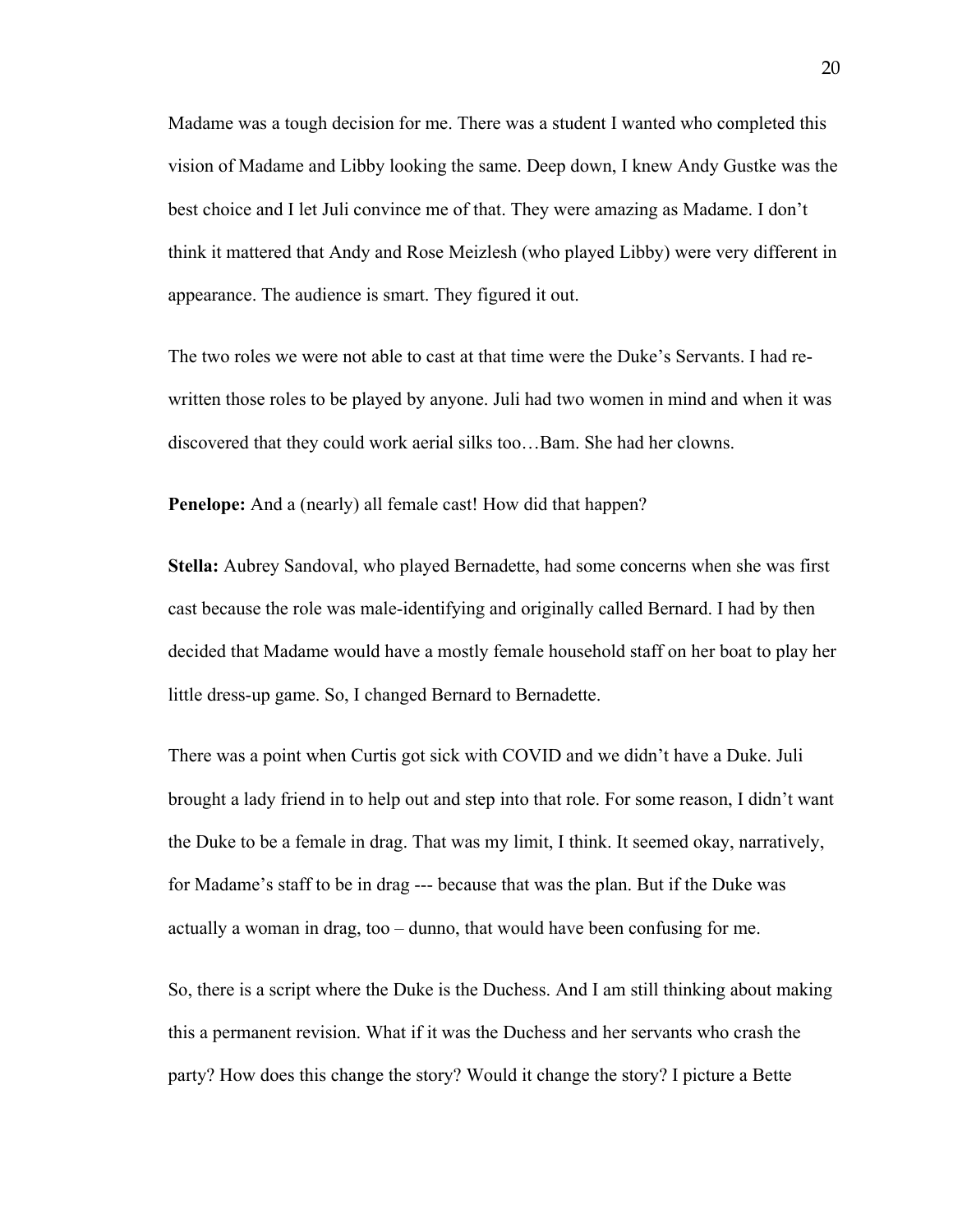Madame was a tough decision for me. There was a student I wanted who completed this vision of Madame and Libby looking the same. Deep down, I knew Andy Gustke was the best choice and I let Juli convince me of that. They were amazing as Madame. I don't think it mattered that Andy and Rose Meizlesh (who played Libby) were very different in appearance. The audience is smart. They figured it out.

The two roles we were not able to cast at that time were the Duke's Servants. I had re-written those roles to be played by anyone. Juli had two women in mind and when it was discovered that they could work aerial silks too…Bam. She had her clowns.

**Penelope:** And a (nearly) all female cast! How did that happen?

**Stella:** Aubrey Sandoval, who played Bernadette, had some concerns when she was first cast because the role was male-identifying and originally called Bernard. I had by then decided that Madame would have a mostly female household staff on her boat to play her little dress-up game. So, I changed Bernard to Bernadette.

There was a point when Curtis got sick with COVID and we didn't have a Duke. Juli brought a lady friend in to help out and step into that role. For some reason, I didn't want the Duke to be a female in drag. That was my limit, I think. It seemed okay, narratively, for Madame's staff to be in drag --- because that was the plan. But if the Duke was actually a woman in drag, too – dunno, that would have been confusing for me.

So, there is a script where the Duke is the Duchess. And I am still thinking about making this a permanent revision. What if it was the Duchess and her servants who crash the party? How does this change the story? Would it change the story? I picture a Bette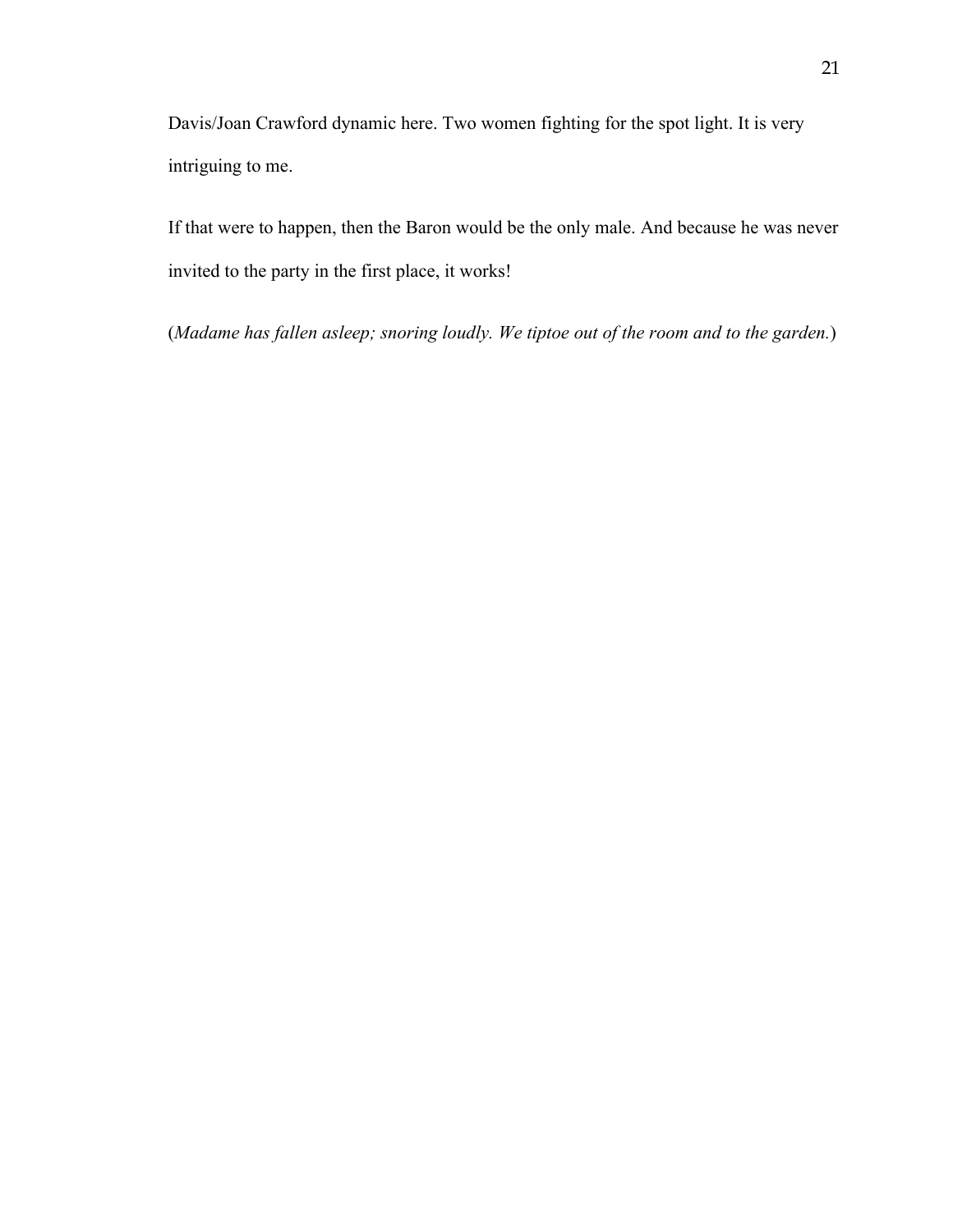Davis/Joan Crawford dynamic here. Two women fighting for the spot light. It is very intriguing to me.

If that were to happen, then the Baron would be the only male. And because he was never invited to the party in the first place, it works!

(*Madame has fallen asleep; snoring loudly. We tiptoe out of the room and to the garden.*)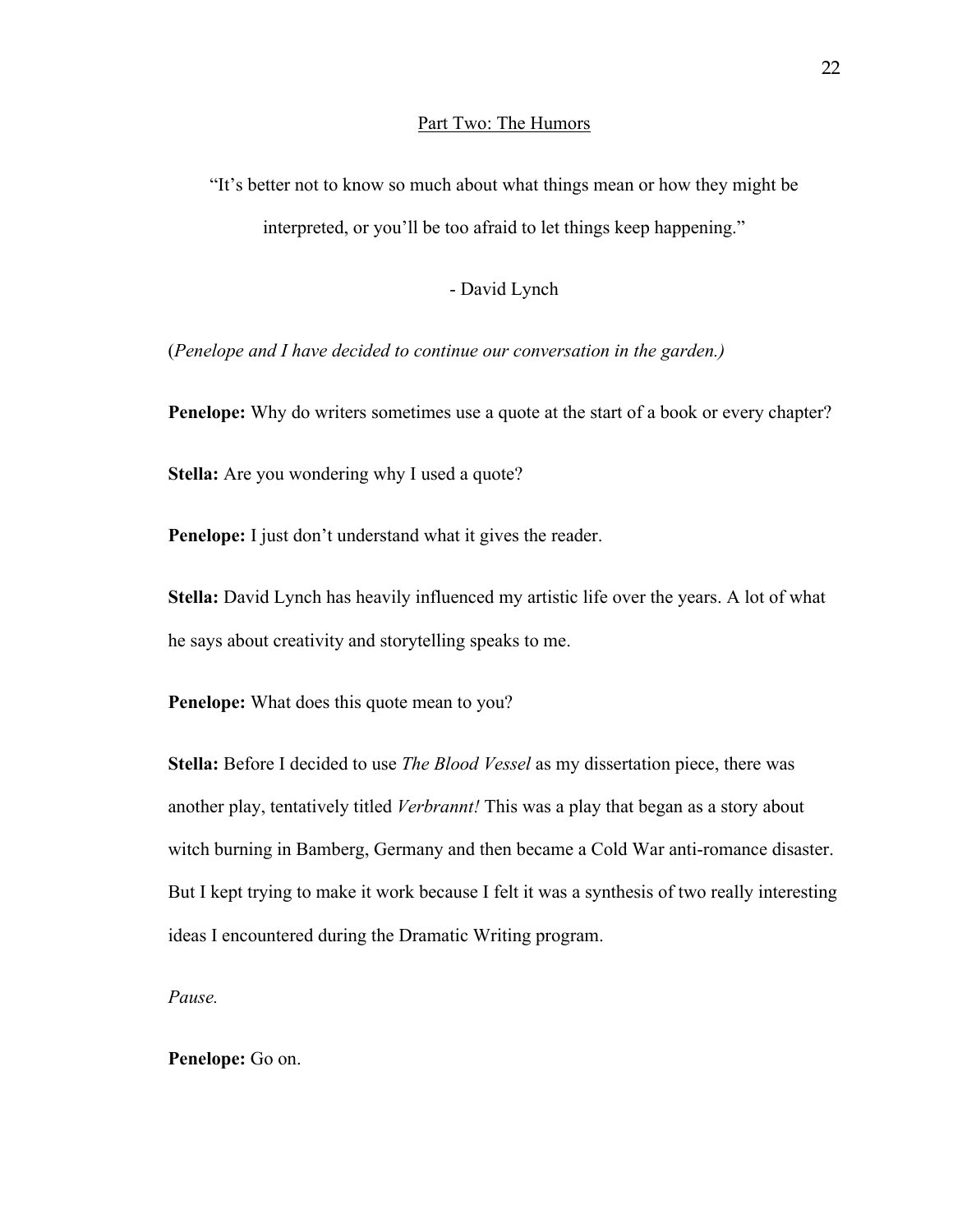## Part Two: The Humors

"It's better not to know so much about what things mean or how they might be interpreted, or you'll be too afraid to let things keep happening."

- David Lynch

(*Penelope and I have decided to continue our conversation in the garden.)*

**Penelope:** Why do writers sometimes use a quote at the start of a book or every chapter?

**Stella:** Are you wondering why I used a quote?

**Penelope:** I just don't understand what it gives the reader.

**Stella:** David Lynch has heavily influenced my artistic life over the years. A lot of what he says about creativity and storytelling speaks to me.

**Penelope:** What does this quote mean to you?

**Stella:** Before I decided to use *The Blood Vessel* as my dissertation piece, there was another play, tentatively titled *Verbrannt!* This was a play that began as a story about witch burning in Bamberg, Germany and then became a Cold War anti-romance disaster. But I kept trying to make it work because I felt it was a synthesis of two really interesting ideas I encountered during the Dramatic Writing program.

*Pause.*

**Penelope:** Go on.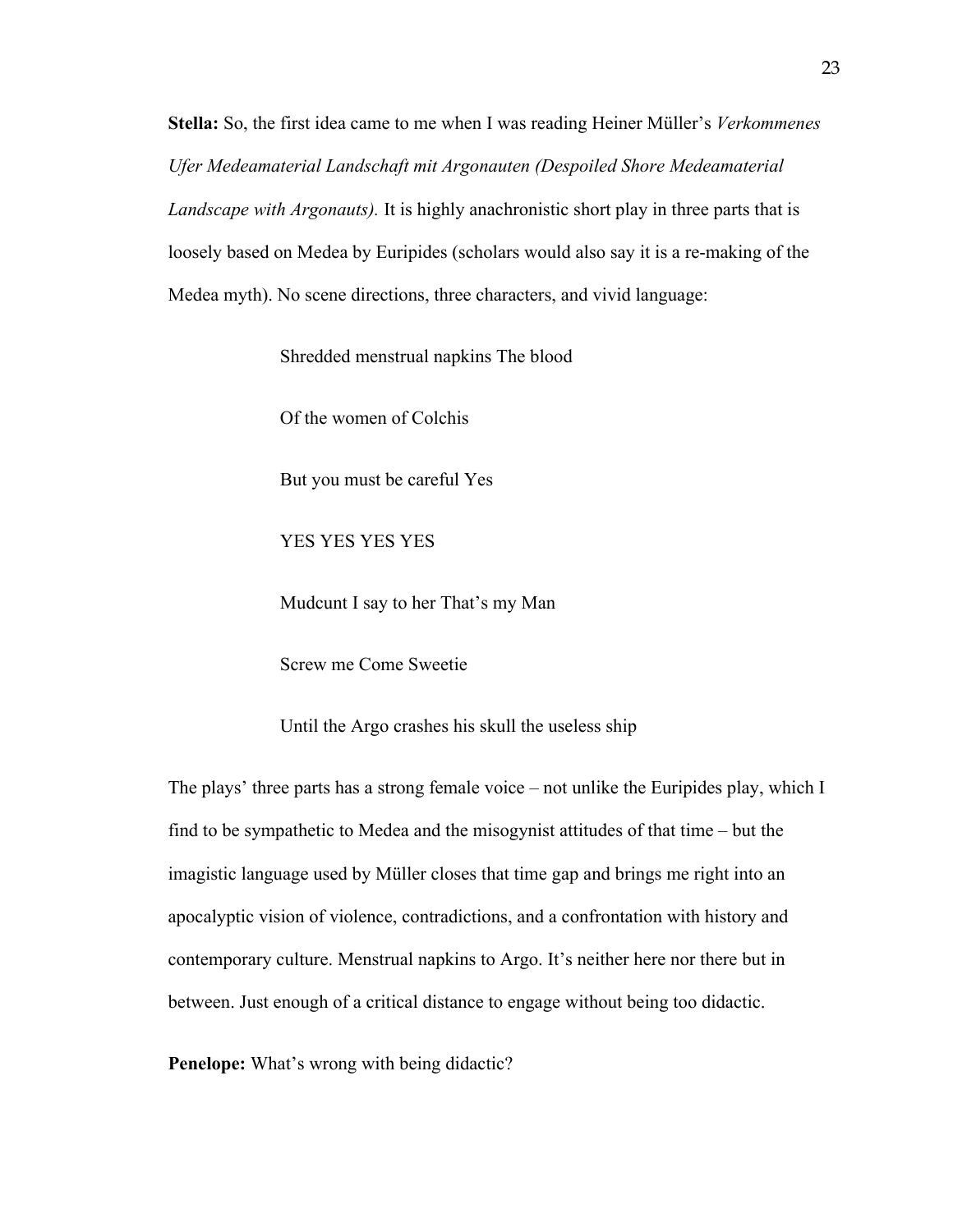**Stella:** So, the first idea came to me when I was reading Heiner Müller's *Verkommenes Ufer Medeamaterial Landschaft mit Argonauten (Despoiled Shore Medeamaterial Landscape with Argonauts).* It is highly anachronistic short play in three parts that is loosely based on Medea by Euripides (scholars would also say it is a re-making of the Medea myth). No scene directions, three characters, and vivid language:

> Shredded menstrual napkins The blood
>
> Of the women of Colchis
>
> But you must be careful Yes
>
> YES YES YES YES
>
> Mudcunt I say to her That's my Man
>
> Screw me Come Sweetie
>
> Until the Argo crashes his skull the useless ship

The plays' three parts has a strong female voice – not unlike the Euripides play, which I find to be sympathetic to Medea and the misogynist attitudes of that time – but the imagistic language used by Müller closes that time gap and brings me right into an apocalyptic vision of violence, contradictions, and a confrontation with history and contemporary culture. Menstrual napkins to Argo. It's neither here nor there but in between. Just enough of a critical distance to engage without being too didactic.

**Penelope:** What's wrong with being didactic?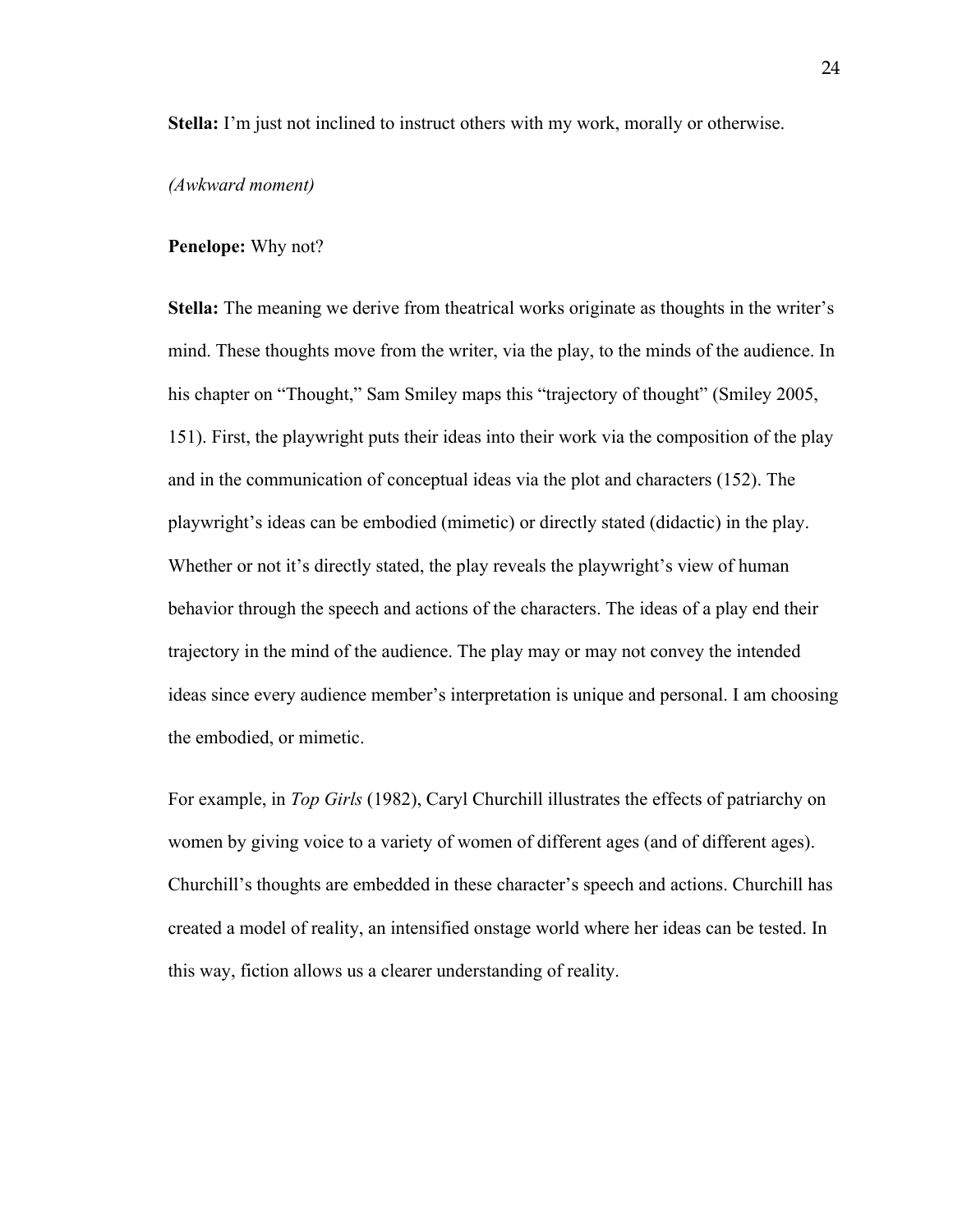**Stella:** I'm just not inclined to instruct others with my work, morally or otherwise.

*(Awkward moment)*

**Penelope:** Why not?

**Stella:** The meaning we derive from theatrical works originate as thoughts in the writer's mind. These thoughts move from the writer, via the play, to the minds of the audience. In his chapter on "Thought," Sam Smiley maps this "trajectory of thought" (Smiley 2005, 151). First, the playwright puts their ideas into their work via the composition of the play and in the communication of conceptual ideas via the plot and characters (152). The playwright's ideas can be embodied (mimetic) or directly stated (didactic) in the play. Whether or not it's directly stated, the play reveals the playwright's view of human behavior through the speech and actions of the characters. The ideas of a play end their trajectory in the mind of the audience. The play may or may not convey the intended ideas since every audience member's interpretation is unique and personal. I am choosing the embodied, or mimetic.

For example, in *Top Girls* (1982), Caryl Churchill illustrates the effects of patriarchy on women by giving voice to a variety of women of different ages (and of different ages). Churchill's thoughts are embedded in these character's speech and actions. Churchill has created a model of reality, an intensified onstage world where her ideas can be tested. In this way, fiction allows us a clearer understanding of reality.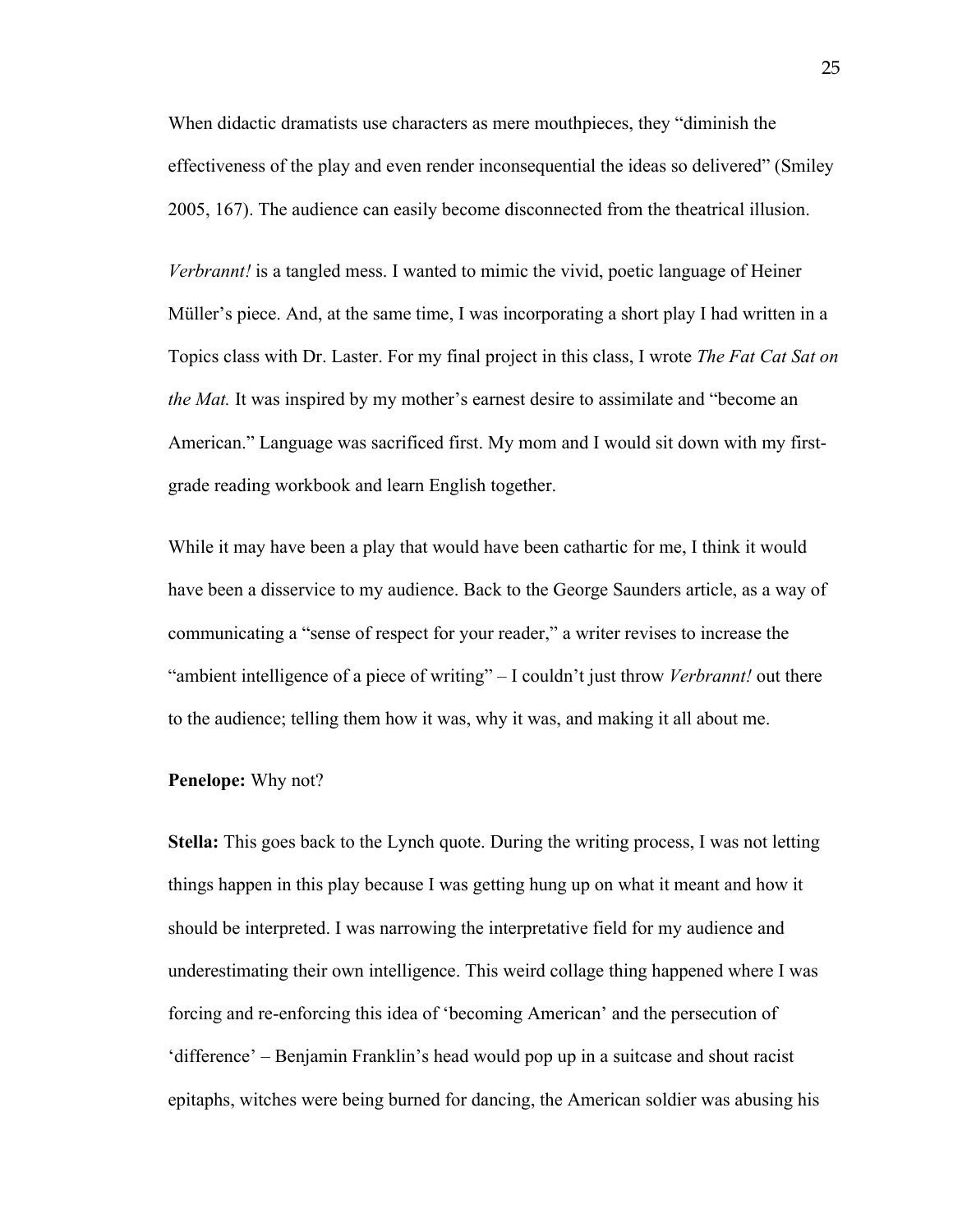When didactic dramatists use characters as mere mouthpieces, they "diminish the effectiveness of the play and even render inconsequential the ideas so delivered" (Smiley 2005, 167). The audience can easily become disconnected from the theatrical illusion.

*Verbrannt!* is a tangled mess. I wanted to mimic the vivid, poetic language of Heiner Müller's piece. And, at the same time, I was incorporating a short play I had written in a Topics class with Dr. Laster. For my final project in this class, I wrote *The Fat Cat Sat on the Mat.* It was inspired by my mother's earnest desire to assimilate and "become an American." Language was sacrificed first. My mom and I would sit down with my first-grade reading workbook and learn English together.

While it may have been a play that would have been cathartic for me, I think it would have been a disservice to my audience. Back to the George Saunders article, as a way of communicating a "sense of respect for your reader," a writer revises to increase the "ambient intelligence of a piece of writing" – I couldn't just throw *Verbrannt!* out there to the audience; telling them how it was, why it was, and making it all about me.

**Penelope:** Why not?

**Stella:** This goes back to the Lynch quote. During the writing process, I was not letting things happen in this play because I was getting hung up on what it meant and how it should be interpreted. I was narrowing the interpretative field for my audience and underestimating their own intelligence. This weird collage thing happened where I was forcing and re-enforcing this idea of 'becoming American' and the persecution of 'difference' – Benjamin Franklin's head would pop up in a suitcase and shout racist epitaphs, witches were being burned for dancing, the American soldier was abusing his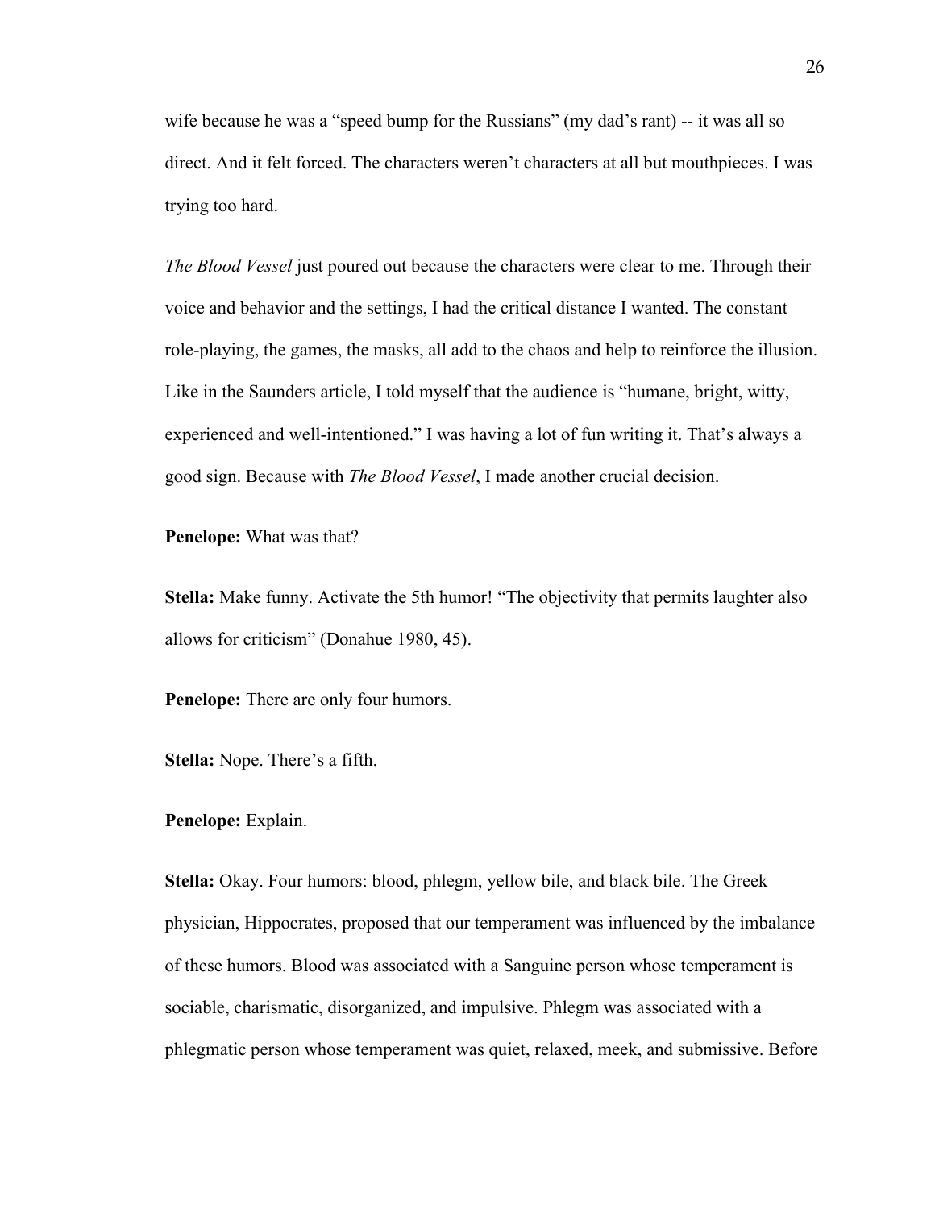wife because he was a "speed bump for the Russians" (my dad's rant) -- it was all so direct. And it felt forced. The characters weren't characters at all but mouthpieces. I was trying too hard.

*The Blood Vessel* just poured out because the characters were clear to me. Through their voice and behavior and the settings, I had the critical distance I wanted. The constant role-playing, the games, the masks, all add to the chaos and help to reinforce the illusion. Like in the Saunders article, I told myself that the audience is "humane, bright, witty, experienced and well-intentioned." I was having a lot of fun writing it. That's always a good sign. Because with *The Blood Vessel*, I made another crucial decision.

**Penelope:** What was that?

**Stella:** Make funny. Activate the 5th humor! "The objectivity that permits laughter also allows for criticism" (Donahue 1980, 45).

**Penelope:** There are only four humors.

**Stella:** Nope. There's a fifth.

**Penelope:** Explain.

**Stella:** Okay. Four humors: blood, phlegm, yellow bile, and black bile. The Greek physician, Hippocrates, proposed that our temperament was influenced by the imbalance of these humors. Blood was associated with a Sanguine person whose temperament is sociable, charismatic, disorganized, and impulsive. Phlegm was associated with a phlegmatic person whose temperament was quiet, relaxed, meek, and submissive. Before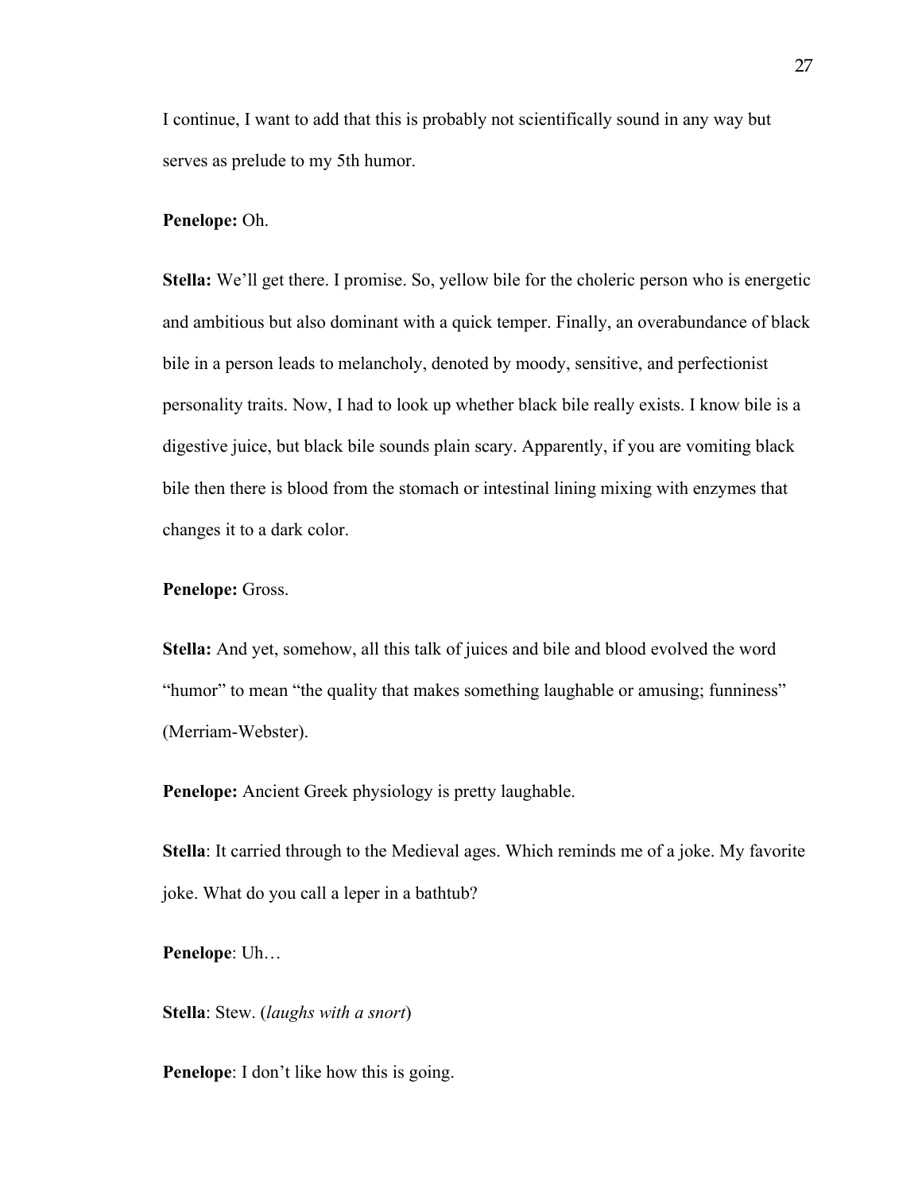I continue, I want to add that this is probably not scientifically sound in any way but serves as prelude to my 5th humor.

**Penelope:** Oh.

**Stella:** We'll get there. I promise. So, yellow bile for the choleric person who is energetic and ambitious but also dominant with a quick temper. Finally, an overabundance of black bile in a person leads to melancholy, denoted by moody, sensitive, and perfectionist personality traits. Now, I had to look up whether black bile really exists. I know bile is a digestive juice, but black bile sounds plain scary. Apparently, if you are vomiting black bile then there is blood from the stomach or intestinal lining mixing with enzymes that changes it to a dark color.

**Penelope:** Gross.

**Stella:** And yet, somehow, all this talk of juices and bile and blood evolved the word "humor" to mean "the quality that makes something laughable or amusing; funniness" (Merriam-Webster).

**Penelope:** Ancient Greek physiology is pretty laughable.

**Stella**: It carried through to the Medieval ages. Which reminds me of a joke. My favorite joke. What do you call a leper in a bathtub?

**Penelope**: Uh…

**Stella**: Stew. (*laughs with a snort*)

**Penelope**: I don't like how this is going.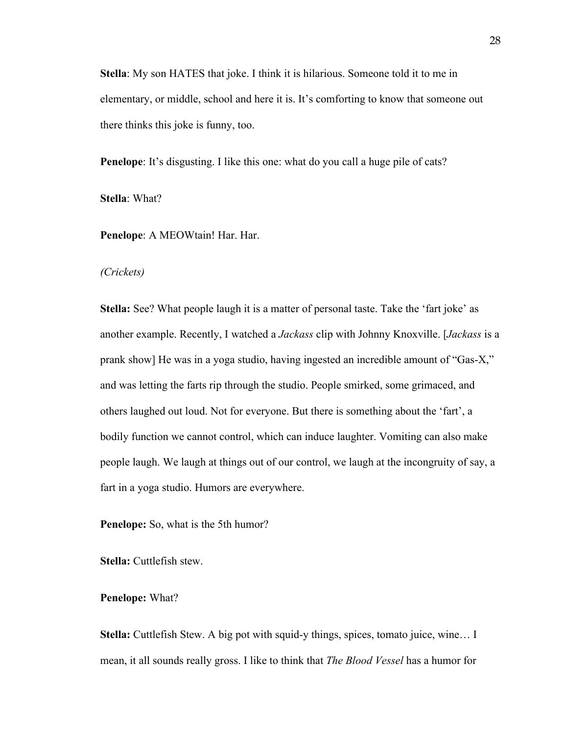**Stella**: My son HATES that joke. I think it is hilarious. Someone told it to me in elementary, or middle, school and here it is. It's comforting to know that someone out there thinks this joke is funny, too.

**Penelope**: It's disgusting. I like this one: what do you call a huge pile of cats?

**Stella**: What?

**Penelope**: A MEOWtain! Har. Har.

*(Crickets)*

**Stella:** See? What people laugh it is a matter of personal taste. Take the 'fart joke' as another example. Recently, I watched a *Jackass* clip with Johnny Knoxville. [*Jackass* is a prank show] He was in a yoga studio, having ingested an incredible amount of "Gas-X," and was letting the farts rip through the studio. People smirked, some grimaced, and others laughed out loud. Not for everyone. But there is something about the 'fart', a bodily function we cannot control, which can induce laughter. Vomiting can also make people laugh. We laugh at things out of our control, we laugh at the incongruity of say, a fart in a yoga studio. Humors are everywhere.

**Penelope:** So, what is the 5th humor?

**Stella:** Cuttlefish stew.

**Penelope:** What?

**Stella:** Cuttlefish Stew. A big pot with squid-y things, spices, tomato juice, wine… I mean, it all sounds really gross. I like to think that *The Blood Vessel* has a humor for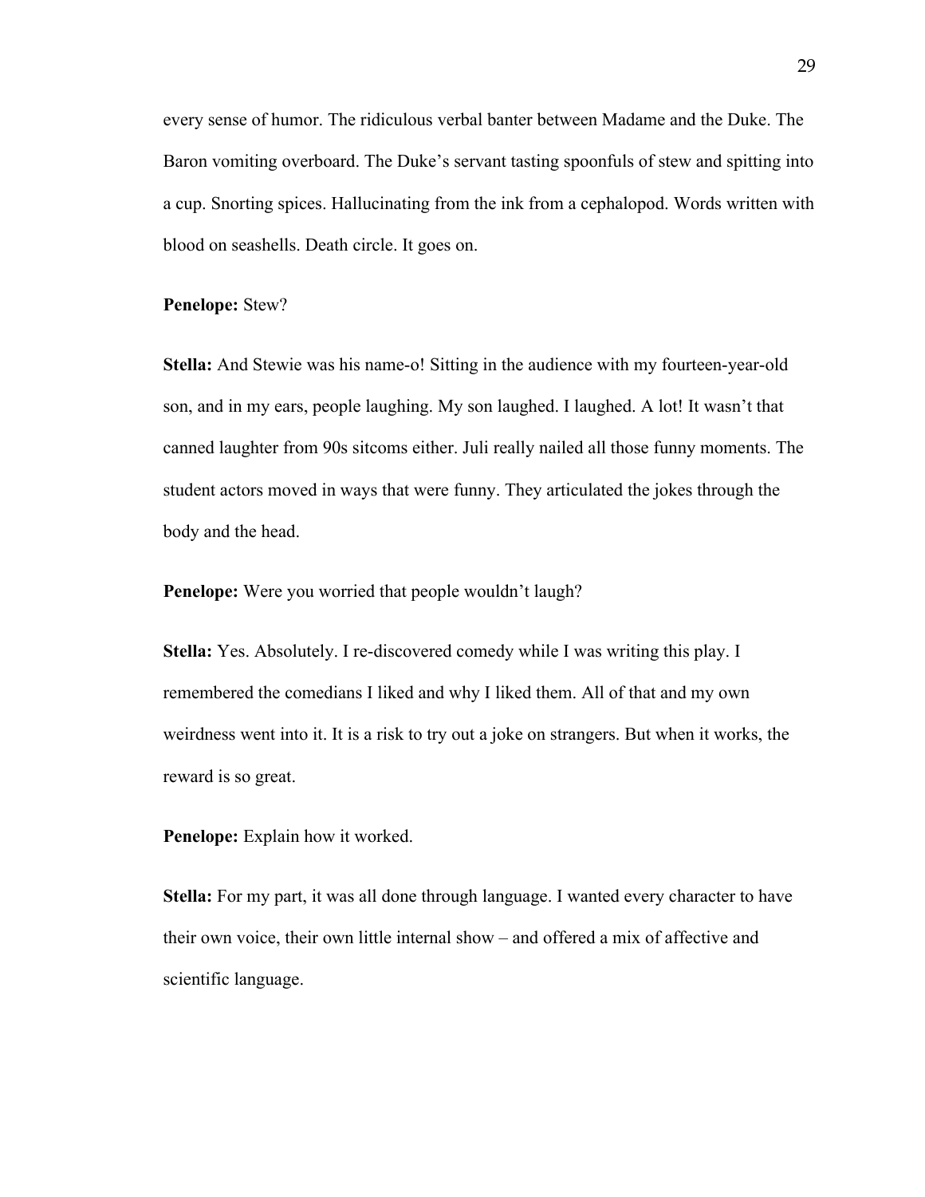every sense of humor. The ridiculous verbal banter between Madame and the Duke. The Baron vomiting overboard. The Duke's servant tasting spoonfuls of stew and spitting into a cup. Snorting spices. Hallucinating from the ink from a cephalopod. Words written with blood on seashells. Death circle. It goes on.

**Penelope:** Stew?

**Stella:** And Stewie was his name-o! Sitting in the audience with my fourteen-year-old son, and in my ears, people laughing. My son laughed. I laughed. A lot! It wasn't that canned laughter from 90s sitcoms either. Juli really nailed all those funny moments. The student actors moved in ways that were funny. They articulated the jokes through the body and the head.

**Penelope:** Were you worried that people wouldn't laugh?

**Stella:** Yes. Absolutely. I re-discovered comedy while I was writing this play. I remembered the comedians I liked and why I liked them. All of that and my own weirdness went into it. It is a risk to try out a joke on strangers. But when it works, the reward is so great.

**Penelope:** Explain how it worked.

**Stella:** For my part, it was all done through language. I wanted every character to have their own voice, their own little internal show – and offered a mix of affective and scientific language.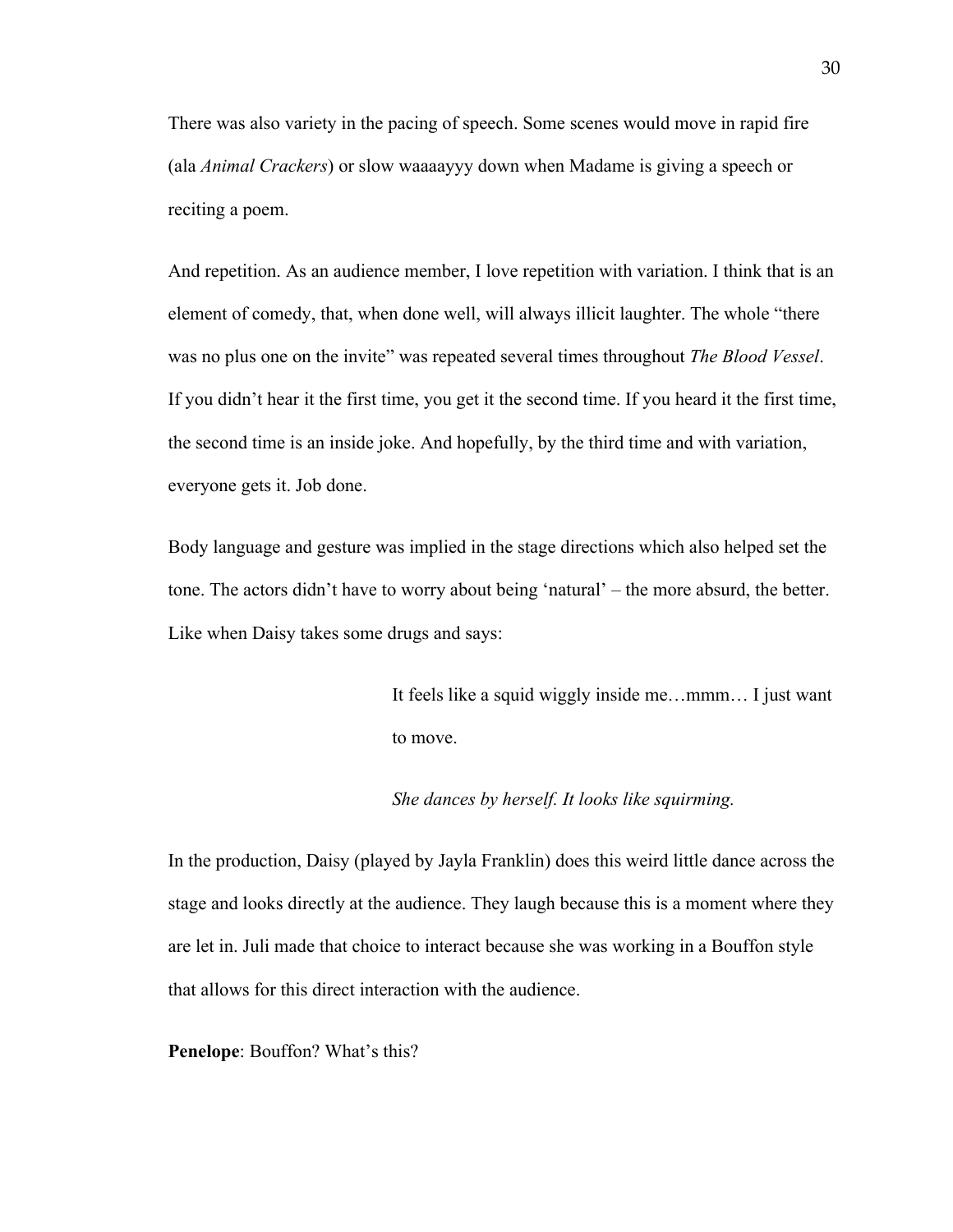There was also variety in the pacing of speech. Some scenes would move in rapid fire (ala *Animal Crackers*) or slow waaaayyy down when Madame is giving a speech or reciting a poem.

And repetition. As an audience member, I love repetition with variation. I think that is an element of comedy, that, when done well, will always illicit laughter. The whole "there was no plus one on the invite" was repeated several times throughout *The Blood Vessel*. If you didn't hear it the first time, you get it the second time. If you heard it the first time, the second time is an inside joke. And hopefully, by the third time and with variation, everyone gets it. Job done.

Body language and gesture was implied in the stage directions which also helped set the tone. The actors didn't have to worry about being 'natural' – the more absurd, the better. Like when Daisy takes some drugs and says:

> It feels like a squid wiggly inside me…mmm… I just want to move.
>
> *She dances by herself. It looks like squirming.*

In the production, Daisy (played by Jayla Franklin) does this weird little dance across the stage and looks directly at the audience. They laugh because this is a moment where they are let in. Juli made that choice to interact because she was working in a Bouffon style that allows for this direct interaction with the audience.

**Penelope**: Bouffon? What's this?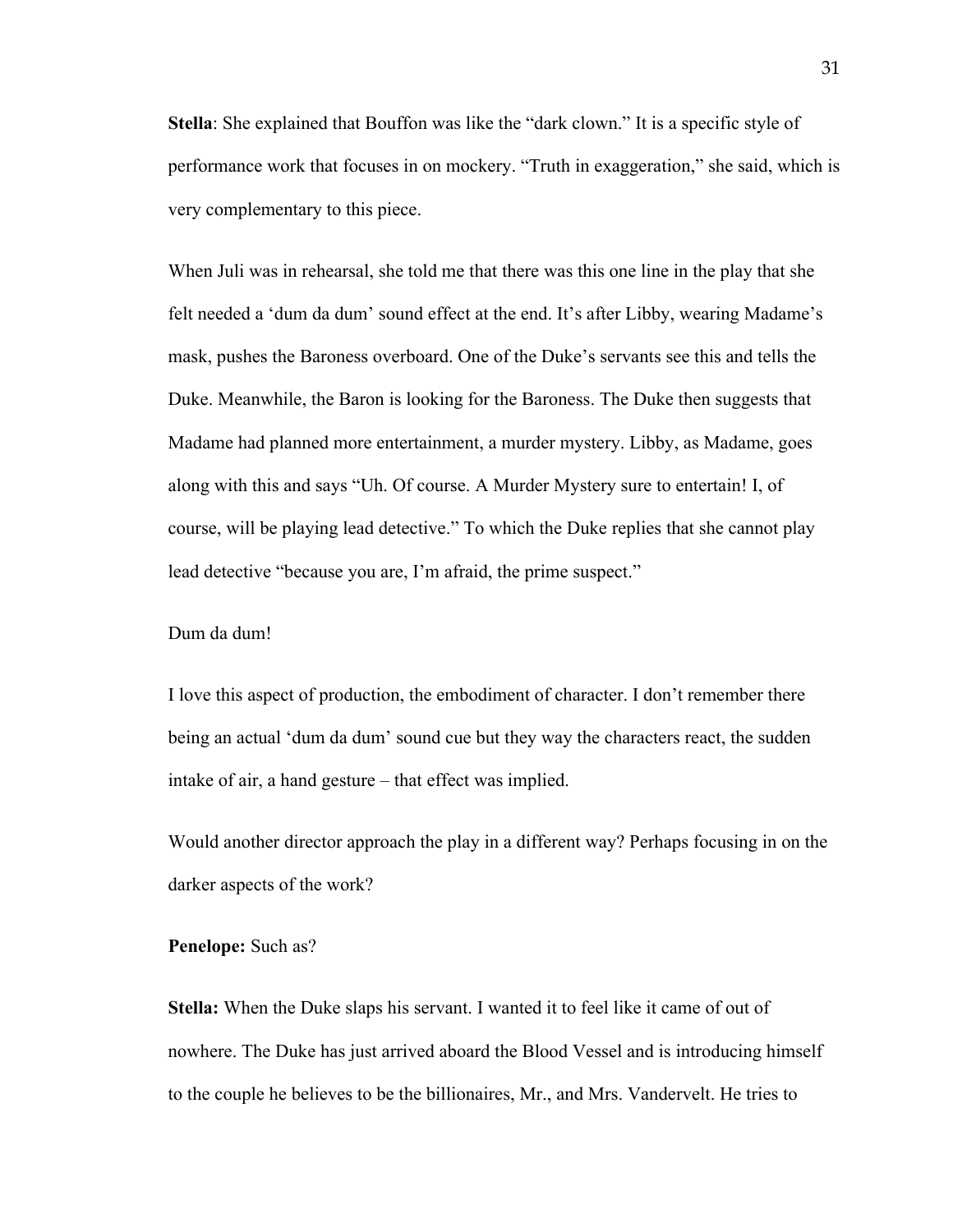**Stella**: She explained that Bouffon was like the "dark clown." It is a specific style of performance work that focuses in on mockery. "Truth in exaggeration," she said, which is very complementary to this piece.

When Juli was in rehearsal, she told me that there was this one line in the play that she felt needed a 'dum da dum' sound effect at the end. It's after Libby, wearing Madame's mask, pushes the Baroness overboard. One of the Duke's servants see this and tells the Duke. Meanwhile, the Baron is looking for the Baroness. The Duke then suggests that Madame had planned more entertainment, a murder mystery. Libby, as Madame, goes along with this and says "Uh. Of course. A Murder Mystery sure to entertain! I, of course, will be playing lead detective." To which the Duke replies that she cannot play lead detective "because you are, I'm afraid, the prime suspect."

Dum da dum!

I love this aspect of production, the embodiment of character. I don't remember there being an actual 'dum da dum' sound cue but they way the characters react, the sudden intake of air, a hand gesture – that effect was implied.

Would another director approach the play in a different way? Perhaps focusing in on the darker aspects of the work?

**Penelope:** Such as?

**Stella:** When the Duke slaps his servant. I wanted it to feel like it came of out of nowhere. The Duke has just arrived aboard the Blood Vessel and is introducing himself to the couple he believes to be the billionaires, Mr., and Mrs. Vandervelt. He tries to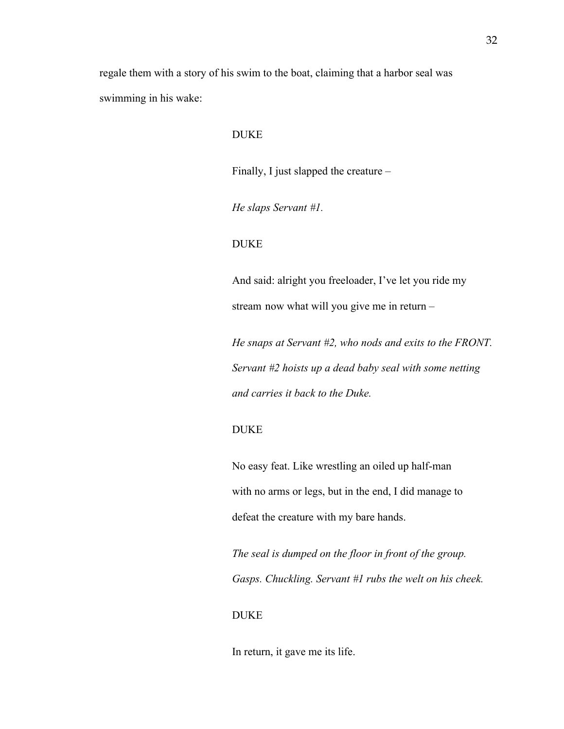regale them with a story of his swim to the boat, claiming that a harbor seal was swimming in his wake:

DUKE

Finally, I just slapped the creature –

*He slaps Servant #1.*

DUKE

And said: alright you freeloader, I've let you ride my stream now what will you give me in return –

*He snaps at Servant #2, who nods and exits to the FRONT. Servant #2 hoists up a dead baby seal with some netting and carries it back to the Duke.*

DUKE

No easy feat. Like wrestling an oiled up half-man with no arms or legs, but in the end, I did manage to defeat the creature with my bare hands.

*The seal is dumped on the floor in front of the group. Gasps. Chuckling. Servant #1 rubs the welt on his cheek.*

DUKE

In return, it gave me its life.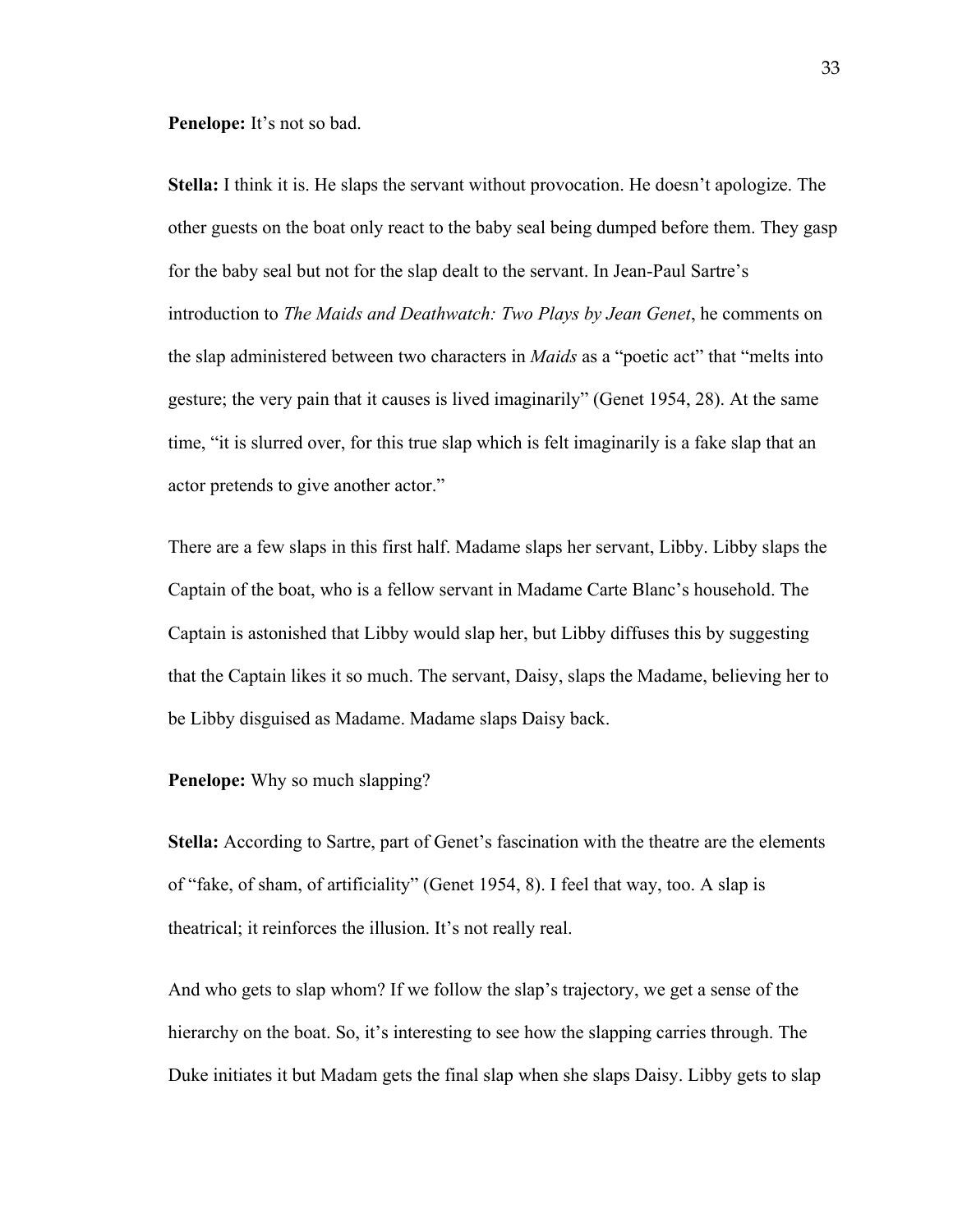**Penelope:** It's not so bad.

**Stella:** I think it is. He slaps the servant without provocation. He doesn't apologize. The other guests on the boat only react to the baby seal being dumped before them. They gasp for the baby seal but not for the slap dealt to the servant. In Jean-Paul Sartre's introduction to *The Maids and Deathwatch: Two Plays by Jean Genet*, he comments on the slap administered between two characters in *Maids* as a "poetic act" that "melts into gesture; the very pain that it causes is lived imaginarily" (Genet 1954, 28). At the same time, "it is slurred over, for this true slap which is felt imaginarily is a fake slap that an actor pretends to give another actor."

There are a few slaps in this first half. Madame slaps her servant, Libby. Libby slaps the Captain of the boat, who is a fellow servant in Madame Carte Blanc's household. The Captain is astonished that Libby would slap her, but Libby diffuses this by suggesting that the Captain likes it so much. The servant, Daisy, slaps the Madame, believing her to be Libby disguised as Madame. Madame slaps Daisy back.

**Penelope:** Why so much slapping?

**Stella:** According to Sartre, part of Genet's fascination with the theatre are the elements of "fake, of sham, of artificiality" (Genet 1954, 8). I feel that way, too. A slap is theatrical; it reinforces the illusion. It's not really real.

And who gets to slap whom? If we follow the slap's trajectory, we get a sense of the hierarchy on the boat. So, it's interesting to see how the slapping carries through. The Duke initiates it but Madam gets the final slap when she slaps Daisy. Libby gets to slap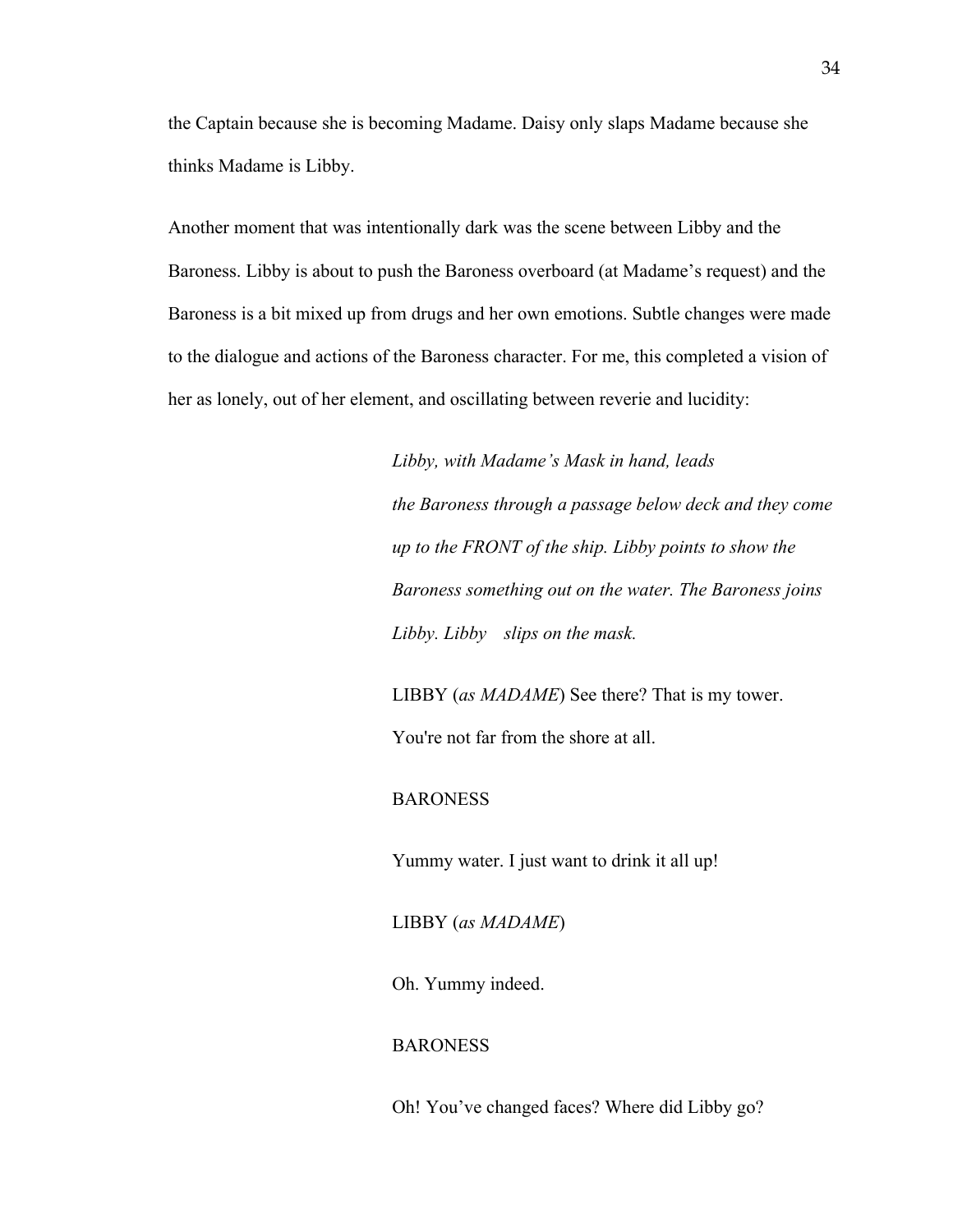the Captain because she is becoming Madame. Daisy only slaps Madame because she thinks Madame is Libby.

Another moment that was intentionally dark was the scene between Libby and the Baroness. Libby is about to push the Baroness overboard (at Madame's request) and the Baroness is a bit mixed up from drugs and her own emotions. Subtle changes were made to the dialogue and actions of the Baroness character. For me, this completed a vision of her as lonely, out of her element, and oscillating between reverie and lucidity:

> *Libby, with Madame's Mask in hand, leads the Baroness through a passage below deck and they come up to the FRONT of the ship. Libby points to show the Baroness something out on the water. The Baroness joins Libby. Libby slips on the mask.*
>
> LIBBY (*as MADAME*) See there? That is my tower. You're not far from the shore at all.
>
> BARONESS
>
> Yummy water. I just want to drink it all up!
>
> LIBBY (*as MADAME*)
>
> Oh. Yummy indeed.
>
> BARONESS
>
> Oh! You've changed faces? Where did Libby go?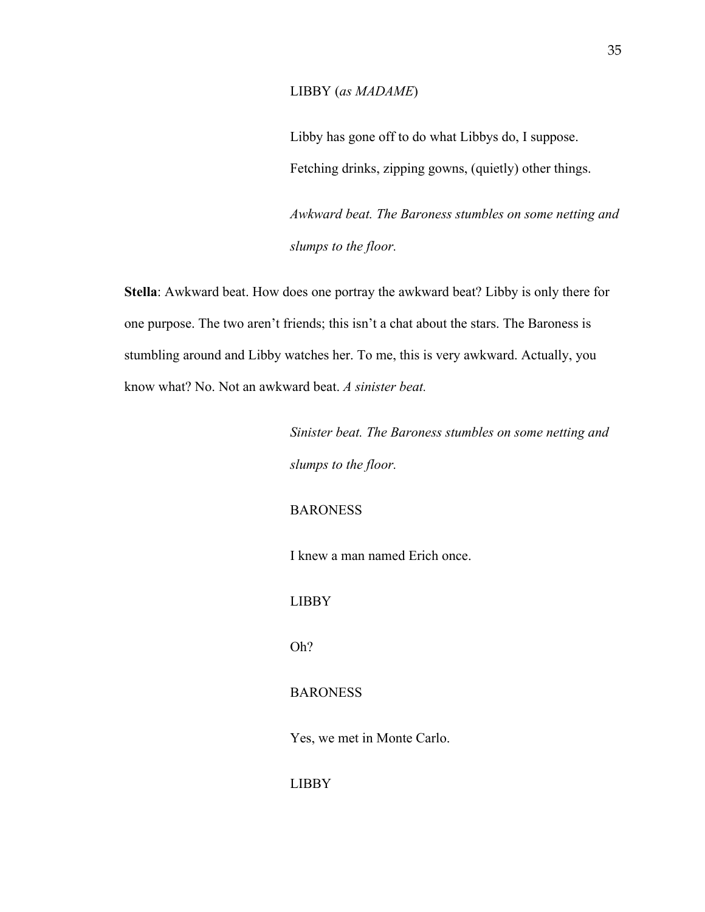LIBBY (*as MADAME*)

Libby has gone off to do what Libbys do, I suppose. Fetching drinks, zipping gowns, (quietly) other things.

*Awkward beat. The Baroness stumbles on some netting and slumps to the floor.*

**Stella**: Awkward beat. How does one portray the awkward beat? Libby is only there for one purpose. The two aren't friends; this isn't a chat about the stars. The Baroness is stumbling around and Libby watches her. To me, this is very awkward. Actually, you know what? No. Not an awkward beat. *A sinister beat.*

*Sinister beat. The Baroness stumbles on some netting and slumps to the floor.*

BARONESS

I knew a man named Erich once.

LIBBY

Oh?

BARONESS

Yes, we met in Monte Carlo.

LIBBY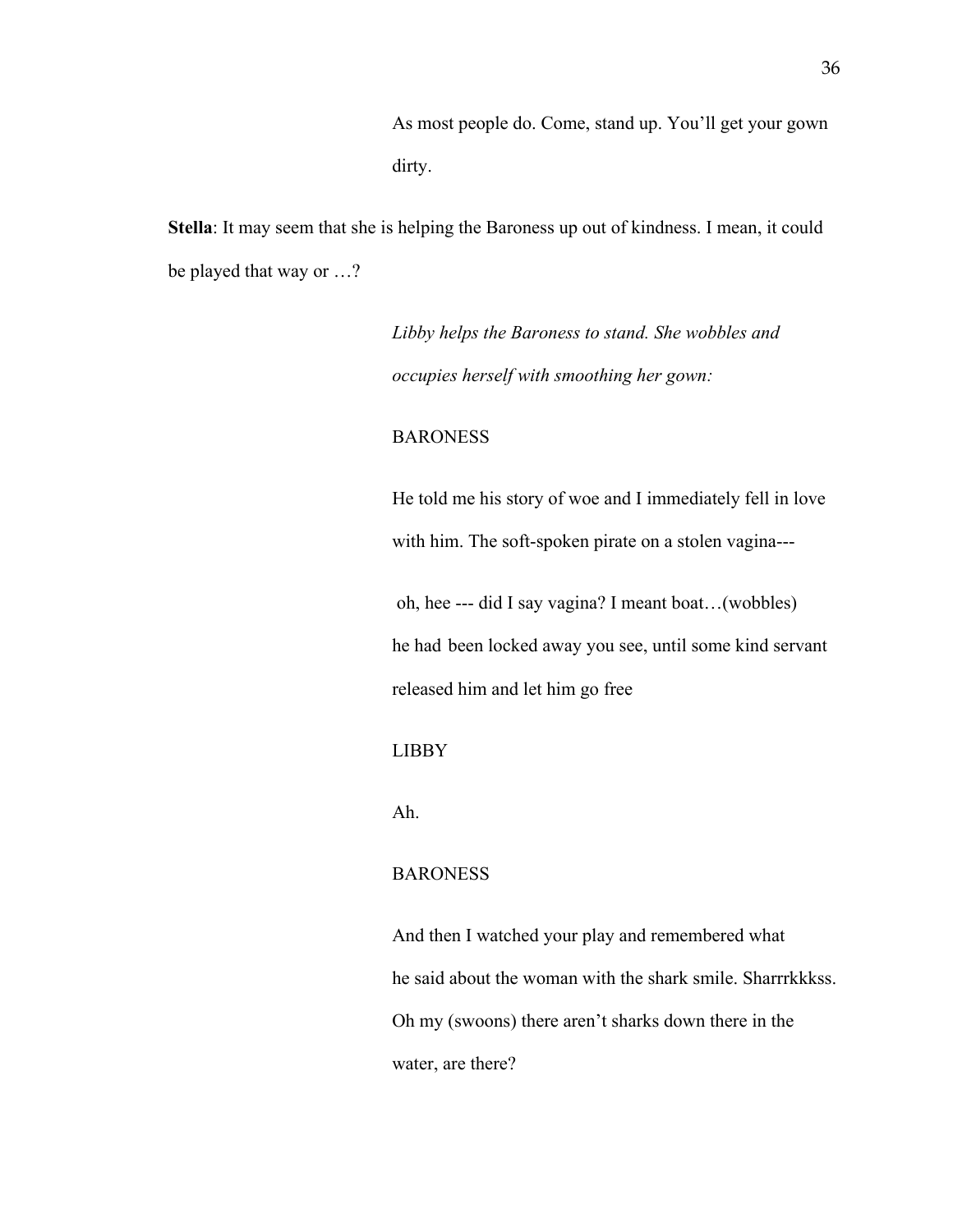As most people do. Come, stand up. You'll get your gown dirty.

**Stella**: It may seem that she is helping the Baroness up out of kindness. I mean, it could be played that way or …?

*Libby helps the Baroness to stand. She wobbles and occupies herself with smoothing her gown:*

BARONESS

He told me his story of woe and I immediately fell in love with him. The soft-spoken pirate on a stolen vagina---

oh, hee --- did I say vagina? I meant boat…(wobbles) he had been locked away you see, until some kind servant released him and let him go free

LIBBY

Ah.

BARONESS

And then I watched your play and remembered what he said about the woman with the shark smile. Sharrrkkkss. Oh my (swoons) there aren't sharks down there in the water, are there?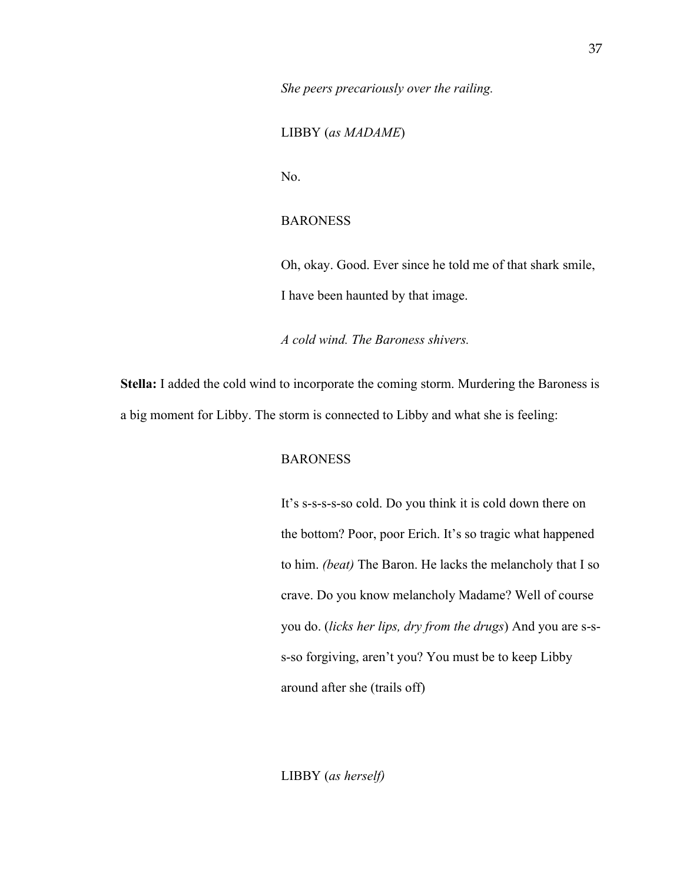*She peers precariously over the railing.*

LIBBY (*as MADAME*)

No.

BARONESS

Oh, okay. Good. Ever since he told me of that shark smile, I have been haunted by that image.

*A cold wind. The Baroness shivers.*

**Stella:** I added the cold wind to incorporate the coming storm. Murdering the Baroness is a big moment for Libby. The storm is connected to Libby and what she is feeling:

BARONESS

It's s-s-s-s-so cold. Do you think it is cold down there on the bottom? Poor, poor Erich. It's so tragic what happened to him. *(beat)* The Baron. He lacks the melancholy that I so crave. Do you know melancholy Madame? Well of course you do. (*licks her lips, dry from the drugs*) And you are s-s-s-so forgiving, aren't you? You must be to keep Libby around after she (trails off)

LIBBY (*as herself)*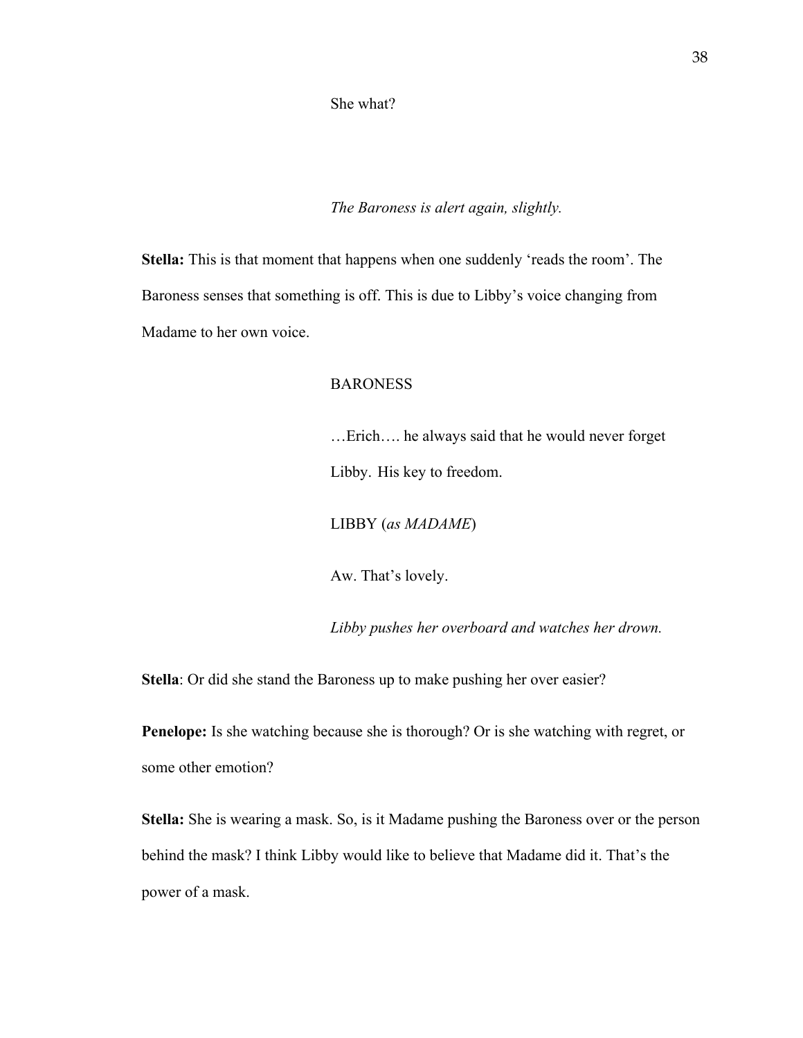She what?

*The Baroness is alert again, slightly.*

**Stella:** This is that moment that happens when one suddenly 'reads the room'. The Baroness senses that something is off. This is due to Libby's voice changing from Madame to her own voice.

BARONESS

…Erich…. he always said that he would never forget Libby. His key to freedom.

LIBBY (*as MADAME*)

Aw. That's lovely.

*Libby pushes her overboard and watches her drown.*

**Stella**: Or did she stand the Baroness up to make pushing her over easier?

**Penelope:** Is she watching because she is thorough? Or is she watching with regret, or some other emotion?

**Stella:** She is wearing a mask. So, is it Madame pushing the Baroness over or the person behind the mask? I think Libby would like to believe that Madame did it. That's the power of a mask.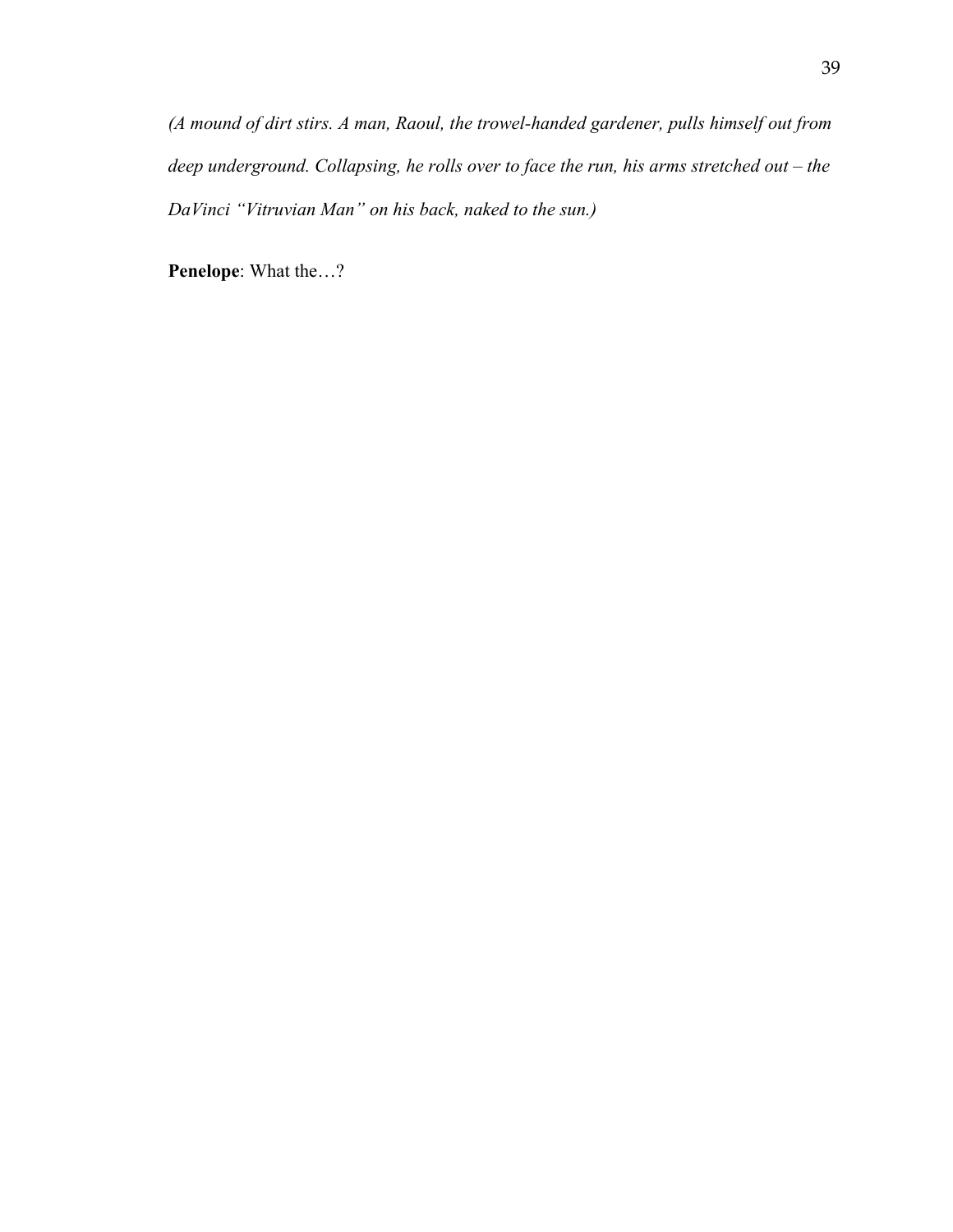*(A mound of dirt stirs. A man, Raoul, the trowel-handed gardener, pulls himself out from deep underground. Collapsing, he rolls over to face the run, his arms stretched out – the DaVinci "Vitruvian Man" on his back, naked to the sun.)*

**Penelope**: What the…?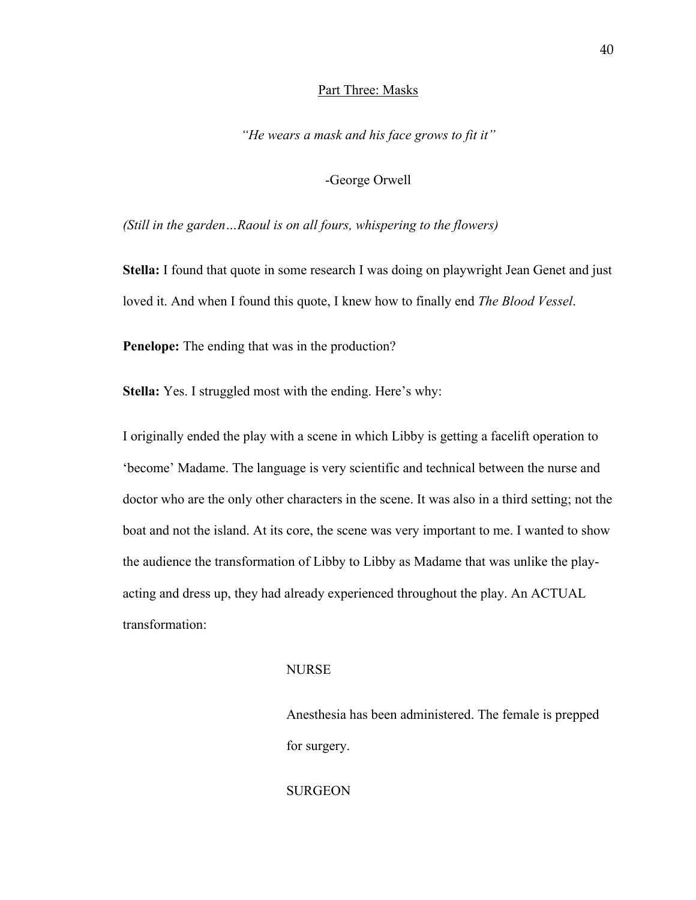## Part Three: Masks

*"He wears a mask and his face grows to fit it"*

-George Orwell

*(Still in the garden…Raoul is on all fours, whispering to the flowers)*

**Stella:** I found that quote in some research I was doing on playwright Jean Genet and just loved it. And when I found this quote, I knew how to finally end *The Blood Vessel*.

**Penelope:** The ending that was in the production?

**Stella:** Yes. I struggled most with the ending. Here's why:

I originally ended the play with a scene in which Libby is getting a facelift operation to 'become' Madame. The language is very scientific and technical between the nurse and doctor who are the only other characters in the scene. It was also in a third setting; not the boat and not the island. At its core, the scene was very important to me. I wanted to show the audience the transformation of Libby to Libby as Madame that was unlike the play-acting and dress up, they had already experienced throughout the play. An ACTUAL transformation:

NURSE

Anesthesia has been administered. The female is prepped for surgery.

SURGEON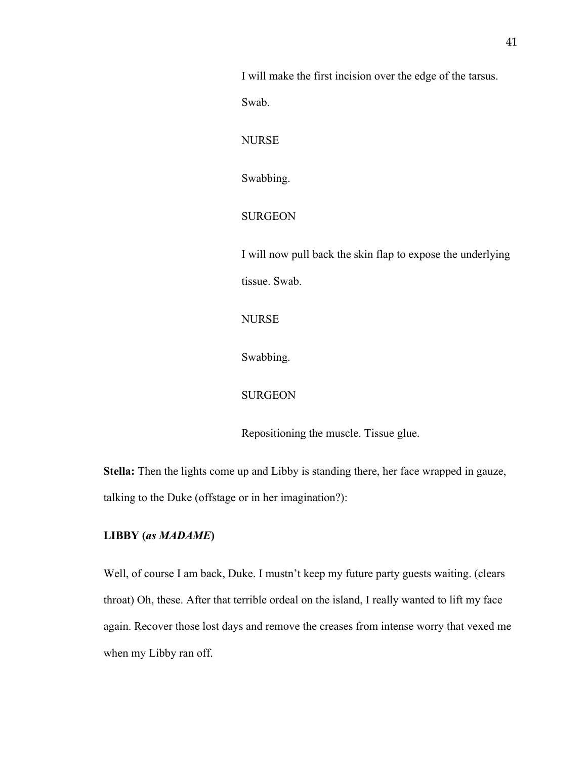I will make the first incision over the edge of the tarsus. Swab.

NURSE

Swabbing.

SURGEON

I will now pull back the skin flap to expose the underlying tissue. Swab.

NURSE

Swabbing.

SURGEON

Repositioning the muscle. Tissue glue.

**Stella:** Then the lights come up and Libby is standing there, her face wrapped in gauze, talking to the Duke (offstage or in her imagination?):

**LIBBY (*as MADAME*)**

Well, of course I am back, Duke. I mustn't keep my future party guests waiting. (clears throat) Oh, these. After that terrible ordeal on the island, I really wanted to lift my face again. Recover those lost days and remove the creases from intense worry that vexed me when my Libby ran off.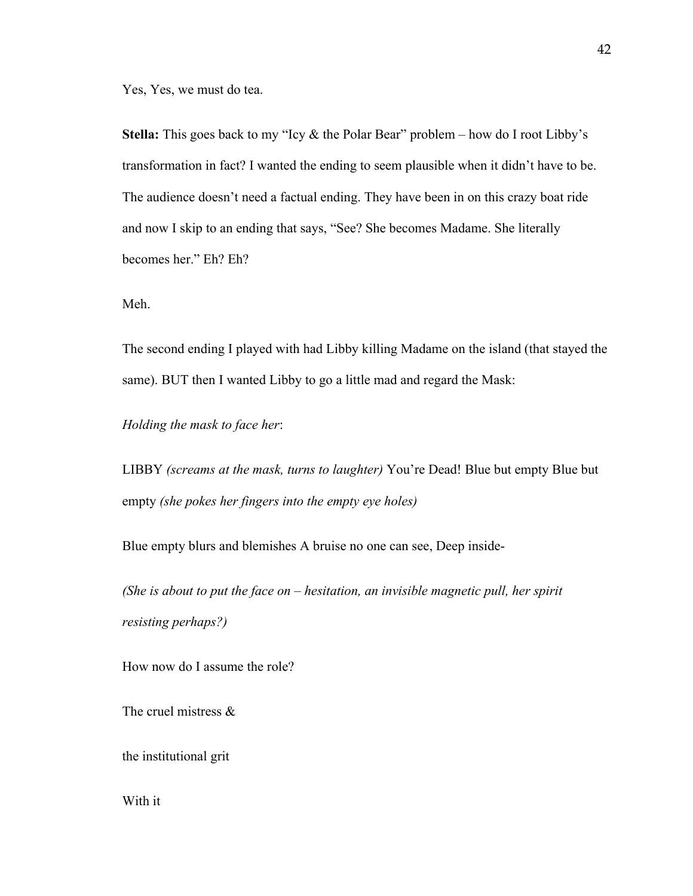Yes, Yes, we must do tea.

**Stella:** This goes back to my "Icy & the Polar Bear" problem – how do I root Libby's transformation in fact? I wanted the ending to seem plausible when it didn't have to be. The audience doesn't need a factual ending. They have been in on this crazy boat ride and now I skip to an ending that says, "See? She becomes Madame. She literally becomes her." Eh? Eh?

Meh.

The second ending I played with had Libby killing Madame on the island (that stayed the same). BUT then I wanted Libby to go a little mad and regard the Mask:

*Holding the mask to face her*:

LIBBY *(screams at the mask, turns to laughter)* You're Dead! Blue but empty Blue but empty *(she pokes her fingers into the empty eye holes)*

Blue empty blurs and blemishes A bruise no one can see, Deep inside-

*(She is about to put the face on – hesitation, an invisible magnetic pull, her spirit resisting perhaps?)*

How now do I assume the role?

The cruel mistress &

the institutional grit

With it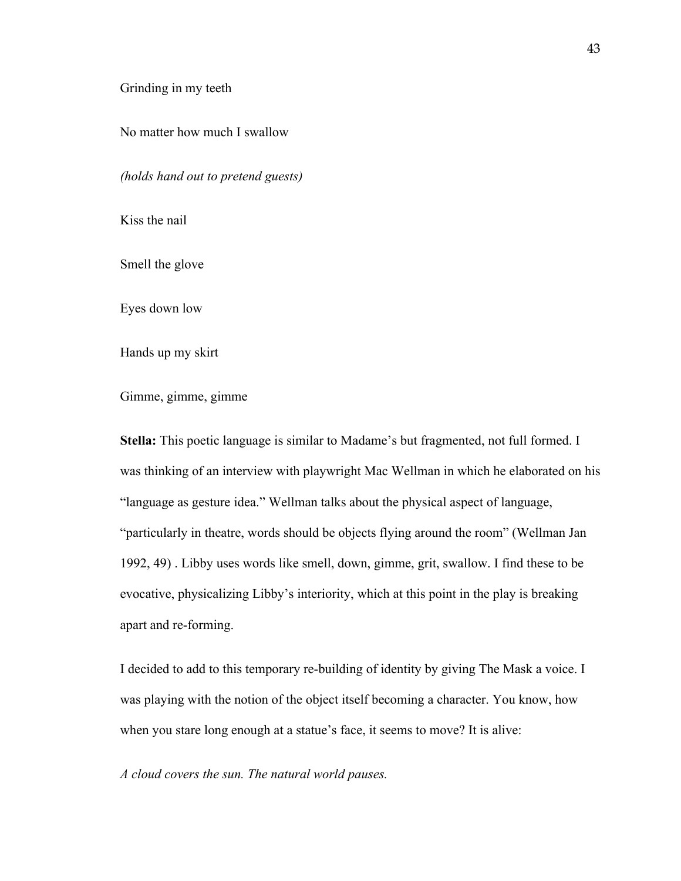Grinding in my teeth

No matter how much I swallow

*(holds hand out to pretend guests)*

Kiss the nail

Smell the glove

Eyes down low

Hands up my skirt

Gimme, gimme, gimme

**Stella:** This poetic language is similar to Madame's but fragmented, not full formed. I was thinking of an interview with playwright Mac Wellman in which he elaborated on his "language as gesture idea." Wellman talks about the physical aspect of language, "particularly in theatre, words should be objects flying around the room" (Wellman Jan 1992, 49) . Libby uses words like smell, down, gimme, grit, swallow. I find these to be evocative, physicalizing Libby's interiority, which at this point in the play is breaking apart and re-forming.

I decided to add to this temporary re-building of identity by giving The Mask a voice. I was playing with the notion of the object itself becoming a character. You know, how when you stare long enough at a statue's face, it seems to move? It is alive:

*A cloud covers the sun. The natural world pauses.*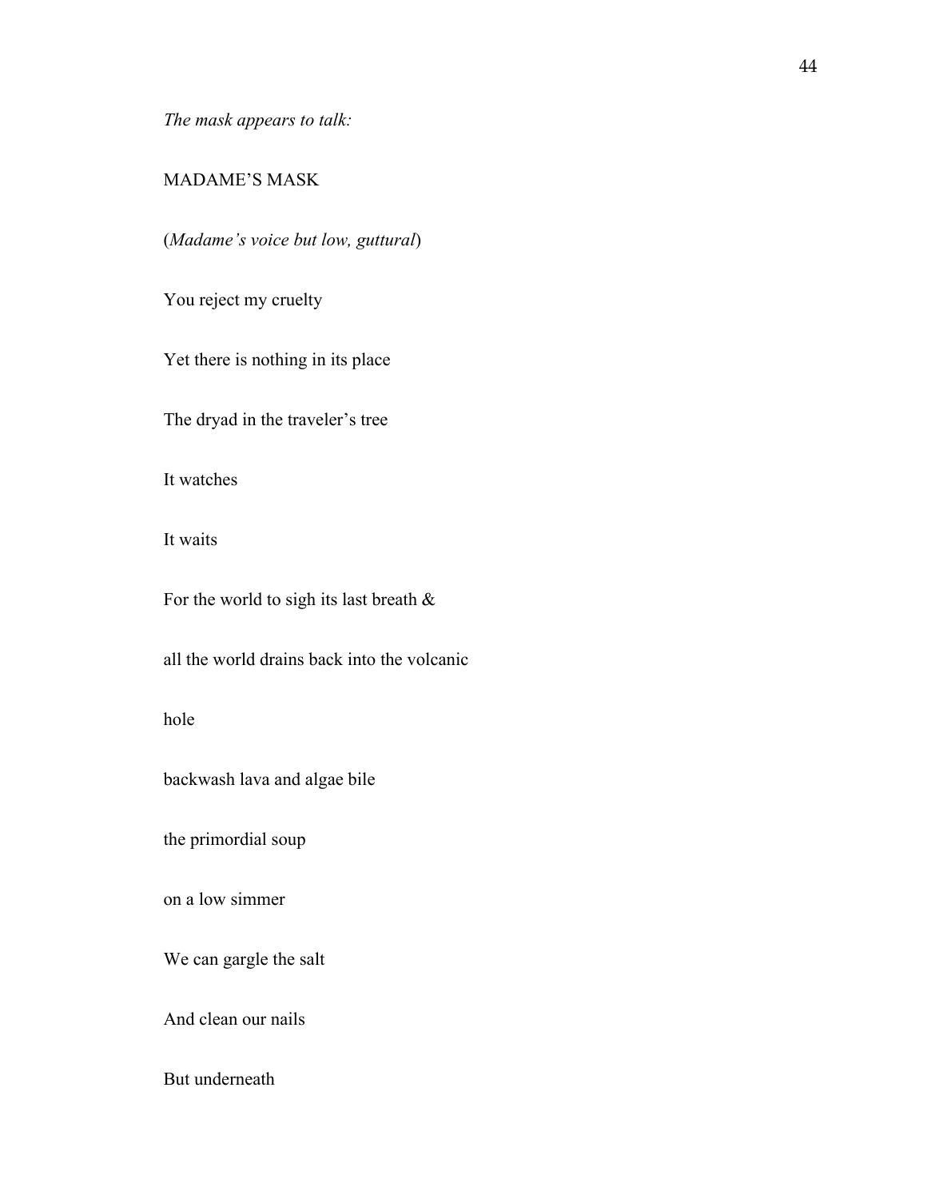*The mask appears to talk:*

MADAME'S MASK

(*Madame's voice but low, guttural*)

You reject my cruelty

Yet there is nothing in its place

The dryad in the traveler's tree

It watches

It waits

For the world to sigh its last breath &

all the world drains back into the volcanic

hole

backwash lava and algae bile

the primordial soup

on a low simmer

We can gargle the salt

And clean our nails

But underneath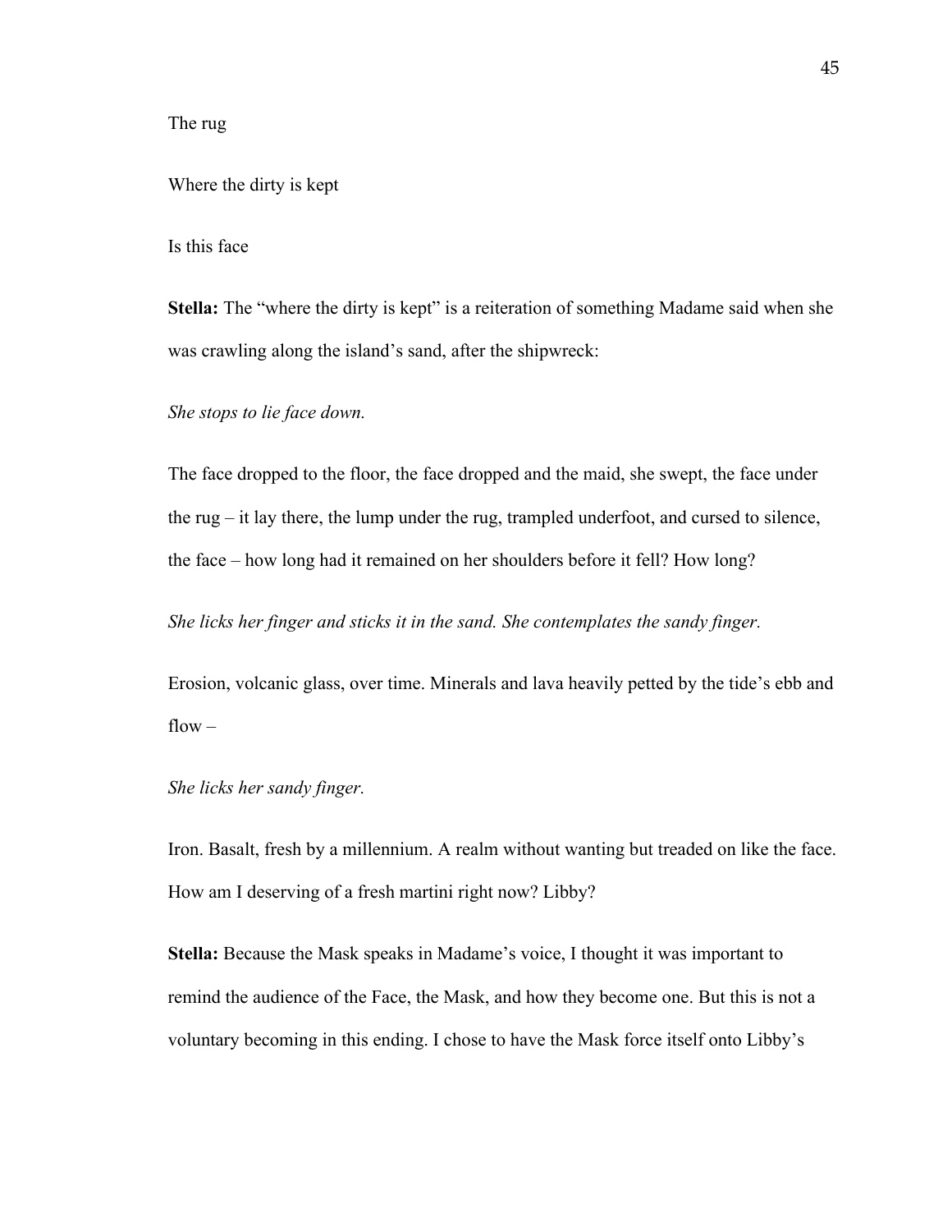The rug

Where the dirty is kept

Is this face

**Stella:** The "where the dirty is kept" is a reiteration of something Madame said when she was crawling along the island's sand, after the shipwreck:

*She stops to lie face down.*

The face dropped to the floor, the face dropped and the maid, she swept, the face under the rug – it lay there, the lump under the rug, trampled underfoot, and cursed to silence, the face – how long had it remained on her shoulders before it fell? How long?

*She licks her finger and sticks it in the sand. She contemplates the sandy finger.*

Erosion, volcanic glass, over time. Minerals and lava heavily petted by the tide's ebb and flow –

*She licks her sandy finger.*

Iron. Basalt, fresh by a millennium. A realm without wanting but treaded on like the face. How am I deserving of a fresh martini right now? Libby?

**Stella:** Because the Mask speaks in Madame's voice, I thought it was important to remind the audience of the Face, the Mask, and how they become one. But this is not a voluntary becoming in this ending. I chose to have the Mask force itself onto Libby's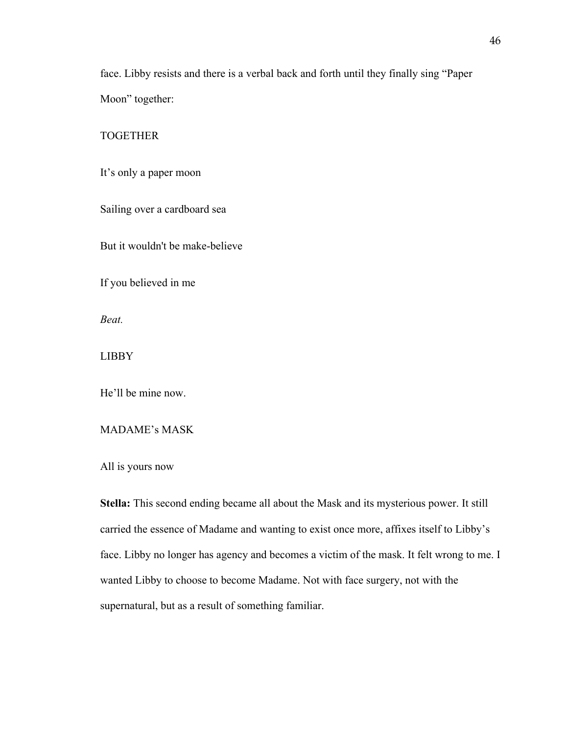face. Libby resists and there is a verbal back and forth until they finally sing "Paper Moon" together:

TOGETHER

It's only a paper moon

Sailing over a cardboard sea

But it wouldn't be make-believe

If you believed in me

*Beat.*

LIBBY

He'll be mine now.

MADAME's MASK

All is yours now

**Stella:** This second ending became all about the Mask and its mysterious power. It still carried the essence of Madame and wanting to exist once more, affixes itself to Libby's face. Libby no longer has agency and becomes a victim of the mask. It felt wrong to me. I wanted Libby to choose to become Madame. Not with face surgery, not with the supernatural, but as a result of something familiar.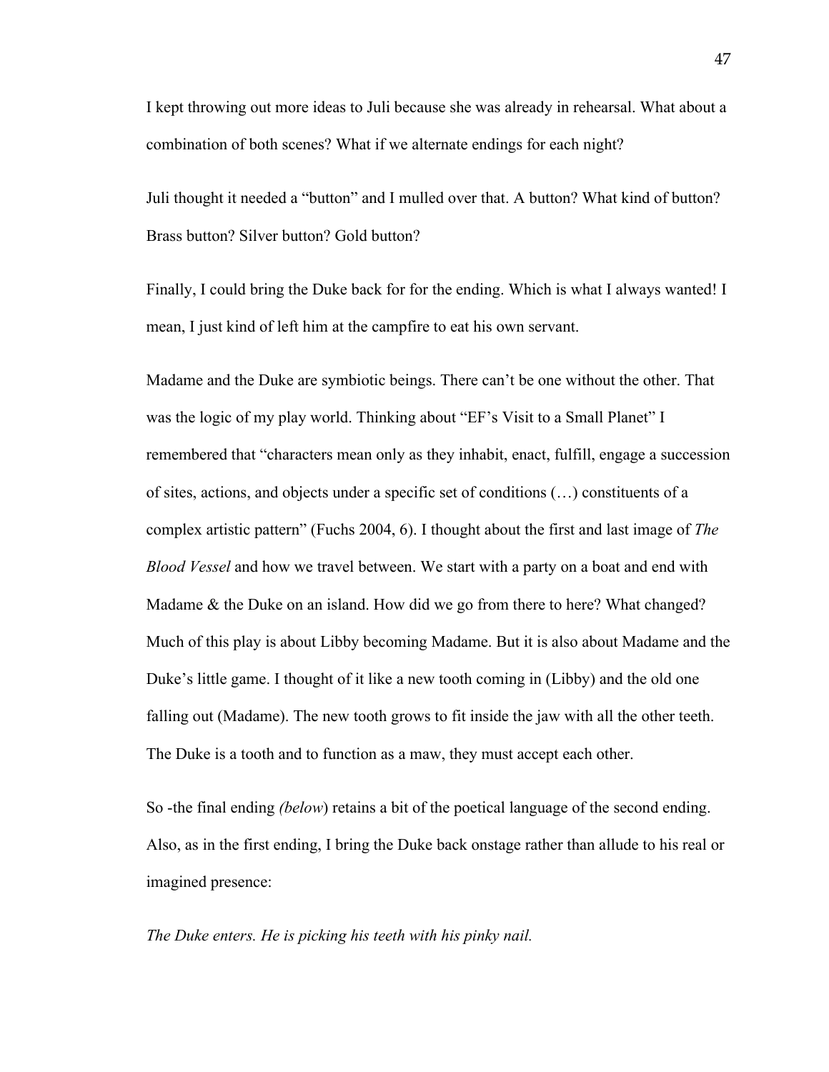I kept throwing out more ideas to Juli because she was already in rehearsal. What about a combination of both scenes? What if we alternate endings for each night?

Juli thought it needed a "button" and I mulled over that. A button? What kind of button? Brass button? Silver button? Gold button?

Finally, I could bring the Duke back for for the ending. Which is what I always wanted! I mean, I just kind of left him at the campfire to eat his own servant.

Madame and the Duke are symbiotic beings. There can't be one without the other. That was the logic of my play world. Thinking about "EF's Visit to a Small Planet" I remembered that "characters mean only as they inhabit, enact, fulfill, engage a succession of sites, actions, and objects under a specific set of conditions (…) constituents of a complex artistic pattern" (Fuchs 2004, 6). I thought about the first and last image of *The Blood Vessel* and how we travel between. We start with a party on a boat and end with Madame & the Duke on an island. How did we go from there to here? What changed? Much of this play is about Libby becoming Madame. But it is also about Madame and the Duke's little game. I thought of it like a new tooth coming in (Libby) and the old one falling out (Madame). The new tooth grows to fit inside the jaw with all the other teeth. The Duke is a tooth and to function as a maw, they must accept each other.

So -the final ending *(below*) retains a bit of the poetical language of the second ending. Also, as in the first ending, I bring the Duke back onstage rather than allude to his real or imagined presence:

*The Duke enters. He is picking his teeth with his pinky nail.*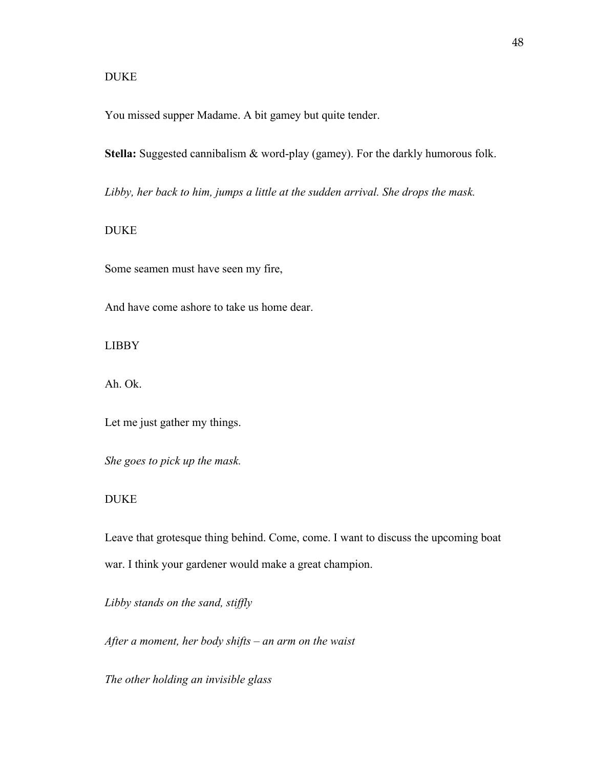DUKE

You missed supper Madame. A bit gamey but quite tender.

**Stella:** Suggested cannibalism & word-play (gamey). For the darkly humorous folk.

*Libby, her back to him, jumps a little at the sudden arrival. She drops the mask.*

DUKE

Some seamen must have seen my fire,

And have come ashore to take us home dear.

LIBBY

Ah. Ok.

Let me just gather my things.

*She goes to pick up the mask.*

DUKE

Leave that grotesque thing behind. Come, come. I want to discuss the upcoming boat war. I think your gardener would make a great champion.

*Libby stands on the sand, stiffly*

*After a moment, her body shifts – an arm on the waist*

*The other holding an invisible glass*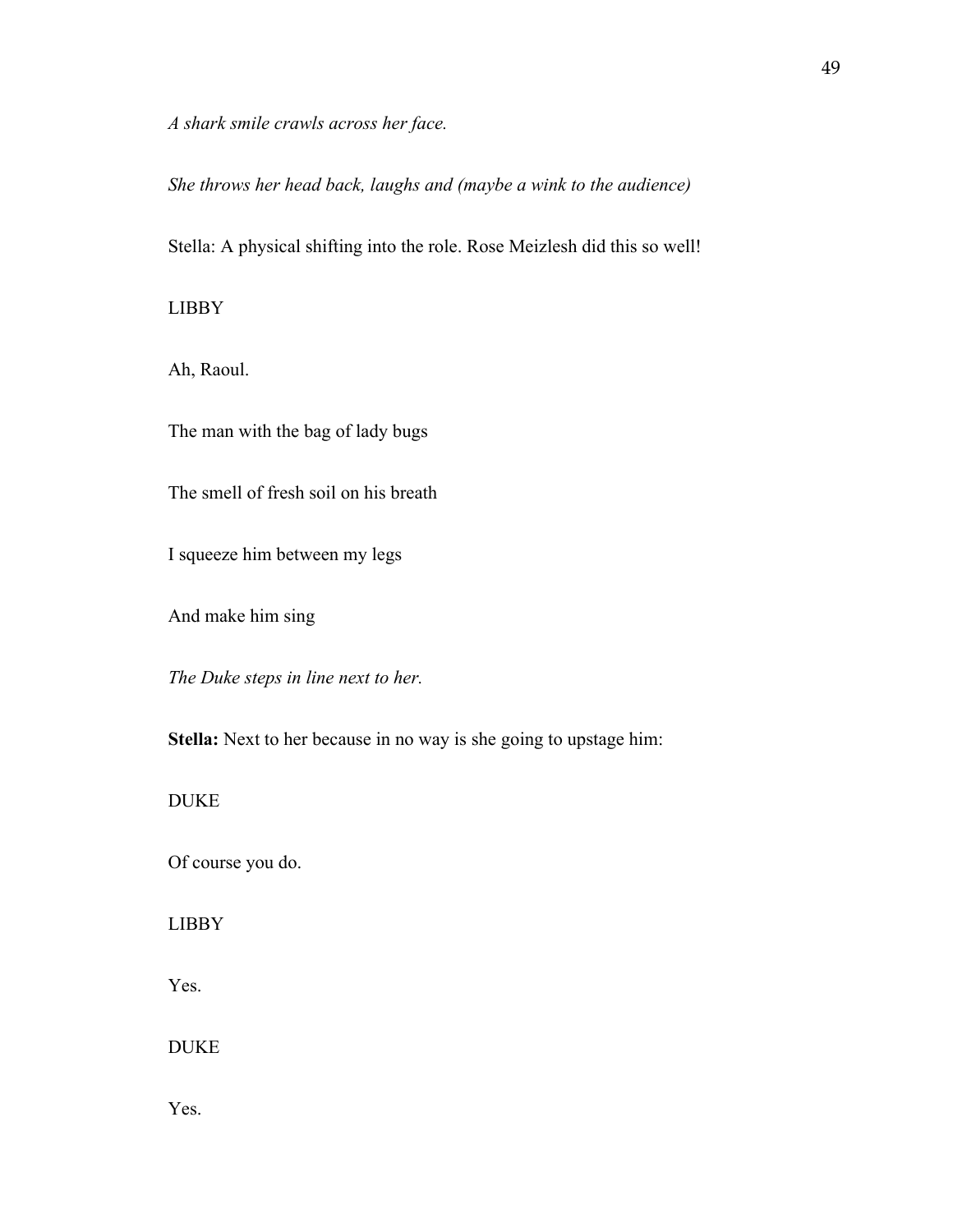*A shark smile crawls across her face.*

*She throws her head back, laughs and (maybe a wink to the audience)*

Stella: A physical shifting into the role. Rose Meizlesh did this so well!

LIBBY

Ah, Raoul.

The man with the bag of lady bugs

The smell of fresh soil on his breath

I squeeze him between my legs

And make him sing

*The Duke steps in line next to her.*

**Stella:** Next to her because in no way is she going to upstage him:

DUKE

Of course you do.

LIBBY

Yes.

DUKE

Yes.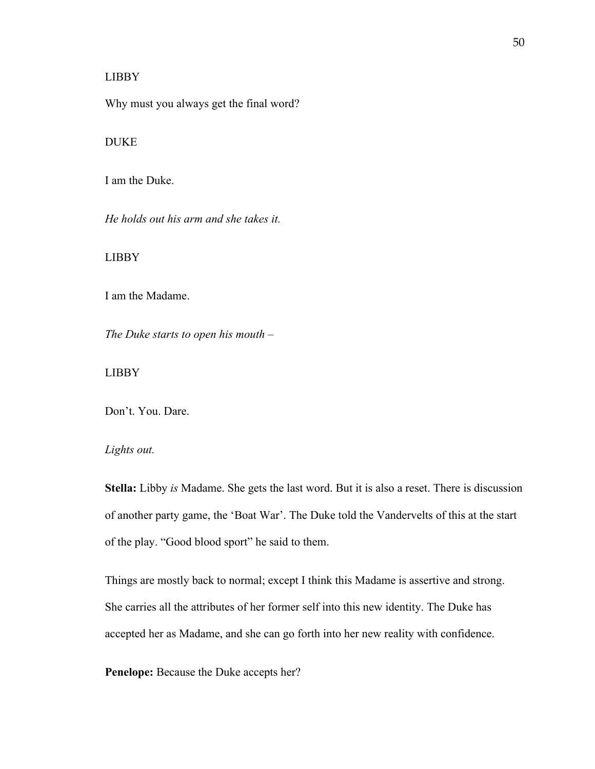LIBBY

Why must you always get the final word?

DUKE

I am the Duke.

*He holds out his arm and she takes it.*

LIBBY

I am the Madame.

*The Duke starts to open his mouth –*

LIBBY

Don't. You. Dare.

*Lights out.*

**Stella:** Libby *is* Madame. She gets the last word. But it is also a reset. There is discussion of another party game, the 'Boat War'. The Duke told the Vandervelts of this at the start of the play. "Good blood sport" he said to them.

Things are mostly back to normal; except I think this Madame is assertive and strong. She carries all the attributes of her former self into this new identity. The Duke has accepted her as Madame, and she can go forth into her new reality with confidence.

**Penelope:** Because the Duke accepts her?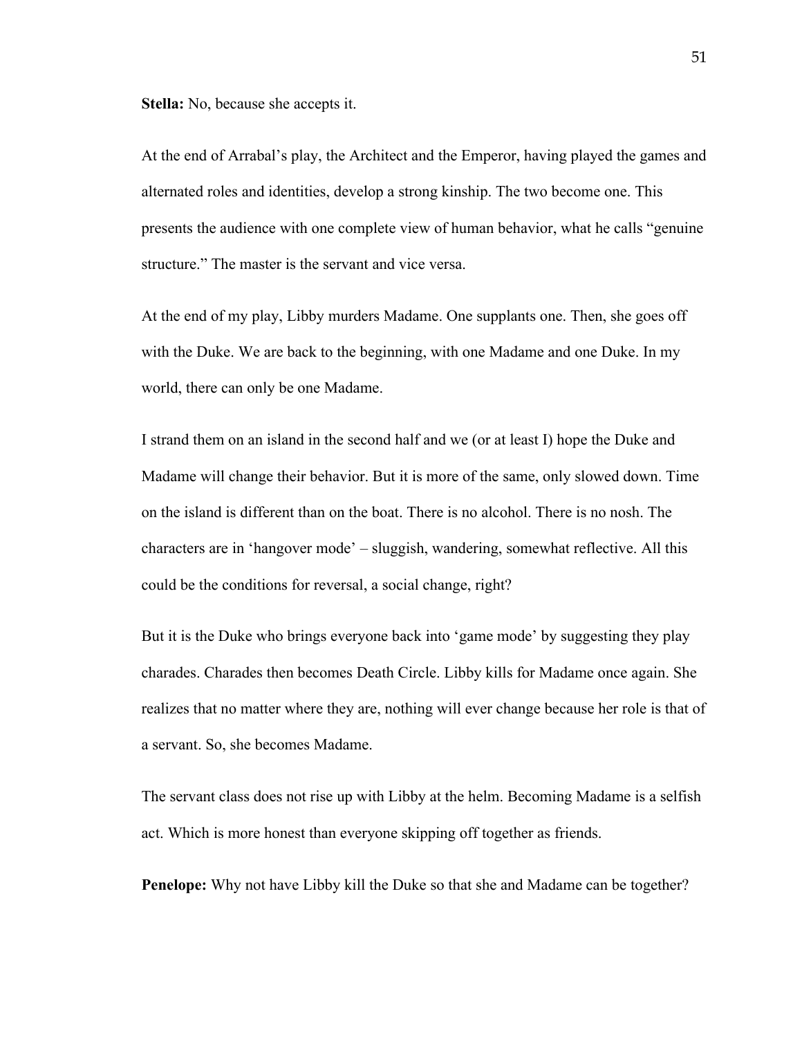**Stella:** No, because she accepts it.

At the end of Arrabal's play, the Architect and the Emperor, having played the games and alternated roles and identities, develop a strong kinship. The two become one. This presents the audience with one complete view of human behavior, what he calls "genuine structure." The master is the servant and vice versa.

At the end of my play, Libby murders Madame. One supplants one. Then, she goes off with the Duke. We are back to the beginning, with one Madame and one Duke. In my world, there can only be one Madame.

I strand them on an island in the second half and we (or at least I) hope the Duke and Madame will change their behavior. But it is more of the same, only slowed down. Time on the island is different than on the boat. There is no alcohol. There is no nosh. The characters are in 'hangover mode' – sluggish, wandering, somewhat reflective. All this could be the conditions for reversal, a social change, right?

But it is the Duke who brings everyone back into 'game mode' by suggesting they play charades. Charades then becomes Death Circle. Libby kills for Madame once again. She realizes that no matter where they are, nothing will ever change because her role is that of a servant. So, she becomes Madame.

The servant class does not rise up with Libby at the helm. Becoming Madame is a selfish act. Which is more honest than everyone skipping off together as friends.

**Penelope:** Why not have Libby kill the Duke so that she and Madame can be together?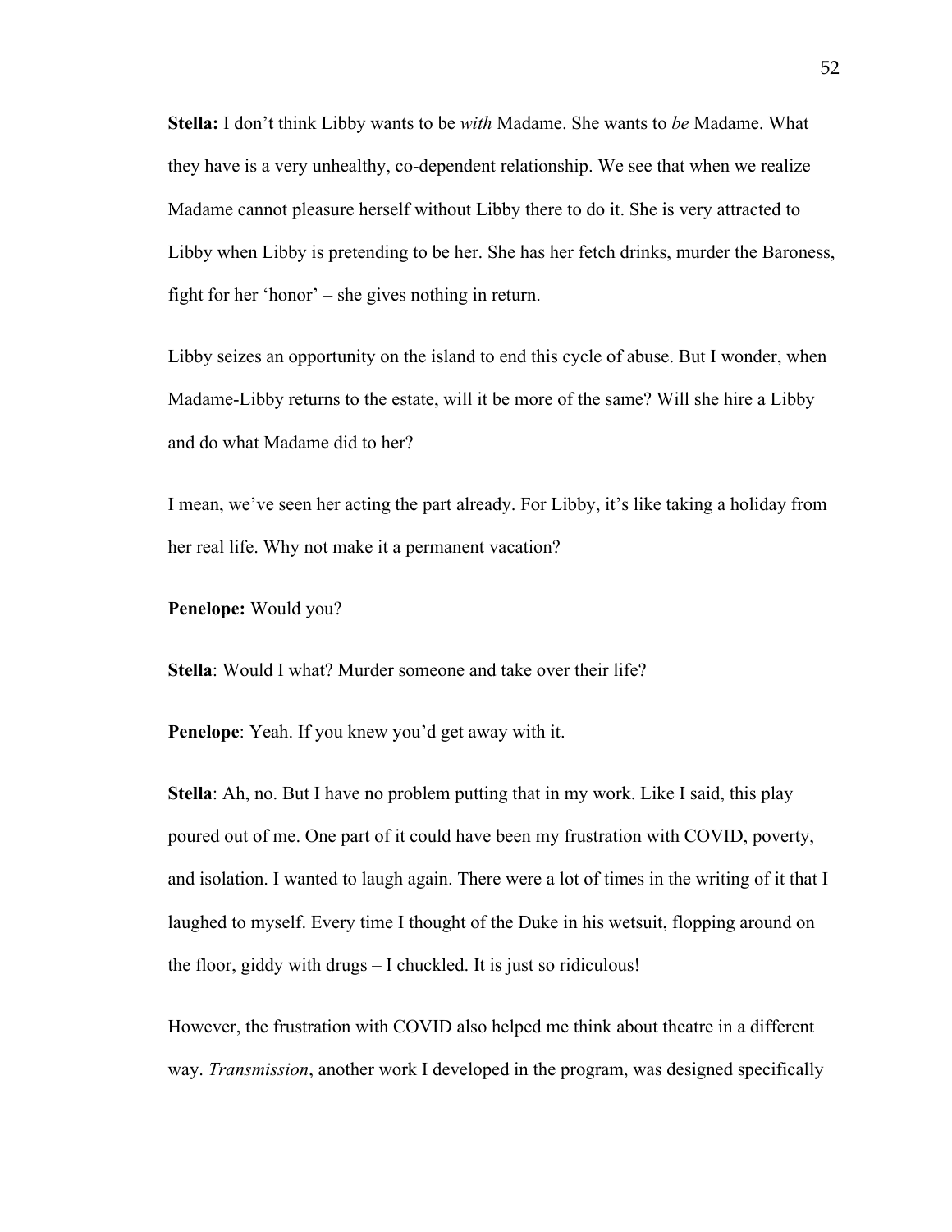**Stella:** I don't think Libby wants to be *with* Madame. She wants to *be* Madame. What they have is a very unhealthy, co-dependent relationship. We see that when we realize Madame cannot pleasure herself without Libby there to do it. She is very attracted to Libby when Libby is pretending to be her. She has her fetch drinks, murder the Baroness, fight for her 'honor' – she gives nothing in return.

Libby seizes an opportunity on the island to end this cycle of abuse. But I wonder, when Madame-Libby returns to the estate, will it be more of the same? Will she hire a Libby and do what Madame did to her?

I mean, we've seen her acting the part already. For Libby, it's like taking a holiday from her real life. Why not make it a permanent vacation?

**Penelope:** Would you?

**Stella**: Would I what? Murder someone and take over their life?

**Penelope**: Yeah. If you knew you'd get away with it.

**Stella**: Ah, no. But I have no problem putting that in my work. Like I said, this play poured out of me. One part of it could have been my frustration with COVID, poverty, and isolation. I wanted to laugh again. There were a lot of times in the writing of it that I laughed to myself. Every time I thought of the Duke in his wetsuit, flopping around on the floor, giddy with drugs – I chuckled. It is just so ridiculous!

However, the frustration with COVID also helped me think about theatre in a different way. *Transmission*, another work I developed in the program, was designed specifically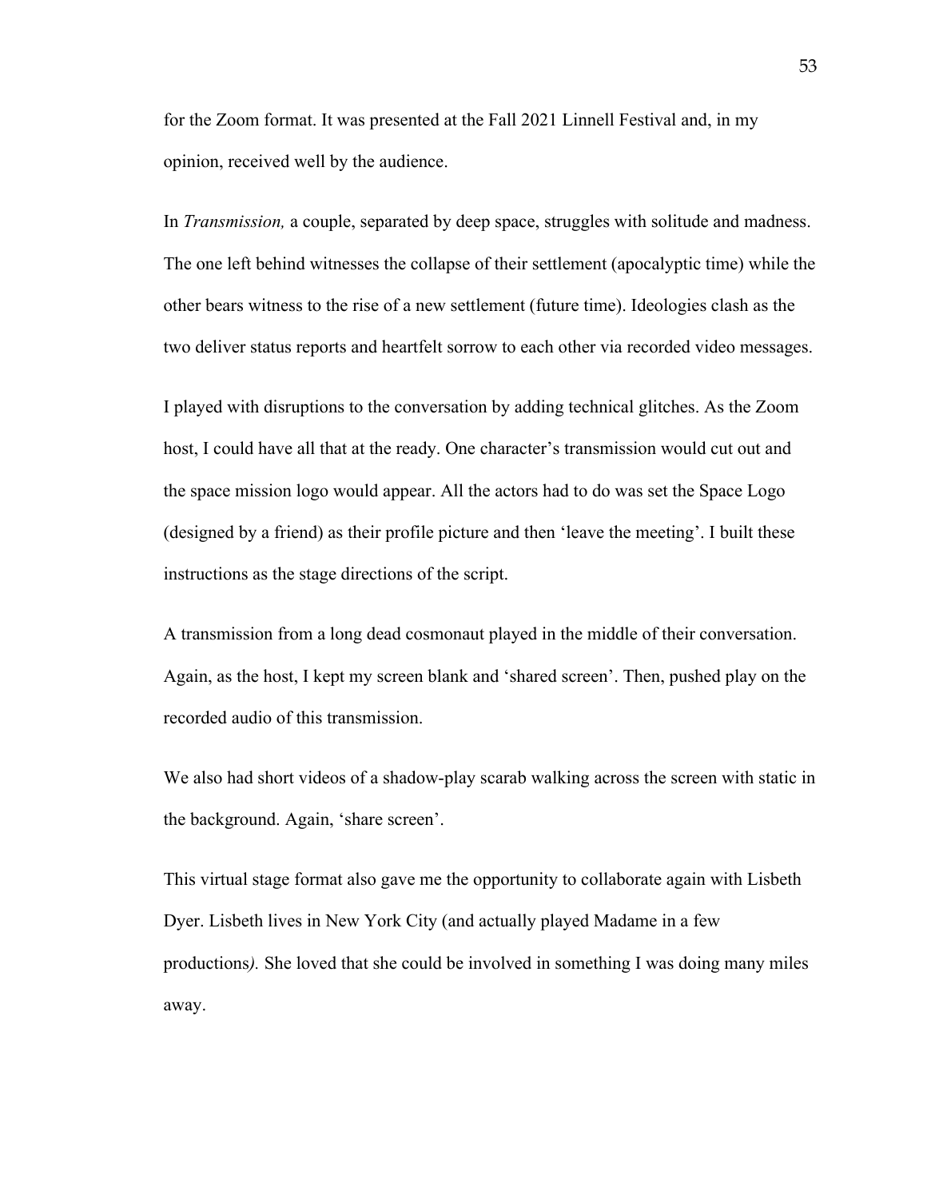for the Zoom format. It was presented at the Fall 2021 Linnell Festival and, in my opinion, received well by the audience.

In *Transmission,* a couple, separated by deep space, struggles with solitude and madness. The one left behind witnesses the collapse of their settlement (apocalyptic time) while the other bears witness to the rise of a new settlement (future time). Ideologies clash as the two deliver status reports and heartfelt sorrow to each other via recorded video messages.

I played with disruptions to the conversation by adding technical glitches. As the Zoom host, I could have all that at the ready. One character's transmission would cut out and the space mission logo would appear. All the actors had to do was set the Space Logo (designed by a friend) as their profile picture and then 'leave the meeting'. I built these instructions as the stage directions of the script.

A transmission from a long dead cosmonaut played in the middle of their conversation. Again, as the host, I kept my screen blank and 'shared screen'. Then, pushed play on the recorded audio of this transmission.

We also had short videos of a shadow-play scarab walking across the screen with static in the background. Again, 'share screen'.

This virtual stage format also gave me the opportunity to collaborate again with Lisbeth Dyer. Lisbeth lives in New York City (and actually played Madame in a few productions*).* She loved that she could be involved in something I was doing many miles away.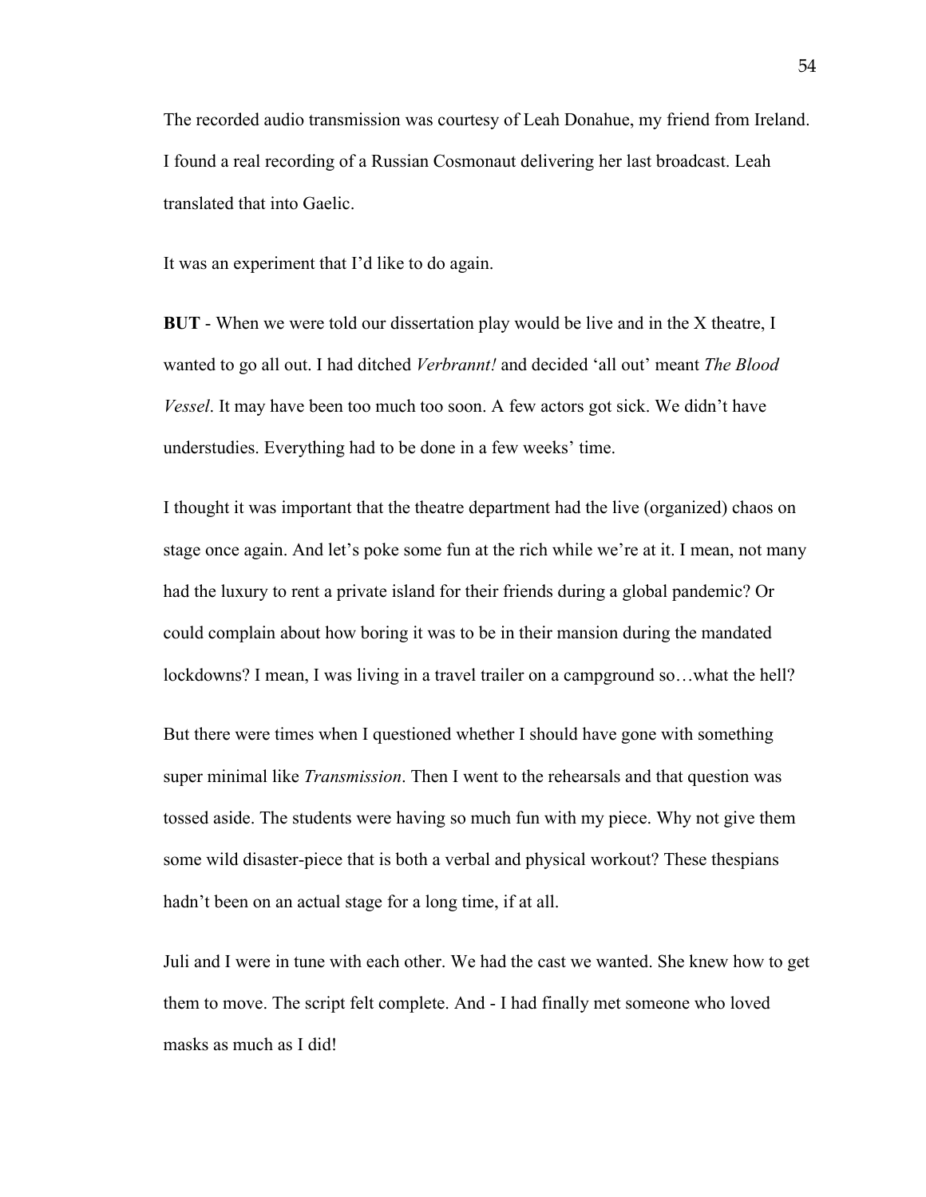The recorded audio transmission was courtesy of Leah Donahue, my friend from Ireland. I found a real recording of a Russian Cosmonaut delivering her last broadcast. Leah translated that into Gaelic.

It was an experiment that I'd like to do again.

**BUT** - When we were told our dissertation play would be live and in the X theatre, I wanted to go all out. I had ditched *Verbrannt!* and decided 'all out' meant *The Blood Vessel*. It may have been too much too soon. A few actors got sick. We didn't have understudies. Everything had to be done in a few weeks' time.

I thought it was important that the theatre department had the live (organized) chaos on stage once again. And let's poke some fun at the rich while we're at it. I mean, not many had the luxury to rent a private island for their friends during a global pandemic? Or could complain about how boring it was to be in their mansion during the mandated lockdowns? I mean, I was living in a travel trailer on a campground so…what the hell?

But there were times when I questioned whether I should have gone with something super minimal like *Transmission*. Then I went to the rehearsals and that question was tossed aside. The students were having so much fun with my piece. Why not give them some wild disaster-piece that is both a verbal and physical workout? These thespians hadn't been on an actual stage for a long time, if at all.

Juli and I were in tune with each other. We had the cast we wanted. She knew how to get them to move. The script felt complete. And - I had finally met someone who loved masks as much as I did!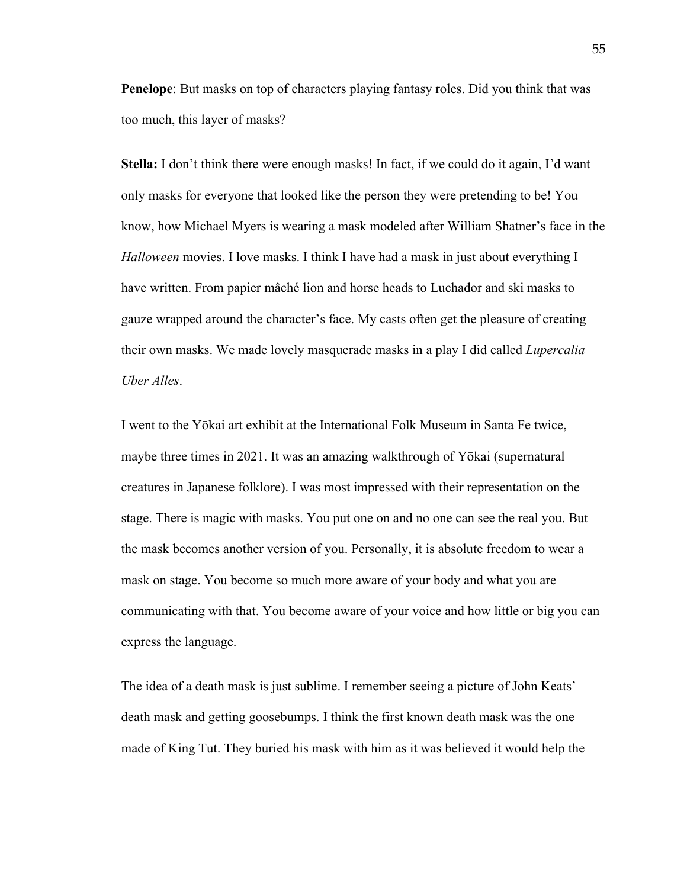**Penelope**: But masks on top of characters playing fantasy roles. Did you think that was too much, this layer of masks?

**Stella:** I don't think there were enough masks! In fact, if we could do it again, I'd want only masks for everyone that looked like the person they were pretending to be! You know, how Michael Myers is wearing a mask modeled after William Shatner's face in the *Halloween* movies. I love masks. I think I have had a mask in just about everything I have written. From papier mâché lion and horse heads to Luchador and ski masks to gauze wrapped around the character's face. My casts often get the pleasure of creating their own masks. We made lovely masquerade masks in a play I did called *Lupercalia Uber Alles*.

I went to the Yōkai art exhibit at the International Folk Museum in Santa Fe twice, maybe three times in 2021. It was an amazing walkthrough of Yōkai (supernatural creatures in Japanese folklore). I was most impressed with their representation on the stage. There is magic with masks. You put one on and no one can see the real you. But the mask becomes another version of you. Personally, it is absolute freedom to wear a mask on stage. You become so much more aware of your body and what you are communicating with that. You become aware of your voice and how little or big you can express the language.

The idea of a death mask is just sublime. I remember seeing a picture of John Keats' death mask and getting goosebumps. I think the first known death mask was the one made of King Tut. They buried his mask with him as it was believed it would help the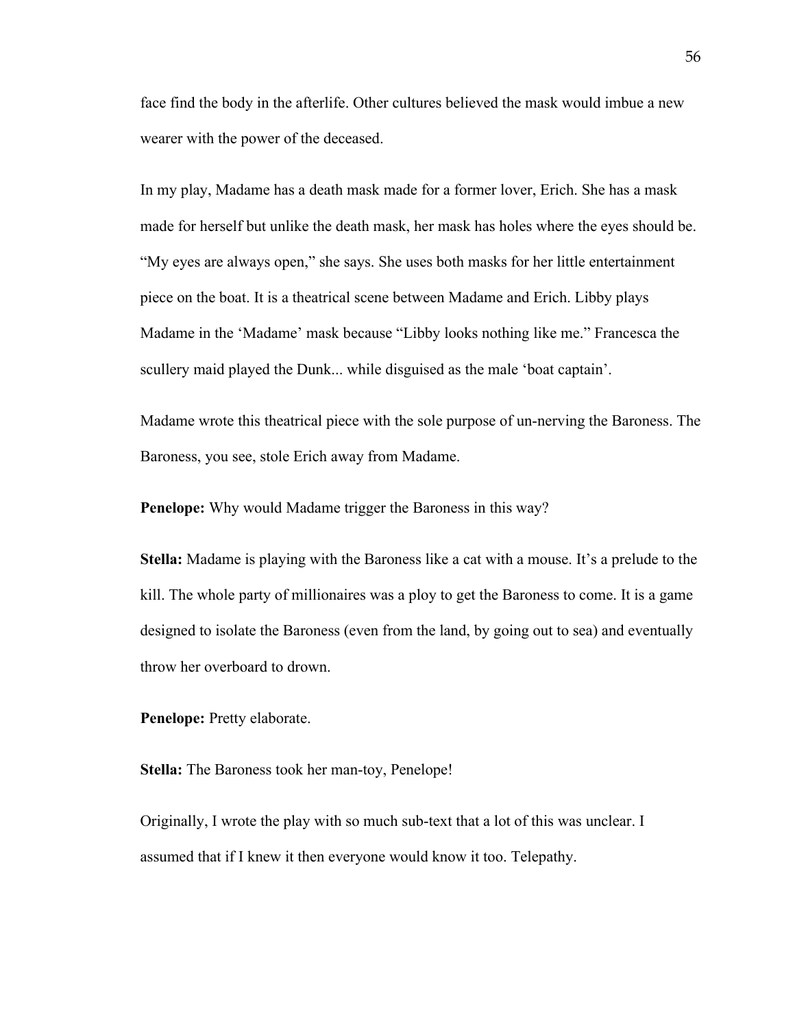face find the body in the afterlife. Other cultures believed the mask would imbue a new wearer with the power of the deceased.

In my play, Madame has a death mask made for a former lover, Erich. She has a mask made for herself but unlike the death mask, her mask has holes where the eyes should be. "My eyes are always open," she says. She uses both masks for her little entertainment piece on the boat. It is a theatrical scene between Madame and Erich. Libby plays Madame in the 'Madame' mask because "Libby looks nothing like me." Francesca the scullery maid played the Dunk... while disguised as the male 'boat captain'.

Madame wrote this theatrical piece with the sole purpose of un-nerving the Baroness. The Baroness, you see, stole Erich away from Madame.

**Penelope:** Why would Madame trigger the Baroness in this way?

**Stella:** Madame is playing with the Baroness like a cat with a mouse. It's a prelude to the kill. The whole party of millionaires was a ploy to get the Baroness to come. It is a game designed to isolate the Baroness (even from the land, by going out to sea) and eventually throw her overboard to drown.

**Penelope:** Pretty elaborate.

**Stella:** The Baroness took her man-toy, Penelope!

Originally, I wrote the play with so much sub-text that a lot of this was unclear. I assumed that if I knew it then everyone would know it too. Telepathy.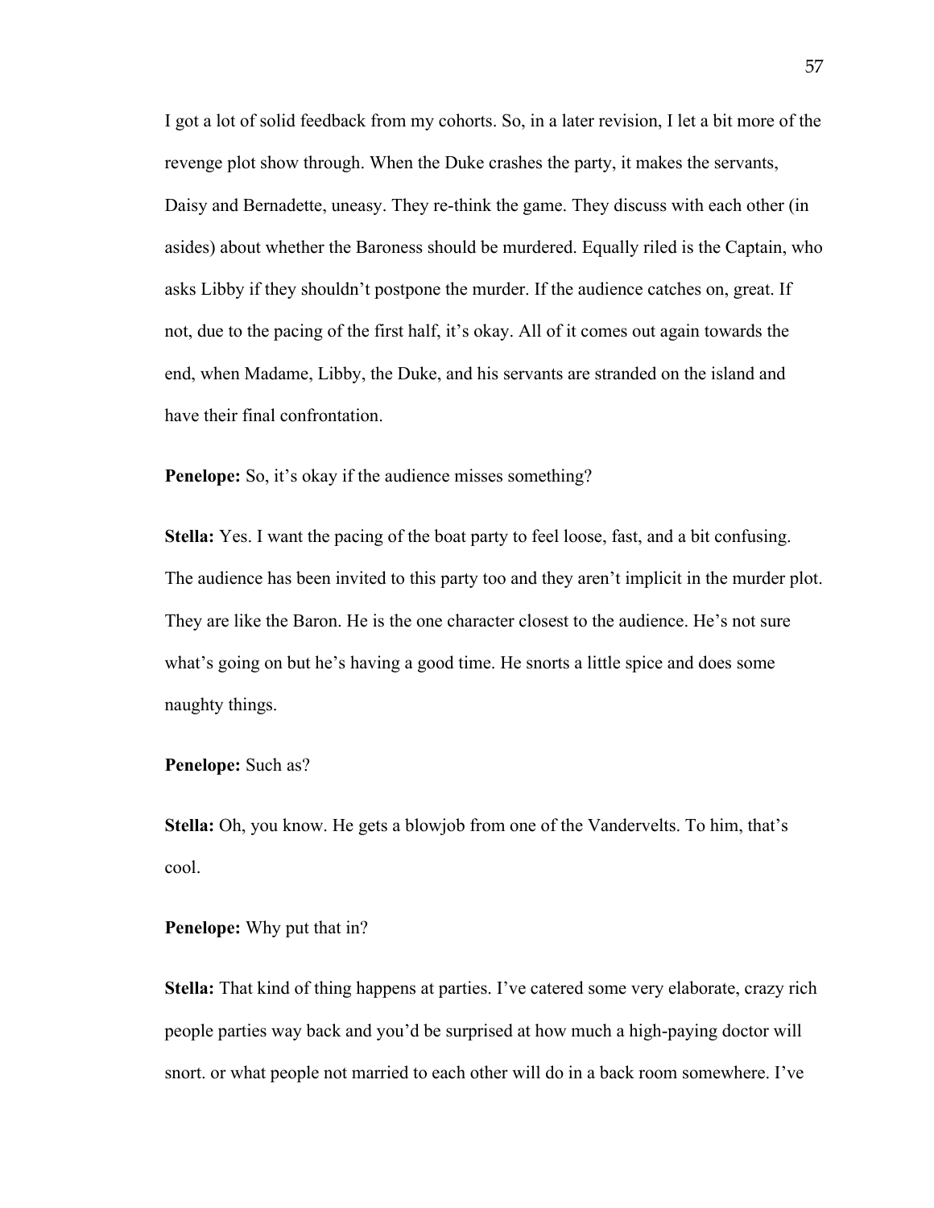I got a lot of solid feedback from my cohorts. So, in a later revision, I let a bit more of the revenge plot show through. When the Duke crashes the party, it makes the servants, Daisy and Bernadette, uneasy. They re-think the game. They discuss with each other (in asides) about whether the Baroness should be murdered. Equally riled is the Captain, who asks Libby if they shouldn't postpone the murder. If the audience catches on, great. If not, due to the pacing of the first half, it's okay. All of it comes out again towards the end, when Madame, Libby, the Duke, and his servants are stranded on the island and have their final confrontation.

**Penelope:** So, it's okay if the audience misses something?

**Stella:** Yes. I want the pacing of the boat party to feel loose, fast, and a bit confusing. The audience has been invited to this party too and they aren't implicit in the murder plot. They are like the Baron. He is the one character closest to the audience. He's not sure what's going on but he's having a good time. He snorts a little spice and does some naughty things.

**Penelope:** Such as?

**Stella:** Oh, you know. He gets a blowjob from one of the Vandervelts. To him, that's cool.

**Penelope:** Why put that in?

**Stella:** That kind of thing happens at parties. I've catered some very elaborate, crazy rich people parties way back and you'd be surprised at how much a high-paying doctor will snort. or what people not married to each other will do in a back room somewhere. I've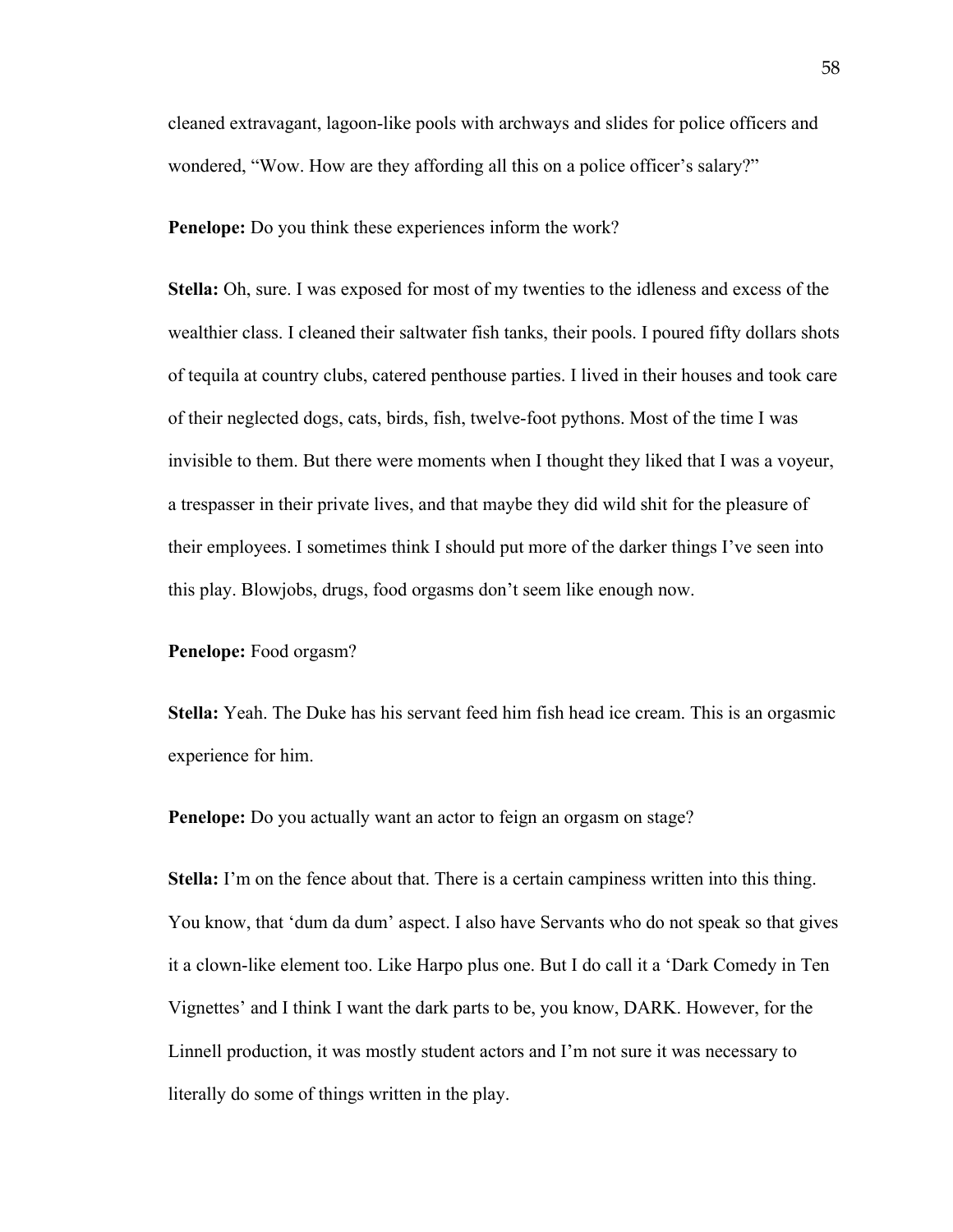cleaned extravagant, lagoon-like pools with archways and slides for police officers and wondered, "Wow. How are they affording all this on a police officer's salary?"

**Penelope:** Do you think these experiences inform the work?

**Stella:** Oh, sure. I was exposed for most of my twenties to the idleness and excess of the wealthier class. I cleaned their saltwater fish tanks, their pools. I poured fifty dollars shots of tequila at country clubs, catered penthouse parties. I lived in their houses and took care of their neglected dogs, cats, birds, fish, twelve-foot pythons. Most of the time I was invisible to them. But there were moments when I thought they liked that I was a voyeur, a trespasser in their private lives, and that maybe they did wild shit for the pleasure of their employees. I sometimes think I should put more of the darker things I've seen into this play. Blowjobs, drugs, food orgasms don't seem like enough now.

**Penelope:** Food orgasm?

**Stella:** Yeah. The Duke has his servant feed him fish head ice cream. This is an orgasmic experience for him.

**Penelope:** Do you actually want an actor to feign an orgasm on stage?

**Stella:** I'm on the fence about that. There is a certain campiness written into this thing. You know, that 'dum da dum' aspect. I also have Servants who do not speak so that gives it a clown-like element too. Like Harpo plus one. But I do call it a 'Dark Comedy in Ten Vignettes' and I think I want the dark parts to be, you know, DARK. However, for the Linnell production, it was mostly student actors and I'm not sure it was necessary to literally do some of things written in the play.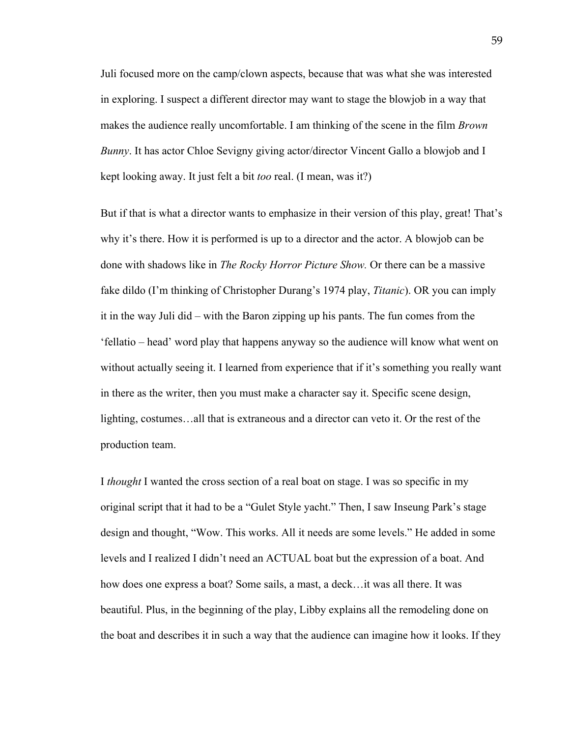Juli focused more on the camp/clown aspects, because that was what she was interested in exploring. I suspect a different director may want to stage the blowjob in a way that makes the audience really uncomfortable. I am thinking of the scene in the film *Brown Bunny*. It has actor Chloe Sevigny giving actor/director Vincent Gallo a blowjob and I kept looking away. It just felt a bit *too* real. (I mean, was it?)

But if that is what a director wants to emphasize in their version of this play, great! That's why it's there. How it is performed is up to a director and the actor. A blowjob can be done with shadows like in *The Rocky Horror Picture Show.* Or there can be a massive fake dildo (I'm thinking of Christopher Durang's 1974 play, *Titanic*). OR you can imply it in the way Juli did – with the Baron zipping up his pants. The fun comes from the 'fellatio – head' word play that happens anyway so the audience will know what went on without actually seeing it. I learned from experience that if it's something you really want in there as the writer, then you must make a character say it. Specific scene design, lighting, costumes…all that is extraneous and a director can veto it. Or the rest of the production team.

I *thought* I wanted the cross section of a real boat on stage. I was so specific in my original script that it had to be a "Gulet Style yacht." Then, I saw Inseung Park's stage design and thought, "Wow. This works. All it needs are some levels." He added in some levels and I realized I didn't need an ACTUAL boat but the expression of a boat. And how does one express a boat? Some sails, a mast, a deck…it was all there. It was beautiful. Plus, in the beginning of the play, Libby explains all the remodeling done on the boat and describes it in such a way that the audience can imagine how it looks. If they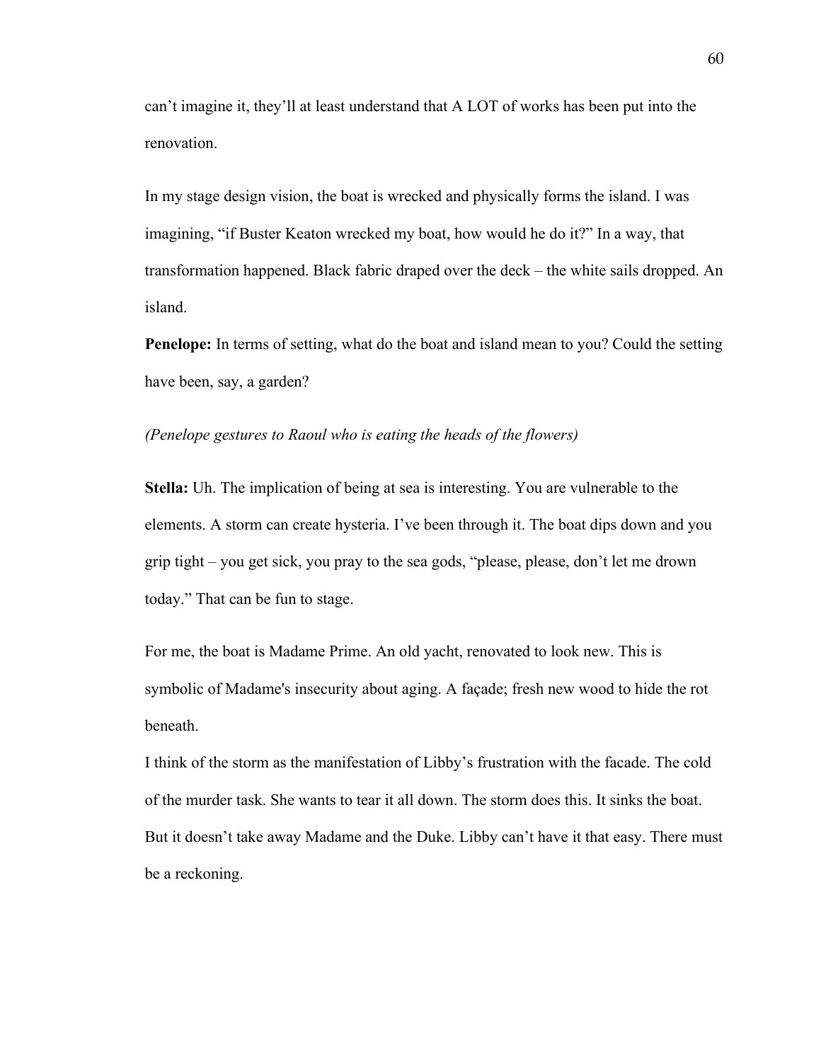can't imagine it, they'll at least understand that A LOT of works has been put into the renovation.

In my stage design vision, the boat is wrecked and physically forms the island. I was imagining, "if Buster Keaton wrecked my boat, how would he do it?" In a way, that transformation happened. Black fabric draped over the deck – the white sails dropped. An island.

**Penelope:** In terms of setting, what do the boat and island mean to you? Could the setting have been, say, a garden?

*(Penelope gestures to Raoul who is eating the heads of the flowers)*

**Stella:** Uh. The implication of being at sea is interesting. You are vulnerable to the elements. A storm can create hysteria. I've been through it. The boat dips down and you grip tight – you get sick, you pray to the sea gods, "please, please, don't let me drown today." That can be fun to stage.

For me, the boat is Madame Prime. An old yacht, renovated to look new. This is symbolic of Madame's insecurity about aging. A façade; fresh new wood to hide the rot beneath.

I think of the storm as the manifestation of Libby's frustration with the facade. The cold of the murder task. She wants to tear it all down. The storm does this. It sinks the boat. But it doesn't take away Madame and the Duke. Libby can't have it that easy. There must be a reckoning.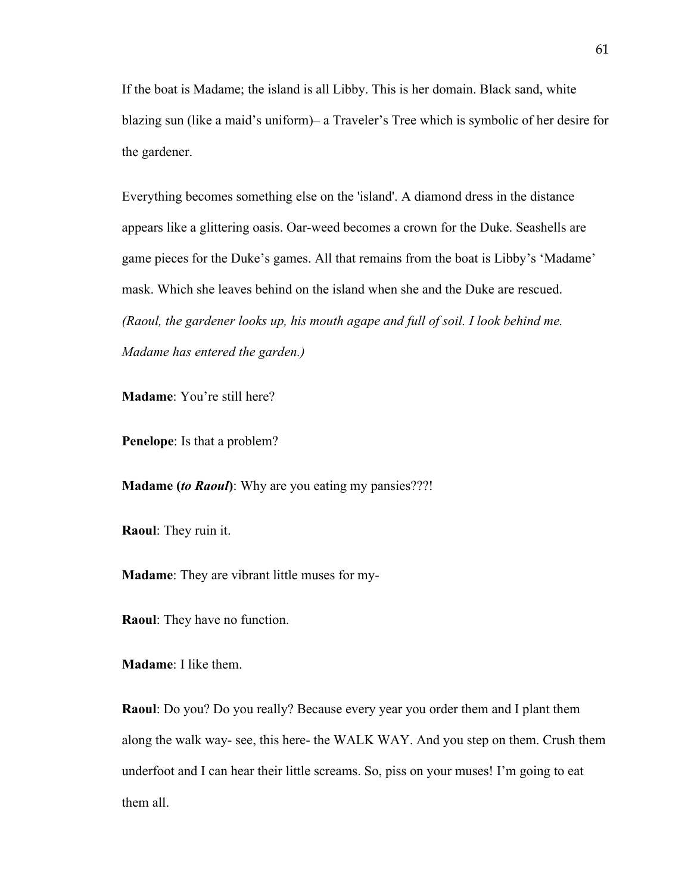If the boat is Madame; the island is all Libby. This is her domain. Black sand, white blazing sun (like a maid's uniform)– a Traveler's Tree which is symbolic of her desire for the gardener.

Everything becomes something else on the 'island'. A diamond dress in the distance appears like a glittering oasis. Oar-weed becomes a crown for the Duke. Seashells are game pieces for the Duke's games. All that remains from the boat is Libby's 'Madame' mask. Which she leaves behind on the island when she and the Duke are rescued. *(Raoul, the gardener looks up, his mouth agape and full of soil. I look behind me. Madame has entered the garden.)*

**Madame**: You're still here?

**Penelope**: Is that a problem?

**Madame (*to Raoul*)**: Why are you eating my pansies???!

**Raoul**: They ruin it.

**Madame**: They are vibrant little muses for my-

**Raoul**: They have no function.

**Madame**: I like them.

**Raoul**: Do you? Do you really? Because every year you order them and I plant them along the walk way- see, this here- the WALK WAY. And you step on them. Crush them underfoot and I can hear their little screams. So, piss on your muses! I'm going to eat them all.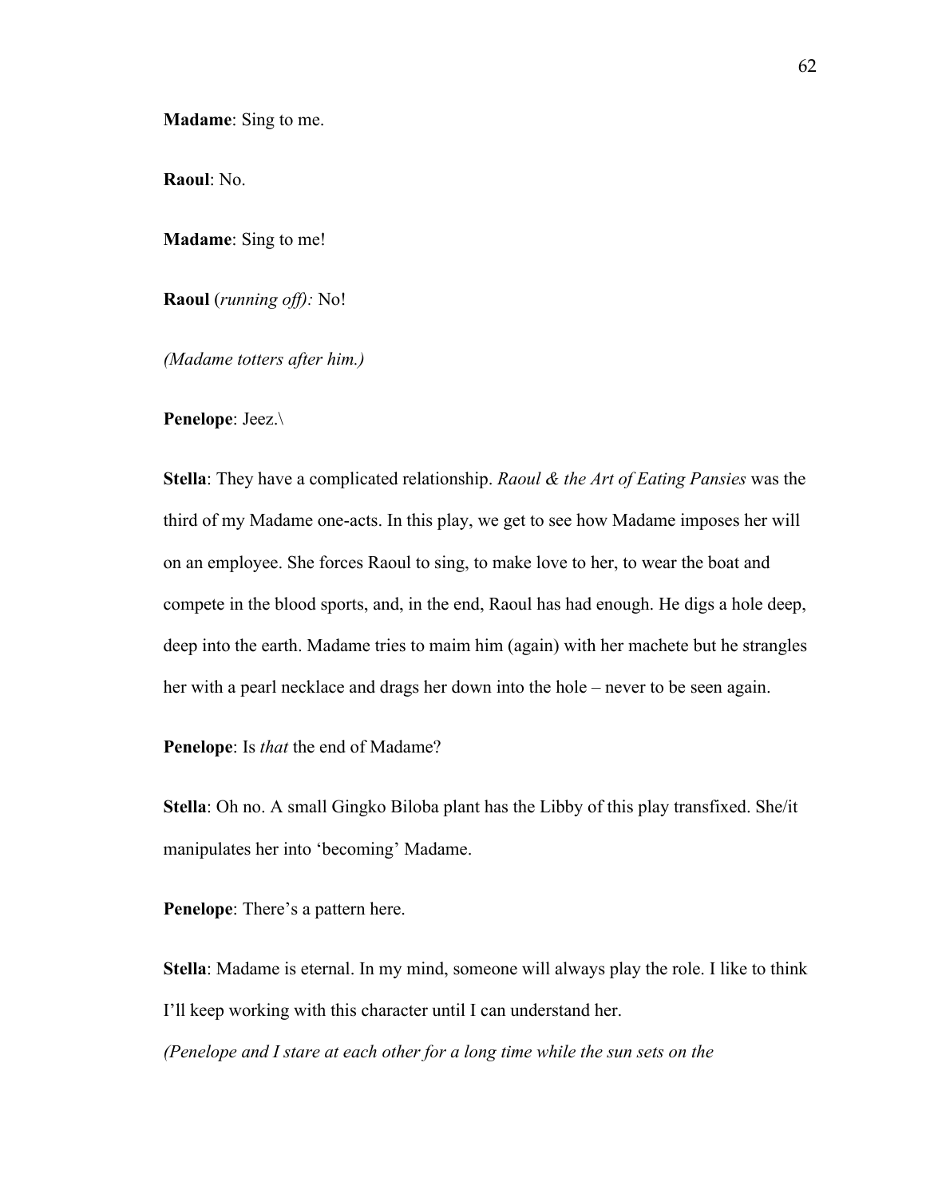**Madame**: Sing to me.

**Raoul**: No.

**Madame**: Sing to me!

**Raoul** (*running off*)*:* No!

*(Madame totters after him.)*

**Penelope**: Jeez.\

**Stella**: They have a complicated relationship. *Raoul & the Art of Eating Pansies* was the third of my Madame one-acts. In this play, we get to see how Madame imposes her will on an employee. She forces Raoul to sing, to make love to her, to wear the boat and compete in the blood sports, and, in the end, Raoul has had enough. He digs a hole deep, deep into the earth. Madame tries to maim him (again) with her machete but he strangles her with a pearl necklace and drags her down into the hole – never to be seen again.

**Penelope**: Is *that* the end of Madame?

**Stella**: Oh no. A small Gingko Biloba plant has the Libby of this play transfixed. She/it manipulates her into 'becoming' Madame.

**Penelope**: There's a pattern here.

**Stella**: Madame is eternal. In my mind, someone will always play the role. I like to think I'll keep working with this character until I can understand her.

*(Penelope and I stare at each other for a long time while the sun sets on the*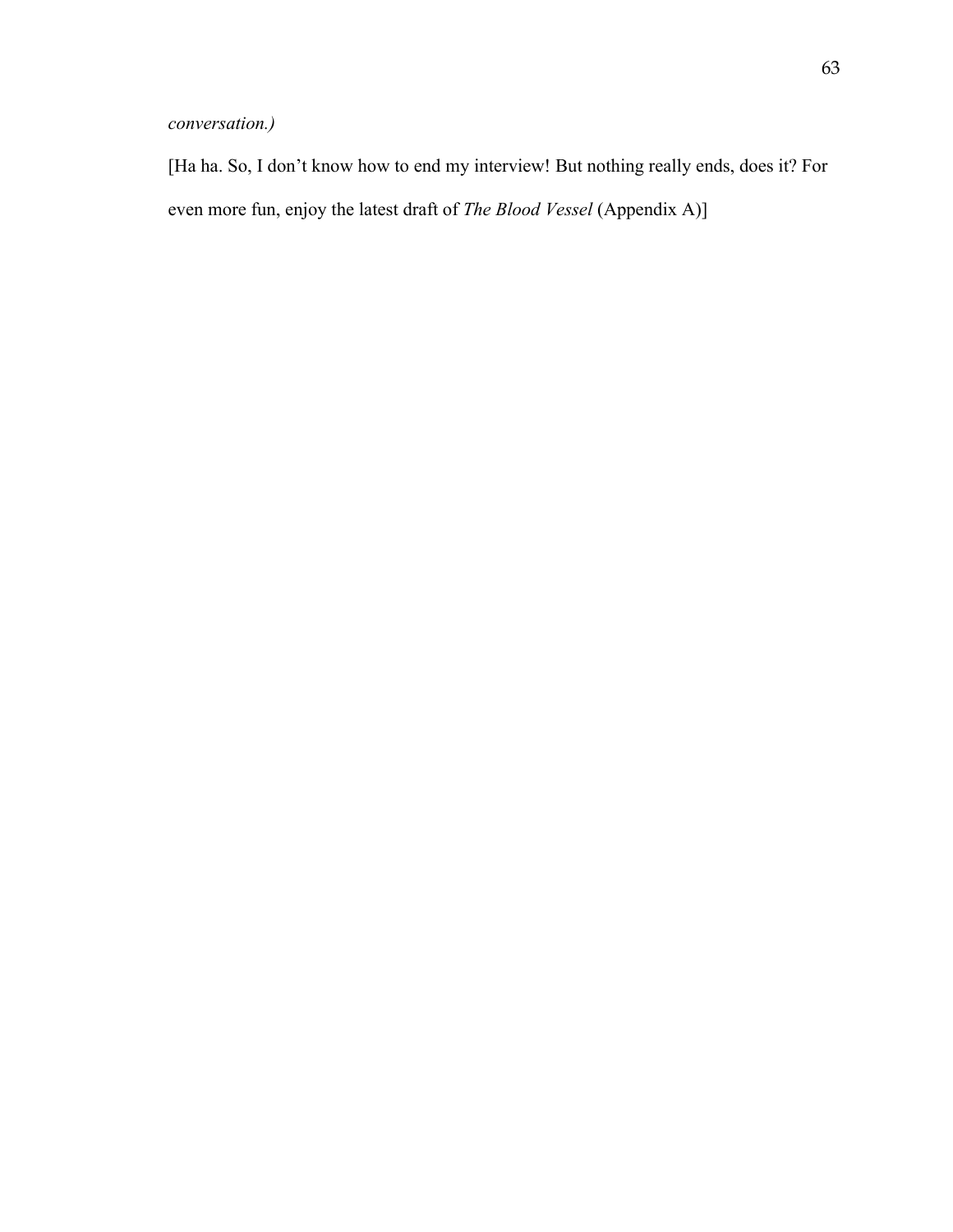*conversation.)*

[Ha ha. So, I don't know how to end my interview! But nothing really ends, does it? For even more fun, enjoy the latest draft of *The Blood Vessel* (Appendix A)]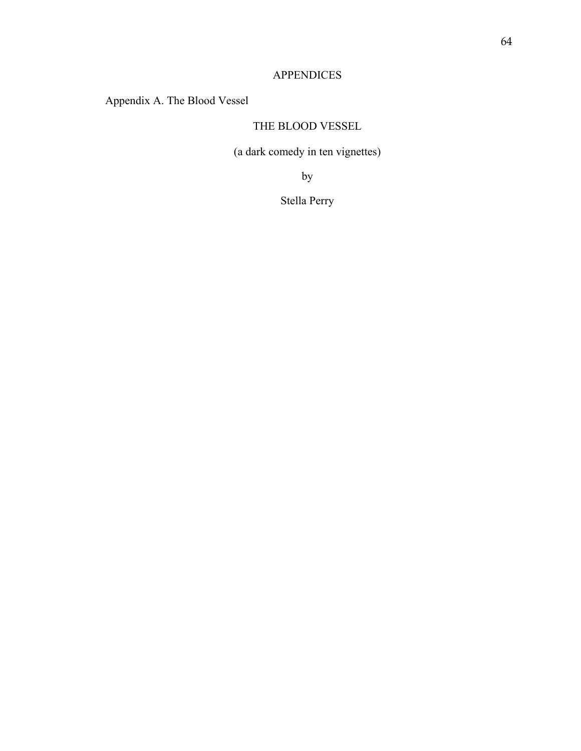# APPENDICES

## Appendix A. The Blood Vessel

THE BLOOD VESSEL

(a dark comedy in ten vignettes)

by

Stella Perry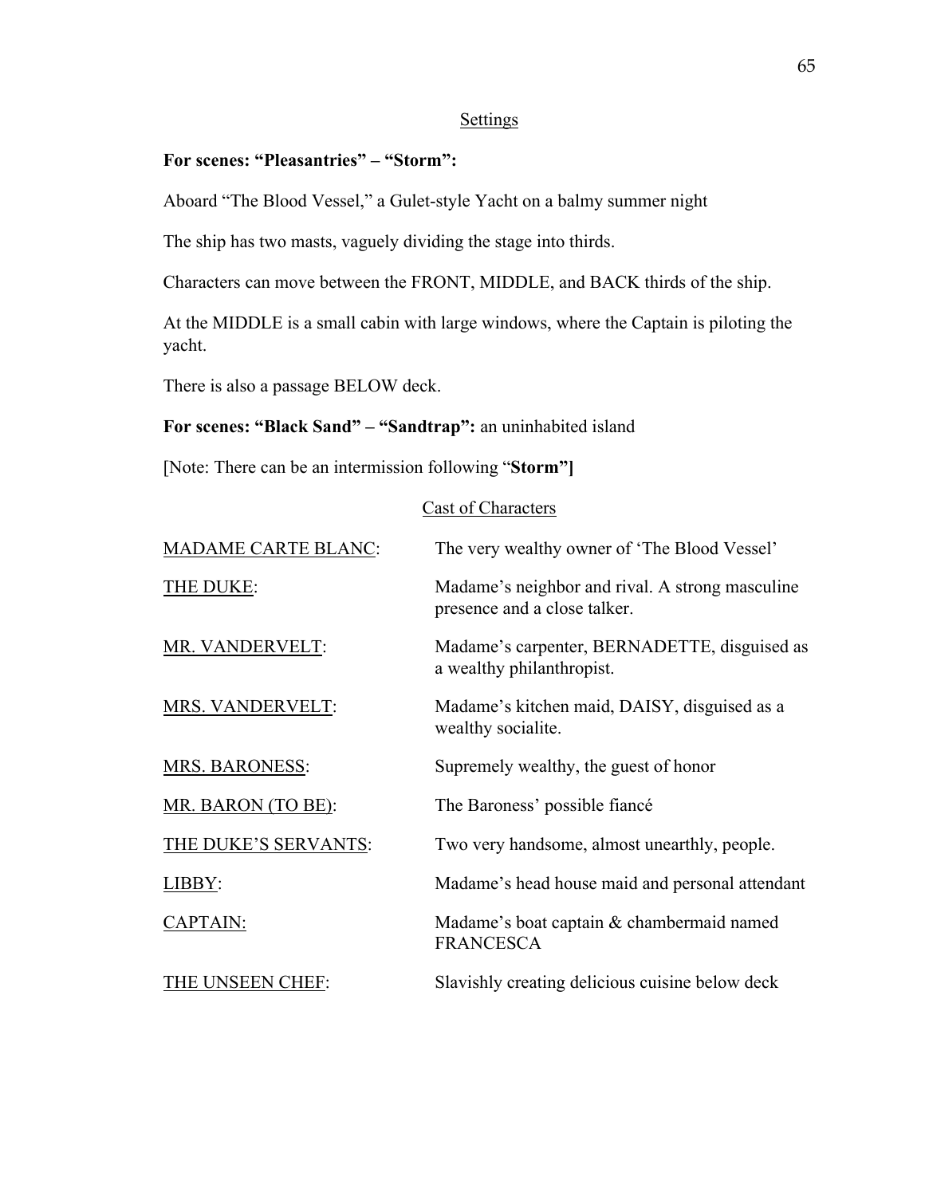## Settings

**For scenes: "Pleasantries" – "Storm":**

Aboard "The Blood Vessel," a Gulet-style Yacht on a balmy summer night

The ship has two masts, vaguely dividing the stage into thirds.

Characters can move between the FRONT, MIDDLE, and BACK thirds of the ship.

At the MIDDLE is a small cabin with large windows, where the Captain is piloting the yacht.

There is also a passage BELOW deck.

**For scenes: "Black Sand" – "Sandtrap":** an uninhabited island

[Note: There can be an intermission following "**Storm"]**

## Cast of Characters

| | |
|---|---|
| MADAME CARTE BLANC: | The very wealthy owner of 'The Blood Vessel' |
| THE DUKE: | Madame's neighbor and rival. A strong masculine presence and a close talker. |
| MR. VANDERVELT: | Madame's carpenter, BERNADETTE, disguised as a wealthy philanthropist. |
| MRS. VANDERVELT: | Madame's kitchen maid, DAISY, disguised as a wealthy socialite. |
| MRS. BARONESS: | Supremely wealthy, the guest of honor |
| MR. BARON (TO BE): | The Baroness' possible fiancé |
| THE DUKE'S SERVANTS: | Two very handsome, almost unearthly, people. |
| LIBBY: | Madame's head house maid and personal attendant |
| CAPTAIN: | Madame's boat captain & chambermaid named FRANCESCA |
| THE UNSEEN CHEF: | Slavishly creating delicious cuisine below deck |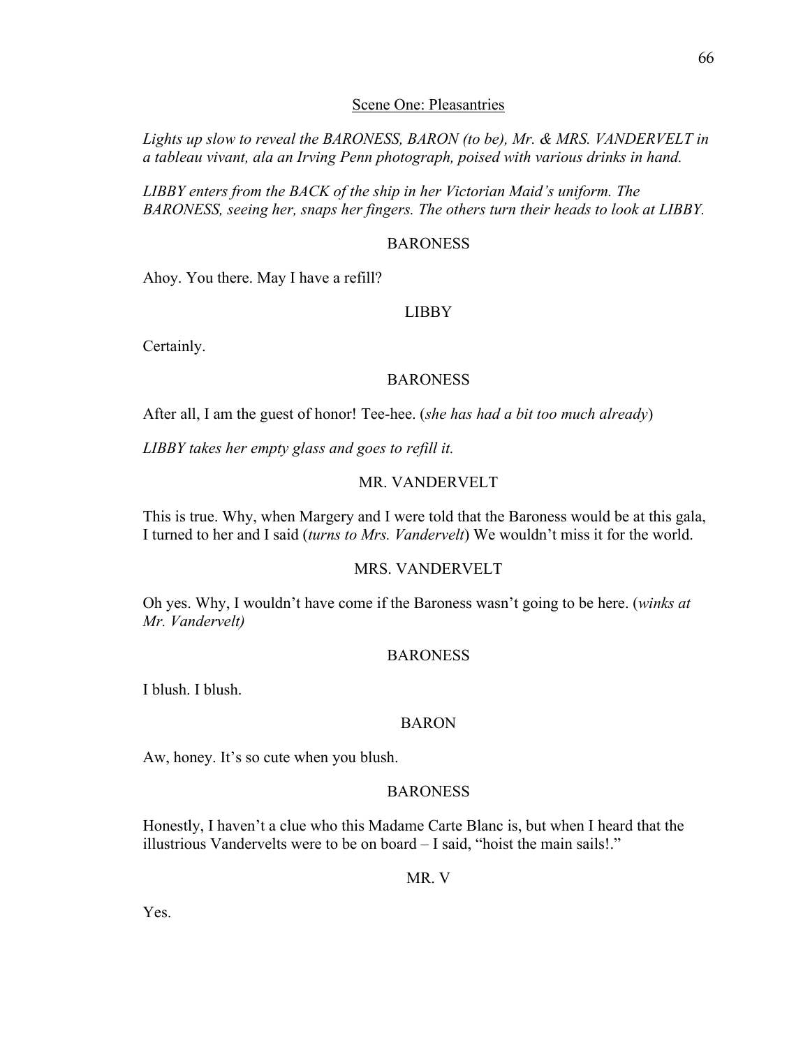Scene One: Pleasantries

*Lights up slow to reveal the BARONESS, BARON (to be), Mr. & MRS. VANDERVELT in a tableau vivant, ala an Irving Penn photograph, poised with various drinks in hand.*

*LIBBY enters from the BACK of the ship in her Victorian Maid's uniform. The BARONESS, seeing her, snaps her fingers. The others turn their heads to look at LIBBY.*

BARONESS

Ahoy. You there. May I have a refill?

LIBBY

Certainly.

BARONESS

After all, I am the guest of honor! Tee-hee. (*she has had a bit too much already*)

*LIBBY takes her empty glass and goes to refill it.*

MR. VANDERVELT

This is true. Why, when Margery and I were told that the Baroness would be at this gala, I turned to her and I said (*turns to Mrs. Vandervelt*) We wouldn't miss it for the world.

MRS. VANDERVELT

Oh yes. Why, I wouldn't have come if the Baroness wasn't going to be here. (*winks at Mr. Vandervelt)*

BARONESS

I blush. I blush.

BARON

Aw, honey. It's so cute when you blush.

BARONESS

Honestly, I haven't a clue who this Madame Carte Blanc is, but when I heard that the illustrious Vandervelts were to be on board – I said, "hoist the main sails!."

MR. V

Yes.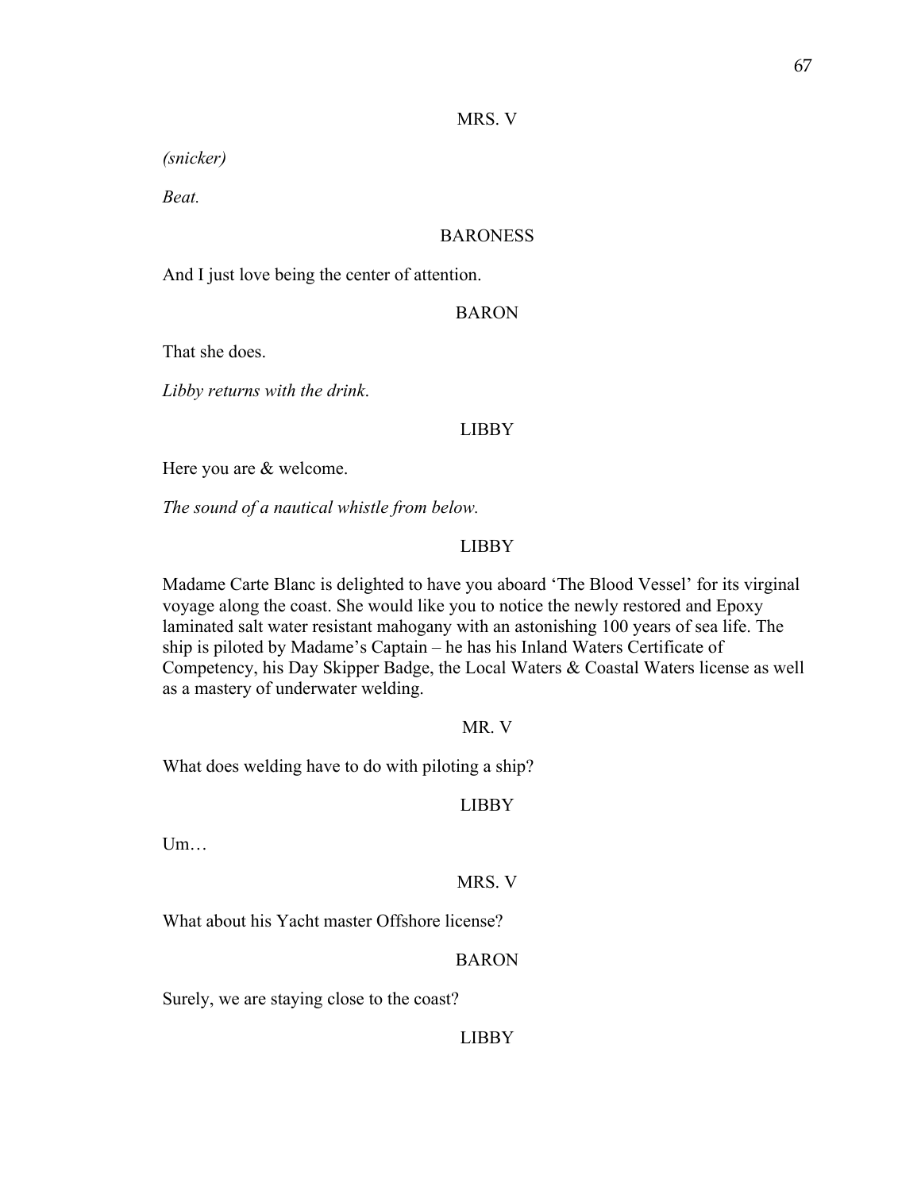MRS. V

*(snicker)*

*Beat.*

BARONESS

And I just love being the center of attention.

BARON

That she does.

*Libby returns with the drink.*

LIBBY

Here you are & welcome.

*The sound of a nautical whistle from below.*

LIBBY

Madame Carte Blanc is delighted to have you aboard 'The Blood Vessel' for its virginal voyage along the coast. She would like you to notice the newly restored and Epoxy laminated salt water resistant mahogany with an astonishing 100 years of sea life. The ship is piloted by Madame's Captain – he has his Inland Waters Certificate of Competency, his Day Skipper Badge, the Local Waters & Coastal Waters license as well as a mastery of underwater welding.

MR. V

What does welding have to do with piloting a ship?

LIBBY

Um…

MRS. V

What about his Yacht master Offshore license?

BARON

Surely, we are staying close to the coast?

LIBBY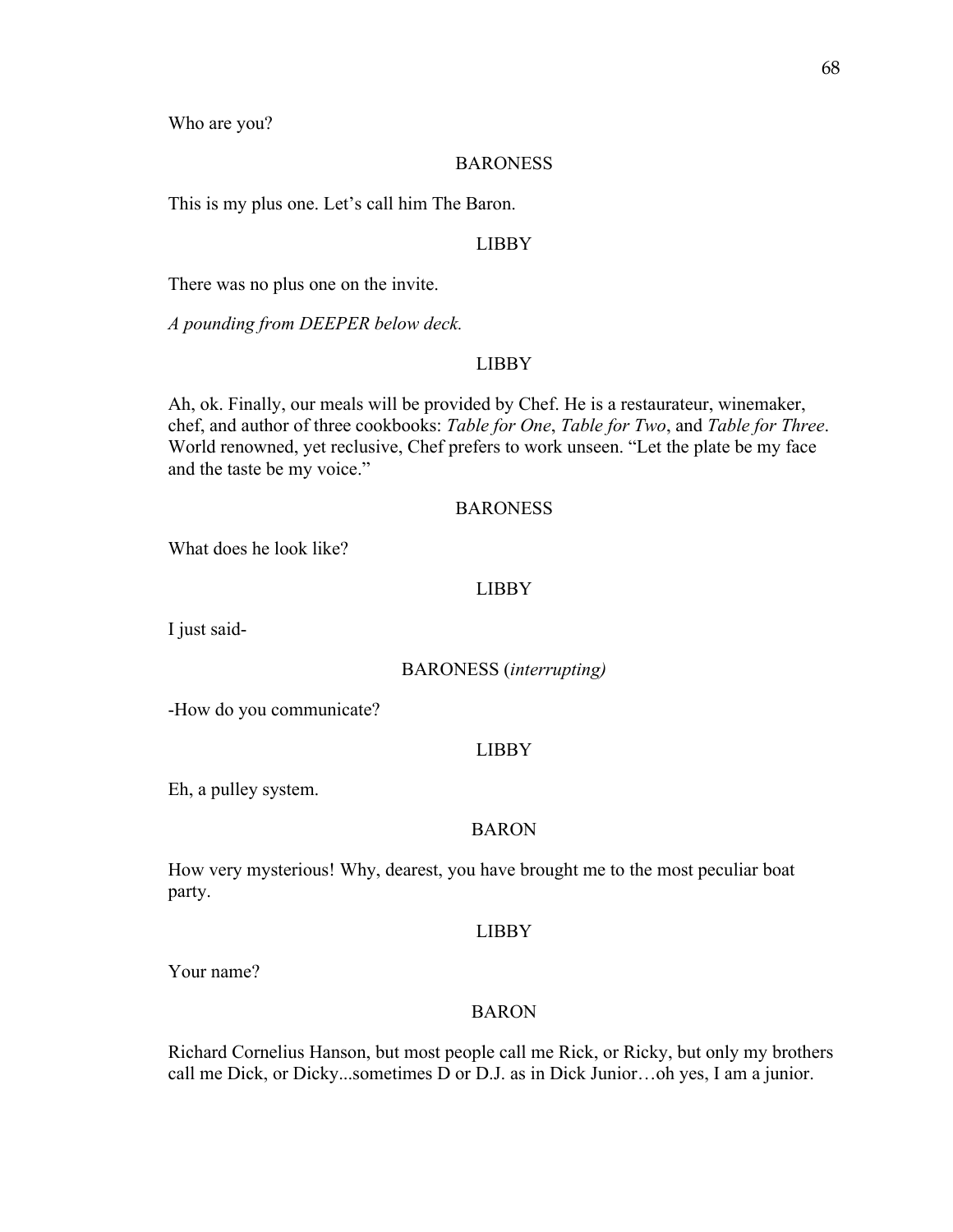Who are you?

BARONESS

This is my plus one. Let's call him The Baron.

LIBBY

There was no plus one on the invite.

*A pounding from DEEPER below deck.*

LIBBY

Ah, ok. Finally, our meals will be provided by Chef. He is a restaurateur, winemaker, chef, and author of three cookbooks: *Table for One*, *Table for Two*, and *Table for Three*. World renowned, yet reclusive, Chef prefers to work unseen. "Let the plate be my face and the taste be my voice."

BARONESS

What does he look like?

LIBBY

I just said-

BARONESS (*interrupting)*

-How do you communicate?

LIBBY

Eh, a pulley system.

BARON

How very mysterious! Why, dearest, you have brought me to the most peculiar boat party.

LIBBY

Your name?

BARON

Richard Cornelius Hanson, but most people call me Rick, or Ricky, but only my brothers call me Dick, or Dicky...sometimes D or D.J. as in Dick Junior…oh yes, I am a junior.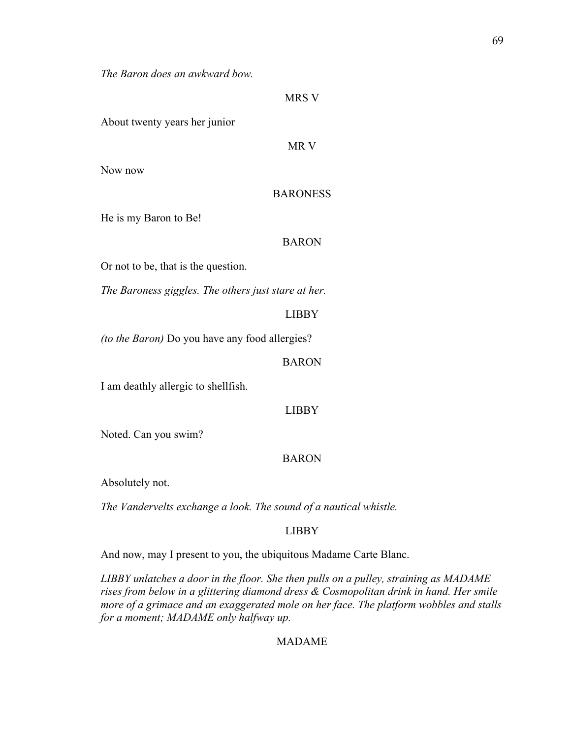*The Baron does an awkward bow.*

MRS V

About twenty years her junior

MR V

Now now

BARONESS

He is my Baron to Be!

BARON

Or not to be, that is the question.

*The Baroness giggles. The others just stare at her.*

LIBBY

*(to the Baron)* Do you have any food allergies?

BARON

I am deathly allergic to shellfish.

LIBBY

Noted. Can you swim?

BARON

Absolutely not.

*The Vandervelts exchange a look. The sound of a nautical whistle.*

LIBBY

And now, may I present to you, the ubiquitous Madame Carte Blanc.

*LIBBY unlatches a door in the floor. She then pulls on a pulley, straining as MADAME rises from below in a glittering diamond dress & Cosmopolitan drink in hand. Her smile more of a grimace and an exaggerated mole on her face. The platform wobbles and stalls for a moment; MADAME only halfway up.*

MADAME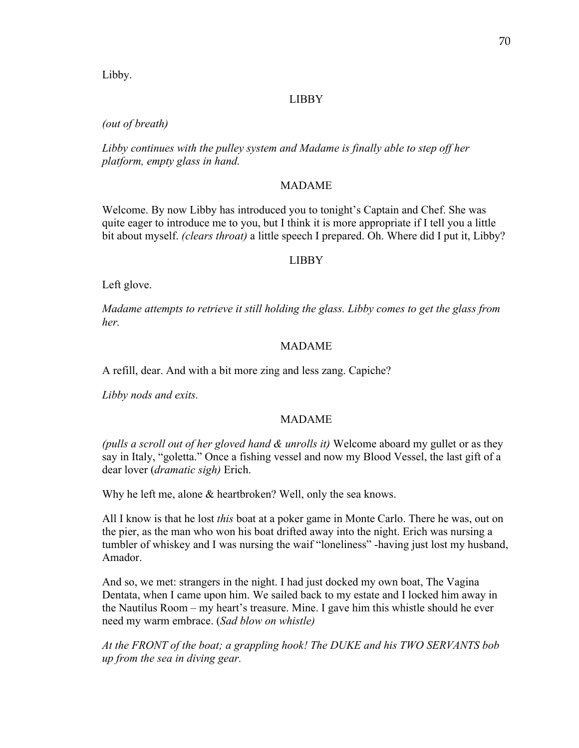Libby.

LIBBY

*(out of breath)*

*Libby continues with the pulley system and Madame is finally able to step off her platform, empty glass in hand.*

MADAME

Welcome. By now Libby has introduced you to tonight's Captain and Chef. She was quite eager to introduce me to you, but I think it is more appropriate if I tell you a little bit about myself. *(clears throat)* a little speech I prepared. Oh. Where did I put it, Libby?

LIBBY

Left glove.

*Madame attempts to retrieve it still holding the glass. Libby comes to get the glass from her.*

MADAME

A refill, dear. And with a bit more zing and less zang. Capiche?

*Libby nods and exits.*

MADAME

*(pulls a scroll out of her gloved hand & unrolls it)* Welcome aboard my gullet or as they say in Italy, "goletta." Once a fishing vessel and now my Blood Vessel, the last gift of a dear lover (*dramatic sigh)* Erich.

Why he left me, alone & heartbroken? Well, only the sea knows.

All I know is that he lost *this* boat at a poker game in Monte Carlo. There he was, out on the pier, as the man who won his boat drifted away into the night. Erich was nursing a tumbler of whiskey and I was nursing the waif "loneliness" -having just lost my husband, Amador.

And so, we met: strangers in the night. I had just docked my own boat, The Vagina Dentata, when I came upon him. We sailed back to my estate and I locked him away in the Nautilus Room – my heart's treasure. Mine. I gave him this whistle should he ever need my warm embrace. (*Sad blow on whistle)*

*At the FRONT of the boat; a grappling hook! The DUKE and his TWO SERVANTS bob up from the sea in diving gear.*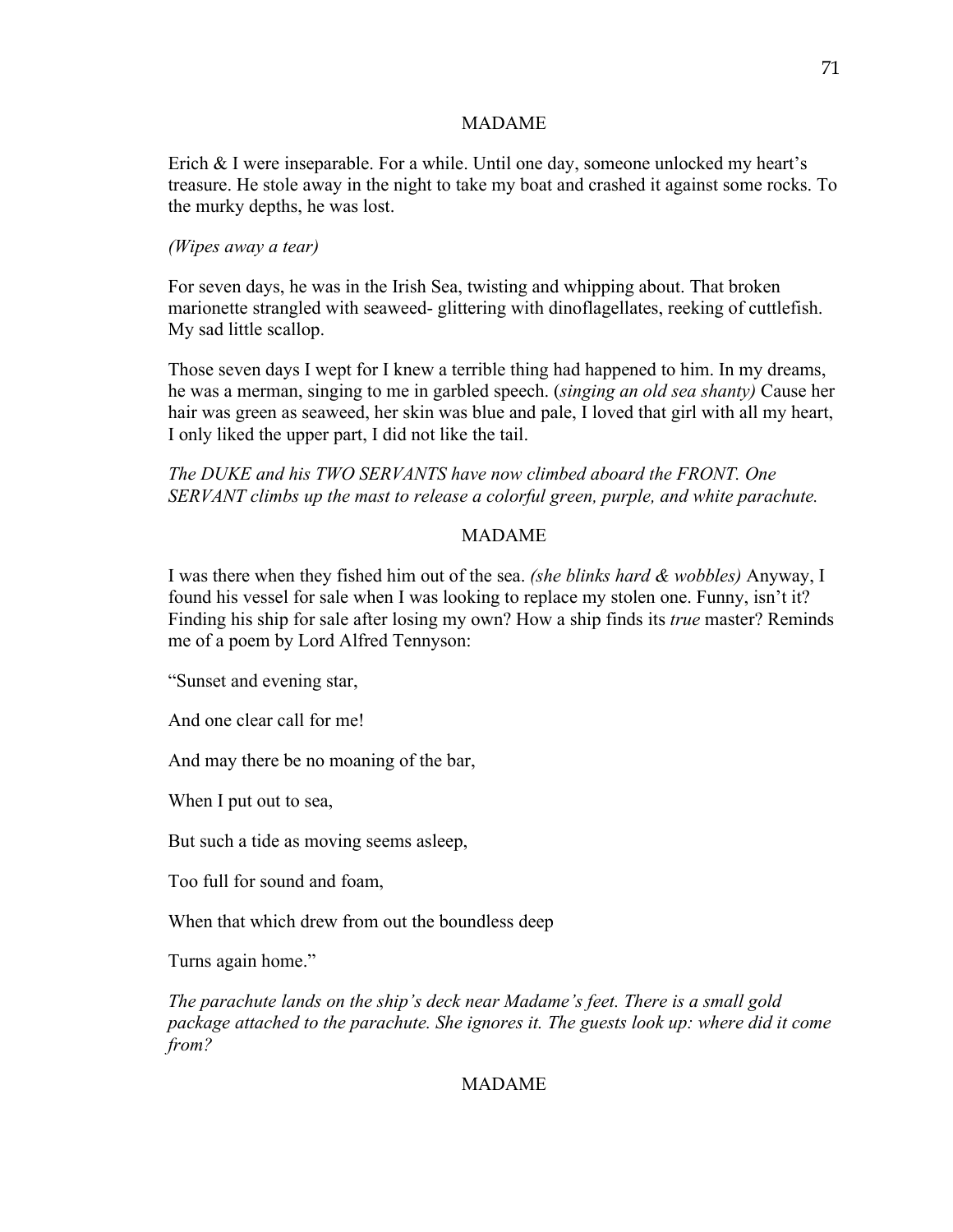MADAME

Erich & I were inseparable. For a while. Until one day, someone unlocked my heart's treasure. He stole away in the night to take my boat and crashed it against some rocks. To the murky depths, he was lost.

*(Wipes away a tear)*

For seven days, he was in the Irish Sea, twisting and whipping about. That broken marionette strangled with seaweed- glittering with dinoflagellates, reeking of cuttlefish. My sad little scallop.

Those seven days I wept for I knew a terrible thing had happened to him. In my dreams, he was a merman, singing to me in garbled speech. (*singing an old sea shanty)* Cause her hair was green as seaweed, her skin was blue and pale, I loved that girl with all my heart, I only liked the upper part, I did not like the tail.

*The DUKE and his TWO SERVANTS have now climbed aboard the FRONT. One SERVANT climbs up the mast to release a colorful green, purple, and white parachute.*

MADAME

I was there when they fished him out of the sea. *(she blinks hard & wobbles)* Anyway, I found his vessel for sale when I was looking to replace my stolen one. Funny, isn't it? Finding his ship for sale after losing my own? How a ship finds its *true* master? Reminds me of a poem by Lord Alfred Tennyson:

"Sunset and evening star,

And one clear call for me!

And may there be no moaning of the bar,

When I put out to sea,

But such a tide as moving seems asleep,

Too full for sound and foam,

When that which drew from out the boundless deep

Turns again home."

*The parachute lands on the ship's deck near Madame's feet. There is a small gold package attached to the parachute. She ignores it. The guests look up: where did it come from?*

MADAME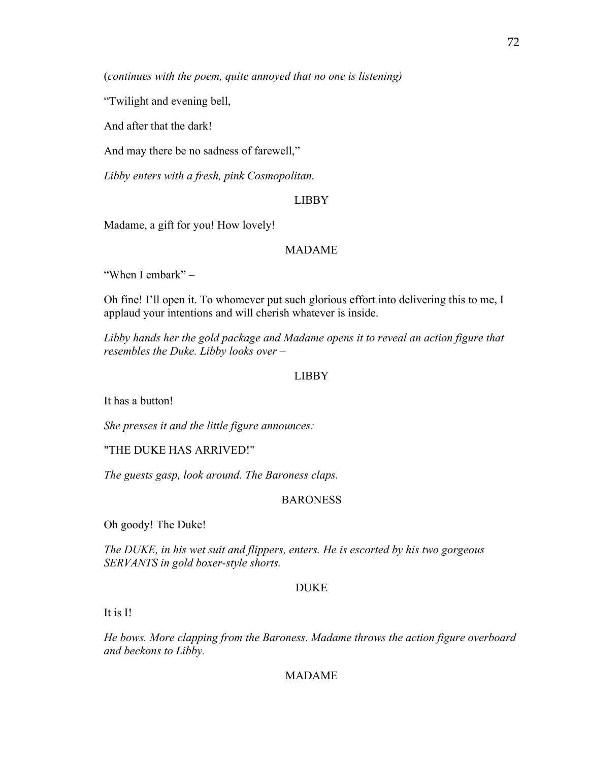(*continues with the poem, quite annoyed that no one is listening)*

"Twilight and evening bell,

And after that the dark!

And may there be no sadness of farewell,"

*Libby enters with a fresh, pink Cosmopolitan.*

LIBBY

Madame, a gift for you! How lovely!

MADAME

"When I embark" –

Oh fine! I'll open it. To whomever put such glorious effort into delivering this to me, I applaud your intentions and will cherish whatever is inside.

*Libby hands her the gold package and Madame opens it to reveal an action figure that resembles the Duke. Libby looks over –*

LIBBY

It has a button!

*She presses it and the little figure announces:*

"THE DUKE HAS ARRIVED!"

*The guests gasp, look around. The Baroness claps.*

BARONESS

Oh goody! The Duke!

*The DUKE, in his wet suit and flippers, enters. He is escorted by his two gorgeous SERVANTS in gold boxer-style shorts.*

DUKE

It is I!

*He bows. More clapping from the Baroness. Madame throws the action figure overboard and beckons to Libby.*

MADAME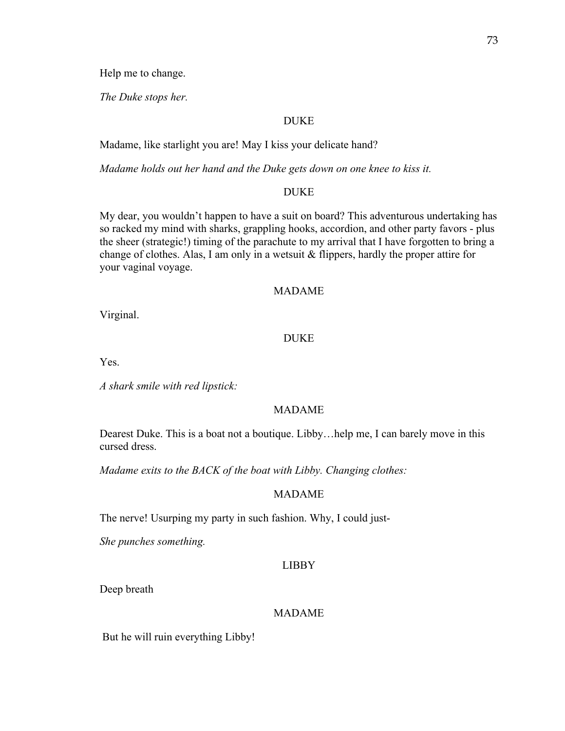Help me to change.

*The Duke stops her.*

DUKE

Madame, like starlight you are! May I kiss your delicate hand?

*Madame holds out her hand and the Duke gets down on one knee to kiss it.*

DUKE

My dear, you wouldn't happen to have a suit on board? This adventurous undertaking has so racked my mind with sharks, grappling hooks, accordion, and other party favors - plus the sheer (strategic!) timing of the parachute to my arrival that I have forgotten to bring a change of clothes. Alas, I am only in a wetsuit & flippers, hardly the proper attire for your vaginal voyage.

MADAME

Virginal.

DUKE

Yes.

*A shark smile with red lipstick:*

MADAME

Dearest Duke. This is a boat not a boutique. Libby…help me, I can barely move in this cursed dress.

*Madame exits to the BACK of the boat with Libby. Changing clothes:*

MADAME

The nerve! Usurping my party in such fashion. Why, I could just-

*She punches something.*

LIBBY

Deep breath

MADAME

But he will ruin everything Libby!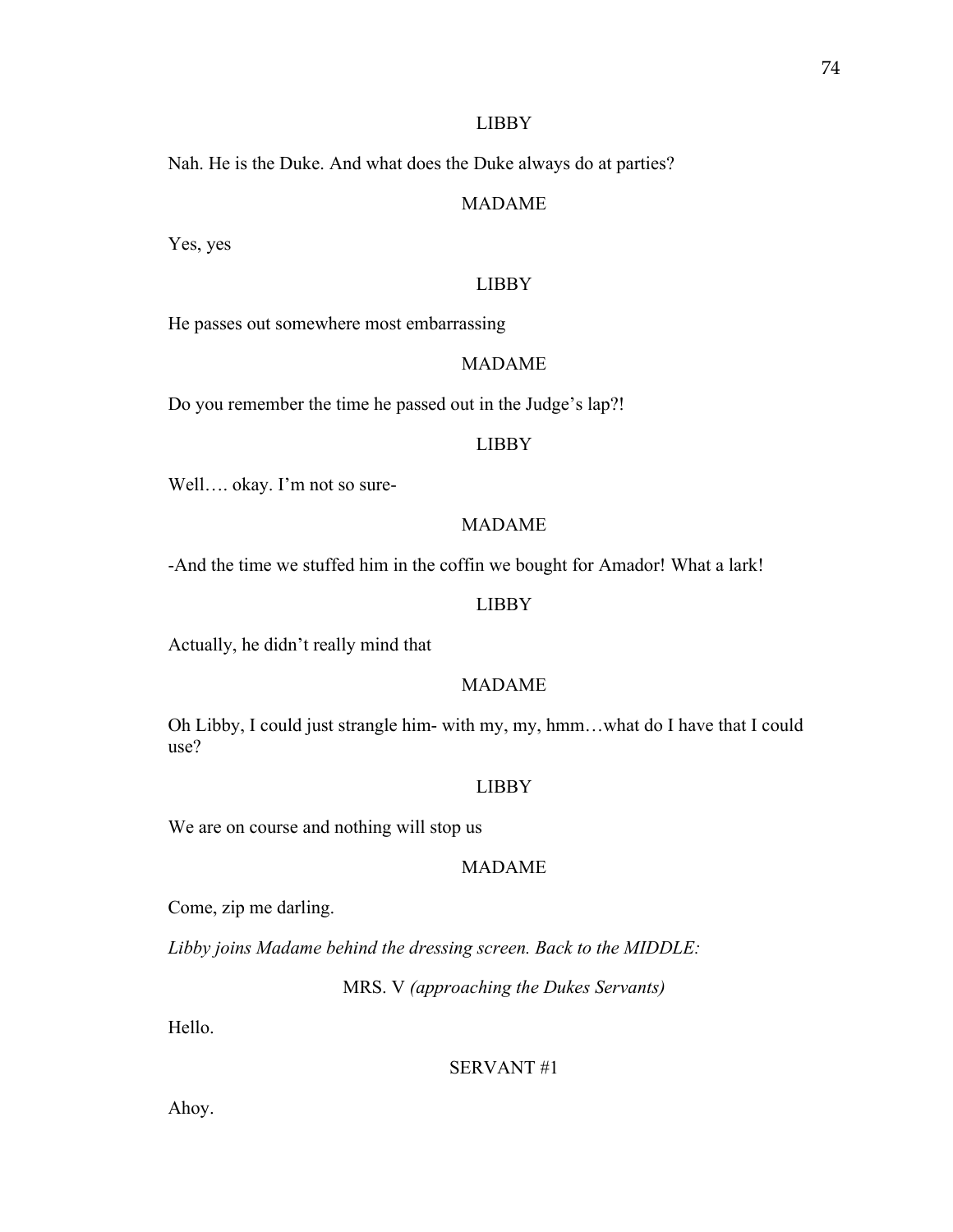LIBBY

Nah. He is the Duke. And what does the Duke always do at parties?

MADAME

Yes, yes

LIBBY

He passes out somewhere most embarrassing

MADAME

Do you remember the time he passed out in the Judge's lap?!

LIBBY

Well…. okay. I'm not so sure-

MADAME

-And the time we stuffed him in the coffin we bought for Amador! What a lark!

LIBBY

Actually, he didn't really mind that

MADAME

Oh Libby, I could just strangle him- with my, my, hmm…what do I have that I could use?

LIBBY

We are on course and nothing will stop us

MADAME

Come, zip me darling.

*Libby joins Madame behind the dressing screen. Back to the MIDDLE:*

MRS. V *(approaching the Dukes Servants)*

Hello.

SERVANT #1

Ahoy.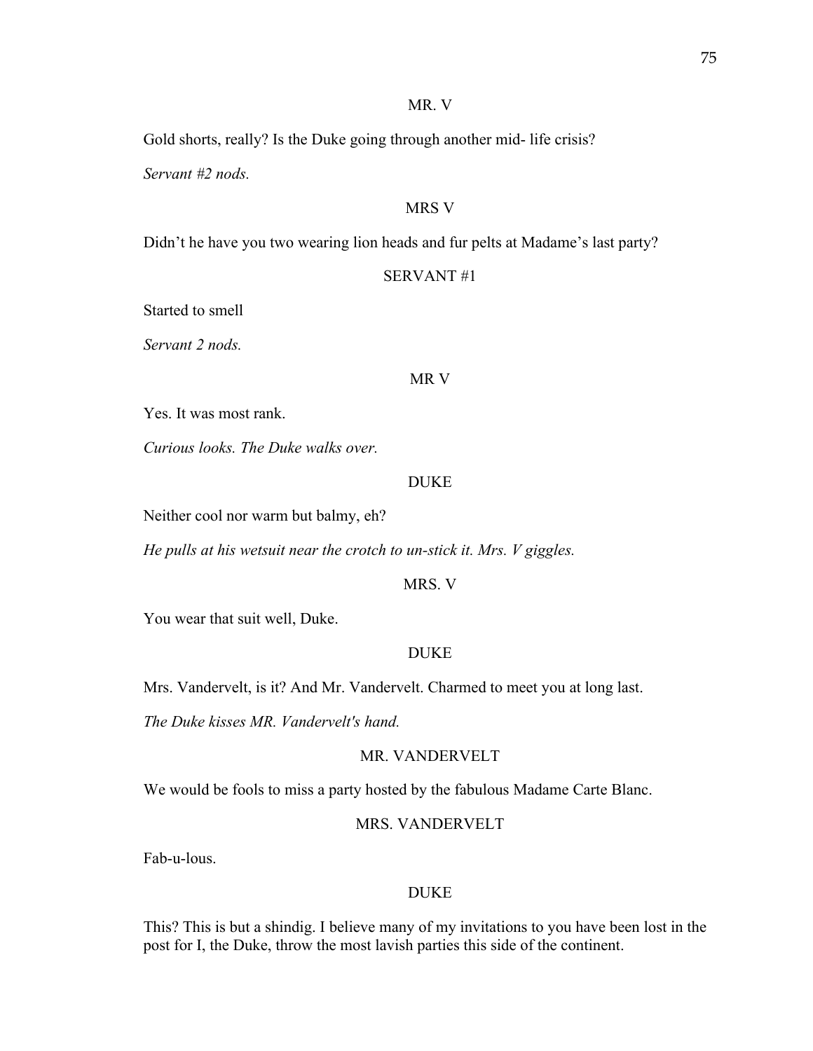MR. V

Gold shorts, really? Is the Duke going through another mid- life crisis?

*Servant #2 nods.*

MRS V

Didn't he have you two wearing lion heads and fur pelts at Madame's last party?

SERVANT #1

Started to smell

*Servant 2 nods.*

MR V

Yes. It was most rank.

*Curious looks. The Duke walks over.*

DUKE

Neither cool nor warm but balmy, eh?

*He pulls at his wetsuit near the crotch to un-stick it. Mrs. V giggles.*

MRS. V

You wear that suit well, Duke.

DUKE

Mrs. Vandervelt, is it? And Mr. Vandervelt. Charmed to meet you at long last.

*The Duke kisses MR. Vandervelt's hand.*

MR. VANDERVELT

We would be fools to miss a party hosted by the fabulous Madame Carte Blanc.

MRS. VANDERVELT

Fab-u-lous.

DUKE

This? This is but a shindig. I believe many of my invitations to you have been lost in the post for I, the Duke, throw the most lavish parties this side of the continent.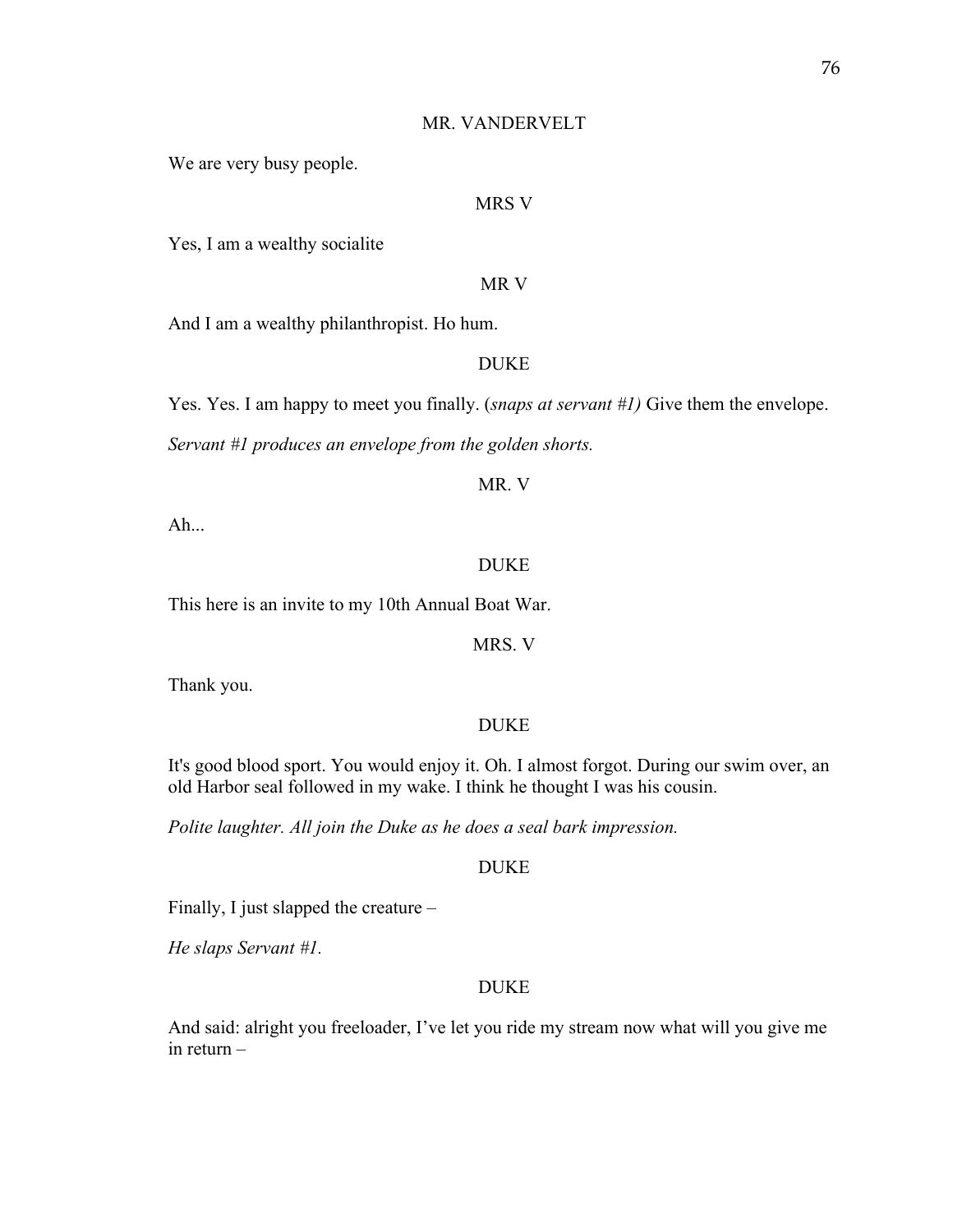MR. VANDERVELT

We are very busy people.

MRS V

Yes, I am a wealthy socialite

MR V

And I am a wealthy philanthropist. Ho hum.

DUKE

Yes. Yes. I am happy to meet you finally. (*snaps at servant #1)* Give them the envelope.

*Servant #1 produces an envelope from the golden shorts.*

MR. V

Ah...

DUKE

This here is an invite to my 10th Annual Boat War.

MRS. V

Thank you.

DUKE

It's good blood sport. You would enjoy it. Oh. I almost forgot. During our swim over, an old Harbor seal followed in my wake. I think he thought I was his cousin.

*Polite laughter. All join the Duke as he does a seal bark impression.*

DUKE

Finally, I just slapped the creature –

*He slaps Servant #1.*

DUKE

And said: alright you freeloader, I've let you ride my stream now what will you give me in return –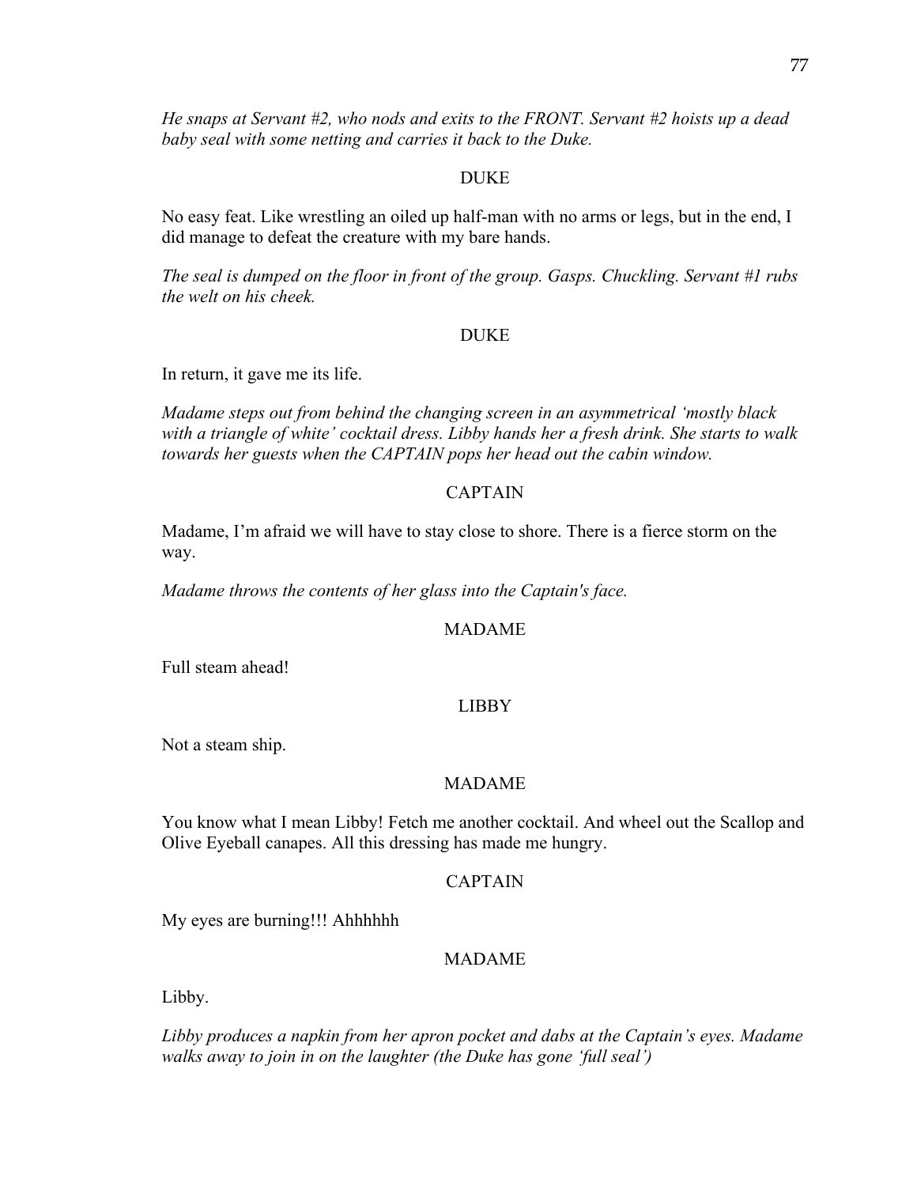*He snaps at Servant #2, who nods and exits to the FRONT. Servant #2 hoists up a dead baby seal with some netting and carries it back to the Duke.*

DUKE

No easy feat. Like wrestling an oiled up half-man with no arms or legs, but in the end, I did manage to defeat the creature with my bare hands.

*The seal is dumped on the floor in front of the group. Gasps. Chuckling. Servant #1 rubs the welt on his cheek.*

DUKE

In return, it gave me its life.

*Madame steps out from behind the changing screen in an asymmetrical 'mostly black with a triangle of white' cocktail dress. Libby hands her a fresh drink. She starts to walk towards her guests when the CAPTAIN pops her head out the cabin window.*

CAPTAIN

Madame, I'm afraid we will have to stay close to shore. There is a fierce storm on the way.

*Madame throws the contents of her glass into the Captain's face.*

MADAME

Full steam ahead!

LIBBY

Not a steam ship.

MADAME

You know what I mean Libby! Fetch me another cocktail. And wheel out the Scallop and Olive Eyeball canapes. All this dressing has made me hungry.

CAPTAIN

My eyes are burning!!! Ahhhhhh

MADAME

Libby.

*Libby produces a napkin from her apron pocket and dabs at the Captain's eyes. Madame walks away to join in on the laughter (the Duke has gone 'full seal')*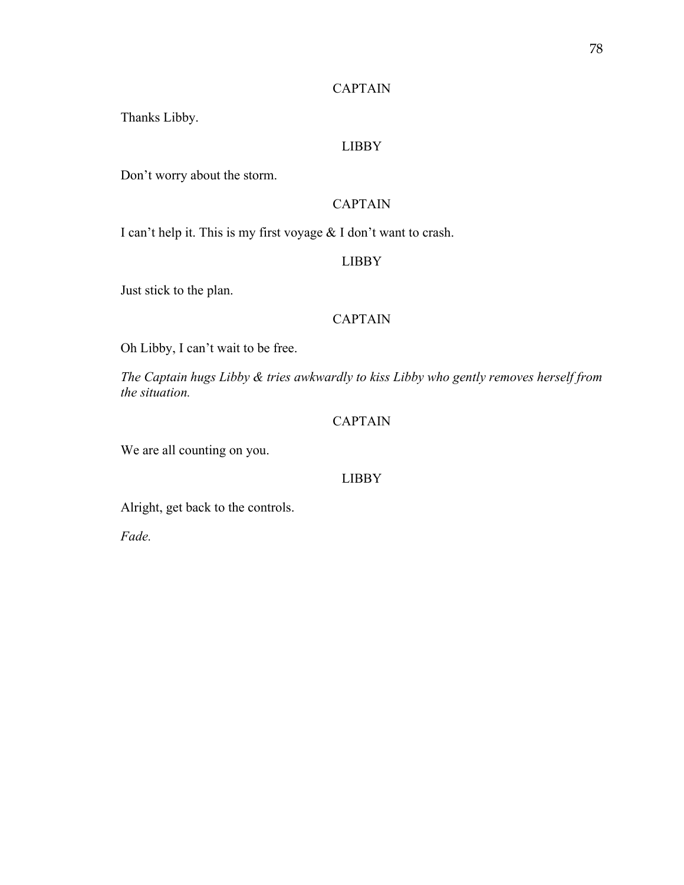CAPTAIN

Thanks Libby.

LIBBY

Don't worry about the storm.

CAPTAIN

I can't help it. This is my first voyage & I don't want to crash.

LIBBY

Just stick to the plan.

CAPTAIN

Oh Libby, I can't wait to be free.

*The Captain hugs Libby & tries awkwardly to kiss Libby who gently removes herself from the situation.*

CAPTAIN

We are all counting on you.

LIBBY

Alright, get back to the controls.

*Fade.*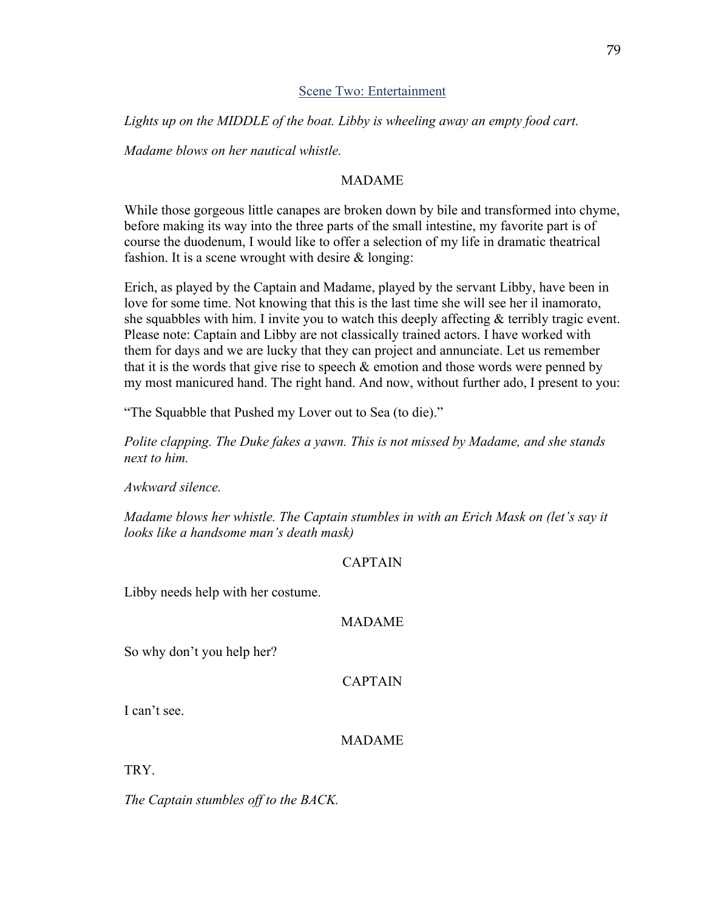## Scene Two: Entertainment

*Lights up on the MIDDLE of the boat. Libby is wheeling away an empty food cart.*

*Madame blows on her nautical whistle.*

MADAME

While those gorgeous little canapes are broken down by bile and transformed into chyme, before making its way into the three parts of the small intestine, my favorite part is of course the duodenum, I would like to offer a selection of my life in dramatic theatrical fashion. It is a scene wrought with desire & longing:

Erich, as played by the Captain and Madame, played by the servant Libby, have been in love for some time. Not knowing that this is the last time she will see her il inamorato, she squabbles with him. I invite you to watch this deeply affecting & terribly tragic event. Please note: Captain and Libby are not classically trained actors. I have worked with them for days and we are lucky that they can project and annunciate. Let us remember that it is the words that give rise to speech & emotion and those words were penned by my most manicured hand. The right hand. And now, without further ado, I present to you:

"The Squabble that Pushed my Lover out to Sea (to die)."

*Polite clapping. The Duke fakes a yawn. This is not missed by Madame, and she stands next to him.*

*Awkward silence.*

*Madame blows her whistle. The Captain stumbles in with an Erich Mask on (let's say it looks like a handsome man's death mask)*

CAPTAIN

Libby needs help with her costume.

MADAME

So why don't you help her?

CAPTAIN

I can't see.

MADAME

TRY.

*The Captain stumbles off to the BACK.*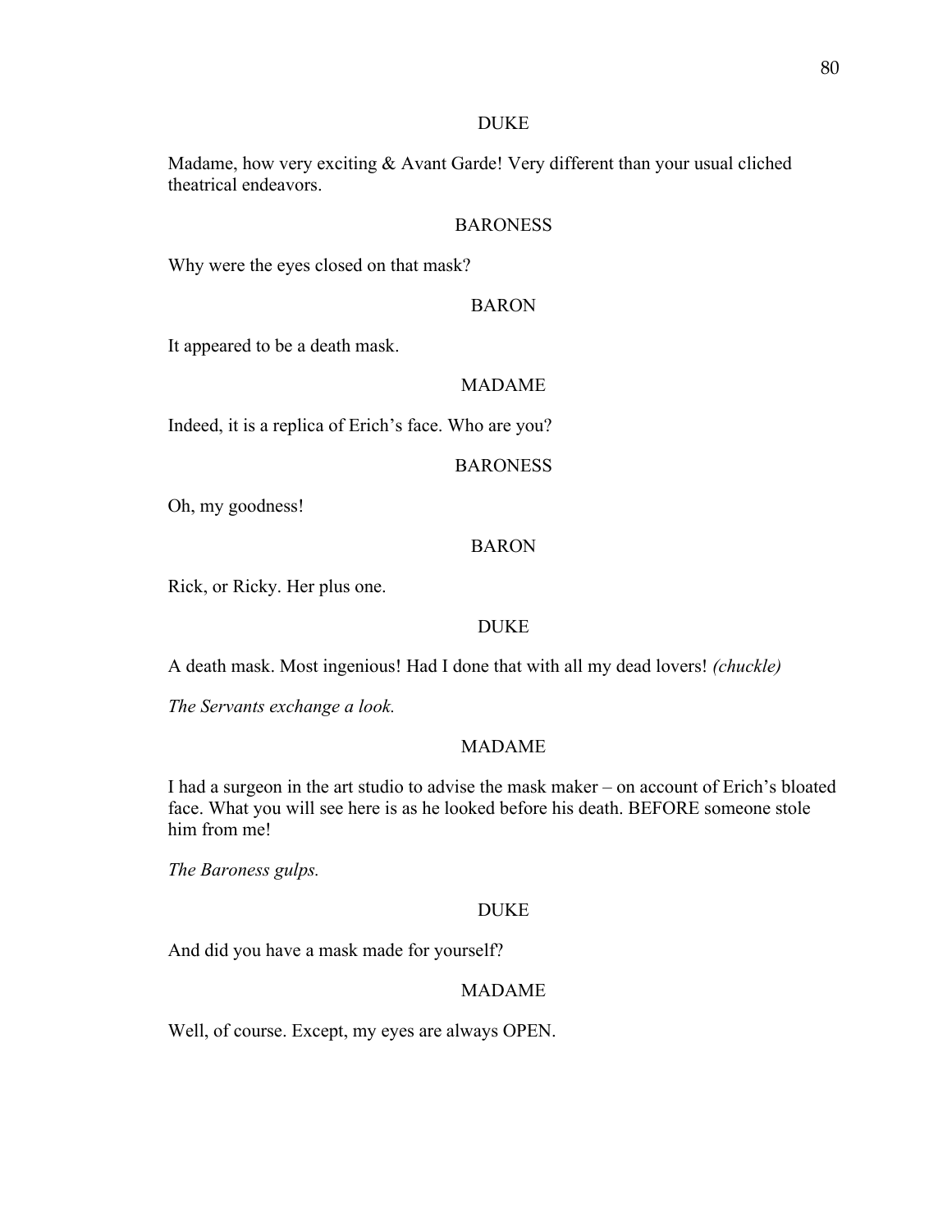DUKE

Madame, how very exciting & Avant Garde! Very different than your usual cliched theatrical endeavors.

BARONESS

Why were the eyes closed on that mask?

BARON

It appeared to be a death mask.

MADAME

Indeed, it is a replica of Erich's face. Who are you?

BARONESS

Oh, my goodness!

BARON

Rick, or Ricky. Her plus one.

DUKE

A death mask. Most ingenious! Had I done that with all my dead lovers! *(chuckle)*

*The Servants exchange a look.*

MADAME

I had a surgeon in the art studio to advise the mask maker – on account of Erich's bloated face. What you will see here is as he looked before his death. BEFORE someone stole him from me!

*The Baroness gulps.*

DUKE

And did you have a mask made for yourself?

MADAME

Well, of course. Except, my eyes are always OPEN.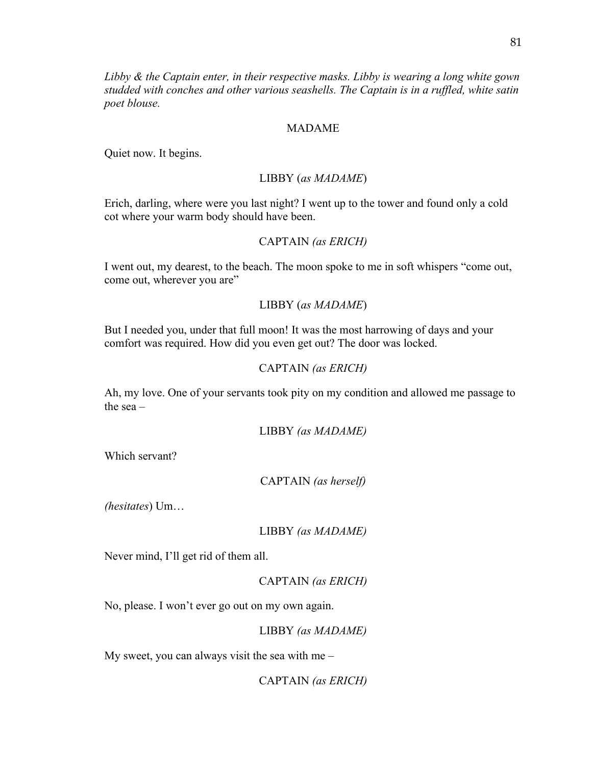*Libby & the Captain enter, in their respective masks. Libby is wearing a long white gown studded with conches and other various seashells. The Captain is in a ruffled, white satin poet blouse.*

MADAME

Quiet now. It begins.

LIBBY (*as MADAME*)

Erich, darling, where were you last night? I went up to the tower and found only a cold cot where your warm body should have been.

CAPTAIN *(as ERICH)*

I went out, my dearest, to the beach. The moon spoke to me in soft whispers "come out, come out, wherever you are"

LIBBY (*as MADAME*)

But I needed you, under that full moon! It was the most harrowing of days and your comfort was required. How did you even get out? The door was locked.

CAPTAIN *(as ERICH)*

Ah, my love. One of your servants took pity on my condition and allowed me passage to the sea –

LIBBY *(as MADAME)*

Which servant?

CAPTAIN *(as herself)*

*(hesitates*) Um…

LIBBY *(as MADAME)*

Never mind, I'll get rid of them all.

CAPTAIN *(as ERICH)*

No, please. I won't ever go out on my own again.

LIBBY *(as MADAME)*

My sweet, you can always visit the sea with me –

CAPTAIN *(as ERICH)*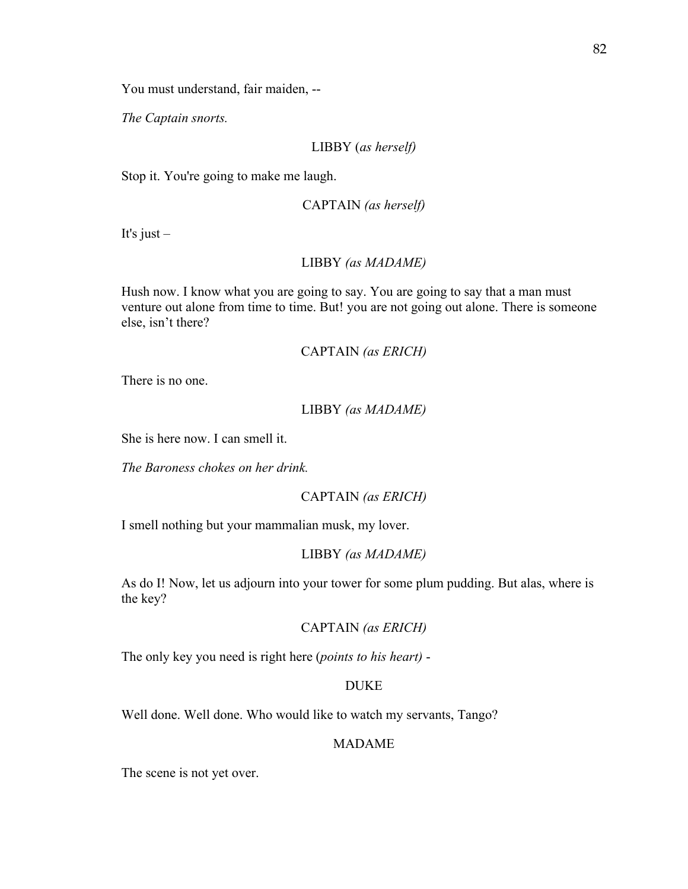You must understand, fair maiden, --

*The Captain snorts.*

LIBBY (*as herself)*

Stop it. You're going to make me laugh.

CAPTAIN *(as herself)*

It's just –

LIBBY *(as MADAME)*

Hush now. I know what you are going to say. You are going to say that a man must venture out alone from time to time. But! you are not going out alone. There is someone else, isn't there?

CAPTAIN *(as ERICH)*

There is no one.

LIBBY *(as MADAME)*

She is here now. I can smell it.

*The Baroness chokes on her drink.*

CAPTAIN *(as ERICH)*

I smell nothing but your mammalian musk, my lover.

LIBBY *(as MADAME)*

As do I! Now, let us adjourn into your tower for some plum pudding. But alas, where is the key?

CAPTAIN *(as ERICH)*

The only key you need is right here (*points to his heart)* -

DUKE

Well done. Well done. Who would like to watch my servants, Tango?

MADAME

The scene is not yet over.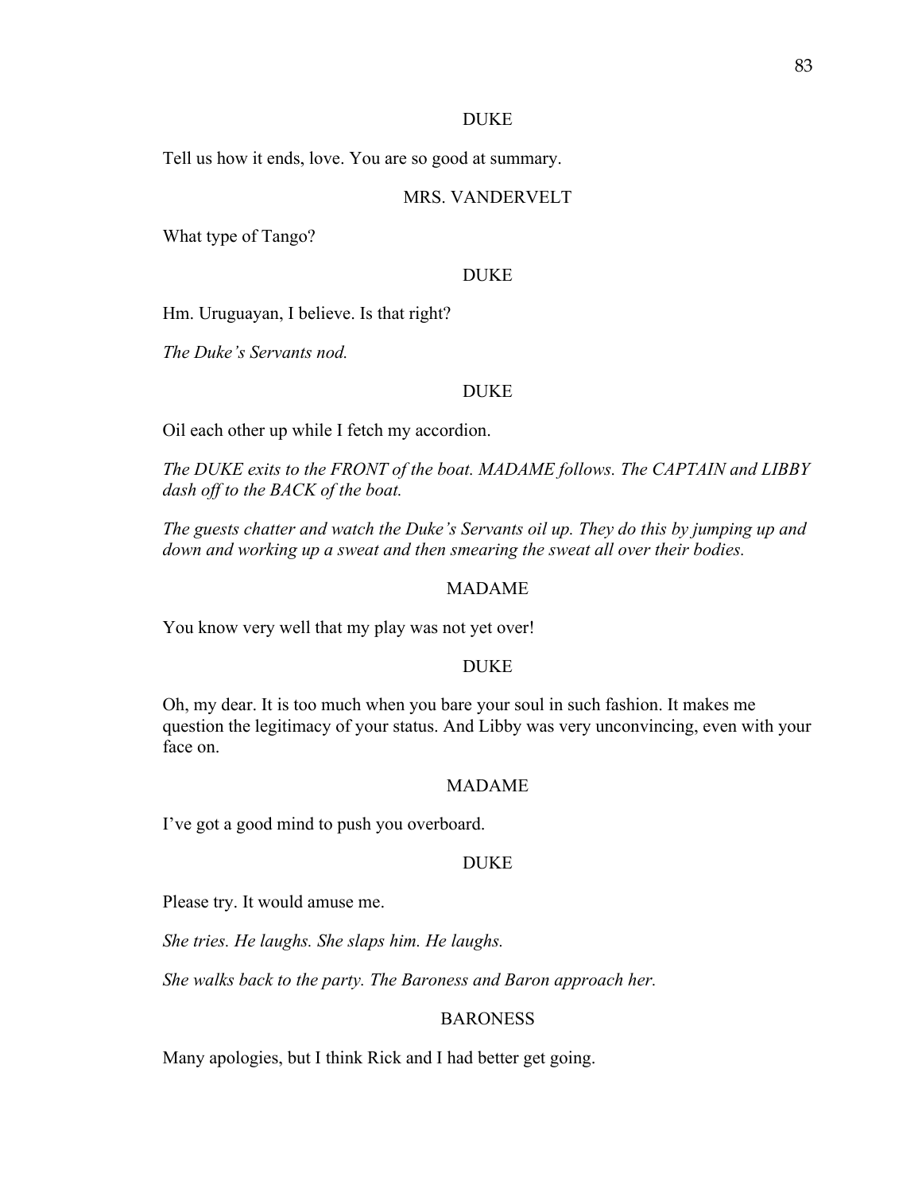DUKE

Tell us how it ends, love. You are so good at summary.

MRS. VANDERVELT

What type of Tango?

DUKE

Hm. Uruguayan, I believe. Is that right?

*The Duke's Servants nod.*

DUKE

Oil each other up while I fetch my accordion.

*The DUKE exits to the FRONT of the boat. MADAME follows. The CAPTAIN and LIBBY dash off to the BACK of the boat.*

*The guests chatter and watch the Duke's Servants oil up. They do this by jumping up and down and working up a sweat and then smearing the sweat all over their bodies.*

MADAME

You know very well that my play was not yet over!

DUKE

Oh, my dear. It is too much when you bare your soul in such fashion. It makes me question the legitimacy of your status. And Libby was very unconvincing, even with your face on.

MADAME

I've got a good mind to push you overboard.

DUKE

Please try. It would amuse me.

*She tries. He laughs. She slaps him. He laughs.*

*She walks back to the party. The Baroness and Baron approach her.*

BARONESS

Many apologies, but I think Rick and I had better get going.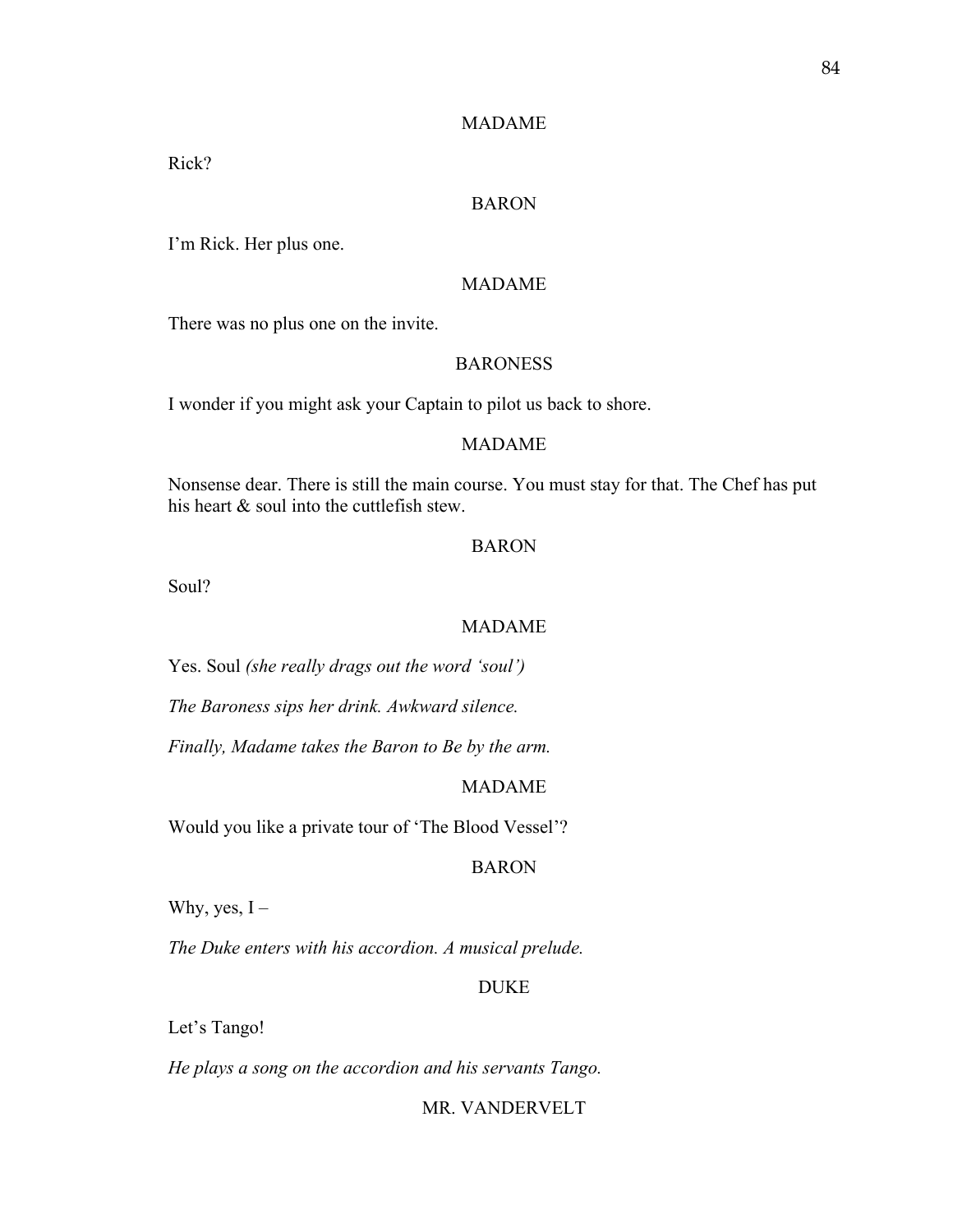MADAME

Rick?

BARON

I'm Rick. Her plus one.

MADAME

There was no plus one on the invite.

BARONESS

I wonder if you might ask your Captain to pilot us back to shore.

MADAME

Nonsense dear. There is still the main course. You must stay for that. The Chef has put his heart & soul into the cuttlefish stew.

BARON

Soul?

MADAME

Yes. Soul *(she really drags out the word 'soul')*

*The Baroness sips her drink. Awkward silence.*

*Finally, Madame takes the Baron to Be by the arm.*

MADAME

Would you like a private tour of 'The Blood Vessel'?

BARON

Why, yes, I –

*The Duke enters with his accordion. A musical prelude.*

DUKE

Let's Tango!

*He plays a song on the accordion and his servants Tango.*

MR. VANDERVELT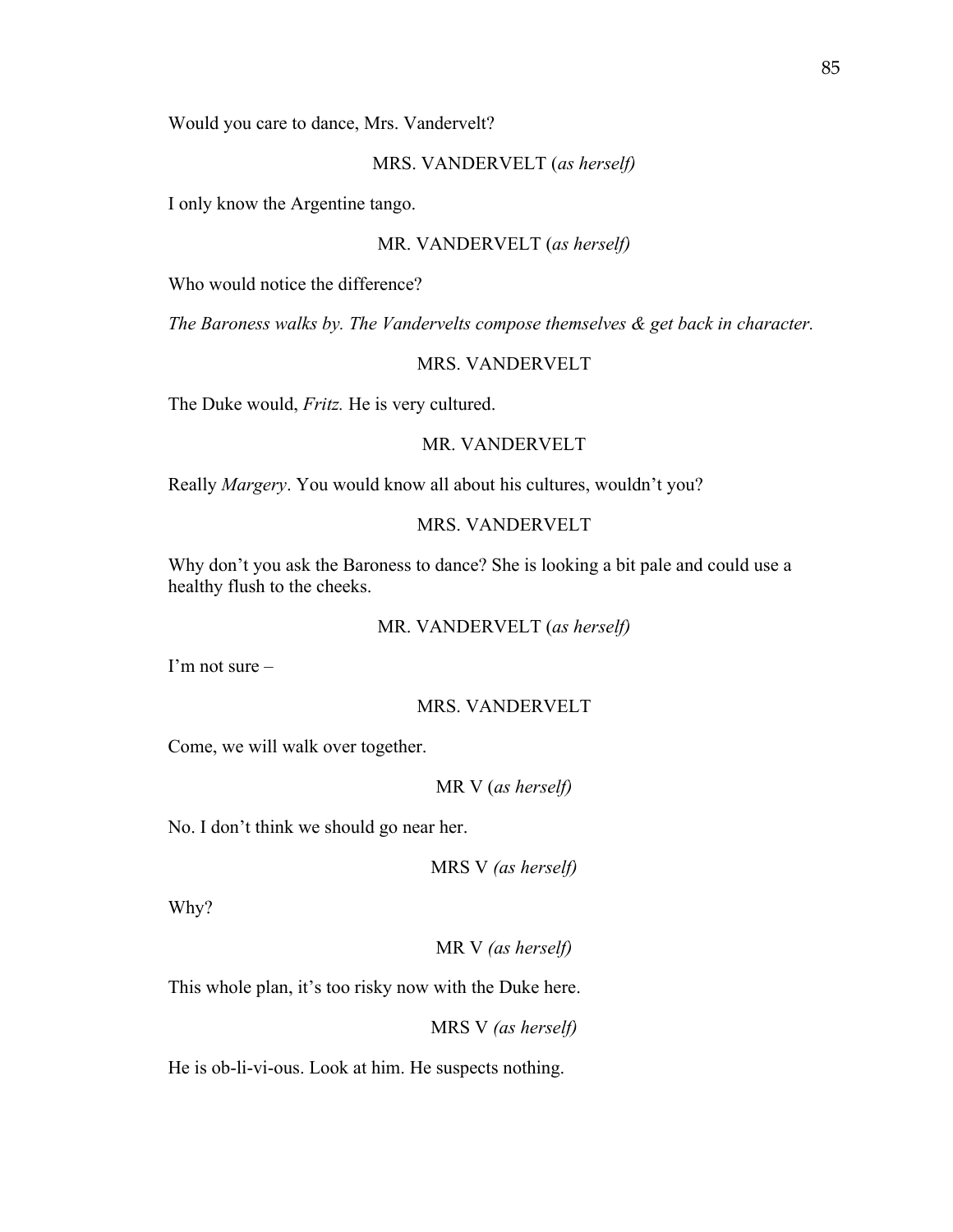Would you care to dance, Mrs. Vandervelt?

MRS. VANDERVELT (*as herself)*

I only know the Argentine tango.

MR. VANDERVELT (*as herself)*

Who would notice the difference?

*The Baroness walks by. The Vandervelts compose themselves & get back in character.*

MRS. VANDERVELT

The Duke would, *Fritz.* He is very cultured.

MR. VANDERVELT

Really *Margery*. You would know all about his cultures, wouldn't you?

MRS. VANDERVELT

Why don't you ask the Baroness to dance? She is looking a bit pale and could use a healthy flush to the cheeks.

MR. VANDERVELT (*as herself)*

I'm not sure –

MRS. VANDERVELT

Come, we will walk over together.

MR V (*as herself)*

No. I don't think we should go near her.

MRS V *(as herself)*

Why?

MR V *(as herself)*

This whole plan, it's too risky now with the Duke here.

MRS V *(as herself)*

He is ob-li-vi-ous. Look at him. He suspects nothing.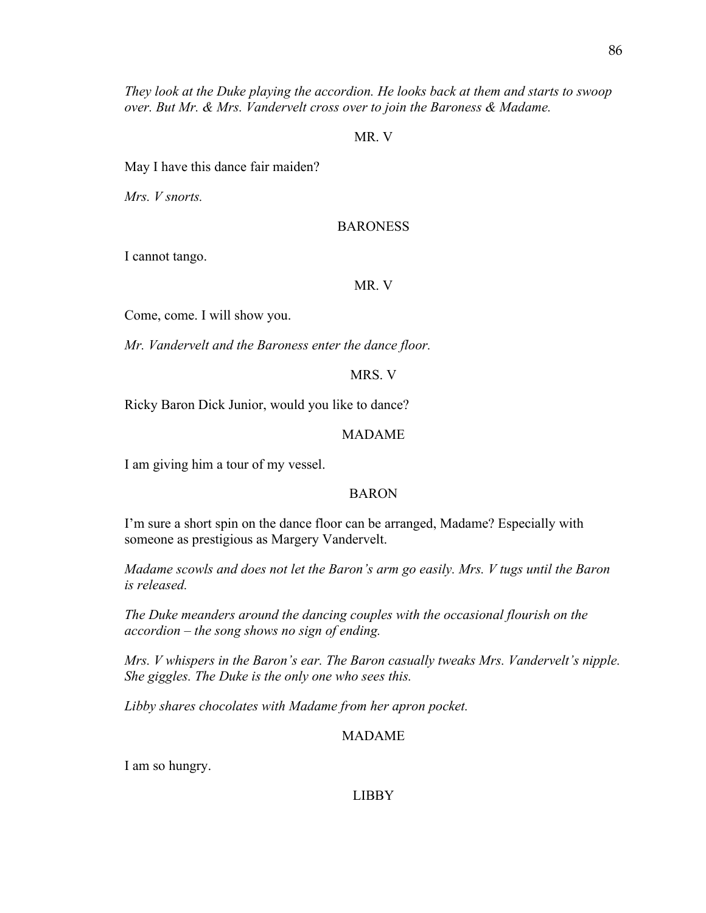*They look at the Duke playing the accordion. He looks back at them and starts to swoop over. But Mr. & Mrs. Vandervelt cross over to join the Baroness & Madame.*

MR. V

May I have this dance fair maiden?

*Mrs. V snorts.*

BARONESS

I cannot tango.

MR. V

Come, come. I will show you.

*Mr. Vandervelt and the Baroness enter the dance floor.*

MRS. V

Ricky Baron Dick Junior, would you like to dance?

MADAME

I am giving him a tour of my vessel.

BARON

I'm sure a short spin on the dance floor can be arranged, Madame? Especially with someone as prestigious as Margery Vandervelt.

*Madame scowls and does not let the Baron's arm go easily. Mrs. V tugs until the Baron is released.*

*The Duke meanders around the dancing couples with the occasional flourish on the accordion – the song shows no sign of ending.*

*Mrs. V whispers in the Baron's ear. The Baron casually tweaks Mrs. Vandervelt's nipple. She giggles. The Duke is the only one who sees this.*

*Libby shares chocolates with Madame from her apron pocket.*

MADAME

I am so hungry.

LIBBY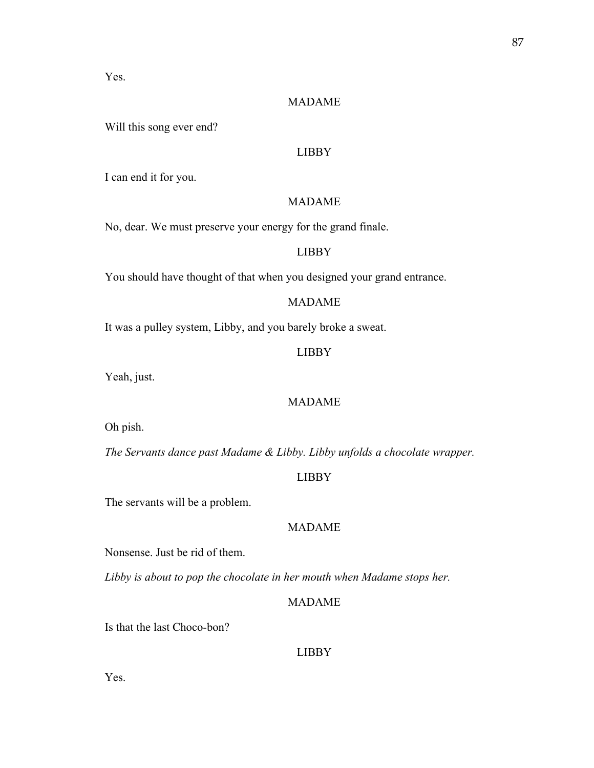Yes.

MADAME

Will this song ever end?

LIBBY

I can end it for you.

MADAME

No, dear. We must preserve your energy for the grand finale.

LIBBY

You should have thought of that when you designed your grand entrance.

MADAME

It was a pulley system, Libby, and you barely broke a sweat.

LIBBY

Yeah, just.

MADAME

Oh pish.

*The Servants dance past Madame & Libby. Libby unfolds a chocolate wrapper.*

LIBBY

The servants will be a problem.

MADAME

Nonsense. Just be rid of them.

*Libby is about to pop the chocolate in her mouth when Madame stops her.*

MADAME

Is that the last Choco-bon?

LIBBY

Yes.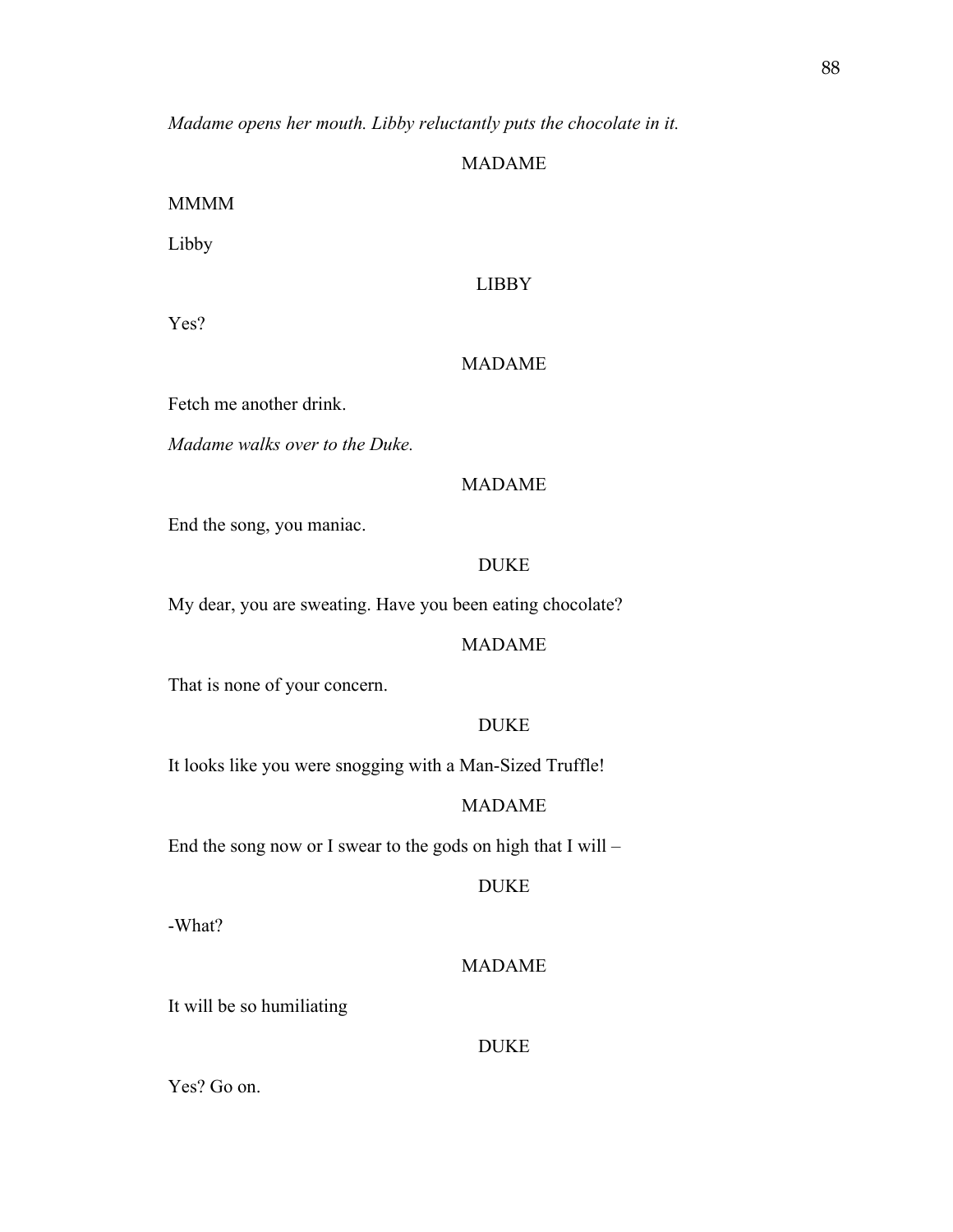*Madame opens her mouth. Libby reluctantly puts the chocolate in it.*

MADAME

MMMM

Libby

LIBBY

Yes?

MADAME

Fetch me another drink.

*Madame walks over to the Duke.*

MADAME

End the song, you maniac.

DUKE

My dear, you are sweating. Have you been eating chocolate?

MADAME

That is none of your concern.

DUKE

It looks like you were snogging with a Man-Sized Truffle!

MADAME

End the song now or I swear to the gods on high that I will –

DUKE

-What?

MADAME

It will be so humiliating

DUKE

Yes? Go on.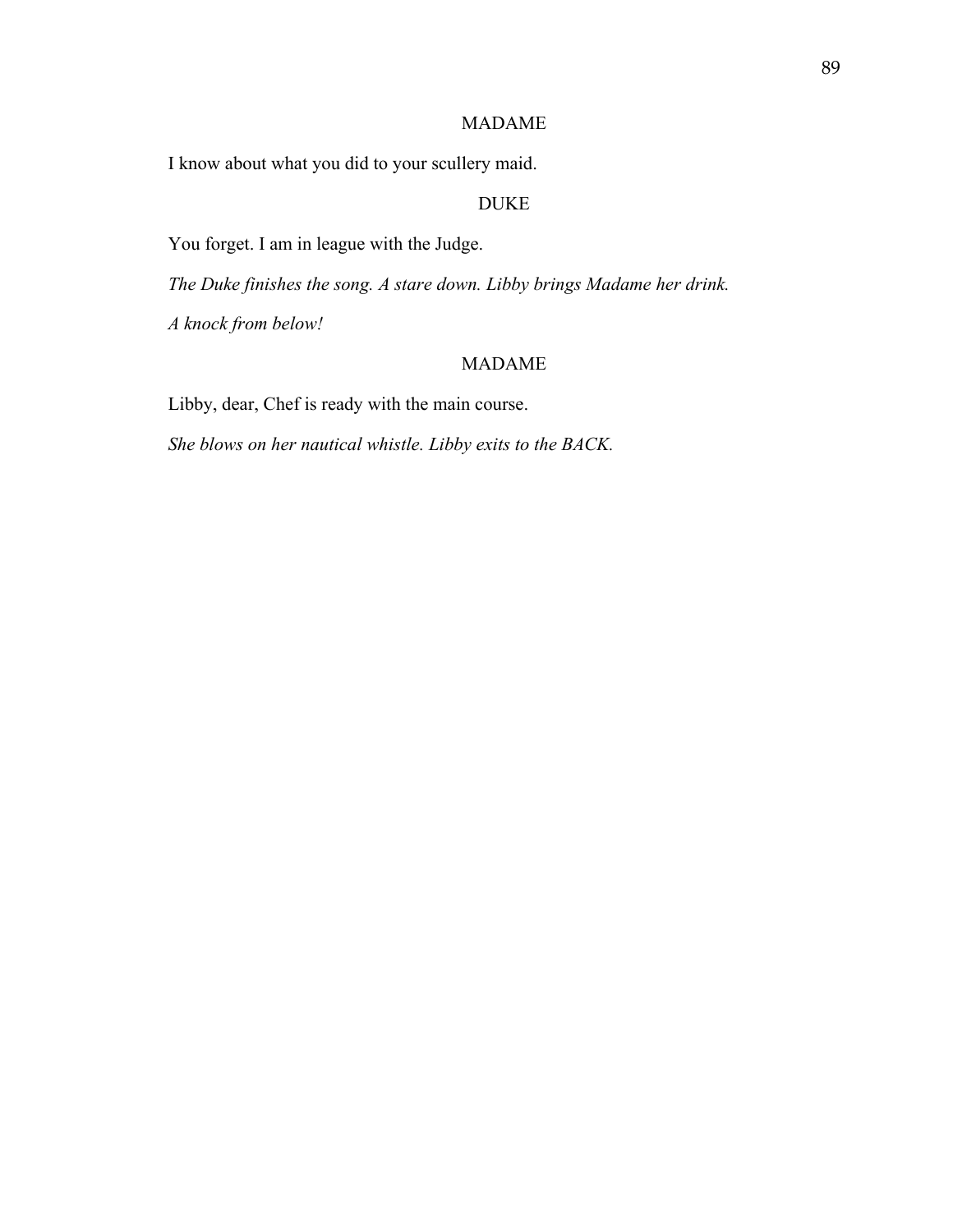MADAME

I know about what you did to your scullery maid.

DUKE

You forget. I am in league with the Judge.

*The Duke finishes the song. A stare down. Libby brings Madame her drink.*

*A knock from below!*

MADAME

Libby, dear, Chef is ready with the main course.

*She blows on her nautical whistle. Libby exits to the BACK.*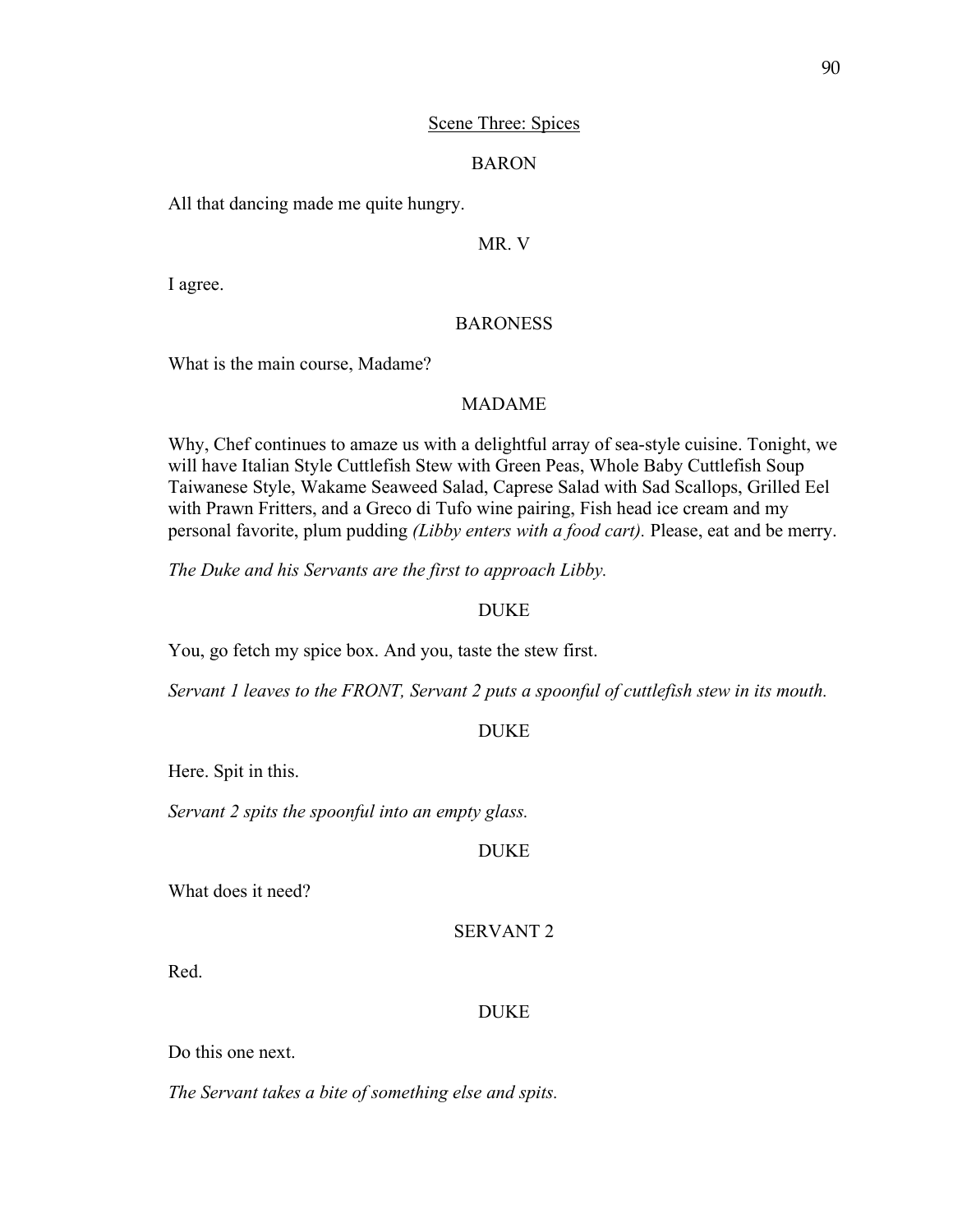Scene Three: Spices

BARON

All that dancing made me quite hungry.

MR. V

I agree.

BARONESS

What is the main course, Madame?

MADAME

Why, Chef continues to amaze us with a delightful array of sea-style cuisine. Tonight, we will have Italian Style Cuttlefish Stew with Green Peas, Whole Baby Cuttlefish Soup Taiwanese Style, Wakame Seaweed Salad, Caprese Salad with Sad Scallops, Grilled Eel with Prawn Fritters, and a Greco di Tufo wine pairing, Fish head ice cream and my personal favorite, plum pudding *(Libby enters with a food cart).* Please, eat and be merry.

*The Duke and his Servants are the first to approach Libby.*

DUKE

You, go fetch my spice box. And you, taste the stew first.

*Servant 1 leaves to the FRONT, Servant 2 puts a spoonful of cuttlefish stew in its mouth.*

DUKE

Here. Spit in this.

*Servant 2 spits the spoonful into an empty glass.*

DUKE

What does it need?

SERVANT 2

Red.

DUKE

Do this one next.

*The Servant takes a bite of something else and spits.*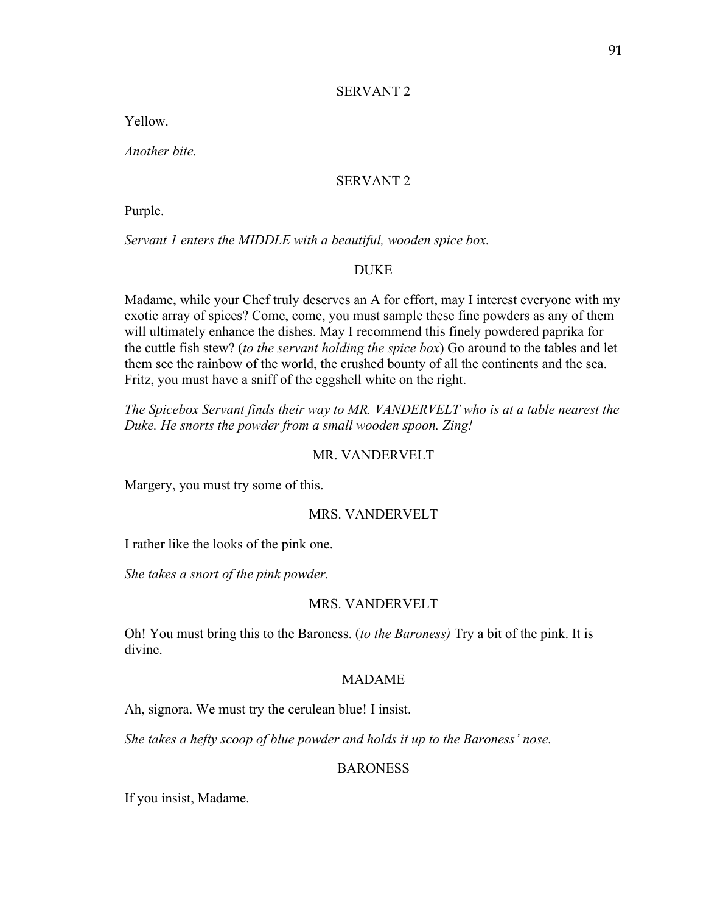SERVANT 2

Yellow.

*Another bite.*

SERVANT 2

Purple.

*Servant 1 enters the MIDDLE with a beautiful, wooden spice box.*

DUKE

Madame, while your Chef truly deserves an A for effort, may I interest everyone with my exotic array of spices? Come, come, you must sample these fine powders as any of them will ultimately enhance the dishes. May I recommend this finely powdered paprika for the cuttle fish stew? (*to the servant holding the spice box*) Go around to the tables and let them see the rainbow of the world, the crushed bounty of all the continents and the sea. Fritz, you must have a sniff of the eggshell white on the right.

*The Spicebox Servant finds their way to MR. VANDERVELT who is at a table nearest the Duke. He snorts the powder from a small wooden spoon. Zing!*

MR. VANDERVELT

Margery, you must try some of this.

MRS. VANDERVELT

I rather like the looks of the pink one.

*She takes a snort of the pink powder.*

MRS. VANDERVELT

Oh! You must bring this to the Baroness. (*to the Baroness)* Try a bit of the pink. It is divine.

MADAME

Ah, signora. We must try the cerulean blue! I insist.

*She takes a hefty scoop of blue powder and holds it up to the Baroness' nose.*

BARONESS

If you insist, Madame.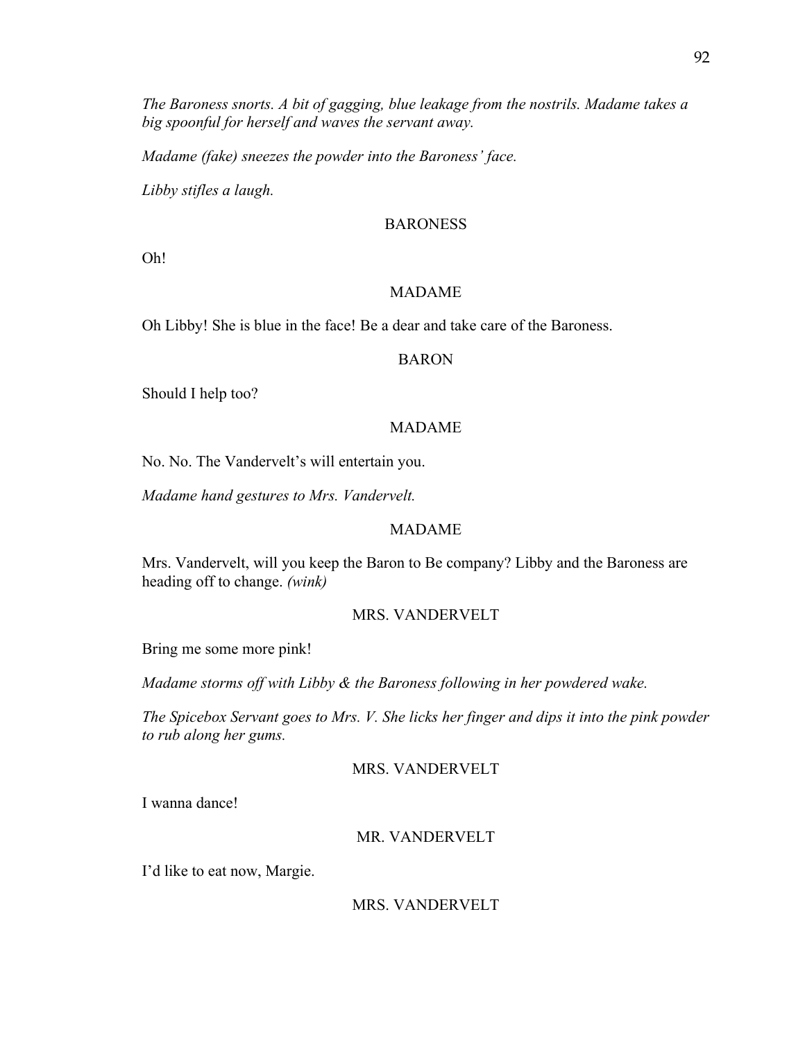*The Baroness snorts. A bit of gagging, blue leakage from the nostrils. Madame takes a big spoonful for herself and waves the servant away.*

*Madame (fake) sneezes the powder into the Baroness' face.*

*Libby stifles a laugh.*

BARONESS

Oh!

MADAME

Oh Libby! She is blue in the face! Be a dear and take care of the Baroness.

BARON

Should I help too?

MADAME

No. No. The Vandervelt's will entertain you.

*Madame hand gestures to Mrs. Vandervelt.*

MADAME

Mrs. Vandervelt, will you keep the Baron to Be company? Libby and the Baroness are heading off to change. *(wink)*

MRS. VANDERVELT

Bring me some more pink!

*Madame storms off with Libby & the Baroness following in her powdered wake.*

*The Spicebox Servant goes to Mrs. V. She licks her finger and dips it into the pink powder to rub along her gums.*

MRS. VANDERVELT

I wanna dance!

MR. VANDERVELT

I'd like to eat now, Margie.

MRS. VANDERVELT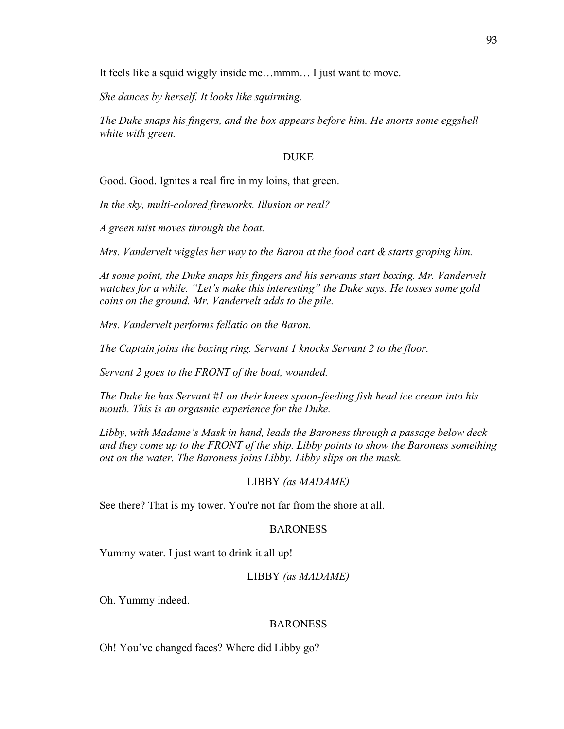It feels like a squid wiggly inside me…mmm… I just want to move.

*She dances by herself. It looks like squirming.*

*The Duke snaps his fingers, and the box appears before him. He snorts some eggshell white with green.*

DUKE

Good. Good. Ignites a real fire in my loins, that green.

*In the sky, multi-colored fireworks. Illusion or real?*

*A green mist moves through the boat.*

*Mrs. Vandervelt wiggles her way to the Baron at the food cart & starts groping him.*

*At some point, the Duke snaps his fingers and his servants start boxing. Mr. Vandervelt watches for a while. "Let's make this interesting" the Duke says. He tosses some gold coins on the ground. Mr. Vandervelt adds to the pile.*

*Mrs. Vandervelt performs fellatio on the Baron.*

*The Captain joins the boxing ring. Servant 1 knocks Servant 2 to the floor.*

*Servant 2 goes to the FRONT of the boat, wounded.*

*The Duke he has Servant #1 on their knees spoon-feeding fish head ice cream into his mouth. This is an orgasmic experience for the Duke.*

*Libby, with Madame's Mask in hand, leads the Baroness through a passage below deck and they come up to the FRONT of the ship. Libby points to show the Baroness something out on the water. The Baroness joins Libby. Libby slips on the mask.*

LIBBY *(as MADAME)*

See there? That is my tower. You're not far from the shore at all.

BARONESS

Yummy water. I just want to drink it all up!

LIBBY *(as MADAME)*

Oh. Yummy indeed.

BARONESS

Oh! You've changed faces? Where did Libby go?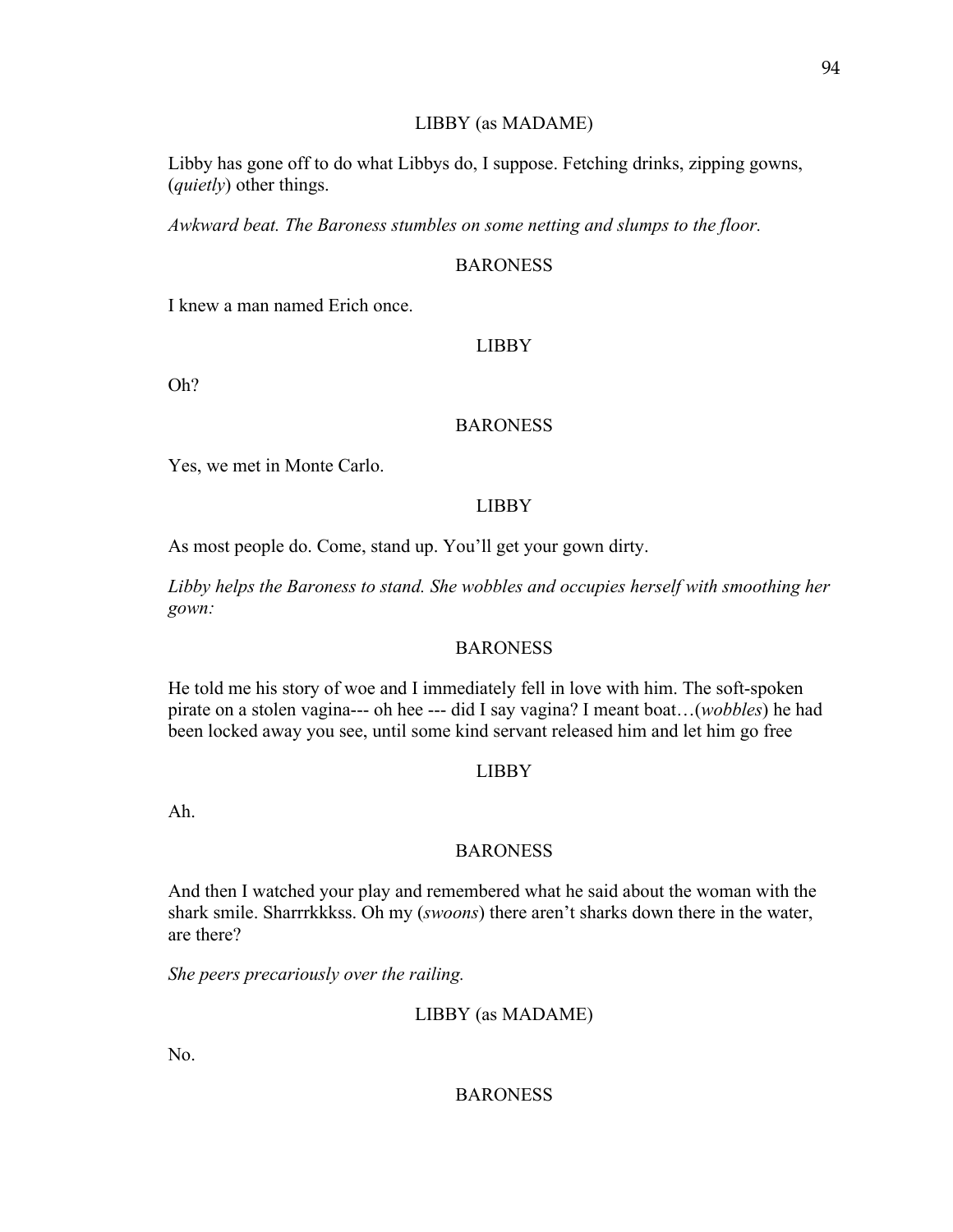LIBBY (as MADAME)

Libby has gone off to do what Libbys do, I suppose. Fetching drinks, zipping gowns, (*quietly*) other things.

*Awkward beat. The Baroness stumbles on some netting and slumps to the floor.*

BARONESS

I knew a man named Erich once.

LIBBY

Oh?

BARONESS

Yes, we met in Monte Carlo.

LIBBY

As most people do. Come, stand up. You'll get your gown dirty.

*Libby helps the Baroness to stand. She wobbles and occupies herself with smoothing her gown:*

BARONESS

He told me his story of woe and I immediately fell in love with him. The soft-spoken pirate on a stolen vagina--- oh hee --- did I say vagina? I meant boat…(*wobbles*) he had been locked away you see, until some kind servant released him and let him go free

LIBBY

Ah.

BARONESS

And then I watched your play and remembered what he said about the woman with the shark smile. Sharrrkkkss. Oh my (*swoons*) there aren't sharks down there in the water, are there?

*She peers precariously over the railing.*

LIBBY (as MADAME)

No.

BARONESS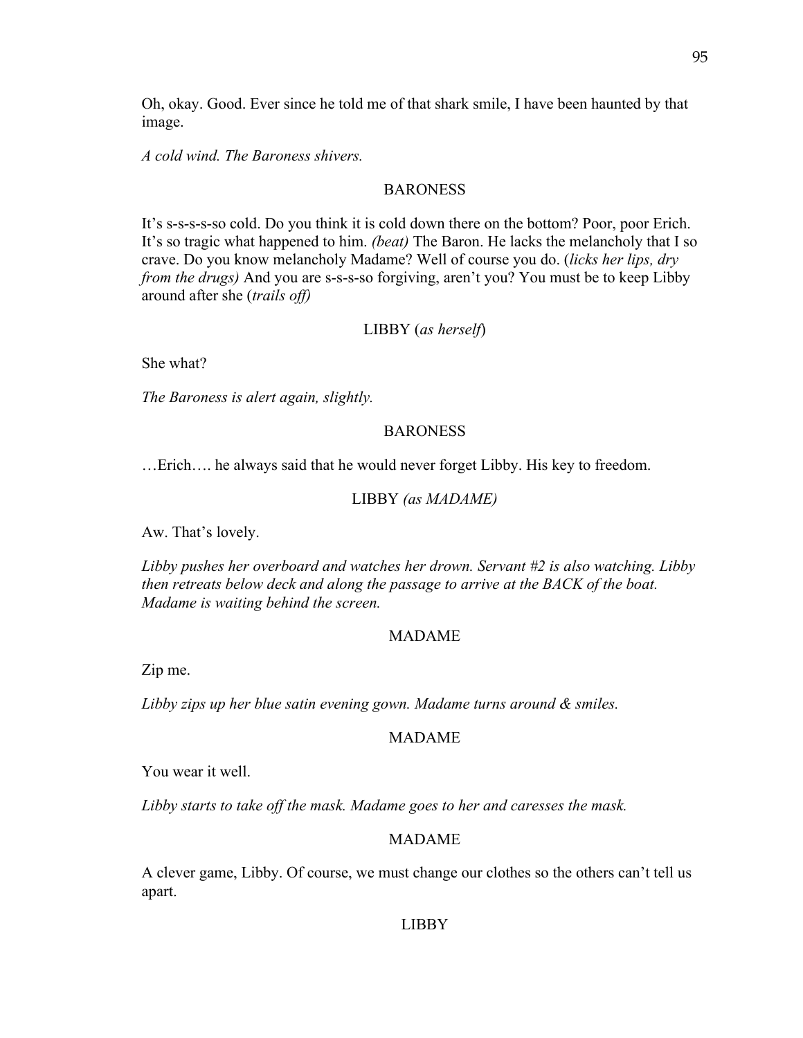Oh, okay. Good. Ever since he told me of that shark smile, I have been haunted by that image.

*A cold wind. The Baroness shivers.*

BARONESS

It's s-s-s-s-so cold. Do you think it is cold down there on the bottom? Poor, poor Erich. It's so tragic what happened to him. *(beat)* The Baron. He lacks the melancholy that I so crave. Do you know melancholy Madame? Well of course you do. (*licks her lips, dry from the drugs)* And you are s-s-s-so forgiving, aren't you? You must be to keep Libby around after she (*trails off)*

LIBBY (*as herself*)

She what?

*The Baroness is alert again, slightly.*

BARONESS

…Erich…. he always said that he would never forget Libby. His key to freedom.

LIBBY *(as MADAME)*

Aw. That's lovely.

*Libby pushes her overboard and watches her drown. Servant #2 is also watching. Libby then retreats below deck and along the passage to arrive at the BACK of the boat. Madame is waiting behind the screen.*

MADAME

Zip me.

*Libby zips up her blue satin evening gown. Madame turns around & smiles.*

MADAME

You wear it well.

*Libby starts to take off the mask. Madame goes to her and caresses the mask.*

MADAME

A clever game, Libby. Of course, we must change our clothes so the others can't tell us apart.

LIBBY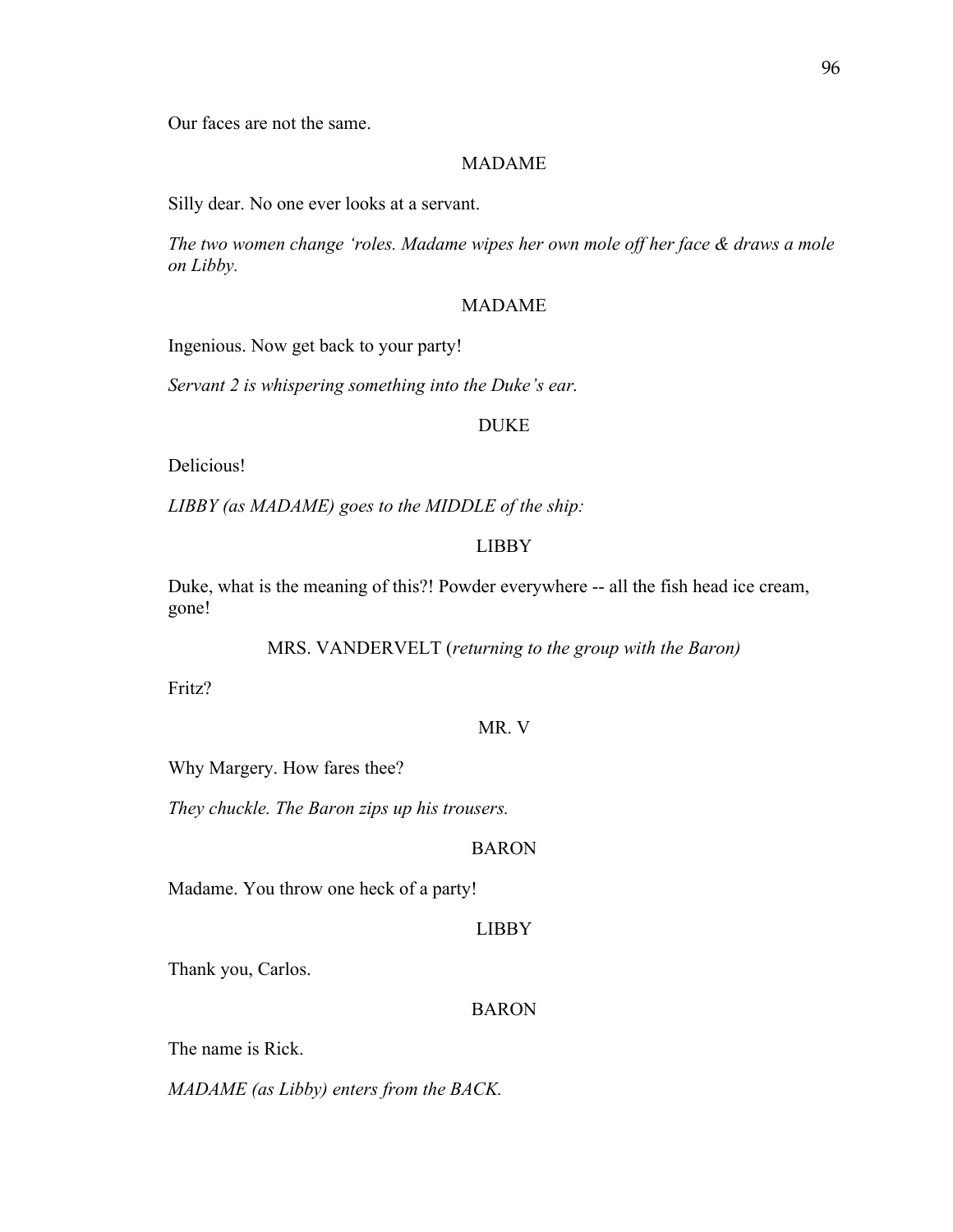Our faces are not the same.

MADAME

Silly dear. No one ever looks at a servant.

*The two women change 'roles. Madame wipes her own mole off her face & draws a mole on Libby.*

MADAME

Ingenious. Now get back to your party!

*Servant 2 is whispering something into the Duke's ear.*

DUKE

Delicious!

*LIBBY (as MADAME) goes to the MIDDLE of the ship:*

LIBBY

Duke, what is the meaning of this?! Powder everywhere -- all the fish head ice cream, gone!

MRS. VANDERVELT (*returning to the group with the Baron)*

Fritz?

MR. V

Why Margery. How fares thee?

*They chuckle. The Baron zips up his trousers.*

BARON

Madame. You throw one heck of a party!

LIBBY

Thank you, Carlos.

BARON

The name is Rick.

*MADAME (as Libby) enters from the BACK.*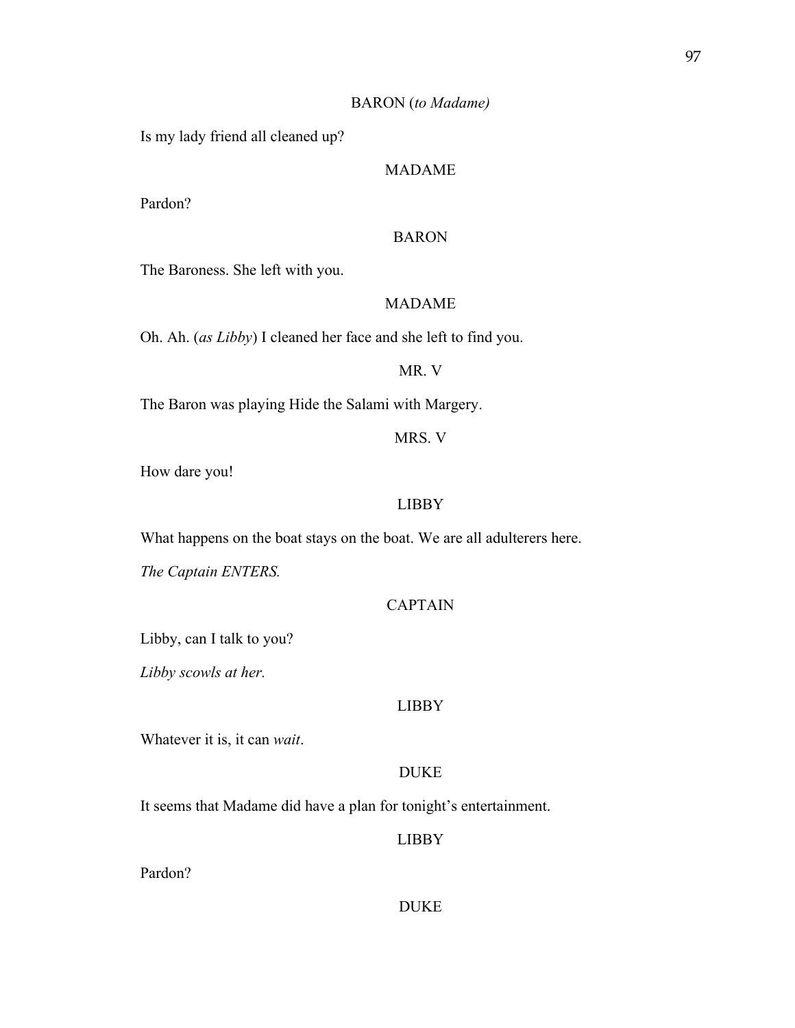BARON (*to Madame)*

Is my lady friend all cleaned up?

MADAME

Pardon?

BARON

The Baroness. She left with you.

MADAME

Oh. Ah. (*as Libby*) I cleaned her face and she left to find you.

MR. V

The Baron was playing Hide the Salami with Margery.

MRS. V

How dare you!

LIBBY

What happens on the boat stays on the boat. We are all adulterers here.

*The Captain ENTERS.*

CAPTAIN

Libby, can I talk to you?

*Libby scowls at her.*

LIBBY

Whatever it is, it can *wait*.

DUKE

It seems that Madame did have a plan for tonight's entertainment.

LIBBY

Pardon?

DUKE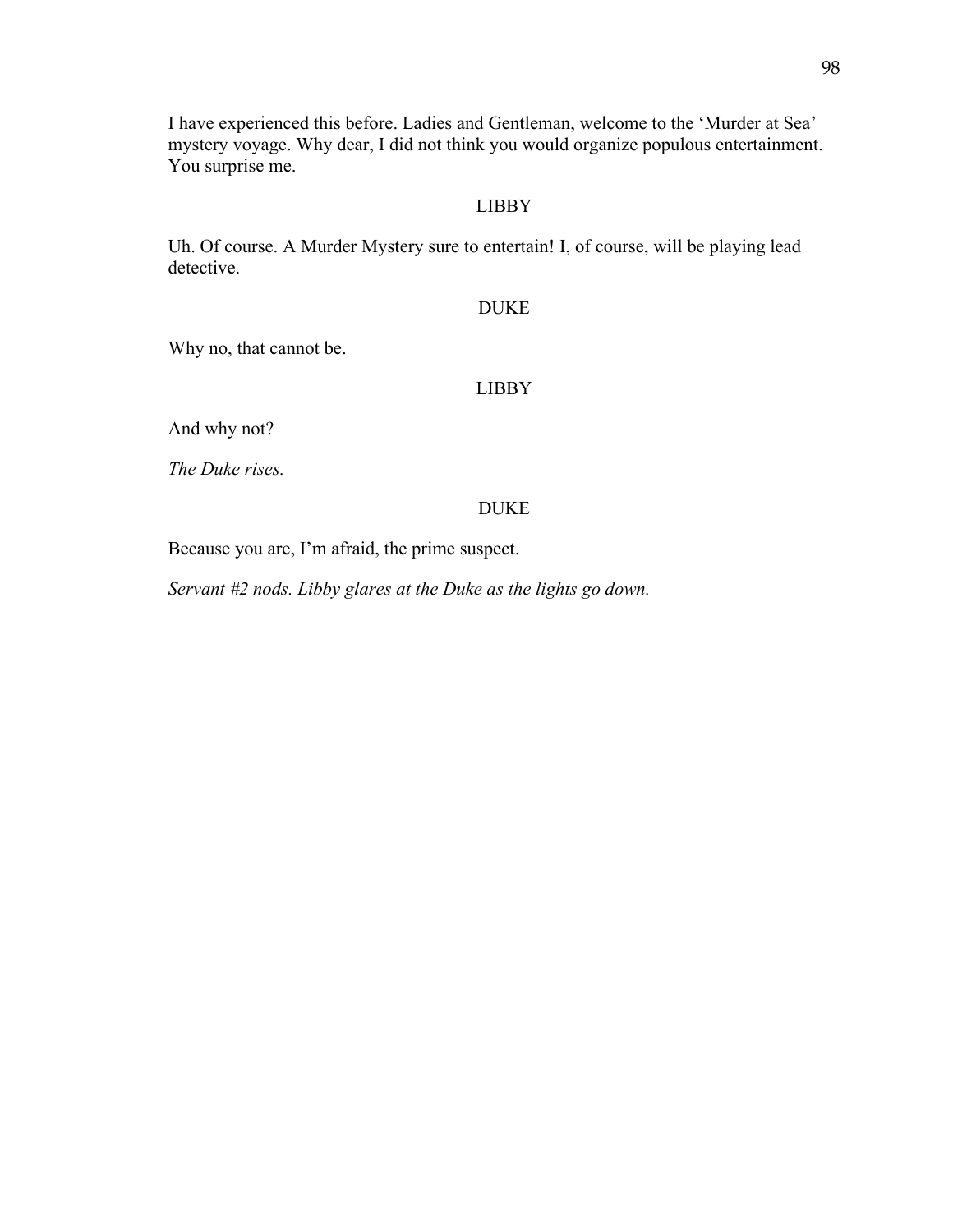I have experienced this before. Ladies and Gentleman, welcome to the 'Murder at Sea' mystery voyage. Why dear, I did not think you would organize populous entertainment. You surprise me.

LIBBY

Uh. Of course. A Murder Mystery sure to entertain! I, of course, will be playing lead detective.

DUKE

Why no, that cannot be.

LIBBY

And why not?

*The Duke rises.*

DUKE

Because you are, I'm afraid, the prime suspect.

*Servant #2 nods. Libby glares at the Duke as the lights go down.*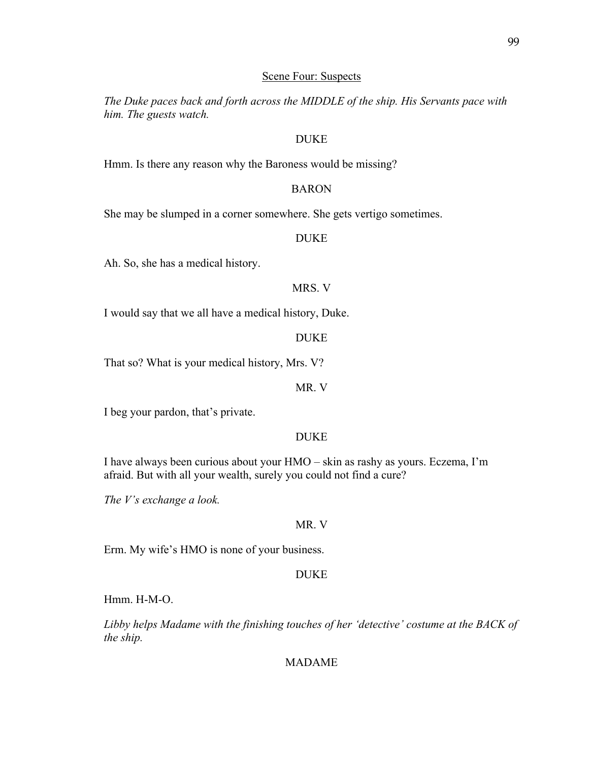Scene Four: Suspects

*The Duke paces back and forth across the MIDDLE of the ship. His Servants pace with him. The guests watch.*

DUKE

Hmm. Is there any reason why the Baroness would be missing?

BARON

She may be slumped in a corner somewhere. She gets vertigo sometimes.

DUKE

Ah. So, she has a medical history.

MRS. V

I would say that we all have a medical history, Duke.

DUKE

That so? What is your medical history, Mrs. V?

MR. V

I beg your pardon, that's private.

DUKE

I have always been curious about your HMO – skin as rashy as yours. Eczema, I'm afraid. But with all your wealth, surely you could not find a cure?

*The V's exchange a look.*

MR. V

Erm. My wife's HMO is none of your business.

DUKE

Hmm. H-M-O.

*Libby helps Madame with the finishing touches of her 'detective' costume at the BACK of the ship.*

MADAME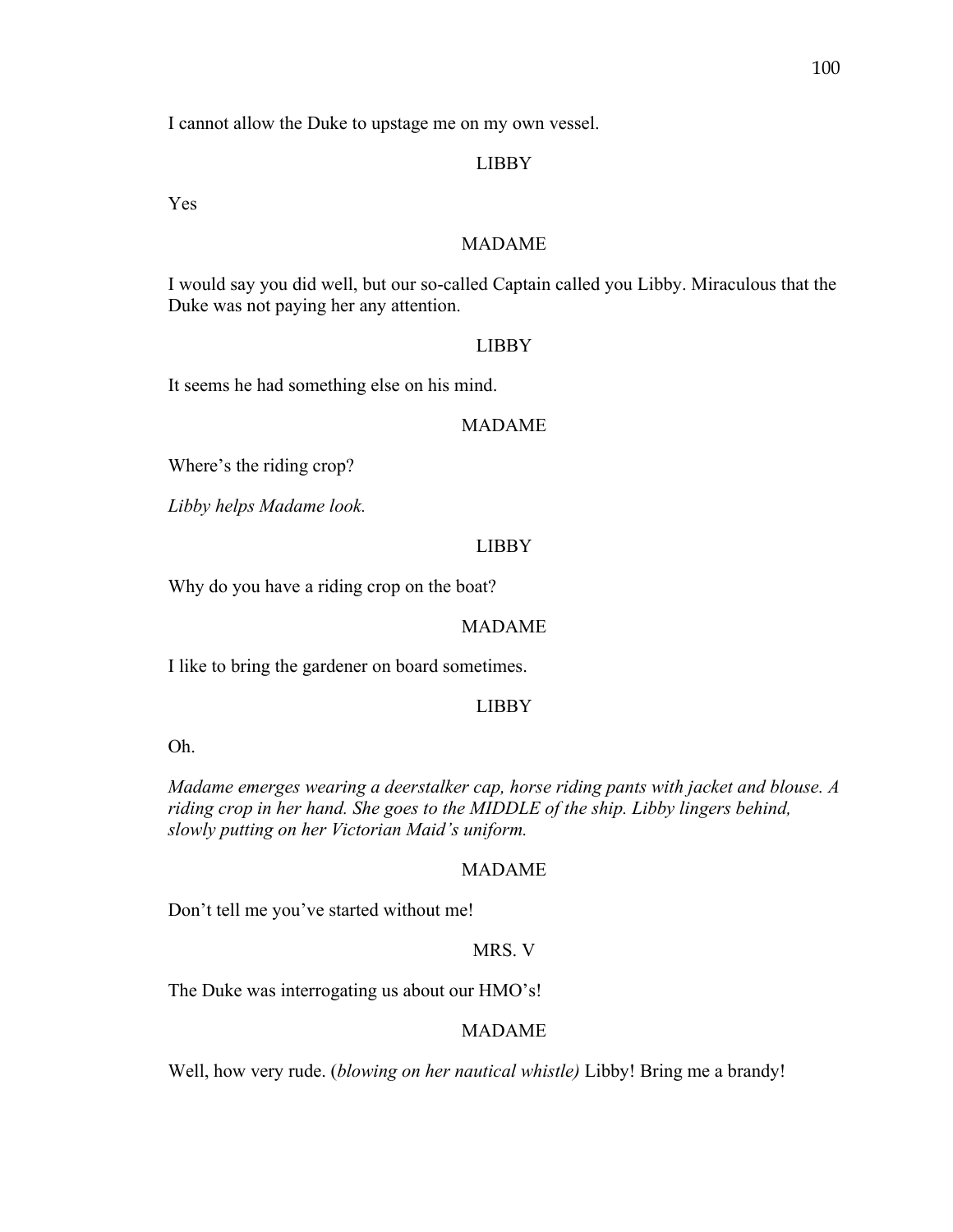I cannot allow the Duke to upstage me on my own vessel.

LIBBY

Yes

MADAME

I would say you did well, but our so-called Captain called you Libby. Miraculous that the Duke was not paying her any attention.

LIBBY

It seems he had something else on his mind.

MADAME

Where's the riding crop?

*Libby helps Madame look.*

LIBBY

Why do you have a riding crop on the boat?

MADAME

I like to bring the gardener on board sometimes.

LIBBY

Oh.

*Madame emerges wearing a deerstalker cap, horse riding pants with jacket and blouse. A riding crop in her hand. She goes to the MIDDLE of the ship. Libby lingers behind, slowly putting on her Victorian Maid's uniform.*

MADAME

Don't tell me you've started without me!

MRS. V

The Duke was interrogating us about our HMO's!

MADAME

Well, how very rude. (*blowing on her nautical whistle)* Libby! Bring me a brandy!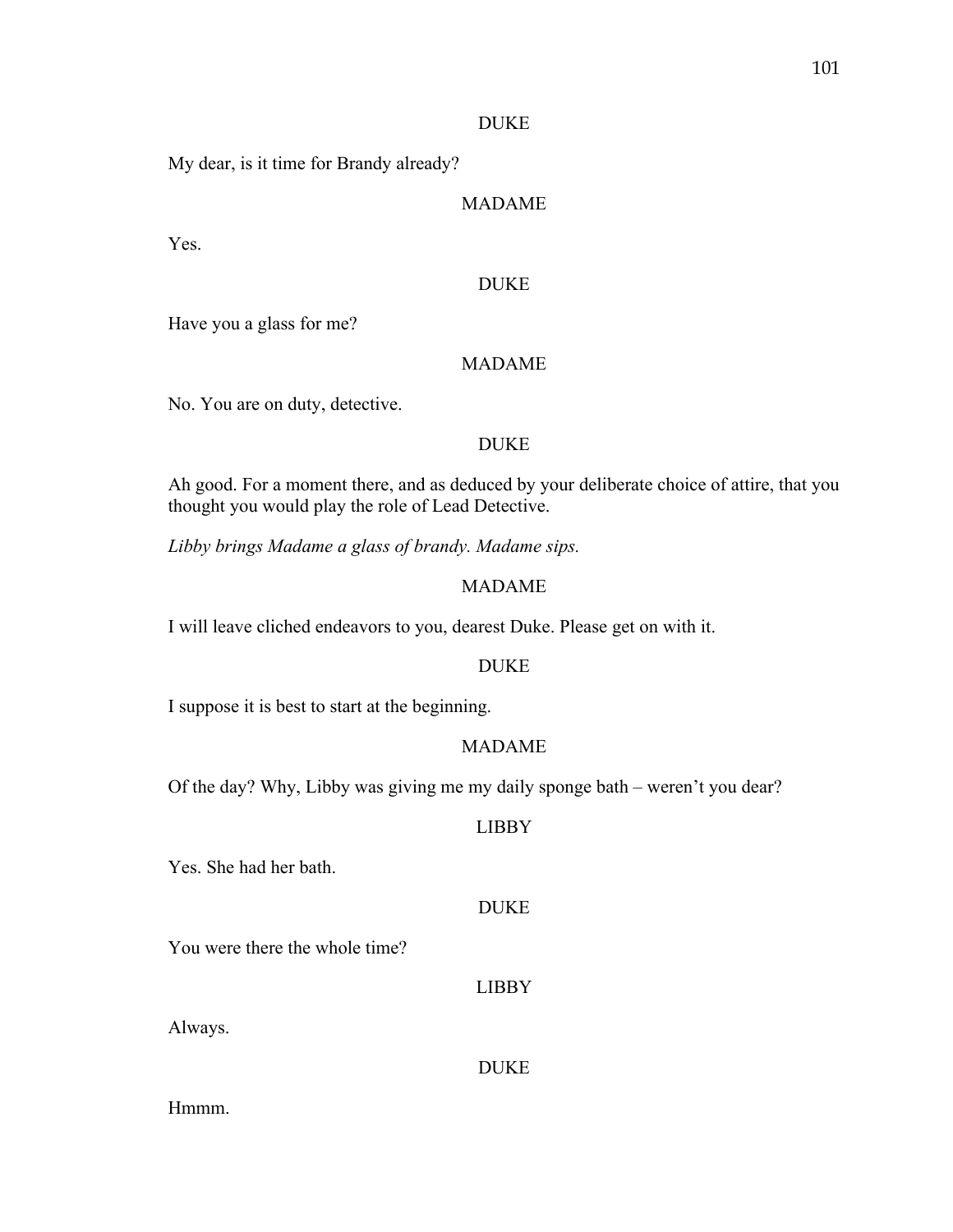DUKE

My dear, is it time for Brandy already?

MADAME

Yes.

DUKE

Have you a glass for me?

MADAME

No. You are on duty, detective.

DUKE

Ah good. For a moment there, and as deduced by your deliberate choice of attire, that you thought you would play the role of Lead Detective.

*Libby brings Madame a glass of brandy. Madame sips.*

MADAME

I will leave cliched endeavors to you, dearest Duke. Please get on with it.

DUKE

I suppose it is best to start at the beginning.

MADAME

Of the day? Why, Libby was giving me my daily sponge bath – weren't you dear?

LIBBY

Yes. She had her bath.

DUKE

You were there the whole time?

LIBBY

Always.

DUKE

Hmmm.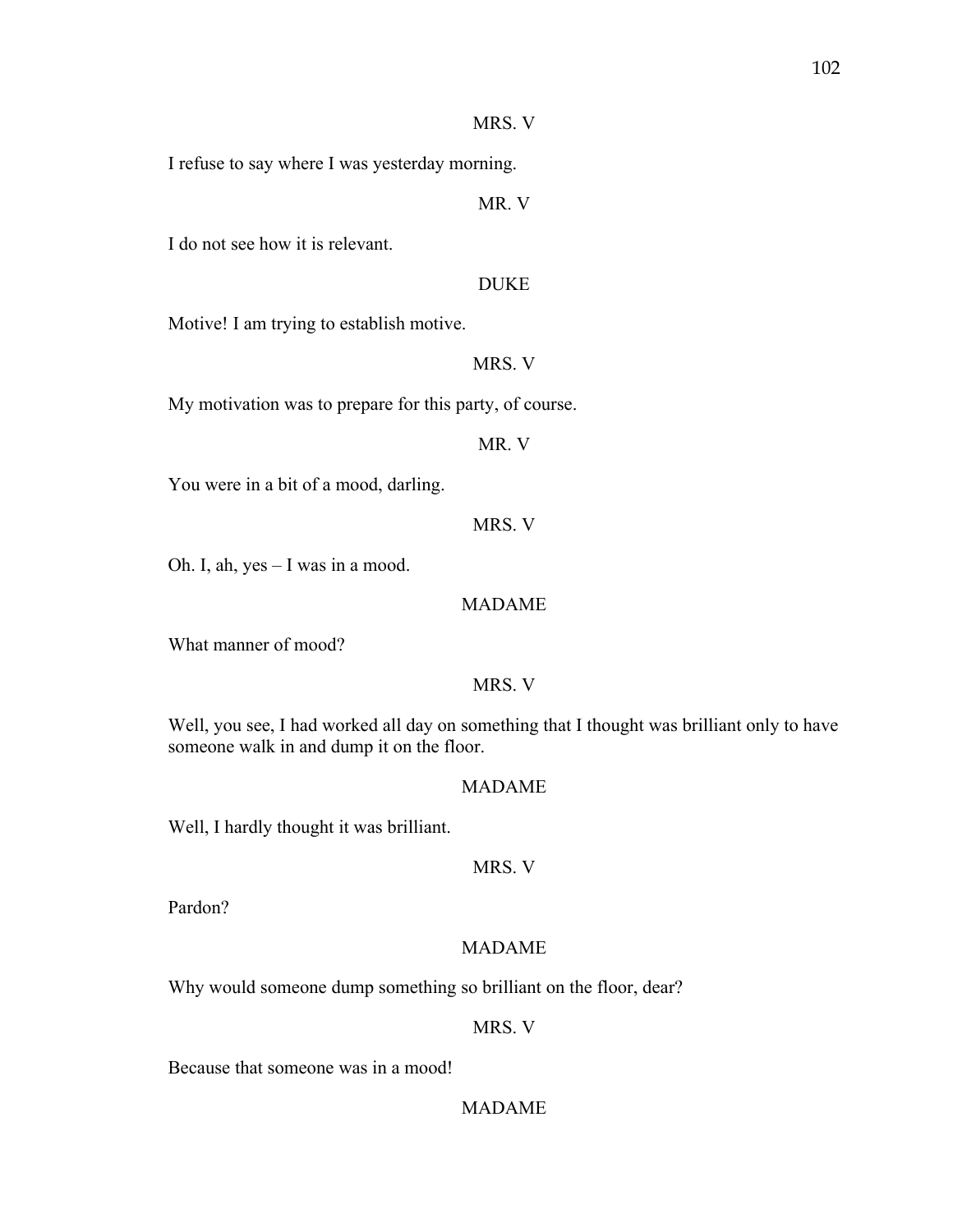MRS. V

I refuse to say where I was yesterday morning.

MR. V

I do not see how it is relevant.

DUKE

Motive! I am trying to establish motive.

MRS. V

My motivation was to prepare for this party, of course.

MR. V

You were in a bit of a mood, darling.

MRS. V

Oh. I, ah, yes – I was in a mood.

MADAME

What manner of mood?

MRS. V

Well, you see, I had worked all day on something that I thought was brilliant only to have someone walk in and dump it on the floor.

MADAME

Well, I hardly thought it was brilliant.

MRS. V

Pardon?

MADAME

Why would someone dump something so brilliant on the floor, dear?

MRS. V

Because that someone was in a mood!

MADAME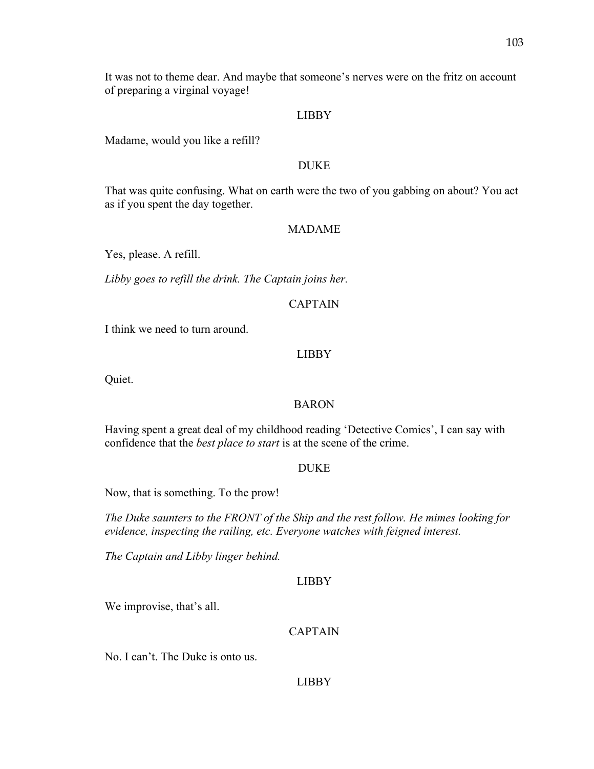It was not to theme dear. And maybe that someone's nerves were on the fritz on account of preparing a virginal voyage!

LIBBY

Madame, would you like a refill?

DUKE

That was quite confusing. What on earth were the two of you gabbing on about? You act as if you spent the day together.

MADAME

Yes, please. A refill.

*Libby goes to refill the drink. The Captain joins her.*

CAPTAIN

I think we need to turn around.

LIBBY

Quiet.

BARON

Having spent a great deal of my childhood reading 'Detective Comics', I can say with confidence that the *best place to start* is at the scene of the crime.

DUKE

Now, that is something. To the prow!

*The Duke saunters to the FRONT of the Ship and the rest follow. He mimes looking for evidence, inspecting the railing, etc. Everyone watches with feigned interest.*

*The Captain and Libby linger behind.*

LIBBY

We improvise, that's all.

CAPTAIN

No. I can't. The Duke is onto us.

LIBBY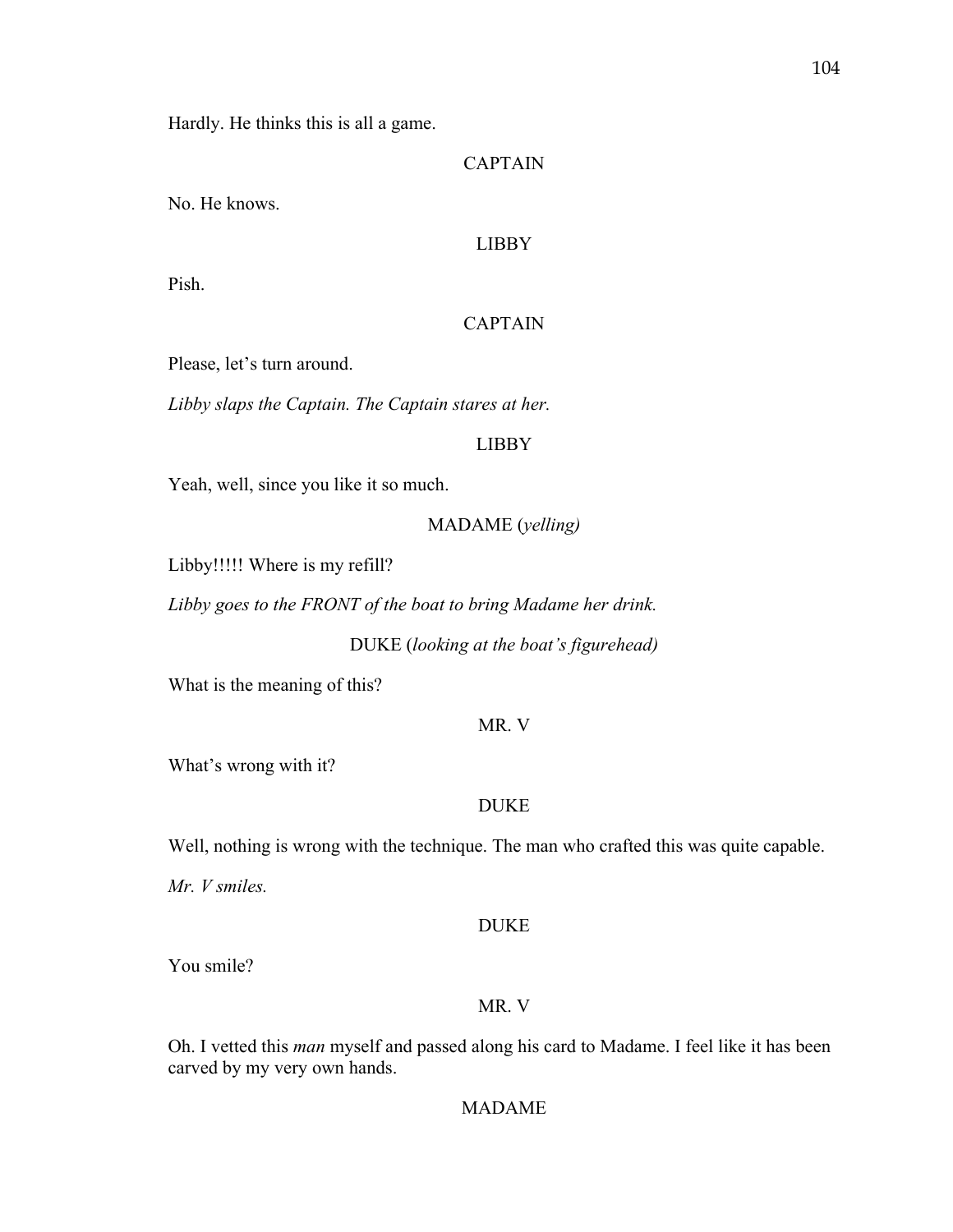Hardly. He thinks this is all a game.

CAPTAIN

No. He knows.

LIBBY

Pish.

CAPTAIN

Please, let's turn around.

*Libby slaps the Captain. The Captain stares at her.*

LIBBY

Yeah, well, since you like it so much.

MADAME (*yelling)*

Libby!!!!! Where is my refill?

*Libby goes to the FRONT of the boat to bring Madame her drink.*

DUKE (*looking at the boat's figurehead)*

What is the meaning of this?

MR. V

What's wrong with it?

DUKE

Well, nothing is wrong with the technique. The man who crafted this was quite capable.

*Mr. V smiles.*

DUKE

You smile?

MR. V

Oh. I vetted this *man* myself and passed along his card to Madame. I feel like it has been carved by my very own hands.

MADAME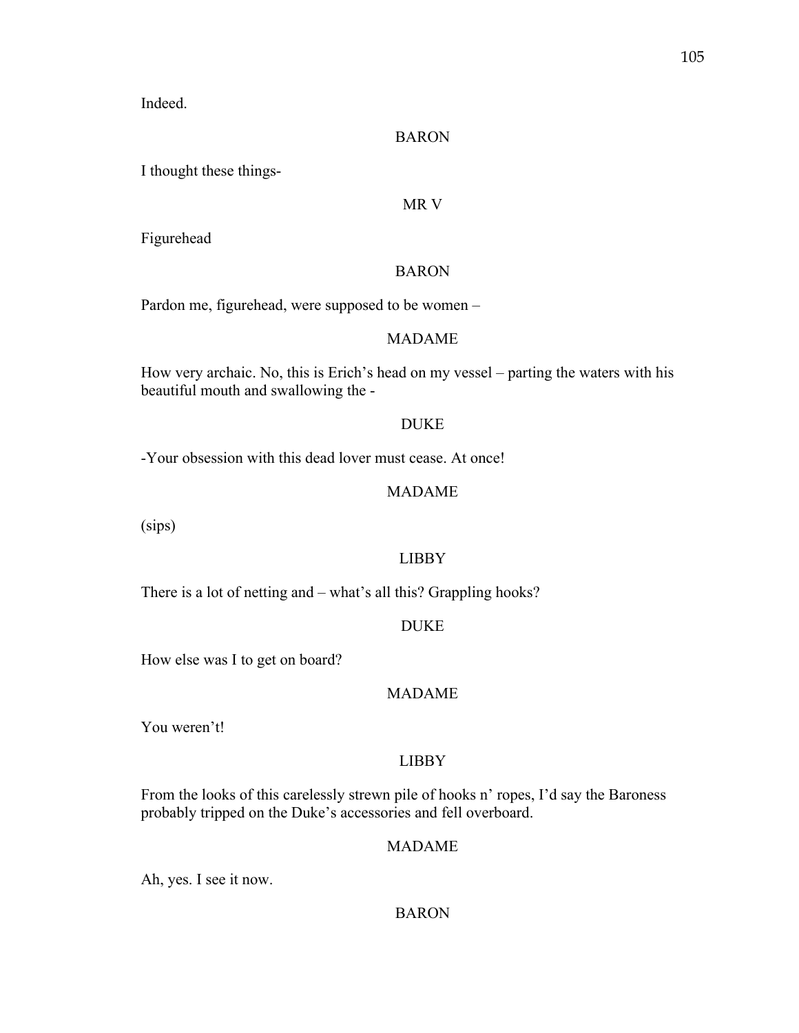Indeed.

BARON

I thought these things-

MR V

Figurehead

BARON

Pardon me, figurehead, were supposed to be women –

MADAME

How very archaic. No, this is Erich's head on my vessel – parting the waters with his beautiful mouth and swallowing the -

DUKE

-Your obsession with this dead lover must cease. At once!

MADAME

(sips)

LIBBY

There is a lot of netting and – what's all this? Grappling hooks?

DUKE

How else was I to get on board?

MADAME

You weren't!

LIBBY

From the looks of this carelessly strewn pile of hooks n' ropes, I'd say the Baroness probably tripped on the Duke's accessories and fell overboard.

MADAME

Ah, yes. I see it now.

BARON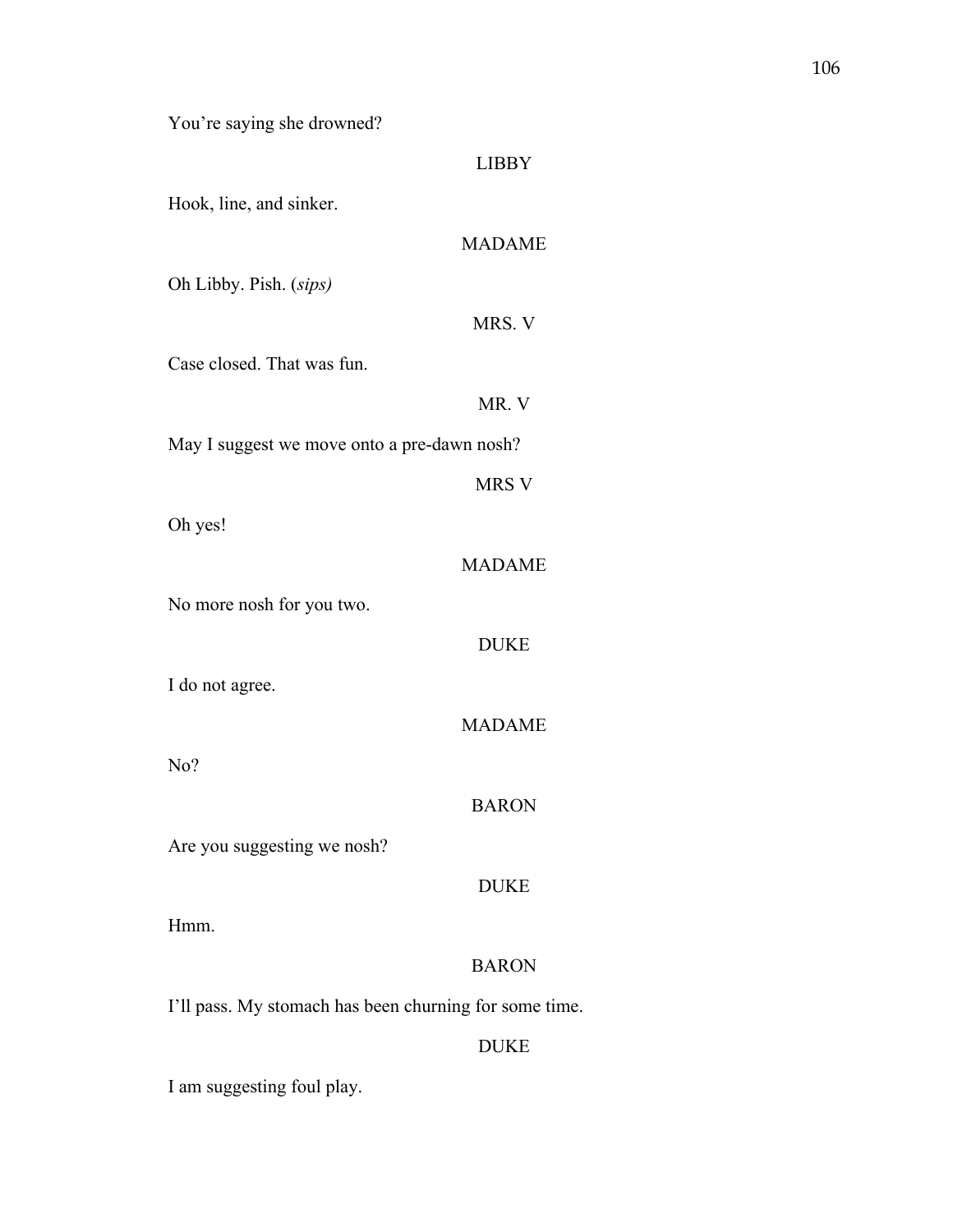You're saying she drowned?

LIBBY

Hook, line, and sinker.

MADAME

Oh Libby. Pish. (*sips)*

MRS. V

Case closed. That was fun.

MR. V

May I suggest we move onto a pre-dawn nosh?

MRS V

Oh yes!

MADAME

No more nosh for you two.

DUKE

I do not agree.

MADAME

No?

BARON

Are you suggesting we nosh?

DUKE

Hmm.

BARON

I'll pass. My stomach has been churning for some time.

DUKE

I am suggesting foul play.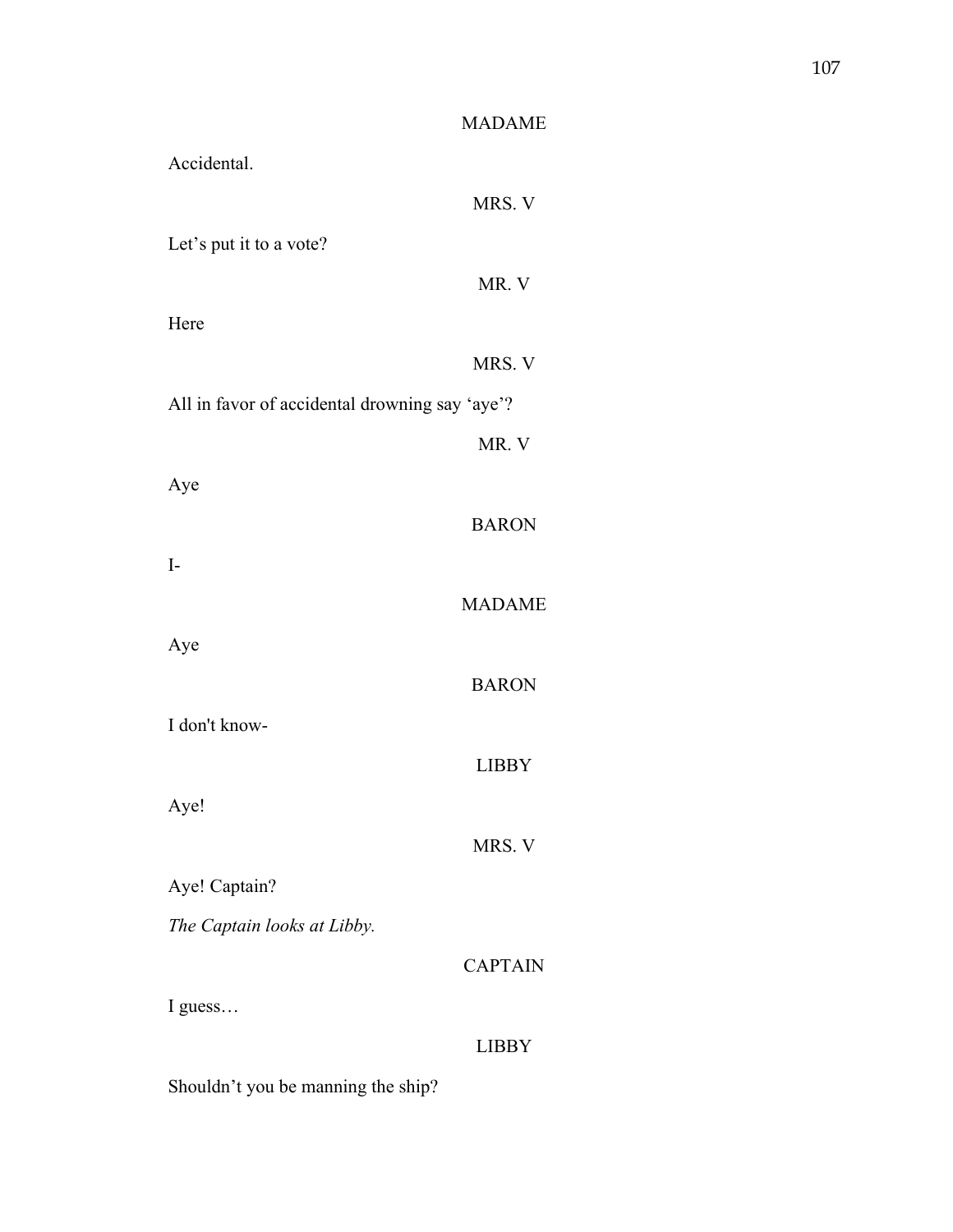MADAME

Accidental.

MRS. V

Let's put it to a vote?

MR. V

Here

MRS. V

All in favor of accidental drowning say 'aye'?

MR. V

Aye

BARON

I-

MADAME

Aye

BARON

I don't know-

LIBBY

Aye!

MRS. V

Aye! Captain?

*The Captain looks at Libby.*

CAPTAIN

I guess…

LIBBY

Shouldn't you be manning the ship?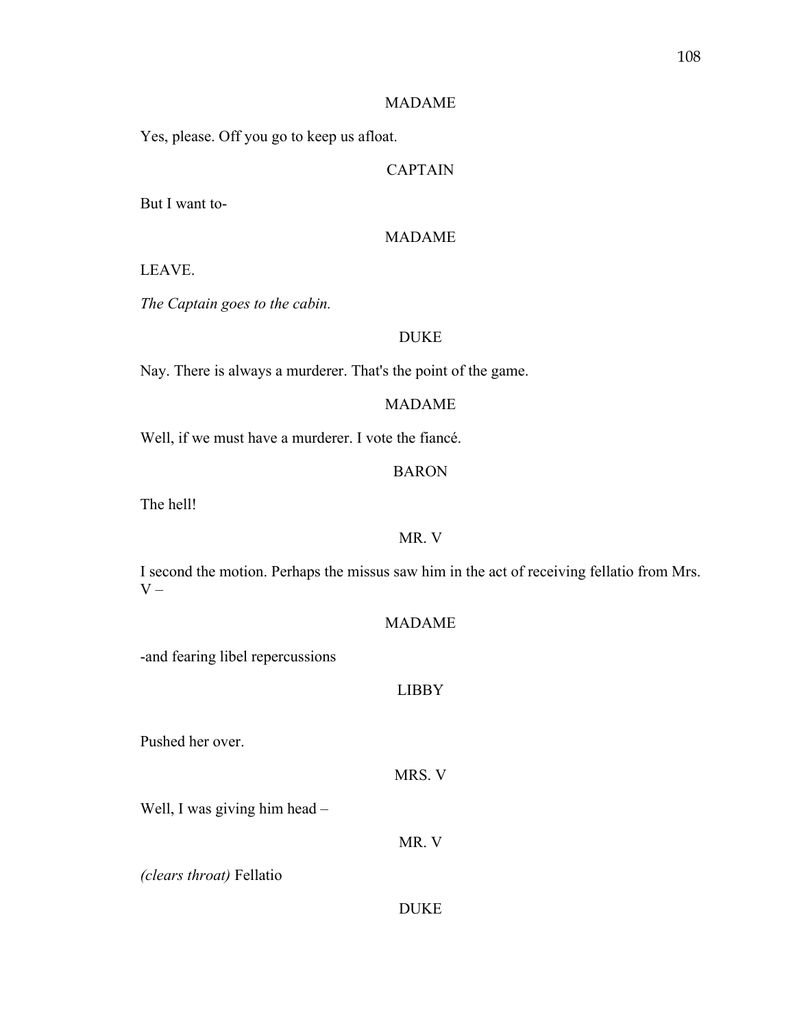MADAME

Yes, please. Off you go to keep us afloat.

CAPTAIN

But I want to-

MADAME

LEAVE.

*The Captain goes to the cabin.*

DUKE

Nay. There is always a murderer. That's the point of the game.

MADAME

Well, if we must have a murderer. I vote the fiancé.

BARON

The hell!

MR. V

I second the motion. Perhaps the missus saw him in the act of receiving fellatio from Mrs. V –

MADAME

-and fearing libel repercussions

LIBBY

Pushed her over.

MRS. V

Well, I was giving him head –

MR. V

*(clears throat)* Fellatio

DUKE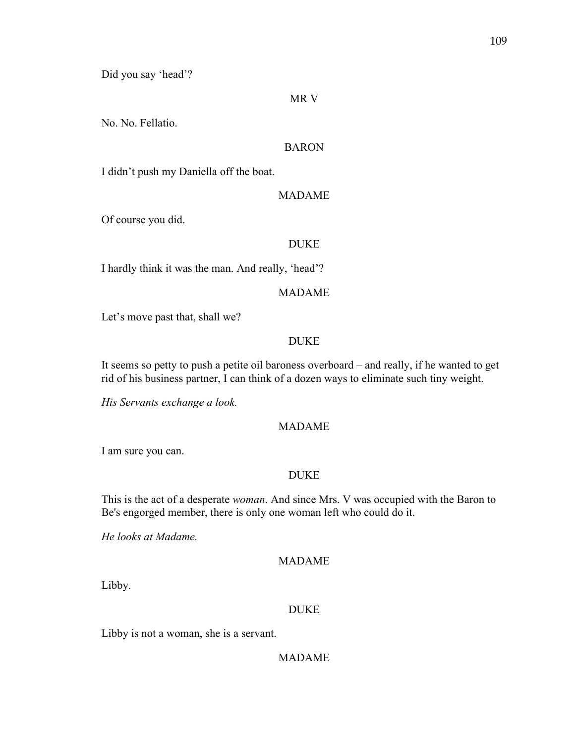Did you say 'head'?

MR V

No. No. Fellatio.

BARON

I didn't push my Daniella off the boat.

MADAME

Of course you did.

DUKE

I hardly think it was the man. And really, 'head'?

MADAME

Let's move past that, shall we?

DUKE

It seems so petty to push a petite oil baroness overboard – and really, if he wanted to get rid of his business partner, I can think of a dozen ways to eliminate such tiny weight.

*His Servants exchange a look.*

MADAME

I am sure you can.

DUKE

This is the act of a desperate *woman*. And since Mrs. V was occupied with the Baron to Be's engorged member, there is only one woman left who could do it.

*He looks at Madame.*

MADAME

Libby.

DUKE

Libby is not a woman, she is a servant.

MADAME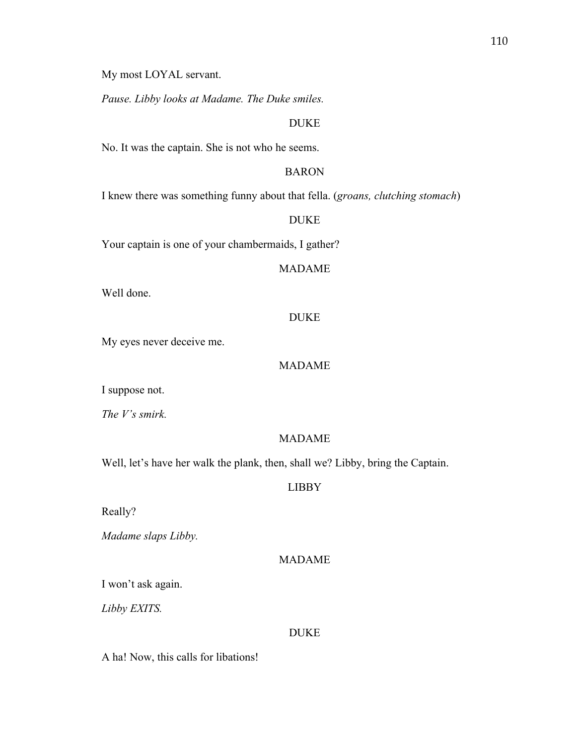My most LOYAL servant.

*Pause. Libby looks at Madame. The Duke smiles.*

DUKE

No. It was the captain. She is not who he seems.

BARON

I knew there was something funny about that fella. (*groans, clutching stomach*)

DUKE

Your captain is one of your chambermaids, I gather?

MADAME

Well done.

DUKE

My eyes never deceive me.

MADAME

I suppose not.

*The V's smirk.*

MADAME

Well, let's have her walk the plank, then, shall we? Libby, bring the Captain.

LIBBY

Really?

*Madame slaps Libby.*

MADAME

I won't ask again.

*Libby EXITS.*

DUKE

A ha! Now, this calls for libations!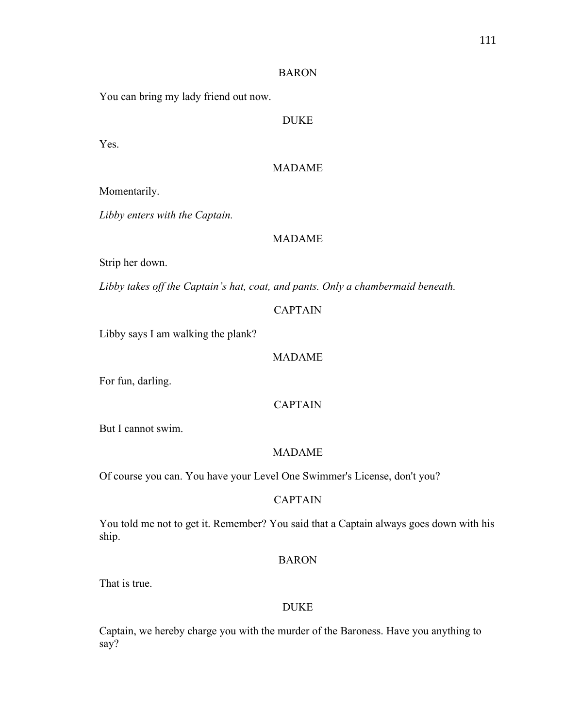BARON

You can bring my lady friend out now.

DUKE

Yes.

MADAME

Momentarily.

*Libby enters with the Captain.*

MADAME

Strip her down.

*Libby takes off the Captain's hat, coat, and pants. Only a chambermaid beneath.*

CAPTAIN

Libby says I am walking the plank?

MADAME

For fun, darling.

CAPTAIN

But I cannot swim.

MADAME

Of course you can. You have your Level One Swimmer's License, don't you?

CAPTAIN

You told me not to get it. Remember? You said that a Captain always goes down with his ship.

BARON

That is true.

DUKE

Captain, we hereby charge you with the murder of the Baroness. Have you anything to say?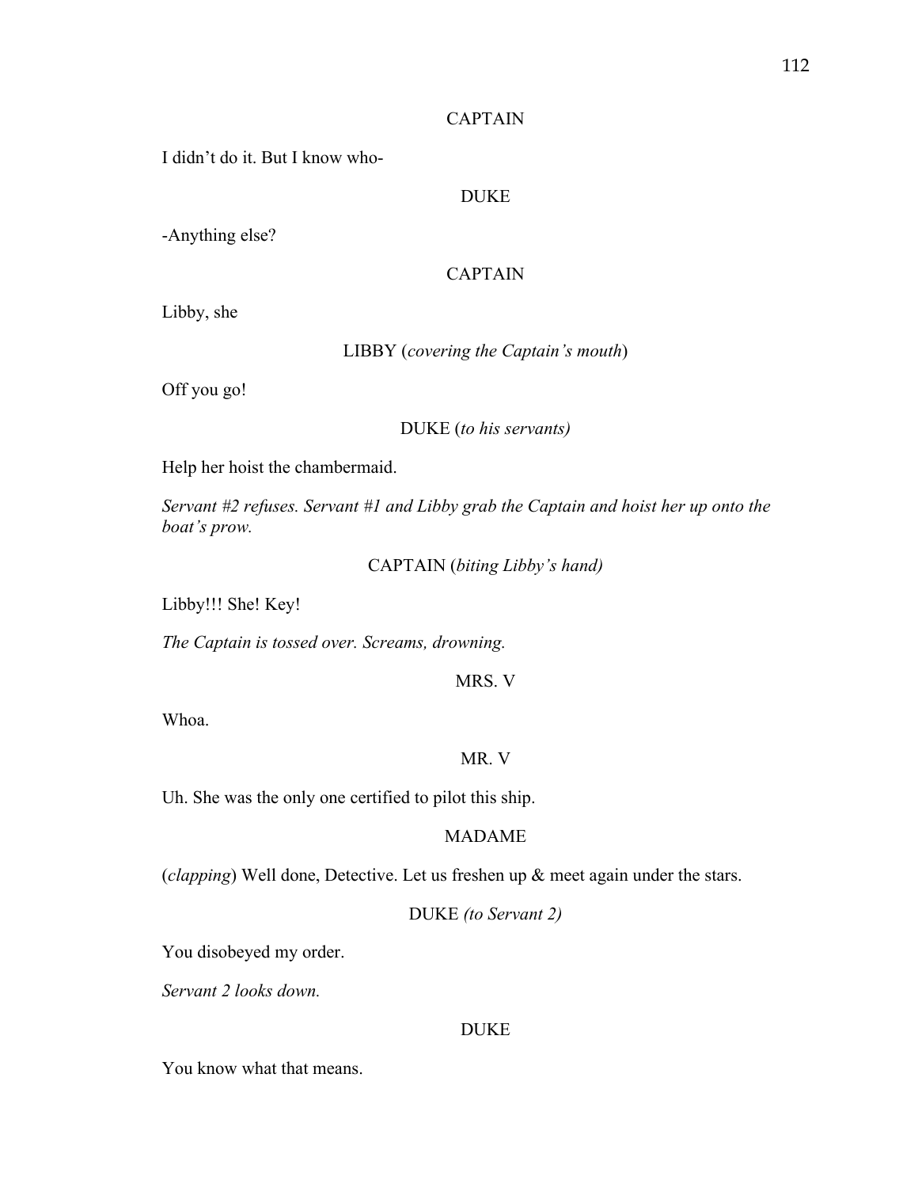CAPTAIN

I didn't do it. But I know who-

DUKE

-Anything else?

CAPTAIN

Libby, she

LIBBY (*covering the Captain's mouth*)

Off you go!

DUKE (*to his servants)*

Help her hoist the chambermaid.

*Servant #2 refuses. Servant #1 and Libby grab the Captain and hoist her up onto the boat's prow.*

CAPTAIN (*biting Libby's hand)*

Libby!!! She! Key!

*The Captain is tossed over. Screams, drowning.*

MRS. V

Whoa.

MR. V

Uh. She was the only one certified to pilot this ship.

MADAME

(*clapping*) Well done, Detective. Let us freshen up & meet again under the stars.

DUKE *(to Servant 2)*

You disobeyed my order.

*Servant 2 looks down.*

DUKE

You know what that means.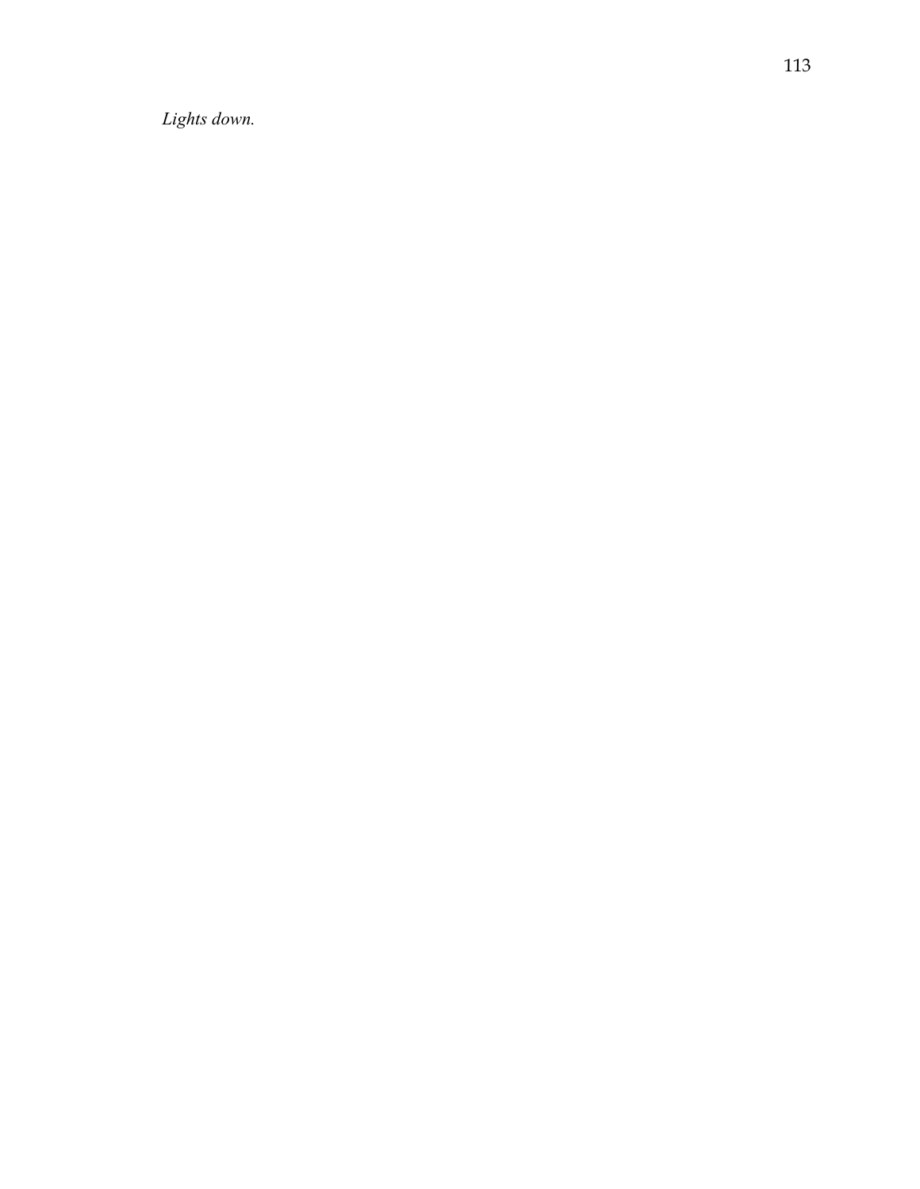*Lights down.*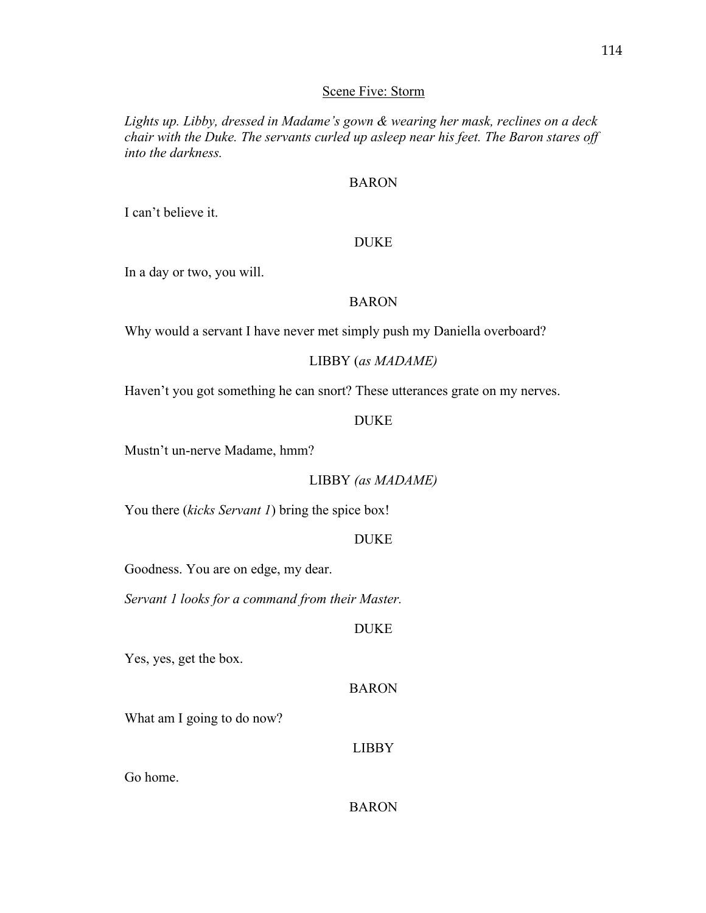## Scene Five: Storm

*Lights up. Libby, dressed in Madame's gown & wearing her mask, reclines on a deck chair with the Duke. The servants curled up asleep near his feet. The Baron stares off into the darkness.*

BARON

I can't believe it.

DUKE

In a day or two, you will.

BARON

Why would a servant I have never met simply push my Daniella overboard?

LIBBY (*as MADAME)*

Haven't you got something he can snort? These utterances grate on my nerves.

DUKE

Mustn't un-nerve Madame, hmm?

LIBBY *(as MADAME)*

You there (*kicks Servant 1*) bring the spice box!

DUKE

Goodness. You are on edge, my dear.

*Servant 1 looks for a command from their Master.*

DUKE

Yes, yes, get the box.

BARON

What am I going to do now?

LIBBY

Go home.

BARON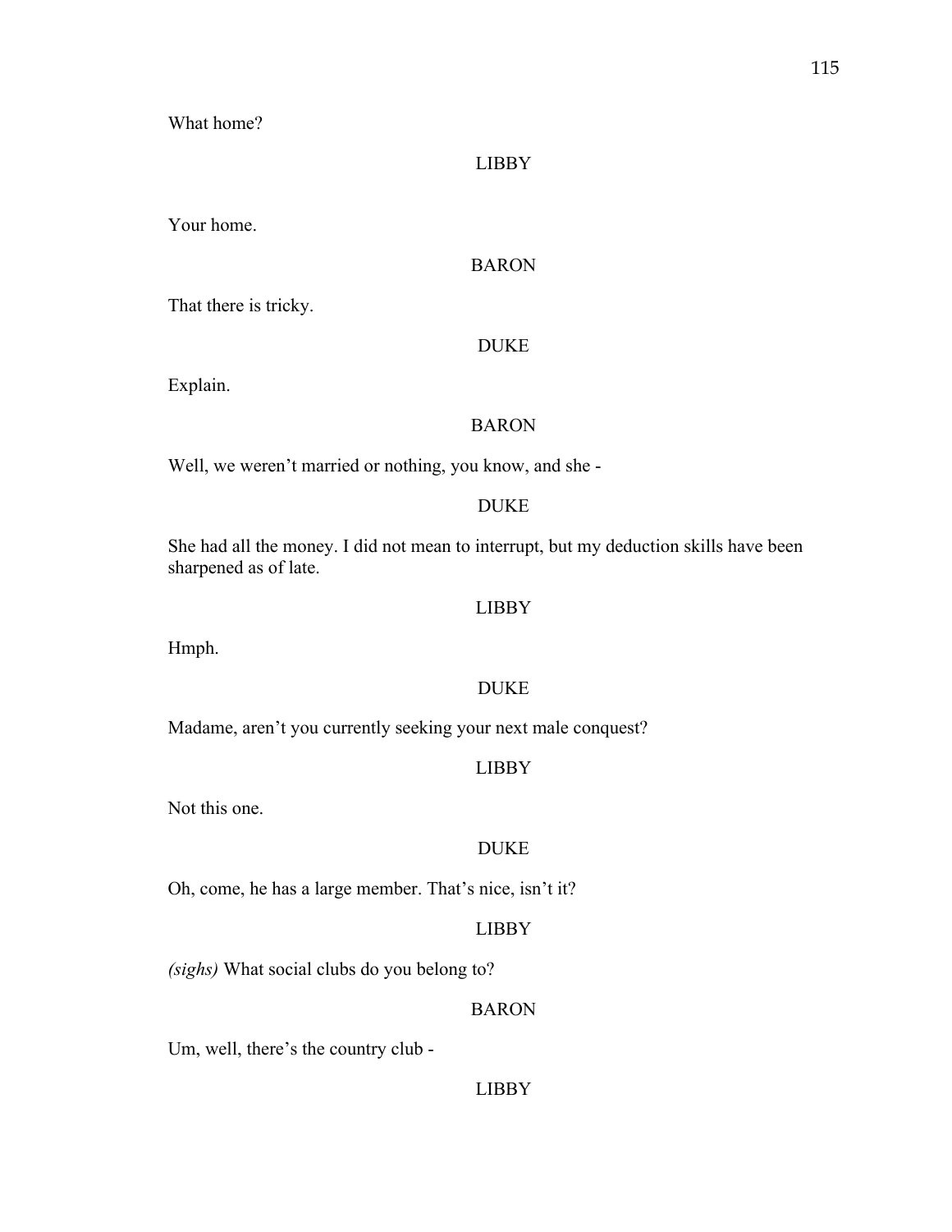What home?

LIBBY

Your home.

BARON

That there is tricky.

DUKE

Explain.

BARON

Well, we weren't married or nothing, you know, and she -

DUKE

She had all the money. I did not mean to interrupt, but my deduction skills have been sharpened as of late.

LIBBY

Hmph.

DUKE

Madame, aren't you currently seeking your next male conquest?

LIBBY

Not this one.

DUKE

Oh, come, he has a large member. That's nice, isn't it?

LIBBY

*(sighs)* What social clubs do you belong to?

BARON

Um, well, there's the country club -

LIBBY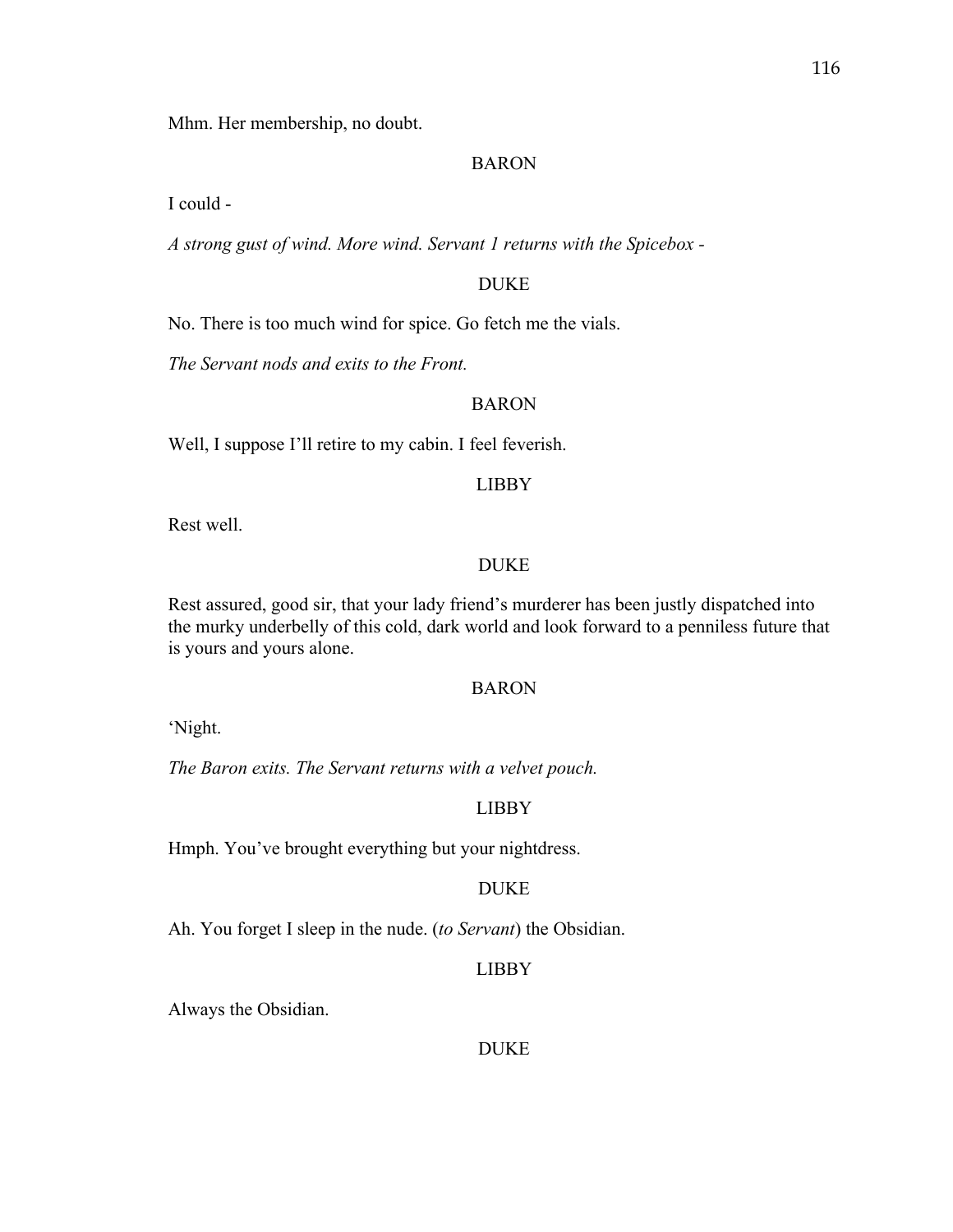Mhm. Her membership, no doubt.

BARON

I could -

*A strong gust of wind. More wind. Servant 1 returns with the Spicebox -*

DUKE

No. There is too much wind for spice. Go fetch me the vials.

*The Servant nods and exits to the Front.*

BARON

Well, I suppose I'll retire to my cabin. I feel feverish.

LIBBY

Rest well.

DUKE

Rest assured, good sir, that your lady friend's murderer has been justly dispatched into the murky underbelly of this cold, dark world and look forward to a penniless future that is yours and yours alone.

BARON

'Night.

*The Baron exits. The Servant returns with a velvet pouch.*

LIBBY

Hmph. You've brought everything but your nightdress.

DUKE

Ah. You forget I sleep in the nude. (*to Servant*) the Obsidian.

LIBBY

Always the Obsidian.

DUKE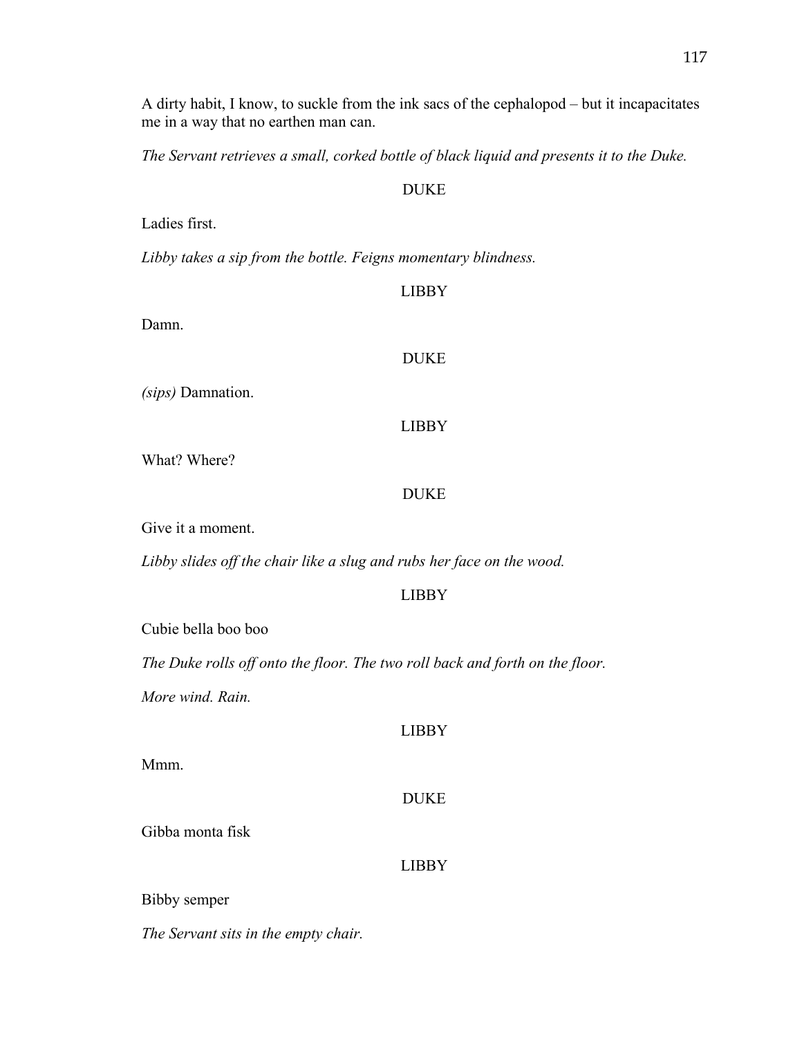A dirty habit, I know, to suckle from the ink sacs of the cephalopod – but it incapacitates me in a way that no earthen man can.

*The Servant retrieves a small, corked bottle of black liquid and presents it to the Duke.*

DUKE

Ladies first.

*Libby takes a sip from the bottle. Feigns momentary blindness.*

LIBBY

Damn.

DUKE

*(sips)* Damnation.

LIBBY

What? Where?

DUKE

Give it a moment.

*Libby slides off the chair like a slug and rubs her face on the wood.*

LIBBY

Cubie bella boo boo

*The Duke rolls off onto the floor. The two roll back and forth on the floor.*

*More wind. Rain.*

LIBBY

Mmm.

DUKE

Gibba monta fisk

LIBBY

Bibby semper

*The Servant sits in the empty chair.*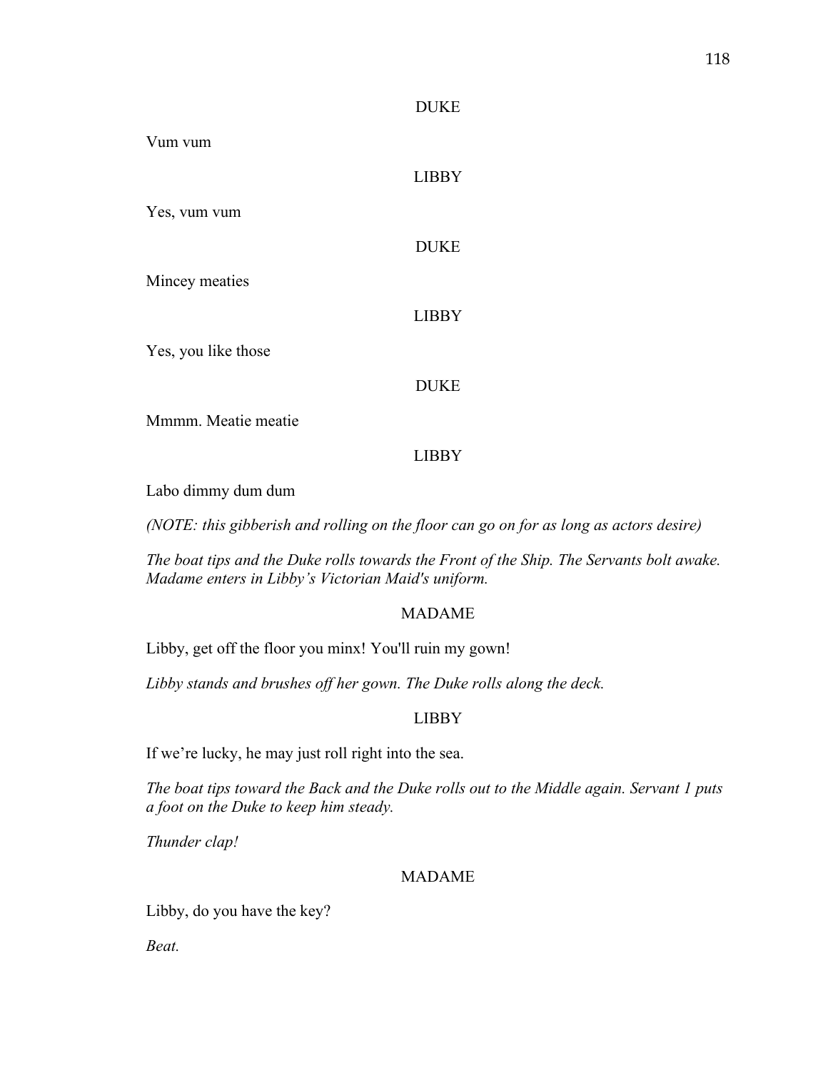DUKE

Vum vum

LIBBY

Yes, vum vum

DUKE

Mincey meaties

LIBBY

Yes, you like those

DUKE

Mmmm. Meatie meatie

LIBBY

Labo dimmy dum dum

*(NOTE: this gibberish and rolling on the floor can go on for as long as actors desire)*

*The boat tips and the Duke rolls towards the Front of the Ship. The Servants bolt awake. Madame enters in Libby's Victorian Maid's uniform.*

MADAME

Libby, get off the floor you minx! You'll ruin my gown!

*Libby stands and brushes off her gown. The Duke rolls along the deck.*

LIBBY

If we're lucky, he may just roll right into the sea.

*The boat tips toward the Back and the Duke rolls out to the Middle again. Servant 1 puts a foot on the Duke to keep him steady.*

*Thunder clap!*

MADAME

Libby, do you have the key?

*Beat.*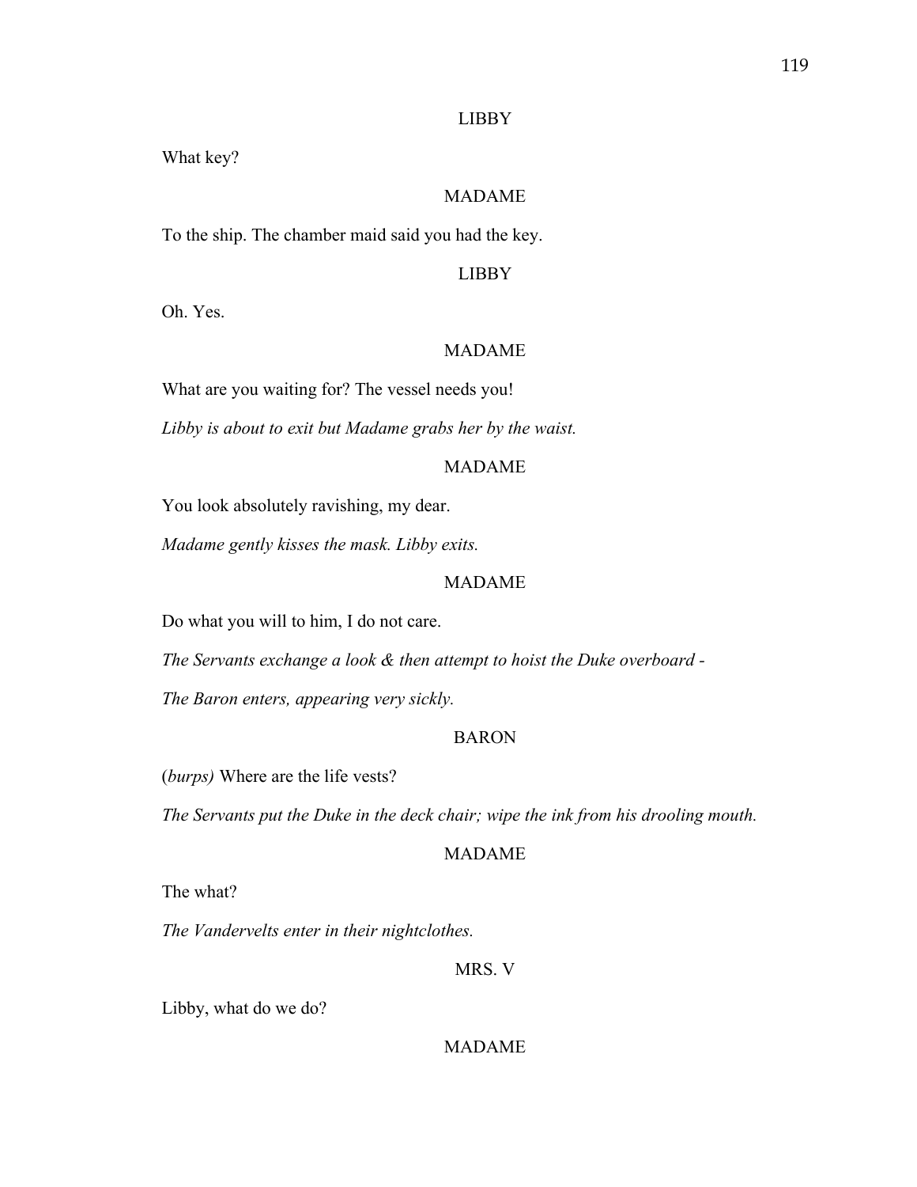LIBBY

What key?

MADAME

To the ship. The chamber maid said you had the key.

LIBBY

Oh. Yes.

MADAME

What are you waiting for? The vessel needs you!

*Libby is about to exit but Madame grabs her by the waist.*

MADAME

You look absolutely ravishing, my dear.

*Madame gently kisses the mask. Libby exits.*

MADAME

Do what you will to him, I do not care.

*The Servants exchange a look & then attempt to hoist the Duke overboard -*

*The Baron enters, appearing very sickly.*

BARON

(*burps)* Where are the life vests?

*The Servants put the Duke in the deck chair; wipe the ink from his drooling mouth.*

MADAME

The what?

*The Vandervelts enter in their nightclothes.*

MRS. V

Libby, what do we do?

MADAME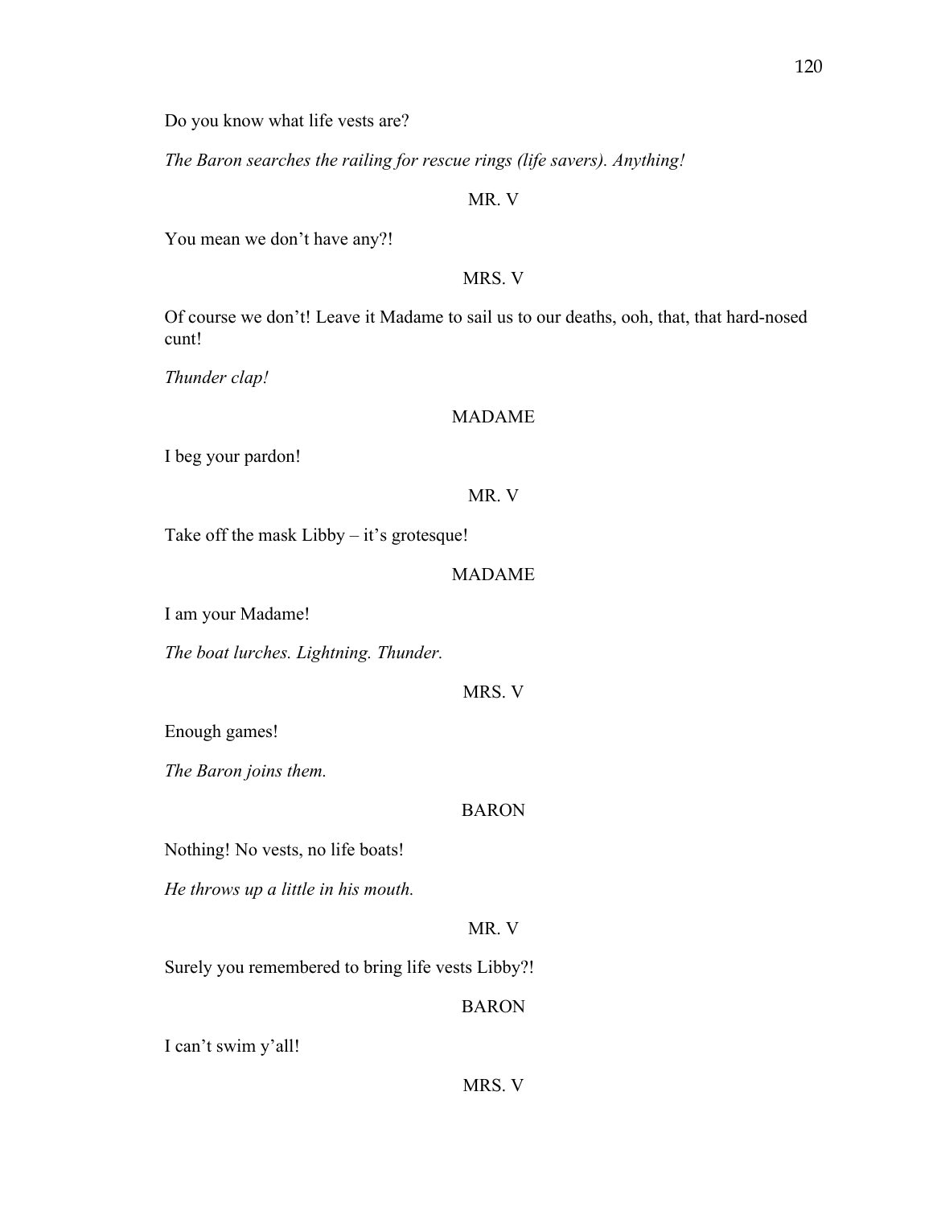Do you know what life vests are?

*The Baron searches the railing for rescue rings (life savers). Anything!*

MR. V

You mean we don't have any?!

MRS. V

Of course we don't! Leave it Madame to sail us to our deaths, ooh, that, that hard-nosed cunt!

*Thunder clap!*

MADAME

I beg your pardon!

MR. V

Take off the mask Libby – it's grotesque!

MADAME

I am your Madame!

*The boat lurches. Lightning. Thunder.*

MRS. V

Enough games!

*The Baron joins them.*

BARON

Nothing! No vests, no life boats!

*He throws up a little in his mouth.*

MR. V

Surely you remembered to bring life vests Libby?!

BARON

I can't swim y'all!

MRS. V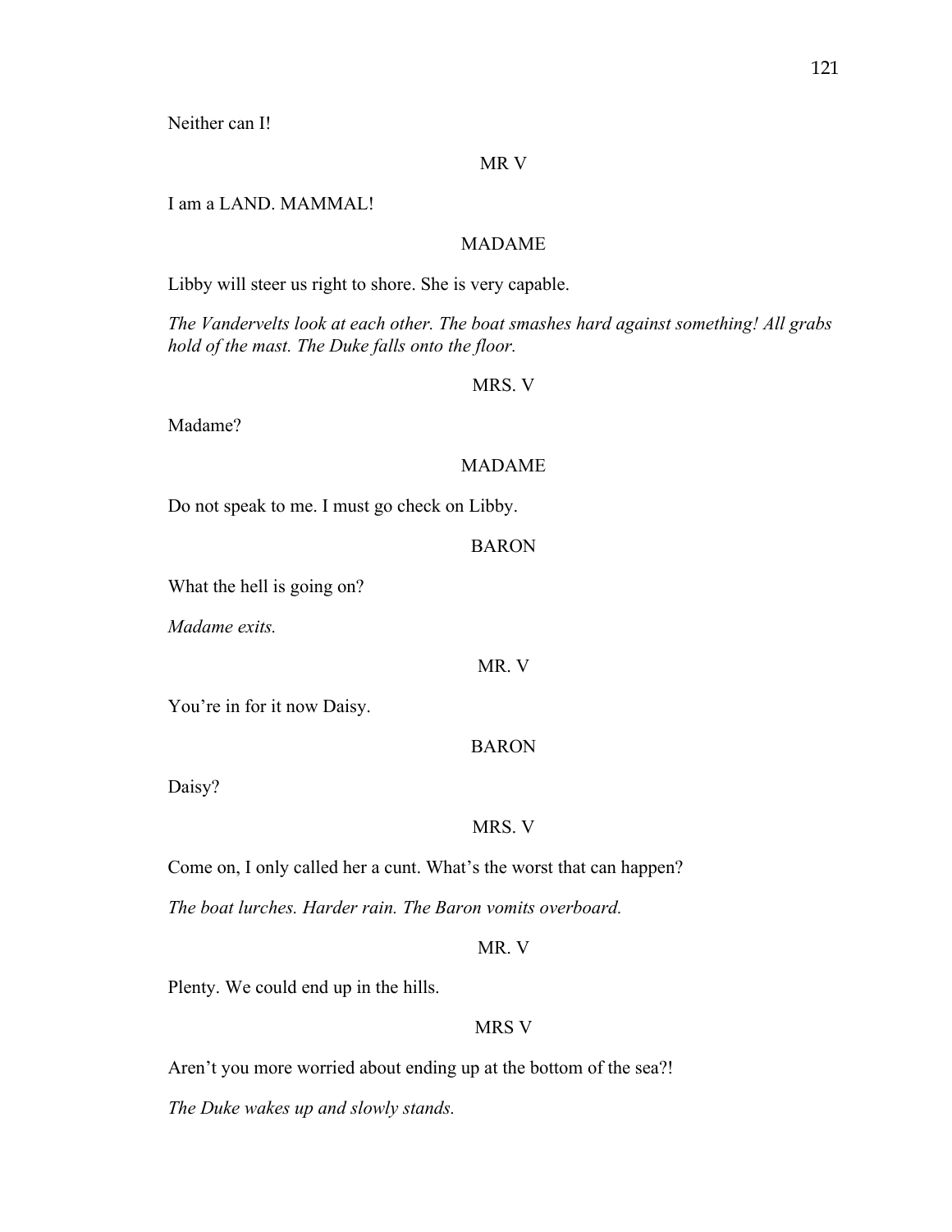Neither can I!

MR V

I am a LAND. MAMMAL!

MADAME

Libby will steer us right to shore. She is very capable.

*The Vandervelts look at each other. The boat smashes hard against something! All grabs hold of the mast. The Duke falls onto the floor.*

MRS. V

Madame?

MADAME

Do not speak to me. I must go check on Libby.

BARON

What the hell is going on?

*Madame exits.*

MR. V

You're in for it now Daisy.

BARON

Daisy?

MRS. V

Come on, I only called her a cunt. What's the worst that can happen?

*The boat lurches. Harder rain. The Baron vomits overboard.*

MR. V

Plenty. We could end up in the hills.

MRS V

Aren't you more worried about ending up at the bottom of the sea?!

*The Duke wakes up and slowly stands.*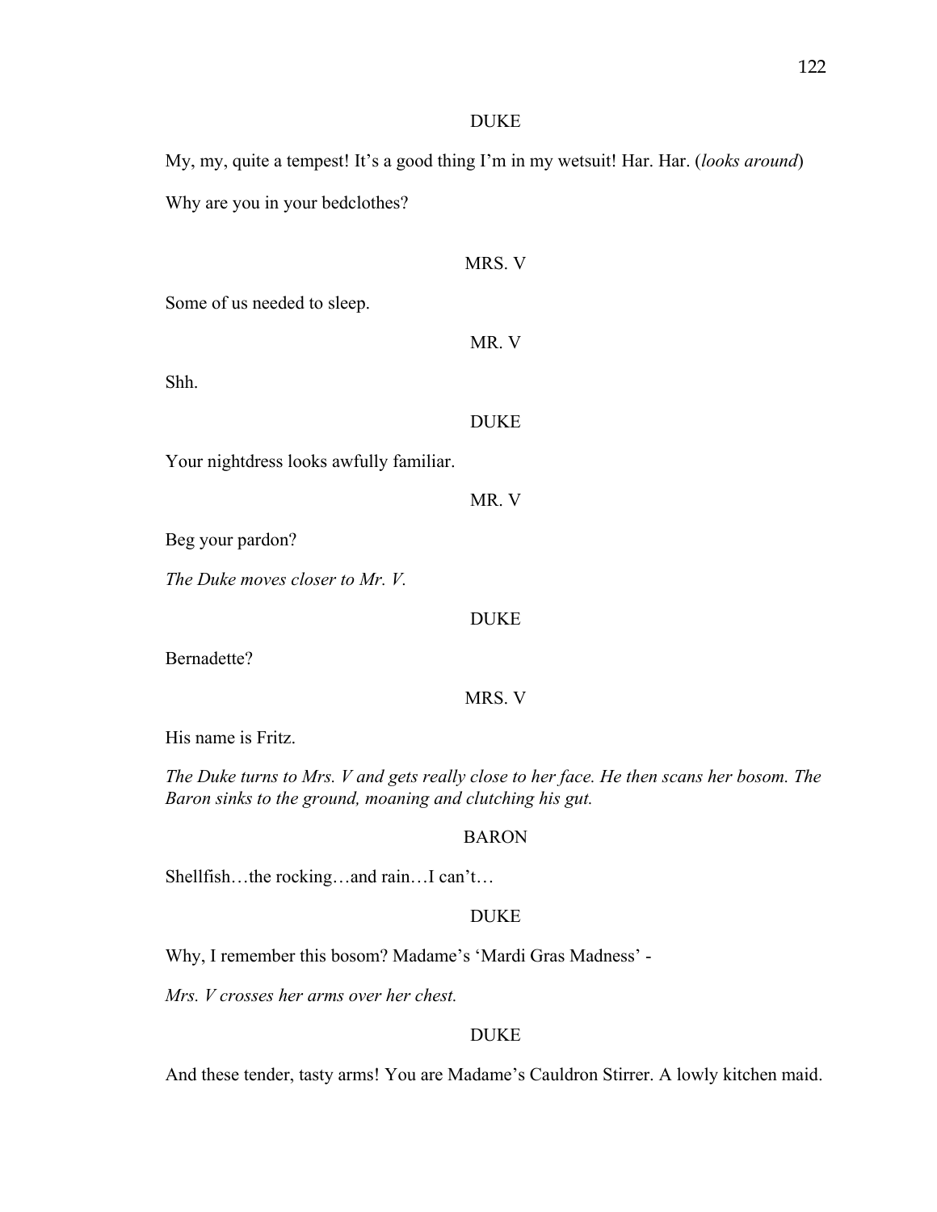DUKE

My, my, quite a tempest! It's a good thing I'm in my wetsuit! Har. Har. (*looks around*)

Why are you in your bedclothes?

MRS. V

Some of us needed to sleep.

MR. V

Shh.

DUKE

Your nightdress looks awfully familiar.

MR. V

Beg your pardon?

*The Duke moves closer to Mr. V.*

DUKE

Bernadette?

MRS. V

His name is Fritz.

*The Duke turns to Mrs. V and gets really close to her face. He then scans her bosom. The Baron sinks to the ground, moaning and clutching his gut.*

BARON

Shellfish…the rocking…and rain…I can't…

DUKE

Why, I remember this bosom? Madame's 'Mardi Gras Madness' -

*Mrs. V crosses her arms over her chest.*

DUKE

And these tender, tasty arms! You are Madame's Cauldron Stirrer. A lowly kitchen maid.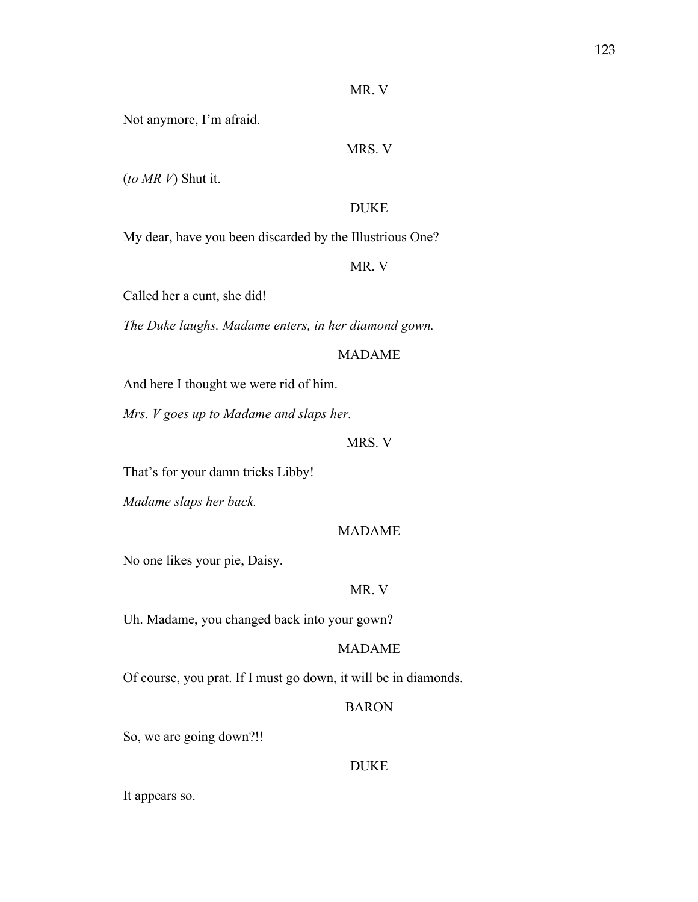MR. V

Not anymore, I'm afraid.

MRS. V

(*to MR V*) Shut it.

DUKE

My dear, have you been discarded by the Illustrious One?

MR. V

Called her a cunt, she did!

*The Duke laughs. Madame enters, in her diamond gown.*

MADAME

And here I thought we were rid of him.

*Mrs. V goes up to Madame and slaps her.*

MRS. V

That's for your damn tricks Libby!

*Madame slaps her back.*

MADAME

No one likes your pie, Daisy.

MR. V

Uh. Madame, you changed back into your gown?

MADAME

Of course, you prat. If I must go down, it will be in diamonds.

BARON

So, we are going down?!!

DUKE

It appears so.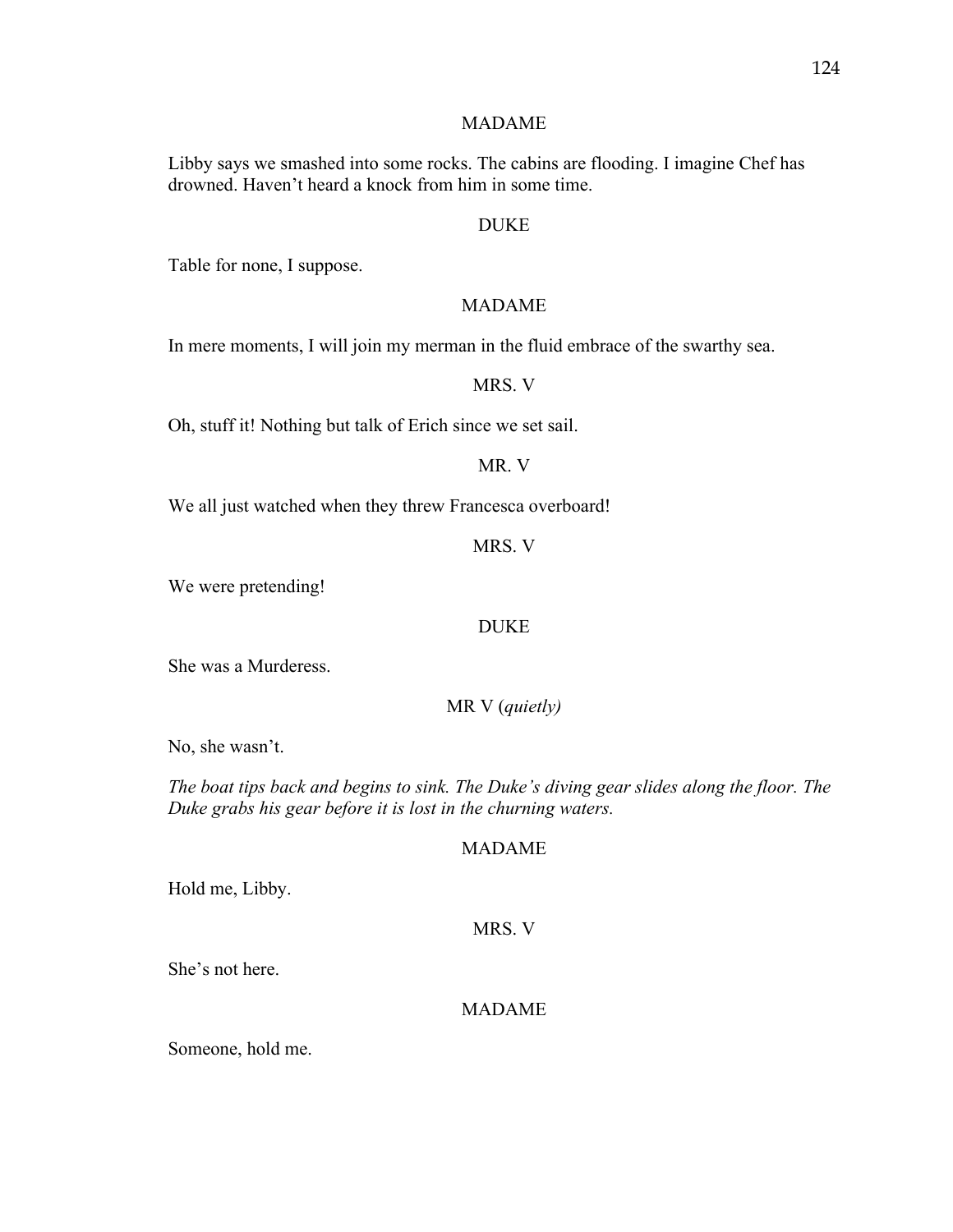MADAME

Libby says we smashed into some rocks. The cabins are flooding. I imagine Chef has drowned. Haven't heard a knock from him in some time.

DUKE

Table for none, I suppose.

MADAME

In mere moments, I will join my merman in the fluid embrace of the swarthy sea.

MRS. V

Oh, stuff it! Nothing but talk of Erich since we set sail.

MR. V

We all just watched when they threw Francesca overboard!

MRS. V

We were pretending!

DUKE

She was a Murderess.

MR V (*quietly)*

No, she wasn't.

*The boat tips back and begins to sink. The Duke's diving gear slides along the floor. The Duke grabs his gear before it is lost in the churning waters.*

MADAME

Hold me, Libby.

MRS. V

She's not here.

MADAME

Someone, hold me.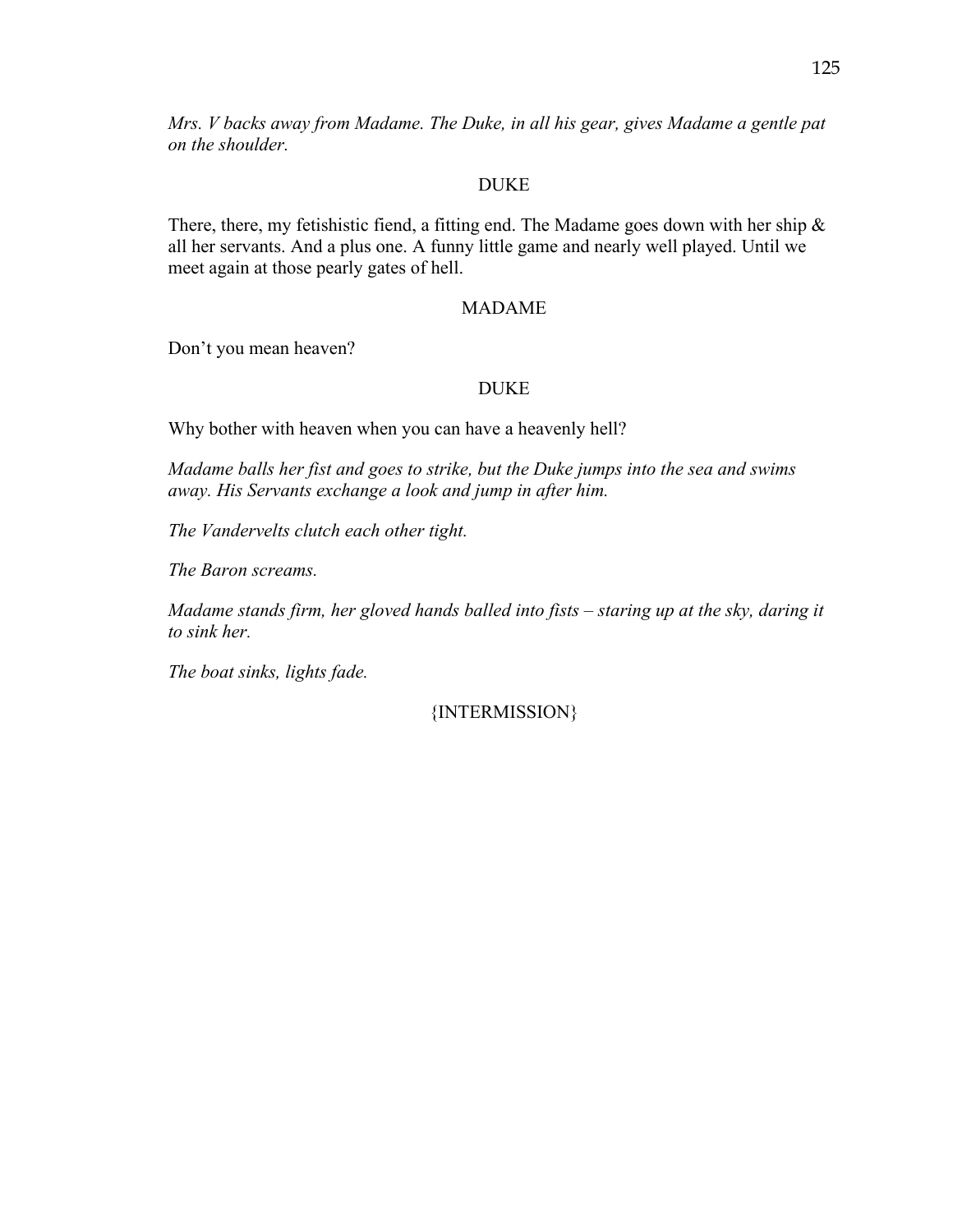*Mrs. V backs away from Madame. The Duke, in all his gear, gives Madame a gentle pat on the shoulder.*

DUKE

There, there, my fetishistic fiend, a fitting end. The Madame goes down with her ship & all her servants. And a plus one. A funny little game and nearly well played. Until we meet again at those pearly gates of hell.

MADAME

Don't you mean heaven?

DUKE

Why bother with heaven when you can have a heavenly hell?

*Madame balls her fist and goes to strike, but the Duke jumps into the sea and swims away. His Servants exchange a look and jump in after him.*

*The Vandervelts clutch each other tight.*

*The Baron screams.*

*Madame stands firm, her gloved hands balled into fists – staring up at the sky, daring it to sink her.*

*The boat sinks, lights fade.*

{INTERMISSION}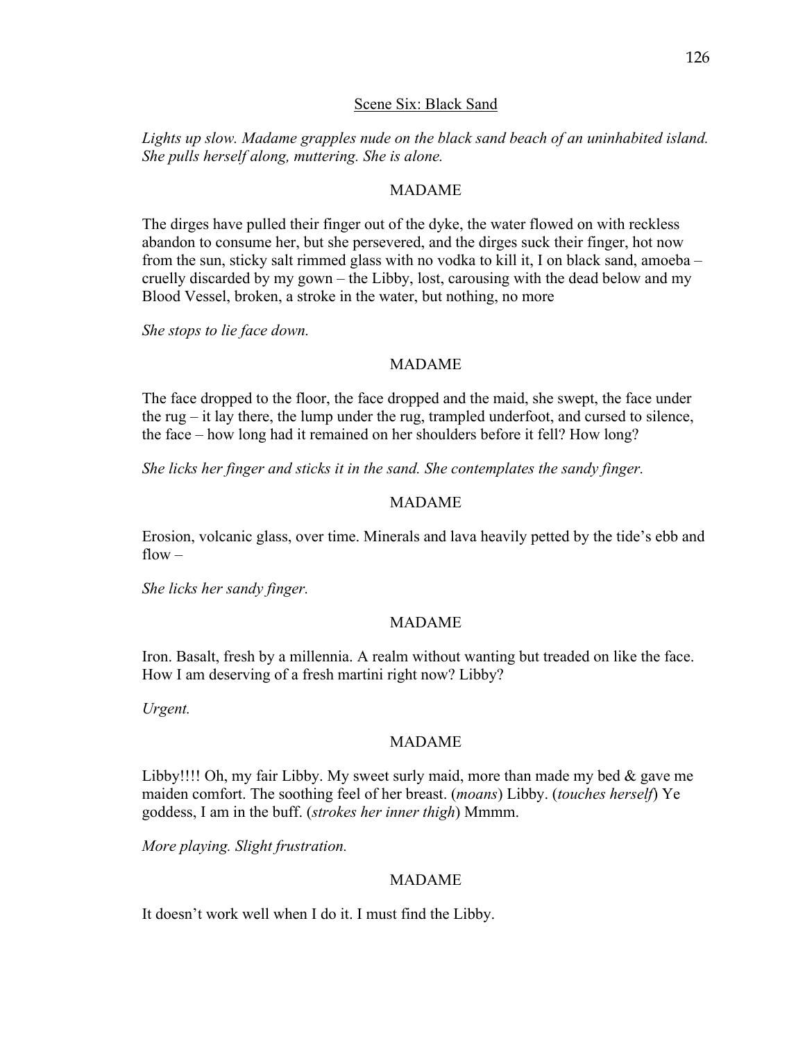Scene Six: Black Sand

*Lights up slow. Madame grapples nude on the black sand beach of an uninhabited island. She pulls herself along, muttering. She is alone.*

MADAME

The dirges have pulled their finger out of the dyke, the water flowed on with reckless abandon to consume her, but she persevered, and the dirges suck their finger, hot now from the sun, sticky salt rimmed glass with no vodka to kill it, I on black sand, amoeba – cruelly discarded by my gown – the Libby, lost, carousing with the dead below and my Blood Vessel, broken, a stroke in the water, but nothing, no more

*She stops to lie face down.*

MADAME

The face dropped to the floor, the face dropped and the maid, she swept, the face under the rug – it lay there, the lump under the rug, trampled underfoot, and cursed to silence, the face – how long had it remained on her shoulders before it fell? How long?

*She licks her finger and sticks it in the sand. She contemplates the sandy finger.*

MADAME

Erosion, volcanic glass, over time. Minerals and lava heavily petted by the tide's ebb and flow –

*She licks her sandy finger.*

MADAME

Iron. Basalt, fresh by a millennia. A realm without wanting but treaded on like the face. How I am deserving of a fresh martini right now? Libby?

*Urgent.*

MADAME

Libby!!!! Oh, my fair Libby. My sweet surly maid, more than made my bed & gave me maiden comfort. The soothing feel of her breast. (*moans*) Libby. (*touches herself*) Ye goddess, I am in the buff. (*strokes her inner thigh*) Mmmm.

*More playing. Slight frustration.*

MADAME

It doesn't work well when I do it. I must find the Libby.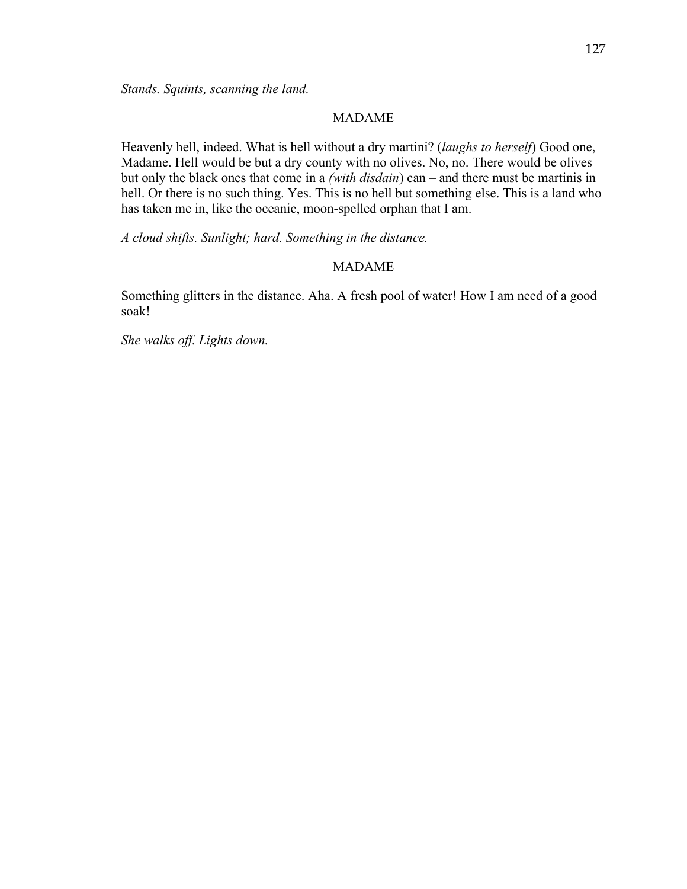*Stands. Squints, scanning the land.*

MADAME

Heavenly hell, indeed. What is hell without a dry martini? (*laughs to herself*) Good one, Madame. Hell would be but a dry county with no olives. No, no. There would be olives but only the black ones that come in a *(with disdain*) can – and there must be martinis in hell. Or there is no such thing. Yes. This is no hell but something else. This is a land who has taken me in, like the oceanic, moon-spelled orphan that I am.

*A cloud shifts. Sunlight; hard. Something in the distance.*

MADAME

Something glitters in the distance. Aha. A fresh pool of water! How I am need of a good soak!

*She walks off. Lights down.*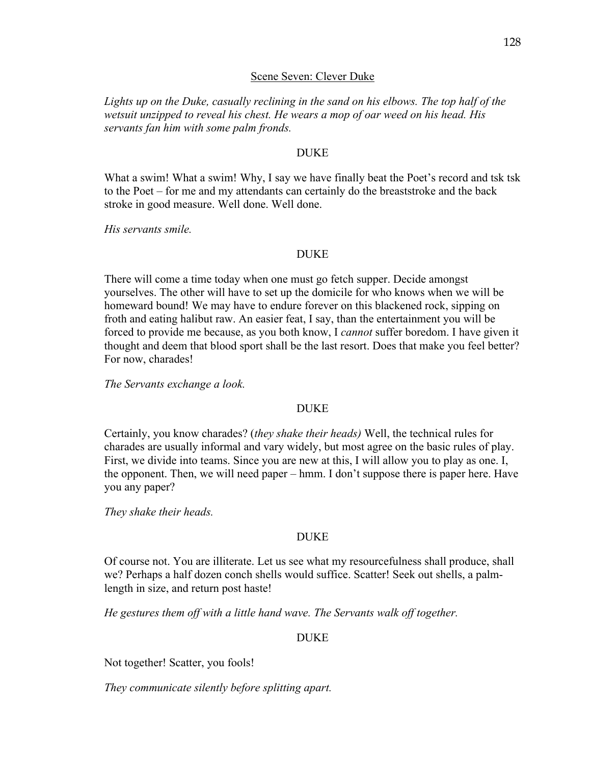## Scene Seven: Clever Duke

*Lights up on the Duke, casually reclining in the sand on his elbows. The top half of the wetsuit unzipped to reveal his chest. He wears a mop of oar weed on his head. His servants fan him with some palm fronds.*

DUKE

What a swim! What a swim! Why, I say we have finally beat the Poet's record and tsk tsk to the Poet – for me and my attendants can certainly do the breaststroke and the back stroke in good measure. Well done. Well done.

*His servants smile.*

DUKE

There will come a time today when one must go fetch supper. Decide amongst yourselves. The other will have to set up the domicile for who knows when we will be homeward bound! We may have to endure forever on this blackened rock, sipping on froth and eating halibut raw. An easier feat, I say, than the entertainment you will be forced to provide me because, as you both know, I *cannot* suffer boredom. I have given it thought and deem that blood sport shall be the last resort. Does that make you feel better? For now, charades!

*The Servants exchange a look.*

DUKE

Certainly, you know charades? (*they shake their heads)* Well, the technical rules for charades are usually informal and vary widely, but most agree on the basic rules of play. First, we divide into teams. Since you are new at this, I will allow you to play as one. I, the opponent. Then, we will need paper – hmm. I don't suppose there is paper here. Have you any paper?

*They shake their heads.*

DUKE

Of course not. You are illiterate. Let us see what my resourcefulness shall produce, shall we? Perhaps a half dozen conch shells would suffice. Scatter! Seek out shells, a palm-length in size, and return post haste!

*He gestures them off with a little hand wave. The Servants walk off together.*

DUKE

Not together! Scatter, you fools!

*They communicate silently before splitting apart.*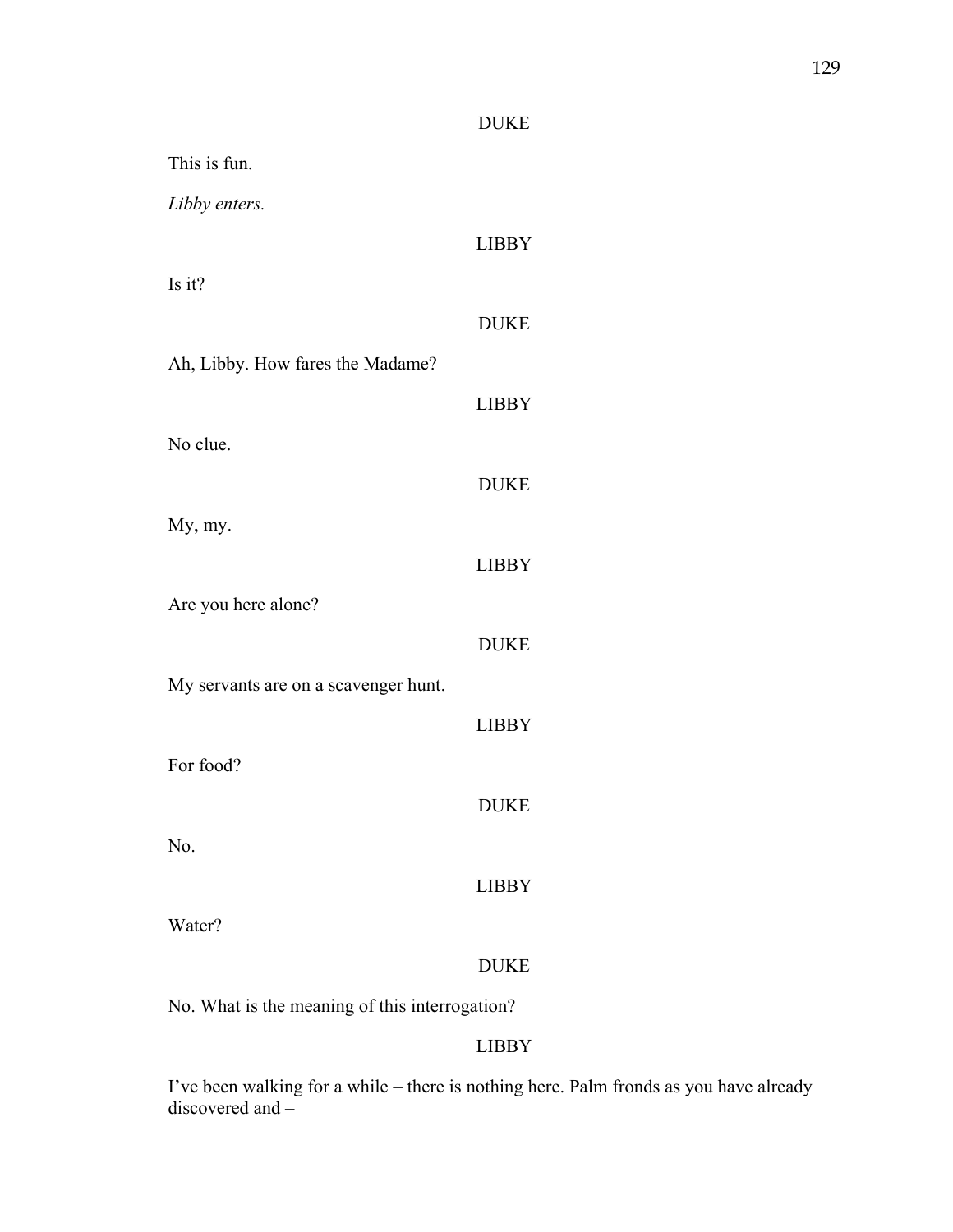DUKE

This is fun.

*Libby enters.*

LIBBY

Is it?

DUKE

Ah, Libby. How fares the Madame?

LIBBY

No clue.

DUKE

My, my.

LIBBY

Are you here alone?

DUKE

My servants are on a scavenger hunt.

LIBBY

For food?

DUKE

No.

LIBBY

Water?

DUKE

No. What is the meaning of this interrogation?

LIBBY

I've been walking for a while – there is nothing here. Palm fronds as you have already discovered and –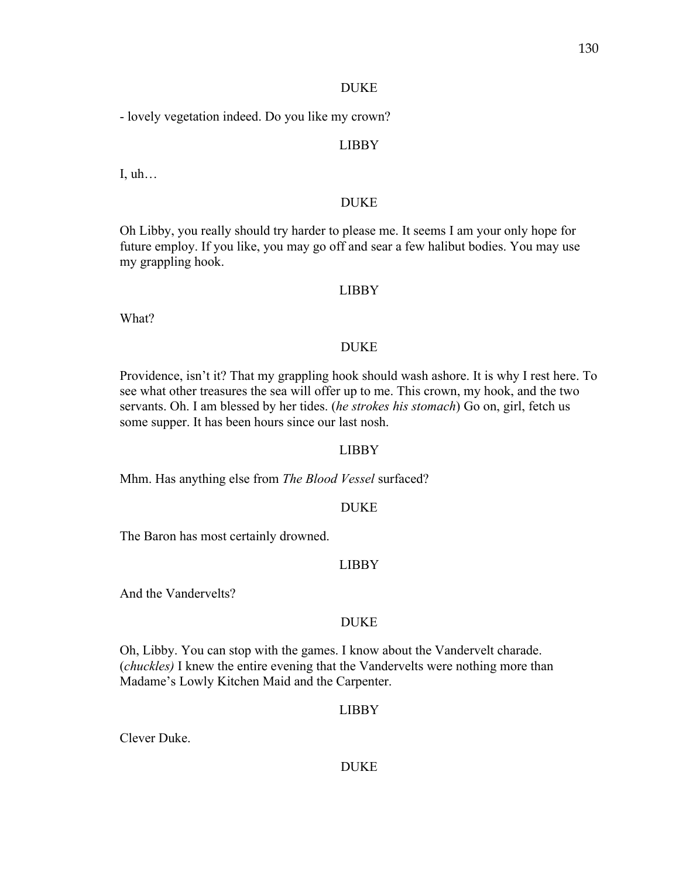DUKE

- lovely vegetation indeed. Do you like my crown?

LIBBY

I, uh…

DUKE

Oh Libby, you really should try harder to please me. It seems I am your only hope for future employ. If you like, you may go off and sear a few halibut bodies. You may use my grappling hook.

LIBBY

What?

DUKE

Providence, isn't it? That my grappling hook should wash ashore. It is why I rest here. To see what other treasures the sea will offer up to me. This crown, my hook, and the two servants. Oh. I am blessed by her tides. (*he strokes his stomach*) Go on, girl, fetch us some supper. It has been hours since our last nosh.

LIBBY

Mhm. Has anything else from *The Blood Vessel* surfaced?

DUKE

The Baron has most certainly drowned.

LIBBY

And the Vandervelts?

DUKE

Oh, Libby. You can stop with the games. I know about the Vandervelt charade. (*chuckles)* I knew the entire evening that the Vandervelts were nothing more than Madame's Lowly Kitchen Maid and the Carpenter.

LIBBY

Clever Duke.

DUKE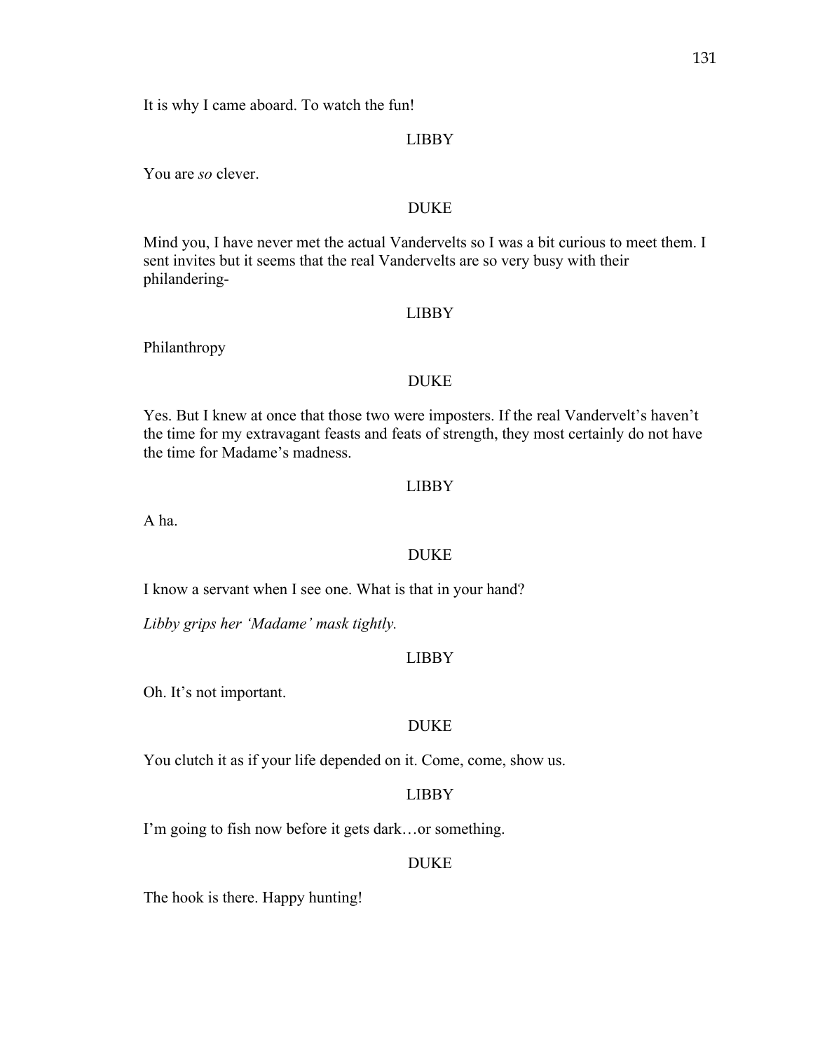It is why I came aboard. To watch the fun!

LIBBY

You are *so* clever.

DUKE

Mind you, I have never met the actual Vandervelts so I was a bit curious to meet them. I sent invites but it seems that the real Vandervelts are so very busy with their philandering-

LIBBY

Philanthropy

DUKE

Yes. But I knew at once that those two were imposters. If the real Vandervelt's haven't the time for my extravagant feasts and feats of strength, they most certainly do not have the time for Madame's madness.

LIBBY

A ha.

DUKE

I know a servant when I see one. What is that in your hand?

*Libby grips her 'Madame' mask tightly.*

LIBBY

Oh. It's not important.

DUKE

You clutch it as if your life depended on it. Come, come, show us.

LIBBY

I'm going to fish now before it gets dark…or something.

DUKE

The hook is there. Happy hunting!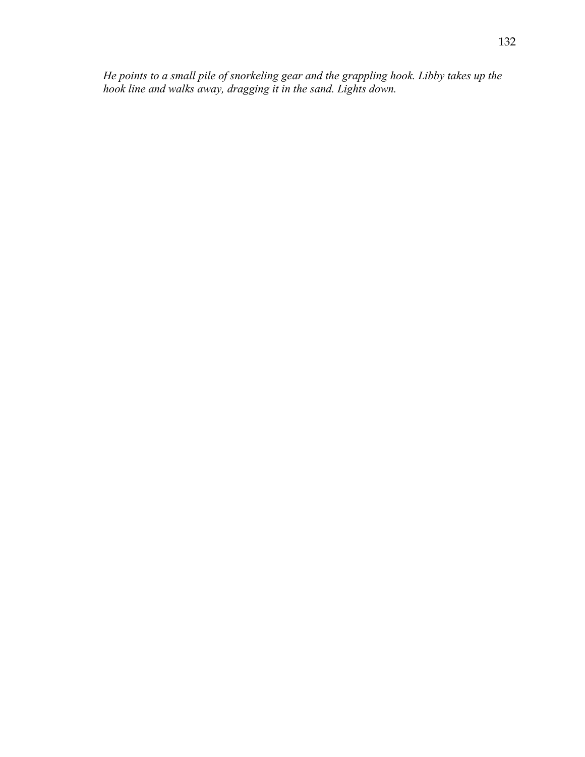*He points to a small pile of snorkeling gear and the grappling hook. Libby takes up the hook line and walks away, dragging it in the sand. Lights down.*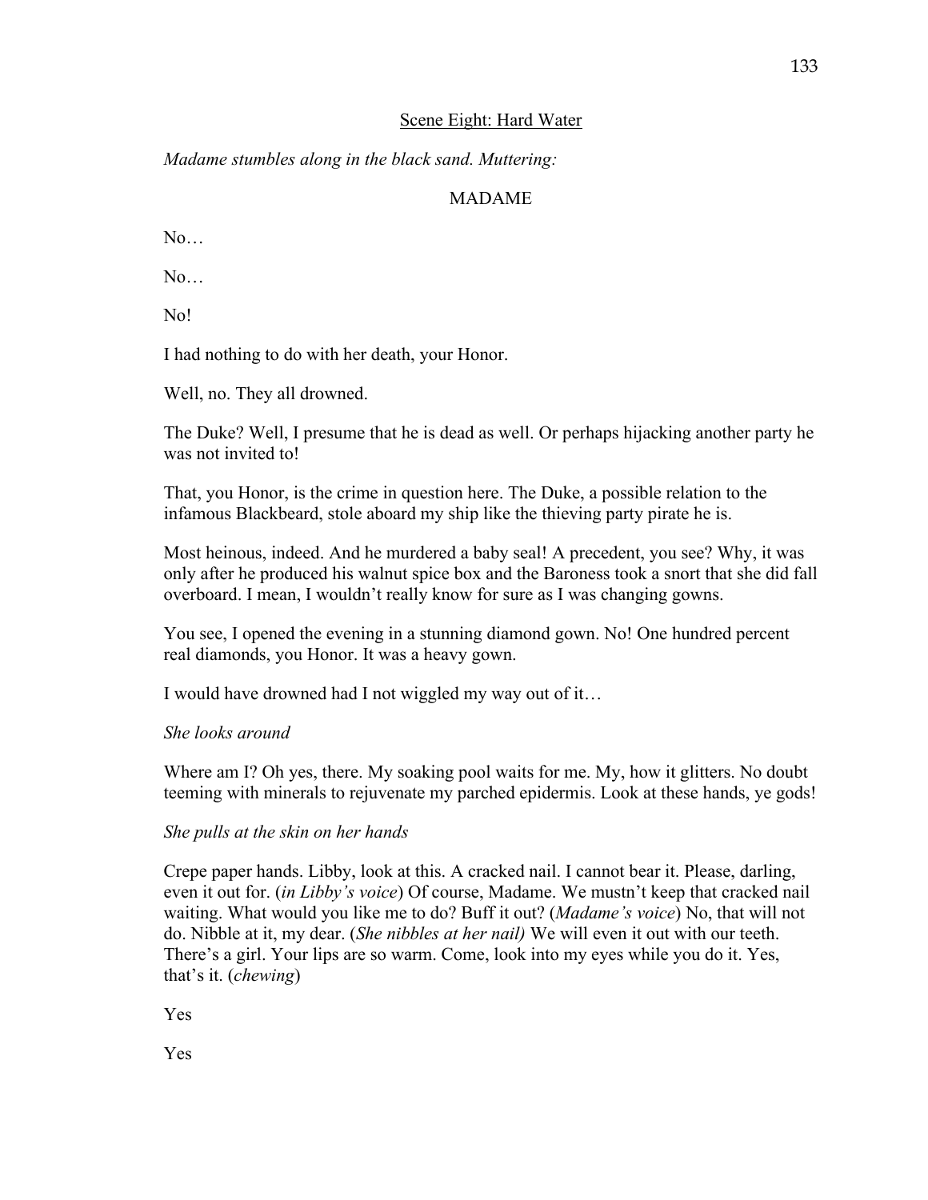Scene Eight: Hard Water

*Madame stumbles along in the black sand. Muttering:*

MADAME

No…

No…

No!

I had nothing to do with her death, your Honor.

Well, no. They all drowned.

The Duke? Well, I presume that he is dead as well. Or perhaps hijacking another party he was not invited to!

That, you Honor, is the crime in question here. The Duke, a possible relation to the infamous Blackbeard, stole aboard my ship like the thieving party pirate he is.

Most heinous, indeed. And he murdered a baby seal! A precedent, you see? Why, it was only after he produced his walnut spice box and the Baroness took a snort that she did fall overboard. I mean, I wouldn't really know for sure as I was changing gowns.

You see, I opened the evening in a stunning diamond gown. No! One hundred percent real diamonds, you Honor. It was a heavy gown.

I would have drowned had I not wiggled my way out of it…

*She looks around*

Where am I? Oh yes, there. My soaking pool waits for me. My, how it glitters. No doubt teeming with minerals to rejuvenate my parched epidermis. Look at these hands, ye gods!

*She pulls at the skin on her hands*

Crepe paper hands. Libby, look at this. A cracked nail. I cannot bear it. Please, darling, even it out for. (*in Libby's voice*) Of course, Madame. We mustn't keep that cracked nail waiting. What would you like me to do? Buff it out? (*Madame's voice*) No, that will not do. Nibble at it, my dear. (*She nibbles at her nail)* We will even it out with our teeth. There's a girl. Your lips are so warm. Come, look into my eyes while you do it. Yes, that's it. (*chewing*)

Yes

Yes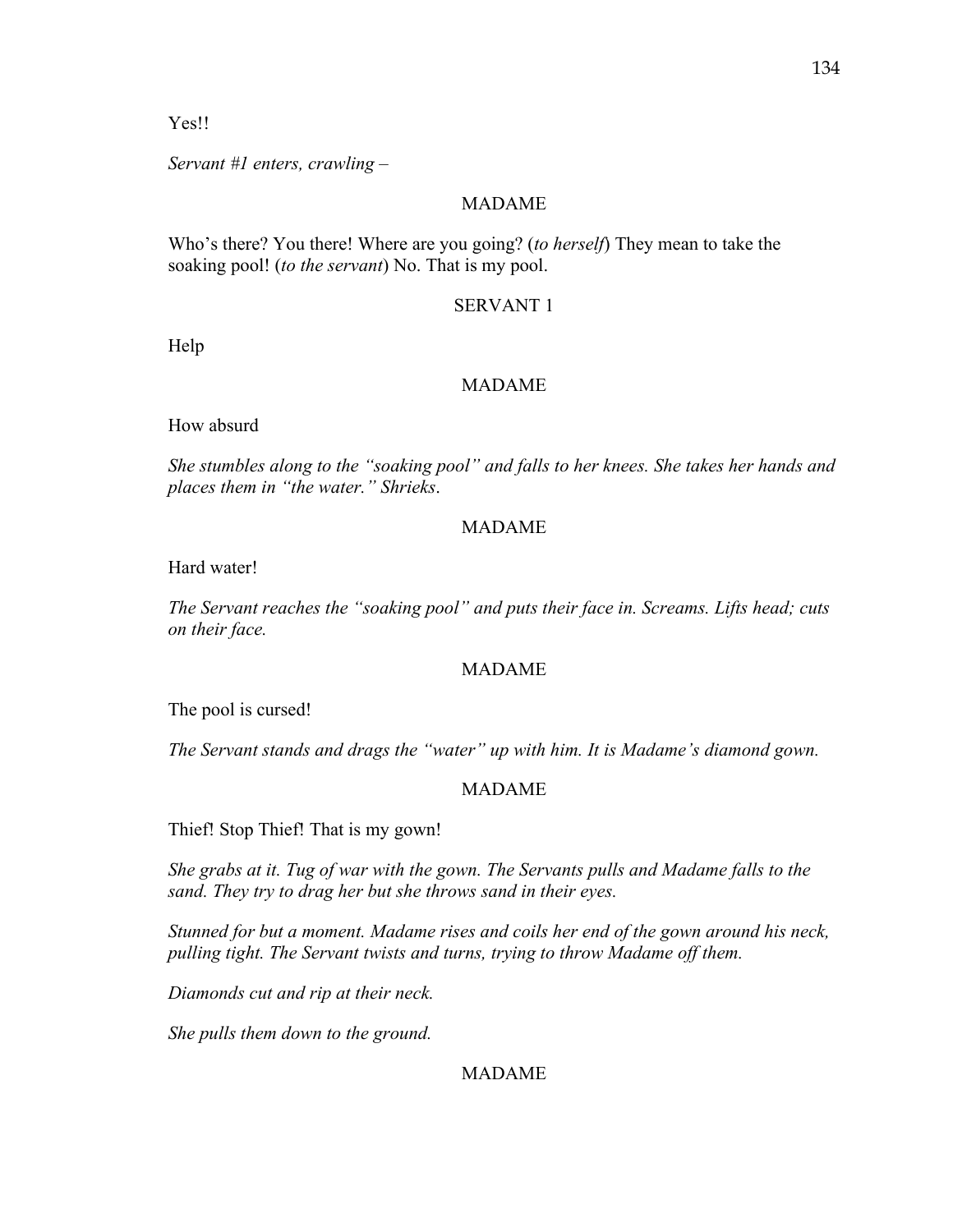Yes!!

*Servant #1 enters, crawling –*

MADAME

Who's there? You there! Where are you going? (*to herself*) They mean to take the soaking pool! (*to the servant*) No. That is my pool.

SERVANT 1

Help

MADAME

How absurd

*She stumbles along to the "soaking pool" and falls to her knees. She takes her hands and places them in "the water." Shrieks*.

MADAME

Hard water!

*The Servant reaches the "soaking pool" and puts their face in. Screams. Lifts head; cuts on their face.*

MADAME

The pool is cursed!

*The Servant stands and drags the "water" up with him. It is Madame's diamond gown.*

MADAME

Thief! Stop Thief! That is my gown!

*She grabs at it. Tug of war with the gown. The Servants pulls and Madame falls to the sand. They try to drag her but she throws sand in their eyes.*

*Stunned for but a moment. Madame rises and coils her end of the gown around his neck, pulling tight. The Servant twists and turns, trying to throw Madame off them.*

*Diamonds cut and rip at their neck.*

*She pulls them down to the ground.*

MADAME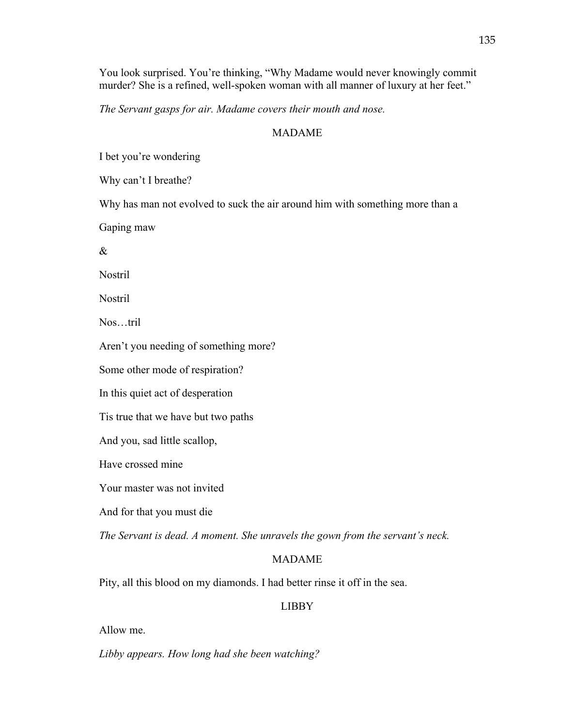You look surprised. You're thinking, "Why Madame would never knowingly commit murder? She is a refined, well-spoken woman with all manner of luxury at her feet."

*The Servant gasps for air. Madame covers their mouth and nose.*

MADAME

I bet you're wondering

Why can't I breathe?

Why has man not evolved to suck the air around him with something more than a

Gaping maw

&

Nostril

Nostril

Nos…tril

Aren't you needing of something more?

Some other mode of respiration?

In this quiet act of desperation

Tis true that we have but two paths

And you, sad little scallop,

Have crossed mine

Your master was not invited

And for that you must die

*The Servant is dead. A moment. She unravels the gown from the servant's neck.*

MADAME

Pity, all this blood on my diamonds. I had better rinse it off in the sea.

LIBBY

Allow me.

*Libby appears. How long had she been watching?*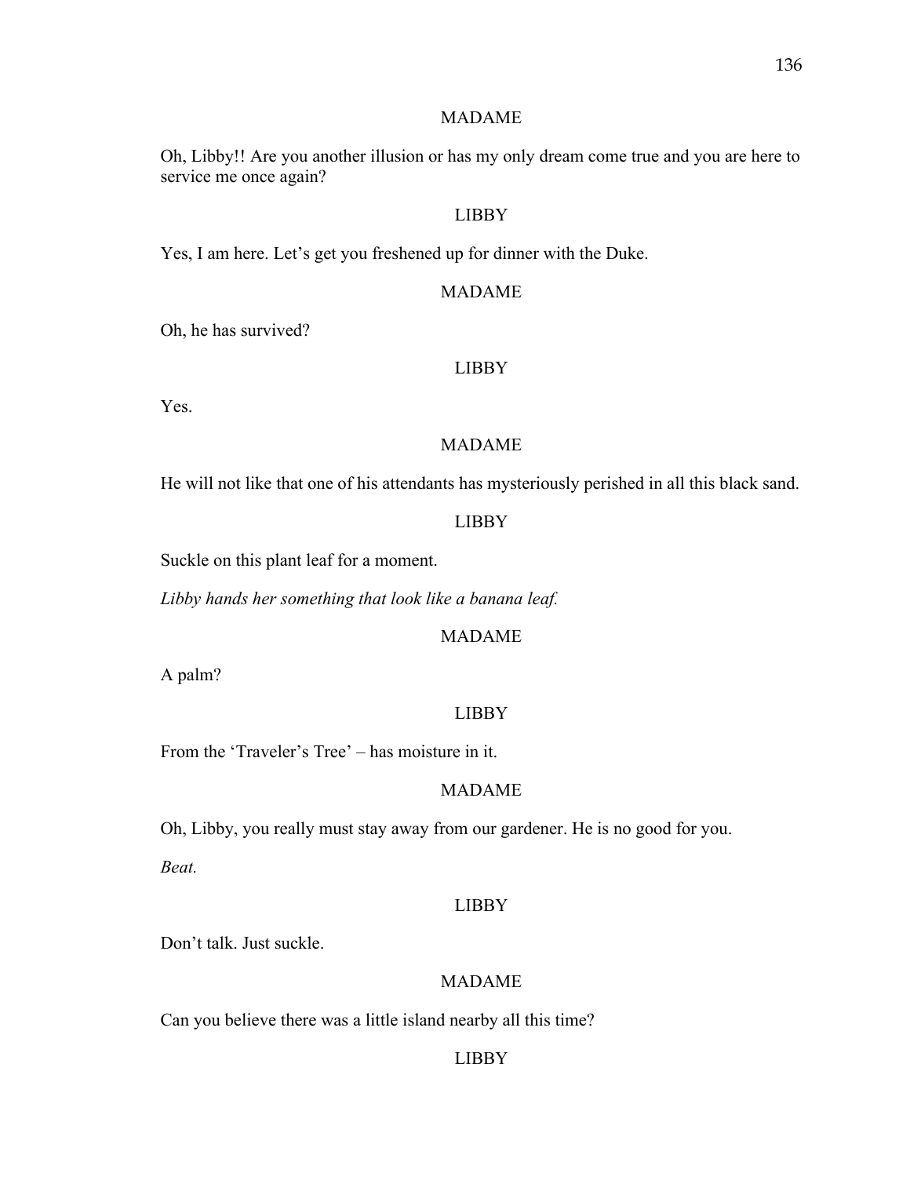MADAME

Oh, Libby!! Are you another illusion or has my only dream come true and you are here to service me once again?

LIBBY

Yes, I am here. Let's get you freshened up for dinner with the Duke.

MADAME

Oh, he has survived?

LIBBY

Yes.

MADAME

He will not like that one of his attendants has mysteriously perished in all this black sand.

LIBBY

Suckle on this plant leaf for a moment.

*Libby hands her something that look like a banana leaf.*

MADAME

A palm?

LIBBY

From the 'Traveler's Tree' – has moisture in it.

MADAME

Oh, Libby, you really must stay away from our gardener. He is no good for you.

*Beat.*

LIBBY

Don't talk. Just suckle.

MADAME

Can you believe there was a little island nearby all this time?

LIBBY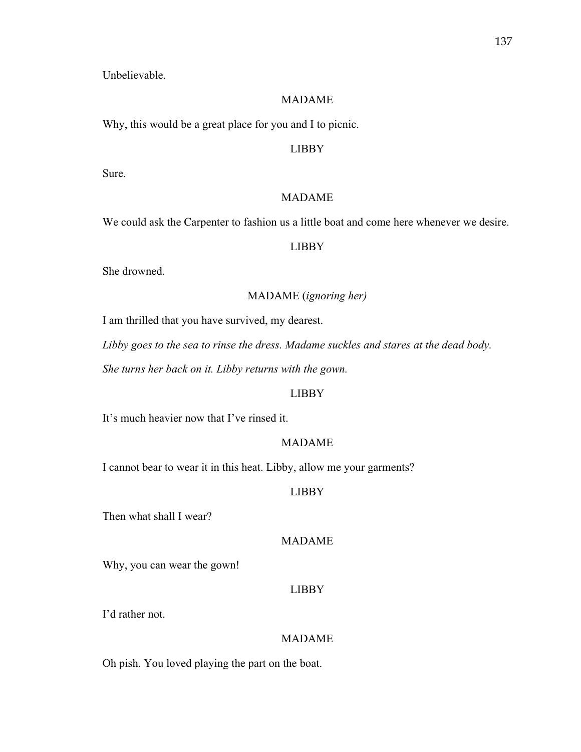Unbelievable.

MADAME

Why, this would be a great place for you and I to picnic.

LIBBY

Sure.

MADAME

We could ask the Carpenter to fashion us a little boat and come here whenever we desire.

LIBBY

She drowned.

MADAME (*ignoring her)*

I am thrilled that you have survived, my dearest.

*Libby goes to the sea to rinse the dress. Madame suckles and stares at the dead body.*

*She turns her back on it. Libby returns with the gown.*

LIBBY

It's much heavier now that I've rinsed it.

MADAME

I cannot bear to wear it in this heat. Libby, allow me your garments?

LIBBY

Then what shall I wear?

MADAME

Why, you can wear the gown!

LIBBY

I'd rather not.

MADAME

Oh pish. You loved playing the part on the boat.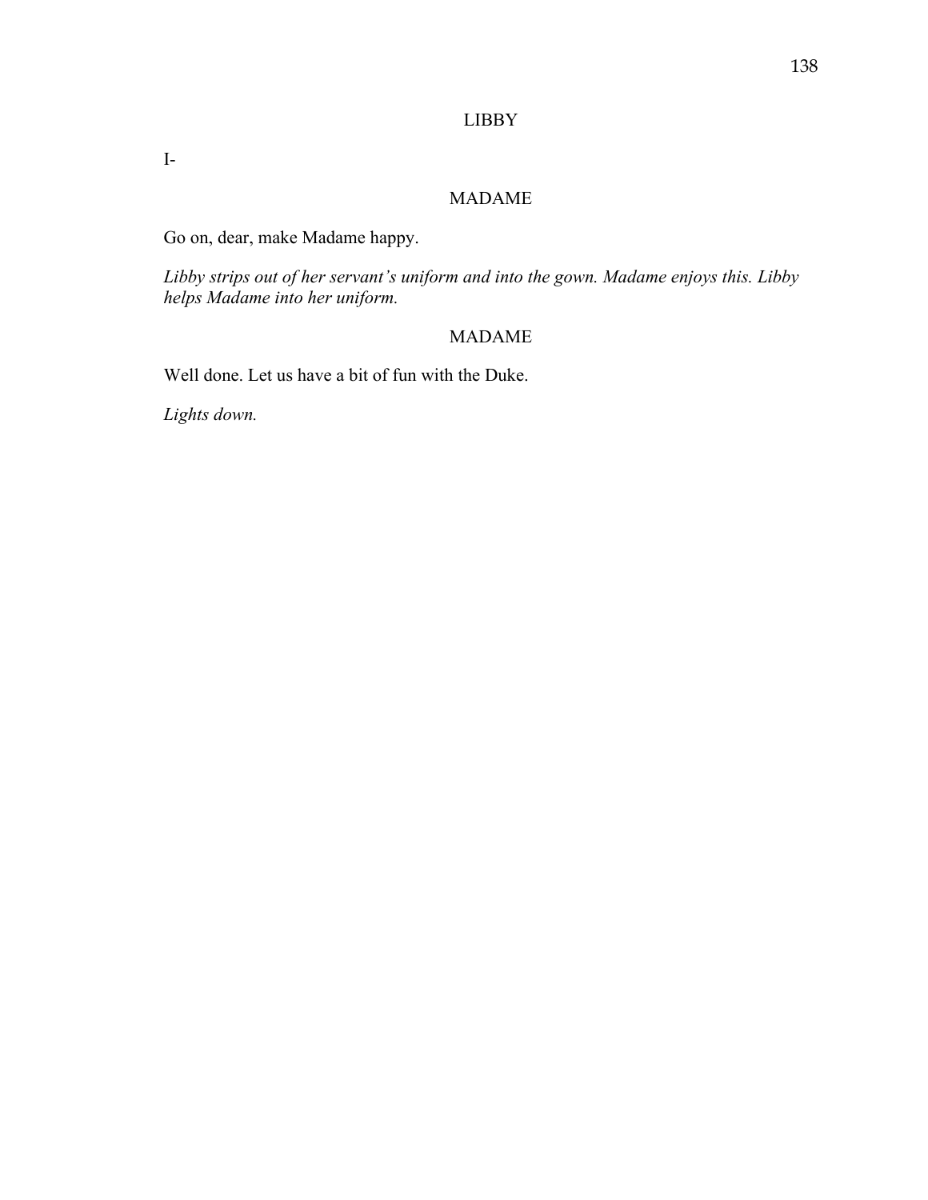LIBBY

I-

MADAME

Go on, dear, make Madame happy.

*Libby strips out of her servant's uniform and into the gown. Madame enjoys this. Libby helps Madame into her uniform.*

MADAME

Well done. Let us have a bit of fun with the Duke.

*Lights down.*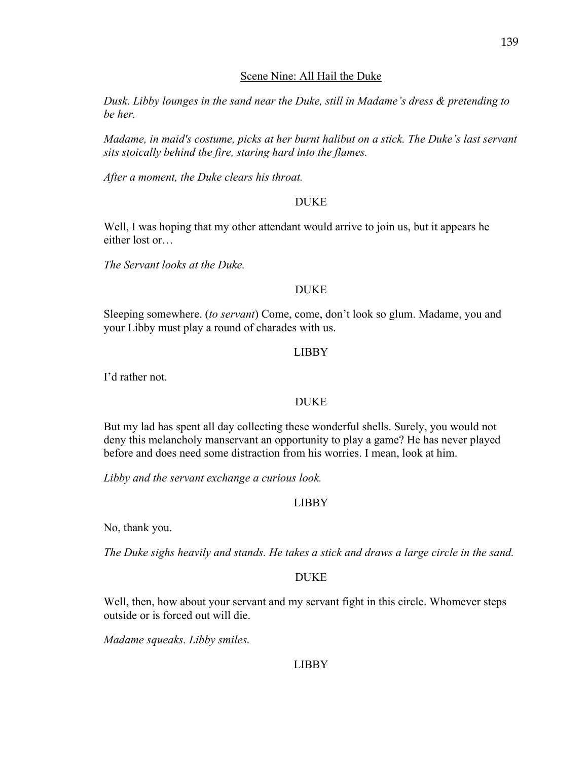## Scene Nine: All Hail the Duke

*Dusk. Libby lounges in the sand near the Duke, still in Madame's dress & pretending to be her.*

*Madame, in maid's costume, picks at her burnt halibut on a stick. The Duke's last servant sits stoically behind the fire, staring hard into the flames.*

*After a moment, the Duke clears his throat.*

DUKE

Well, I was hoping that my other attendant would arrive to join us, but it appears he either lost or…

*The Servant looks at the Duke.*

DUKE

Sleeping somewhere. (*to servant*) Come, come, don't look so glum. Madame, you and your Libby must play a round of charades with us.

LIBBY

I'd rather not.

DUKE

But my lad has spent all day collecting these wonderful shells. Surely, you would not deny this melancholy manservant an opportunity to play a game? He has never played before and does need some distraction from his worries. I mean, look at him.

*Libby and the servant exchange a curious look.*

LIBBY

No, thank you.

*The Duke sighs heavily and stands. He takes a stick and draws a large circle in the sand.*

DUKE

Well, then, how about your servant and my servant fight in this circle. Whomever steps outside or is forced out will die.

*Madame squeaks. Libby smiles.*

LIBBY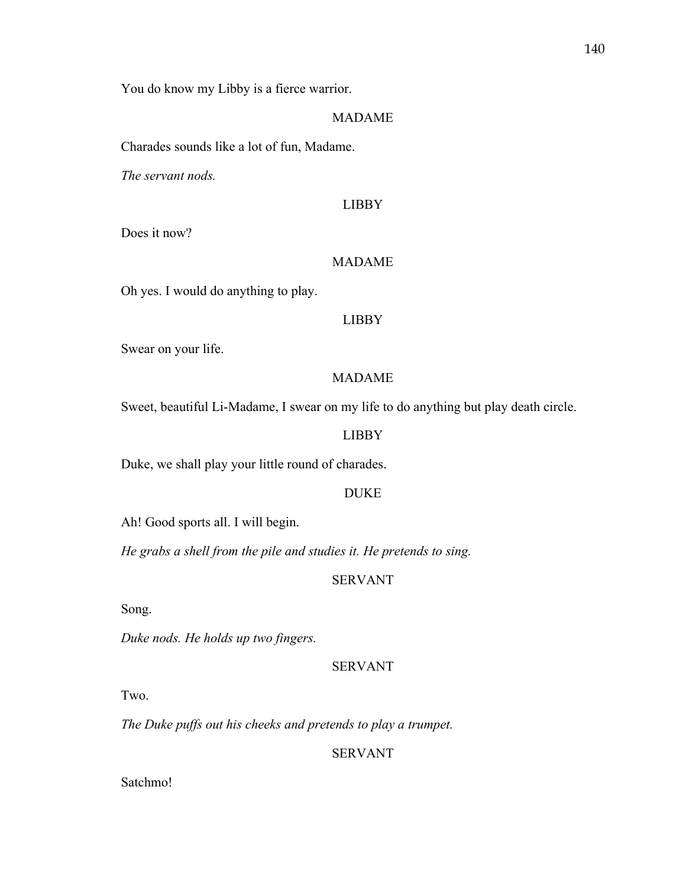You do know my Libby is a fierce warrior.

MADAME

Charades sounds like a lot of fun, Madame.

*The servant nods.*

LIBBY

Does it now?

MADAME

Oh yes. I would do anything to play.

LIBBY

Swear on your life.

MADAME

Sweet, beautiful Li-Madame, I swear on my life to do anything but play death circle.

LIBBY

Duke, we shall play your little round of charades.

DUKE

Ah! Good sports all. I will begin.

*He grabs a shell from the pile and studies it. He pretends to sing.*

SERVANT

Song.

*Duke nods. He holds up two fingers.*

SERVANT

Two.

*The Duke puffs out his cheeks and pretends to play a trumpet.*

SERVANT

Satchmo!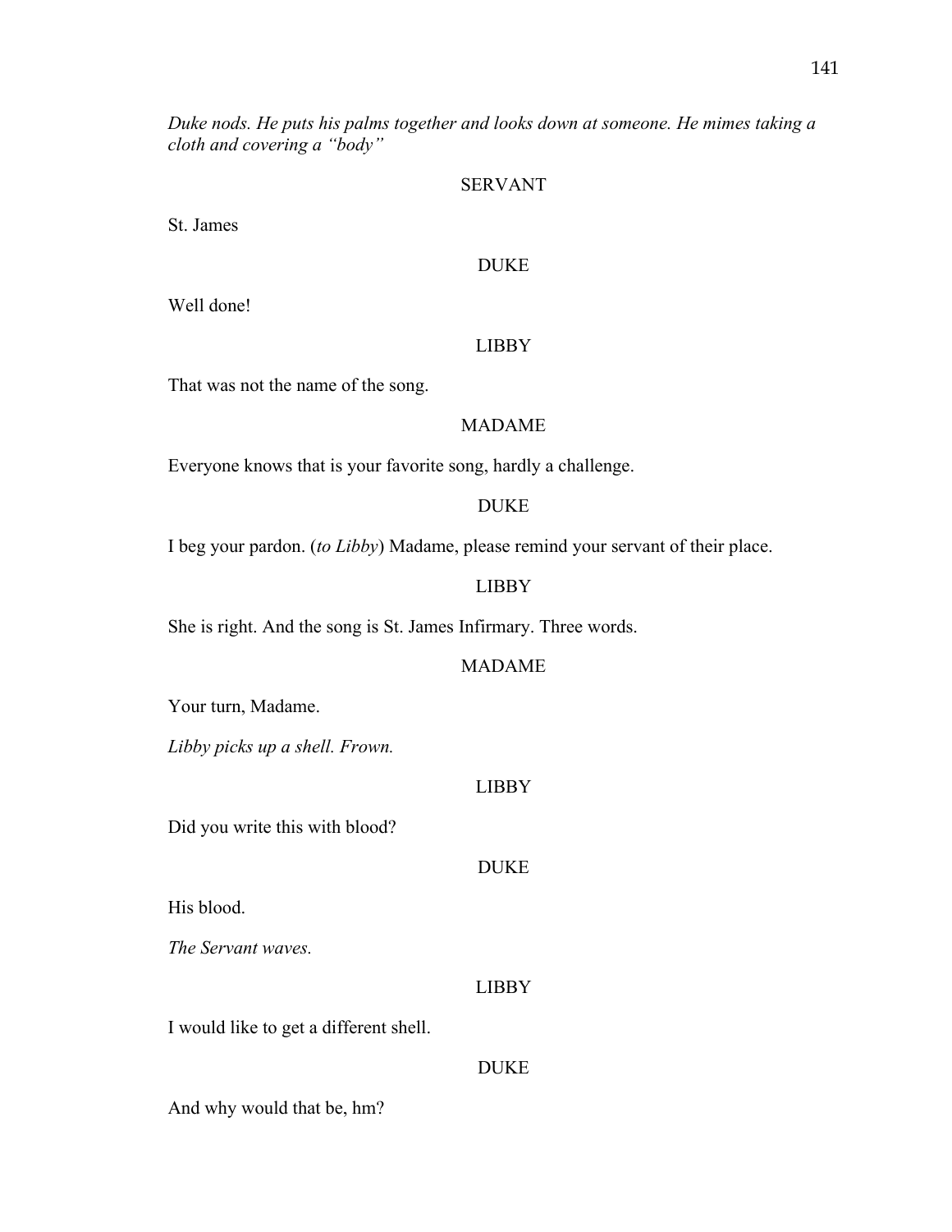*Duke nods. He puts his palms together and looks down at someone. He mimes taking a cloth and covering a "body"*

SERVANT

St. James

DUKE

Well done!

LIBBY

That was not the name of the song.

MADAME

Everyone knows that is your favorite song, hardly a challenge.

DUKE

I beg your pardon. (*to Libby*) Madame, please remind your servant of their place.

LIBBY

She is right. And the song is St. James Infirmary. Three words.

MADAME

Your turn, Madame.

*Libby picks up a shell. Frown.*

LIBBY

Did you write this with blood?

DUKE

His blood.

*The Servant waves.*

LIBBY

I would like to get a different shell.

DUKE

And why would that be, hm?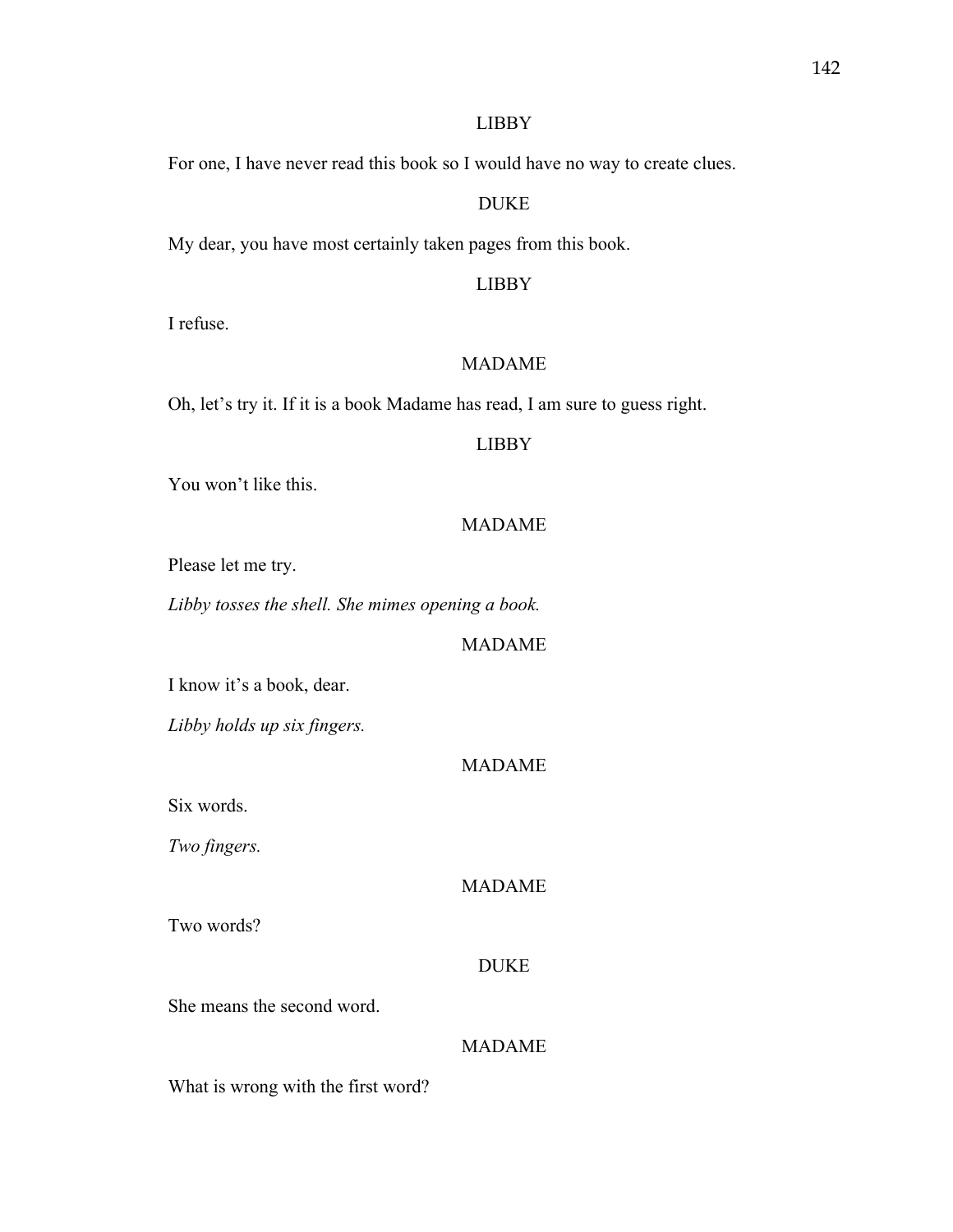LIBBY

For one, I have never read this book so I would have no way to create clues.

DUKE

My dear, you have most certainly taken pages from this book.

LIBBY

I refuse.

MADAME

Oh, let's try it. If it is a book Madame has read, I am sure to guess right.

LIBBY

You won't like this.

MADAME

Please let me try.

*Libby tosses the shell. She mimes opening a book.*

MADAME

I know it's a book, dear.

*Libby holds up six fingers.*

MADAME

Six words.

*Two fingers.*

MADAME

Two words?

DUKE

She means the second word.

MADAME

What is wrong with the first word?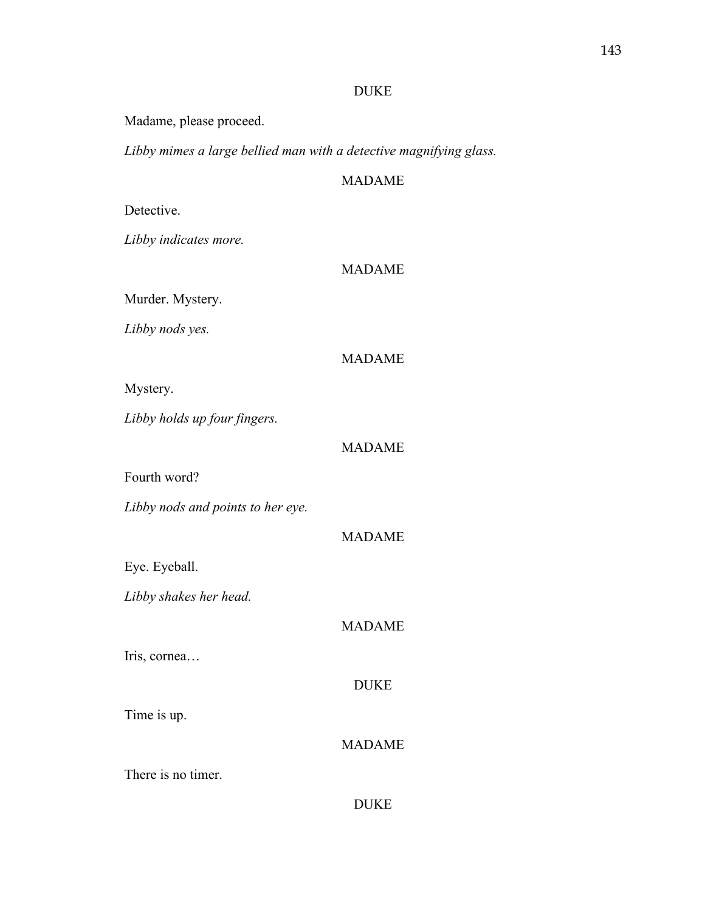DUKE

Madame, please proceed.

*Libby mimes a large bellied man with a detective magnifying glass.*

MADAME

Detective.

*Libby indicates more.*

MADAME

Murder. Mystery.

*Libby nods yes.*

MADAME

Mystery.

*Libby holds up four fingers.*

MADAME

Fourth word?

*Libby nods and points to her eye.*

MADAME

Eye. Eyeball.

*Libby shakes her head.*

MADAME

Iris, cornea…

DUKE

Time is up.

MADAME

There is no timer.

DUKE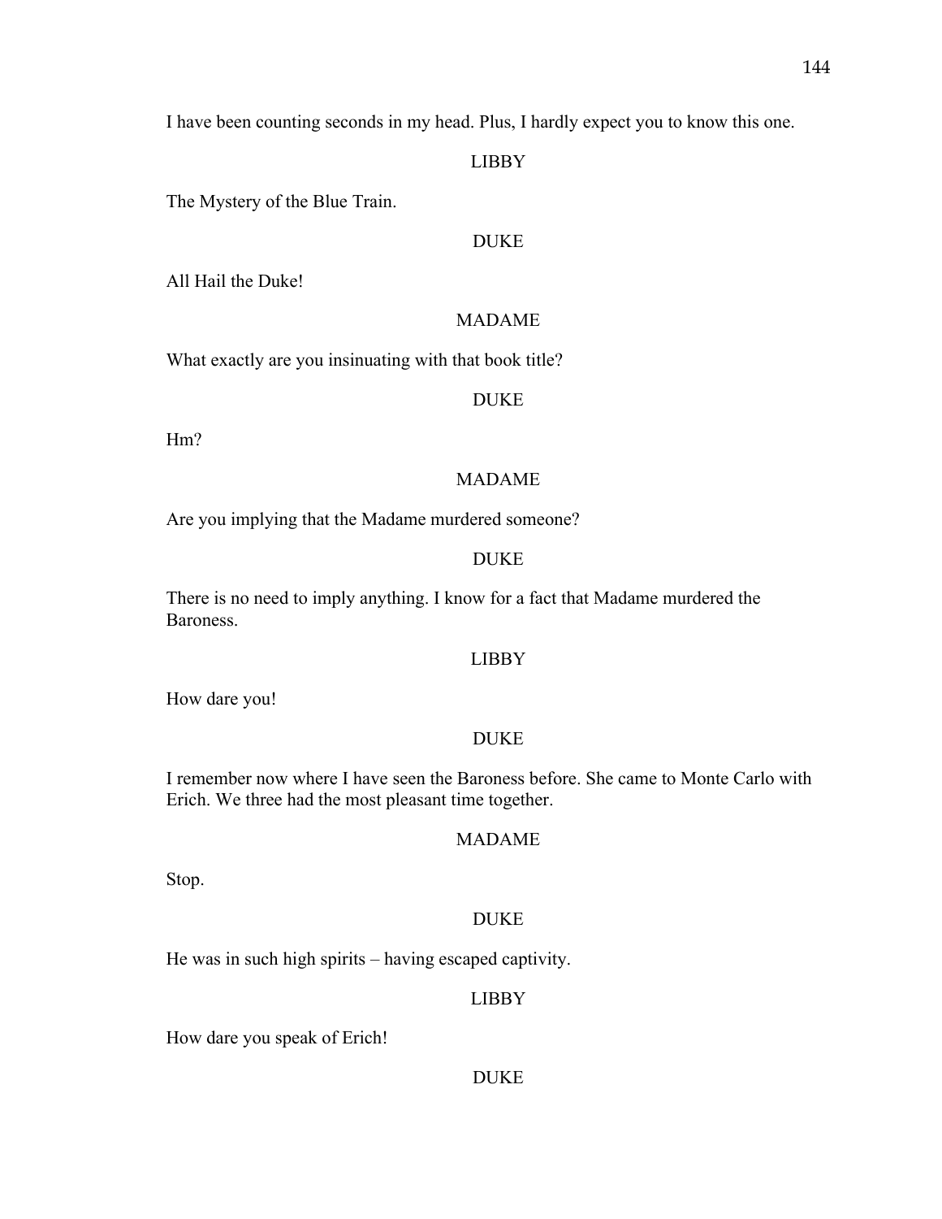I have been counting seconds in my head. Plus, I hardly expect you to know this one.

LIBBY

The Mystery of the Blue Train.

DUKE

All Hail the Duke!

MADAME

What exactly are you insinuating with that book title?

DUKE

Hm?

MADAME

Are you implying that the Madame murdered someone?

DUKE

There is no need to imply anything. I know for a fact that Madame murdered the Baroness.

LIBBY

How dare you!

DUKE

I remember now where I have seen the Baroness before. She came to Monte Carlo with Erich. We three had the most pleasant time together.

MADAME

Stop.

DUKE

He was in such high spirits – having escaped captivity.

LIBBY

How dare you speak of Erich!

DUKE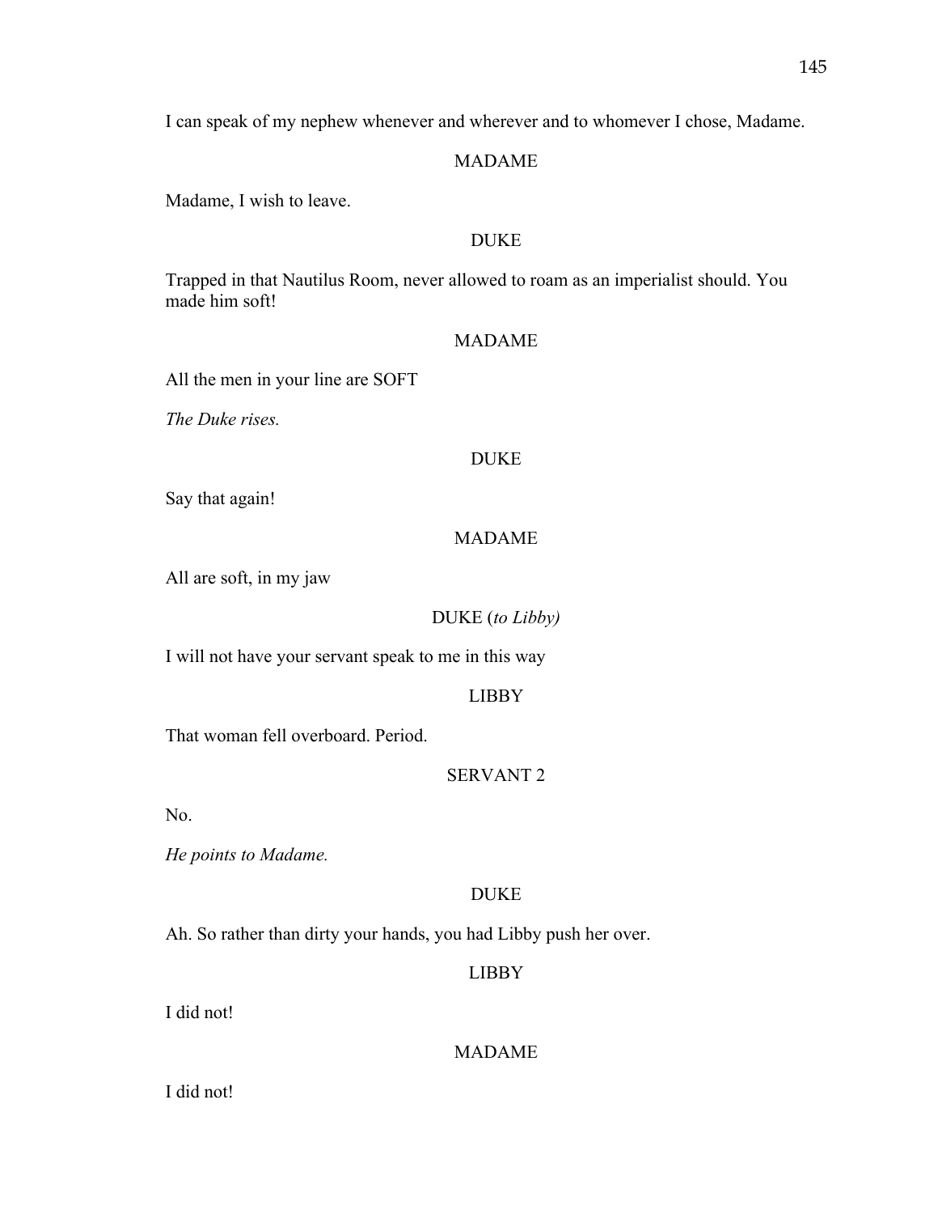I can speak of my nephew whenever and wherever and to whomever I chose, Madame.

MADAME

Madame, I wish to leave.

DUKE

Trapped in that Nautilus Room, never allowed to roam as an imperialist should. You made him soft!

MADAME

All the men in your line are SOFT

*The Duke rises.*

DUKE

Say that again!

MADAME

All are soft, in my jaw

DUKE (*to Libby)*

I will not have your servant speak to me in this way

LIBBY

That woman fell overboard. Period.

SERVANT 2

No.

*He points to Madame.*

DUKE

Ah. So rather than dirty your hands, you had Libby push her over.

LIBBY

I did not!

MADAME

I did not!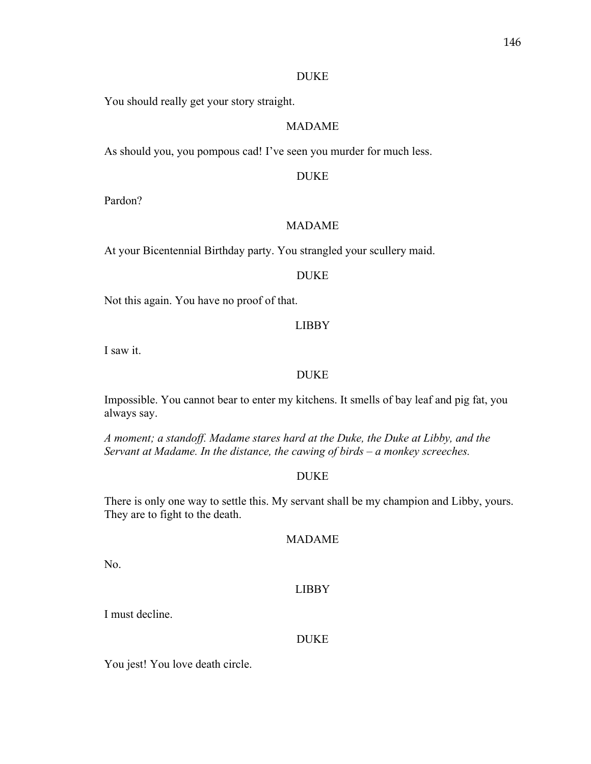DUKE

You should really get your story straight.

MADAME

As should you, you pompous cad! I've seen you murder for much less.

DUKE

Pardon?

MADAME

At your Bicentennial Birthday party. You strangled your scullery maid.

DUKE

Not this again. You have no proof of that.

LIBBY

I saw it.

DUKE

Impossible. You cannot bear to enter my kitchens. It smells of bay leaf and pig fat, you always say.

*A moment; a standoff. Madame stares hard at the Duke, the Duke at Libby, and the Servant at Madame. In the distance, the cawing of birds – a monkey screeches.*

DUKE

There is only one way to settle this. My servant shall be my champion and Libby, yours. They are to fight to the death.

MADAME

No.

LIBBY

I must decline.

DUKE

You jest! You love death circle.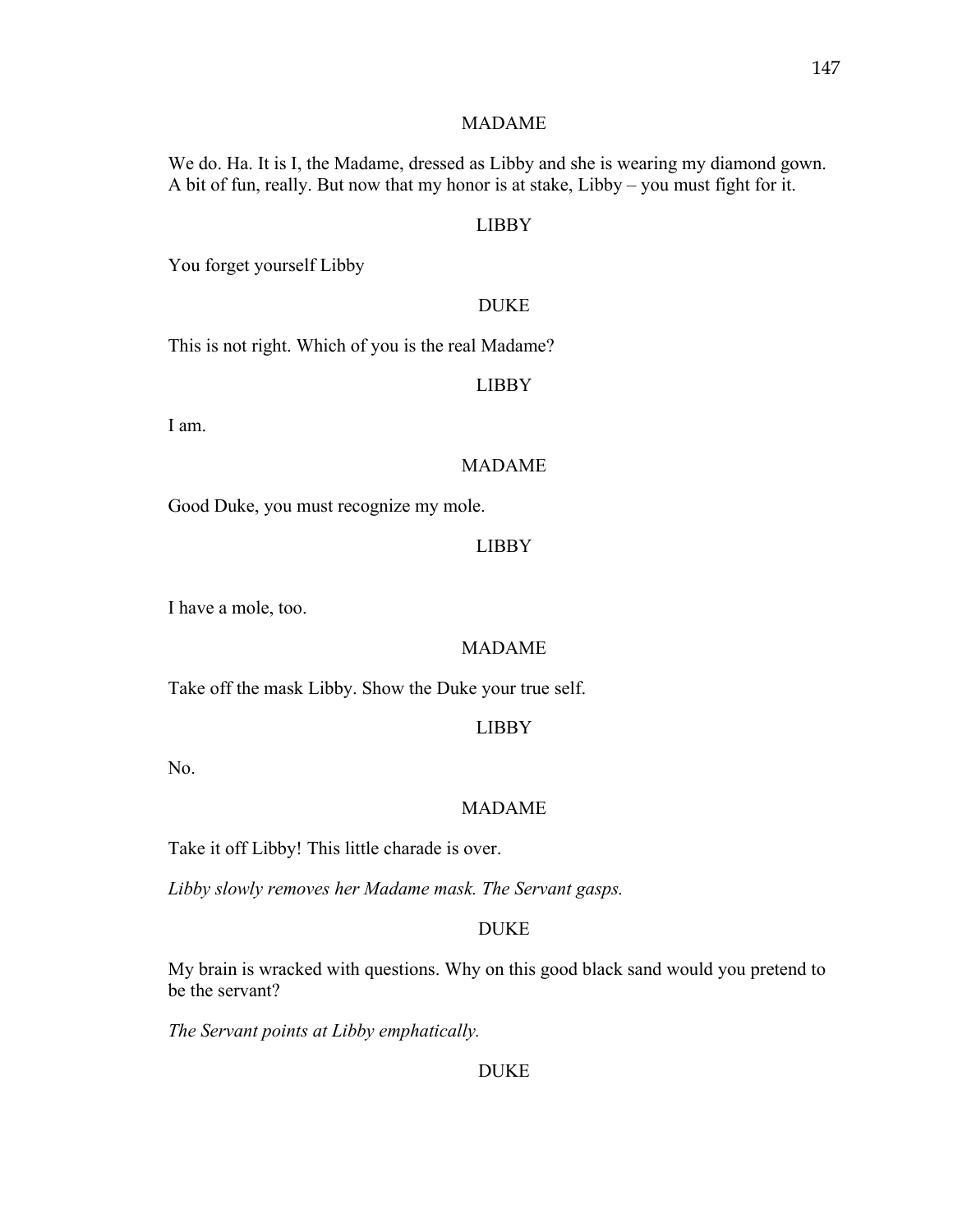MADAME

We do. Ha. It is I, the Madame, dressed as Libby and she is wearing my diamond gown. A bit of fun, really. But now that my honor is at stake, Libby – you must fight for it.

LIBBY

You forget yourself Libby

DUKE

This is not right. Which of you is the real Madame?

LIBBY

I am.

MADAME

Good Duke, you must recognize my mole.

LIBBY

I have a mole, too.

MADAME

Take off the mask Libby. Show the Duke your true self.

LIBBY

No.

MADAME

Take it off Libby! This little charade is over.

*Libby slowly removes her Madame mask. The Servant gasps.*

DUKE

My brain is wracked with questions. Why on this good black sand would you pretend to be the servant?

*The Servant points at Libby emphatically.*

DUKE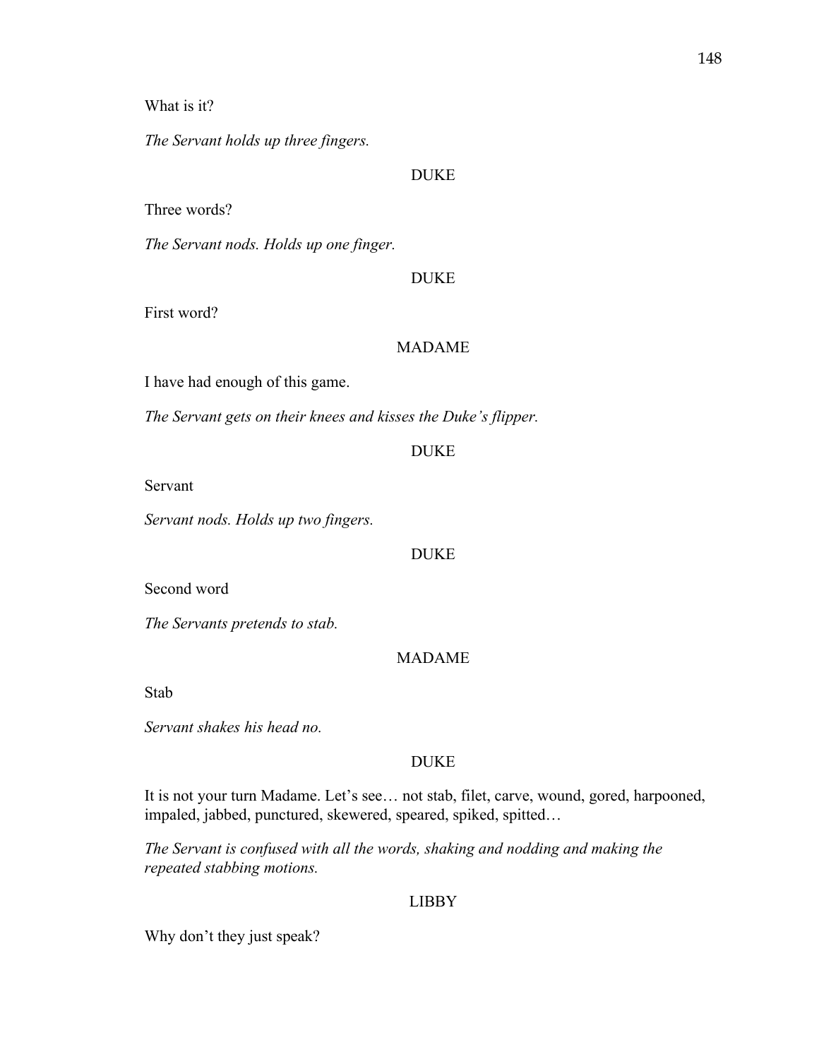What is it?

*The Servant holds up three fingers.*

DUKE

Three words?

*The Servant nods. Holds up one finger.*

DUKE

First word?

MADAME

I have had enough of this game.

*The Servant gets on their knees and kisses the Duke's flipper.*

DUKE

Servant

*Servant nods. Holds up two fingers.*

DUKE

Second word

*The Servants pretends to stab.*

MADAME

Stab

*Servant shakes his head no.*

DUKE

It is not your turn Madame. Let's see… not stab, filet, carve, wound, gored, harpooned, impaled, jabbed, punctured, skewered, speared, spiked, spitted…

*The Servant is confused with all the words, shaking and nodding and making the repeated stabbing motions.*

LIBBY

Why don't they just speak?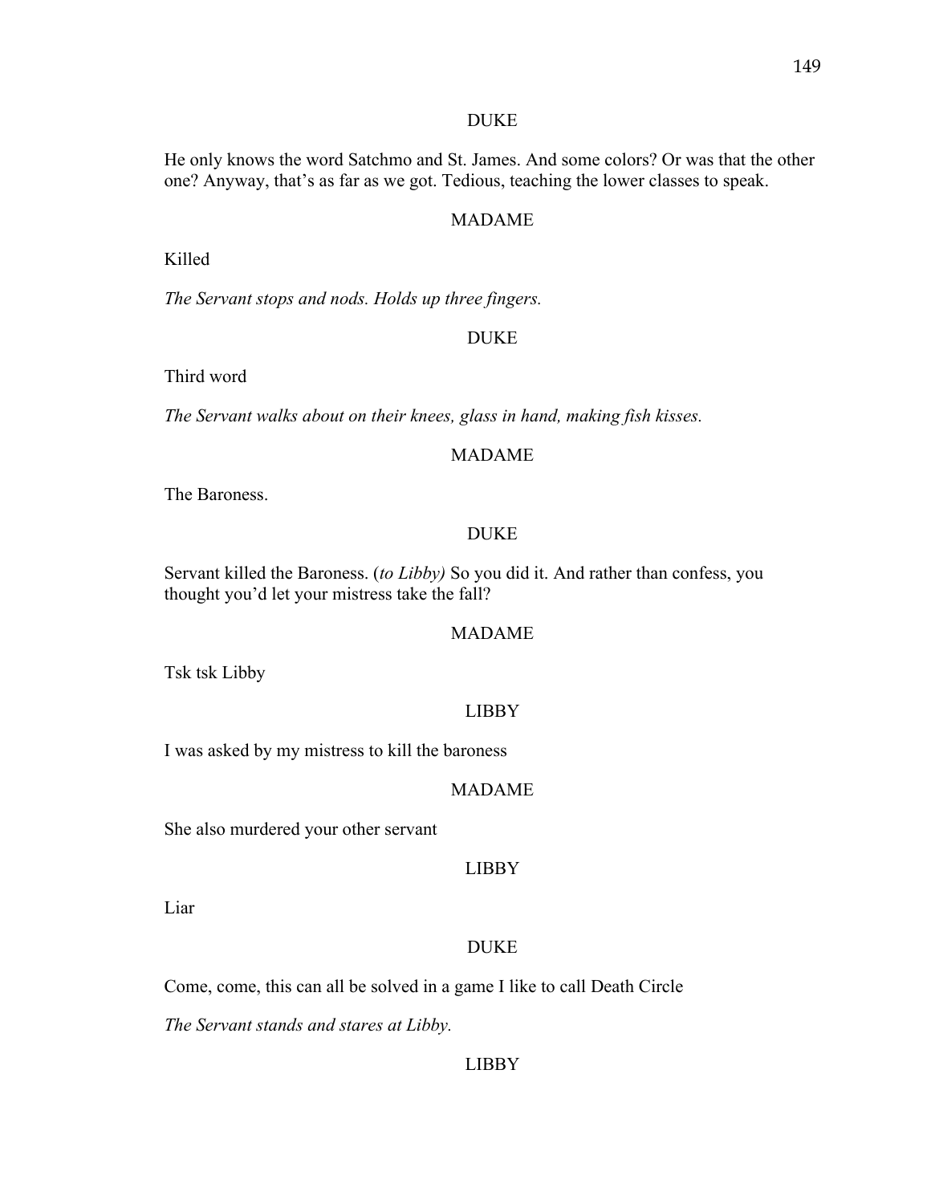DUKE

He only knows the word Satchmo and St. James. And some colors? Or was that the other one? Anyway, that's as far as we got. Tedious, teaching the lower classes to speak.

MADAME

Killed

*The Servant stops and nods. Holds up three fingers.*

DUKE

Third word

*The Servant walks about on their knees, glass in hand, making fish kisses.*

MADAME

The Baroness.

DUKE

Servant killed the Baroness. (*to Libby)* So you did it. And rather than confess, you thought you'd let your mistress take the fall?

MADAME

Tsk tsk Libby

LIBBY

I was asked by my mistress to kill the baroness

MADAME

She also murdered your other servant

LIBBY

Liar

DUKE

Come, come, this can all be solved in a game I like to call Death Circle

*The Servant stands and stares at Libby.*

LIBBY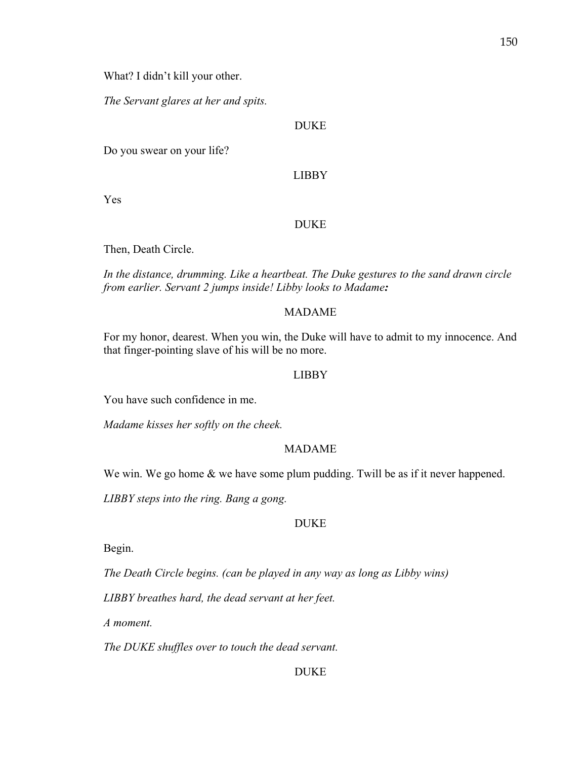What? I didn't kill your other.

*The Servant glares at her and spits.*

DUKE

Do you swear on your life?

LIBBY

Yes

DUKE

Then, Death Circle.

*In the distance, drumming. Like a heartbeat. The Duke gestures to the sand drawn circle from earlier. Servant 2 jumps inside! Libby looks to Madame:*

MADAME

For my honor, dearest. When you win, the Duke will have to admit to my innocence. And that finger-pointing slave of his will be no more.

LIBBY

You have such confidence in me.

*Madame kisses her softly on the cheek.*

MADAME

We win. We go home & we have some plum pudding. Twill be as if it never happened.

*LIBBY steps into the ring. Bang a gong.*

DUKE

Begin.

*The Death Circle begins. (can be played in any way as long as Libby wins)*

*LIBBY breathes hard, the dead servant at her feet.*

*A moment.*

*The DUKE shuffles over to touch the dead servant.*

DUKE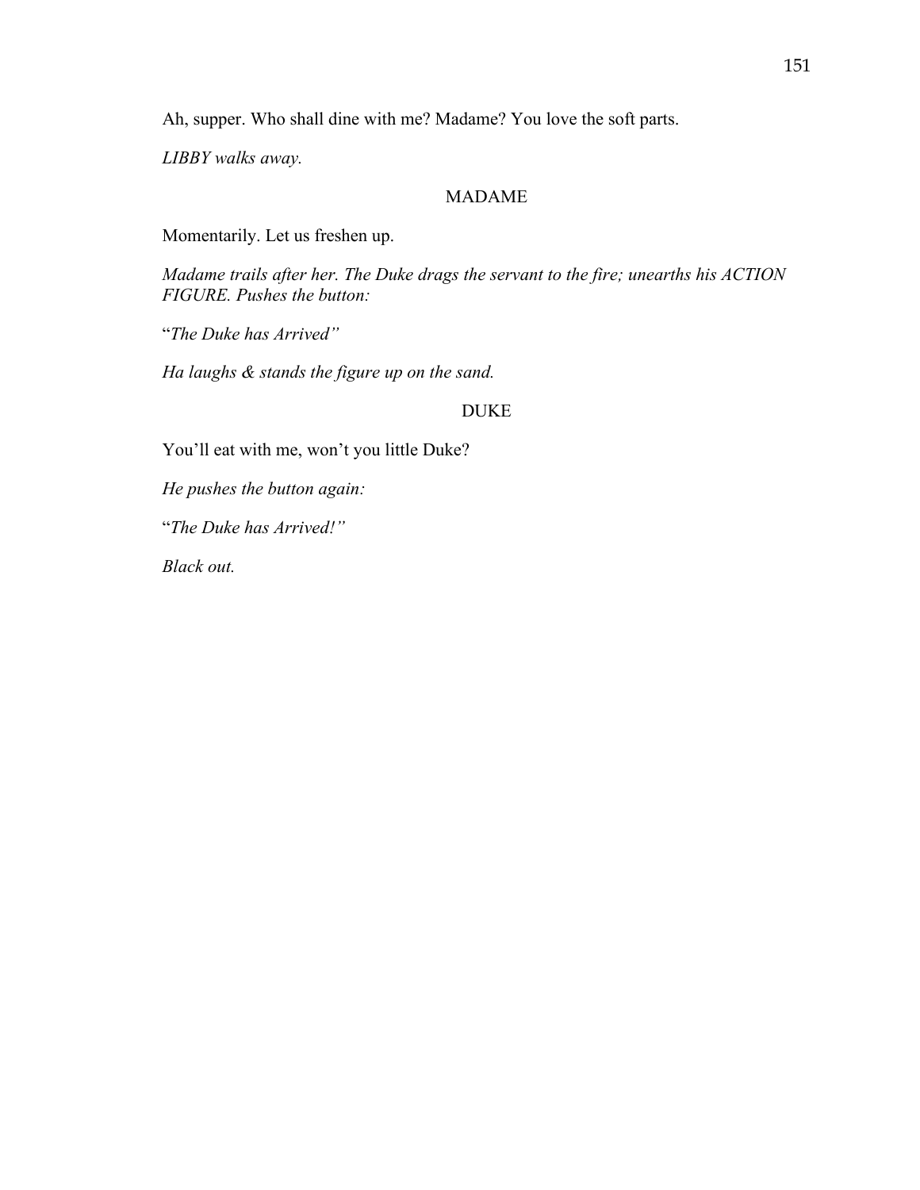Ah, supper. Who shall dine with me? Madame? You love the soft parts.

*LIBBY walks away.*

MADAME

Momentarily. Let us freshen up.

*Madame trails after her. The Duke drags the servant to the fire; unearths his ACTION FIGURE. Pushes the button:*

"*The Duke has Arrived"*

*Ha laughs & stands the figure up on the sand.*

DUKE

You'll eat with me, won't you little Duke?

*He pushes the button again:*

"*The Duke has Arrived!"*

*Black out.*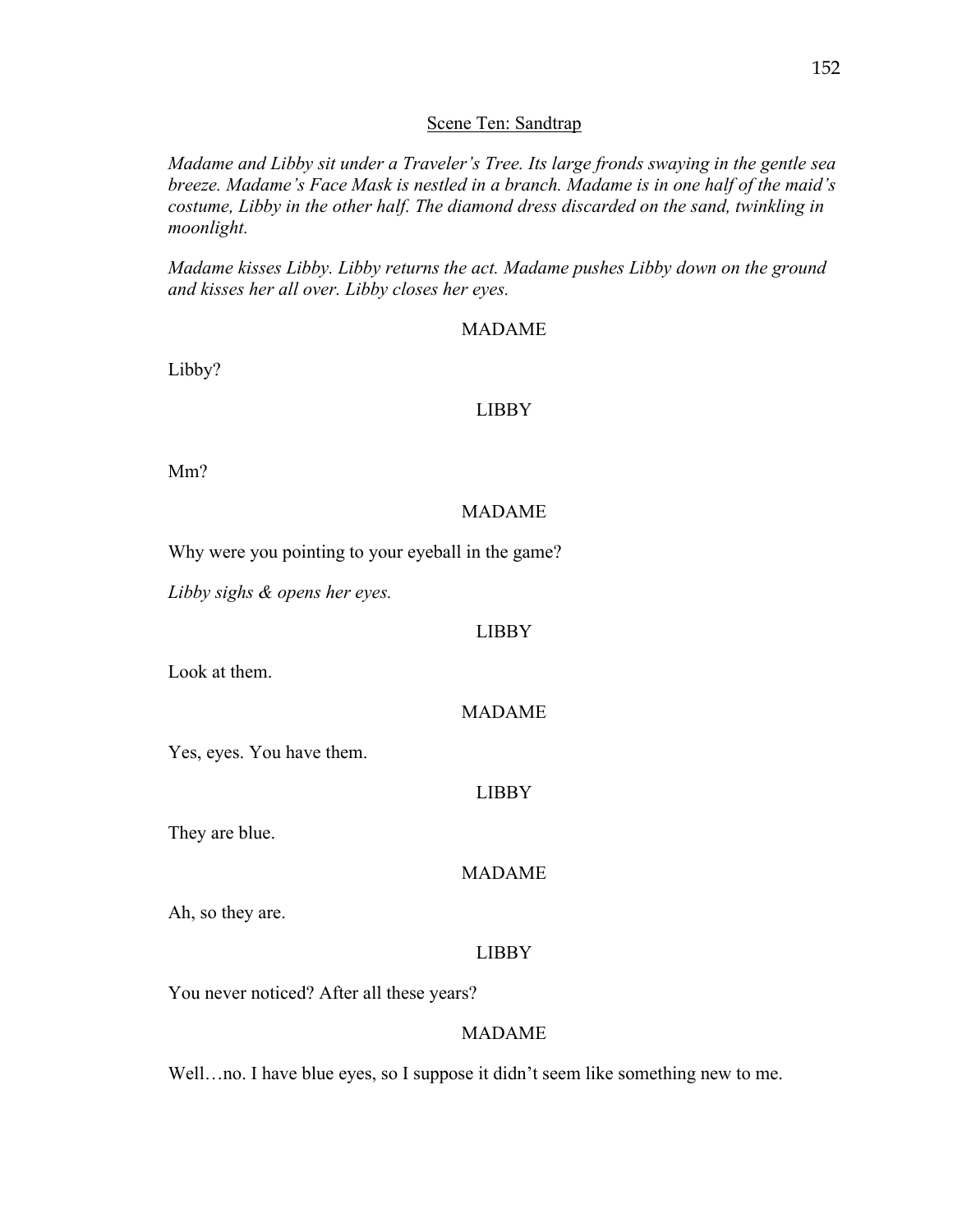Scene Ten: Sandtrap

*Madame and Libby sit under a Traveler's Tree. Its large fronds swaying in the gentle sea breeze. Madame's Face Mask is nestled in a branch. Madame is in one half of the maid's costume, Libby in the other half. The diamond dress discarded on the sand, twinkling in moonlight.*

*Madame kisses Libby. Libby returns the act. Madame pushes Libby down on the ground and kisses her all over. Libby closes her eyes.*

MADAME

Libby?

LIBBY

Mm?

MADAME

Why were you pointing to your eyeball in the game?

*Libby sighs & opens her eyes.*

LIBBY

Look at them.

MADAME

Yes, eyes. You have them.

LIBBY

They are blue.

MADAME

Ah, so they are.

LIBBY

You never noticed? After all these years?

MADAME

Well…no. I have blue eyes, so I suppose it didn't seem like something new to me.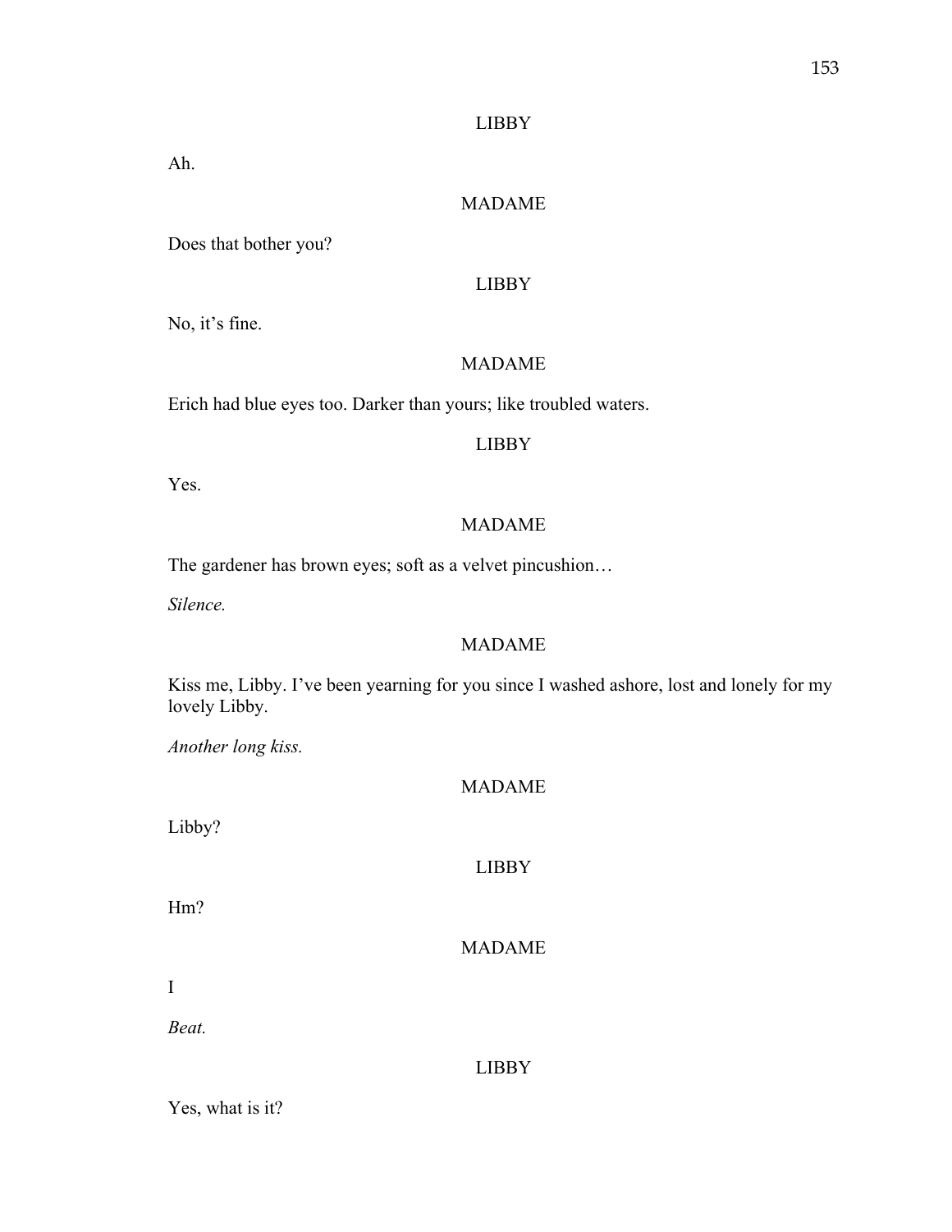LIBBY

Ah.

MADAME

Does that bother you?

LIBBY

No, it's fine.

MADAME

Erich had blue eyes too. Darker than yours; like troubled waters.

LIBBY

Yes.

MADAME

The gardener has brown eyes; soft as a velvet pincushion…

*Silence.*

MADAME

Kiss me, Libby. I've been yearning for you since I washed ashore, lost and lonely for my lovely Libby.

*Another long kiss.*

MADAME

Libby?

LIBBY

Hm?

MADAME

I

*Beat.*

LIBBY

Yes, what is it?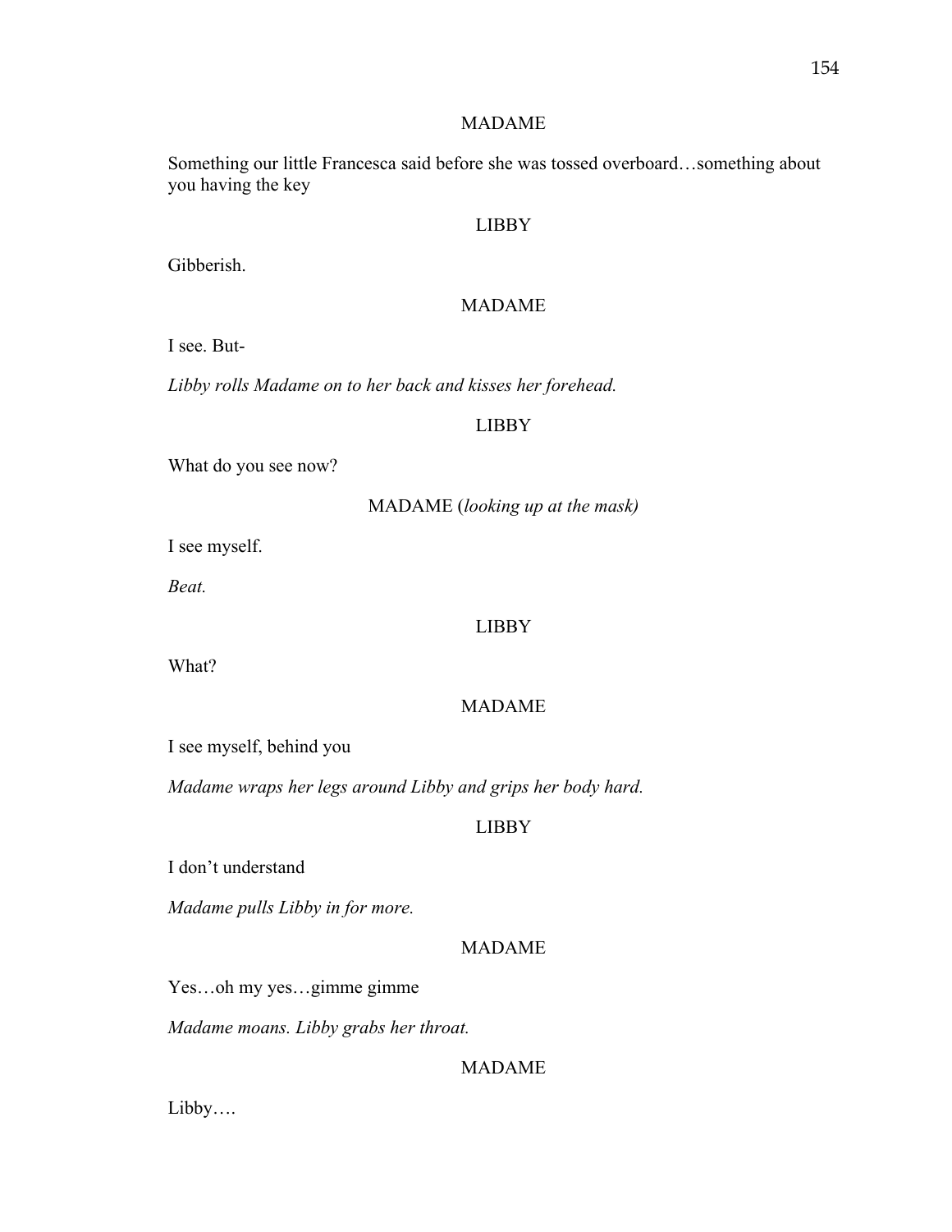MADAME

Something our little Francesca said before she was tossed overboard…something about you having the key

LIBBY

Gibberish.

MADAME

I see. But-

*Libby rolls Madame on to her back and kisses her forehead.*

LIBBY

What do you see now?

MADAME (*looking up at the mask)*

I see myself.

*Beat.*

LIBBY

What?

MADAME

I see myself, behind you

*Madame wraps her legs around Libby and grips her body hard.*

LIBBY

I don't understand

*Madame pulls Libby in for more.*

MADAME

Yes…oh my yes…gimme gimme

*Madame moans. Libby grabs her throat.*

MADAME

Libby….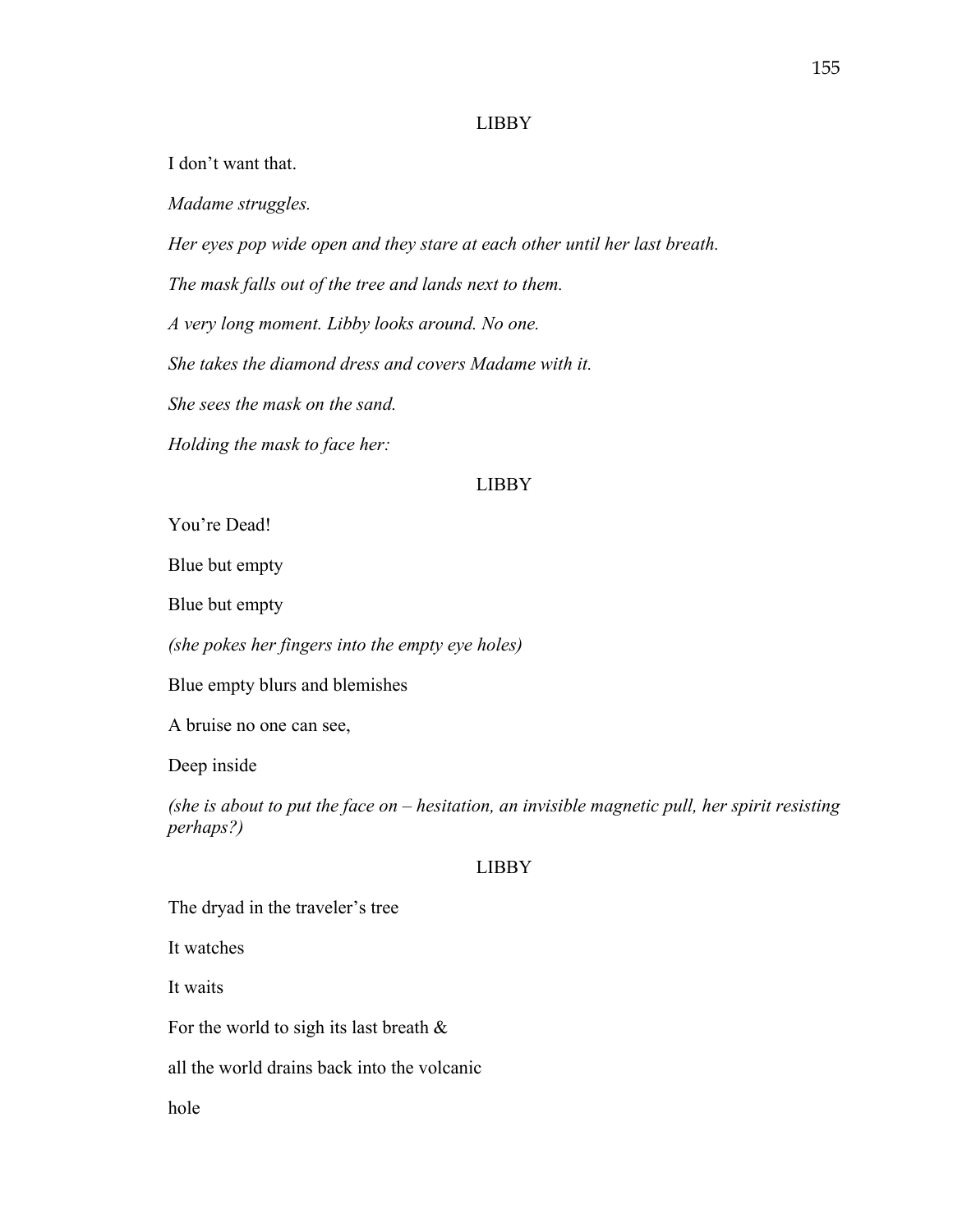LIBBY

I don't want that.

*Madame struggles.*

*Her eyes pop wide open and they stare at each other until her last breath.*

*The mask falls out of the tree and lands next to them.*

*A very long moment. Libby looks around. No one.*

*She takes the diamond dress and covers Madame with it.*

*She sees the mask on the sand.*

*Holding the mask to face her:*

LIBBY

You're Dead!

Blue but empty

Blue but empty

*(she pokes her fingers into the empty eye holes)*

Blue empty blurs and blemishes

A bruise no one can see,

Deep inside

*(she is about to put the face on – hesitation, an invisible magnetic pull, her spirit resisting perhaps?)*

LIBBY

The dryad in the traveler's tree

It watches

It waits

For the world to sigh its last breath &

all the world drains back into the volcanic

hole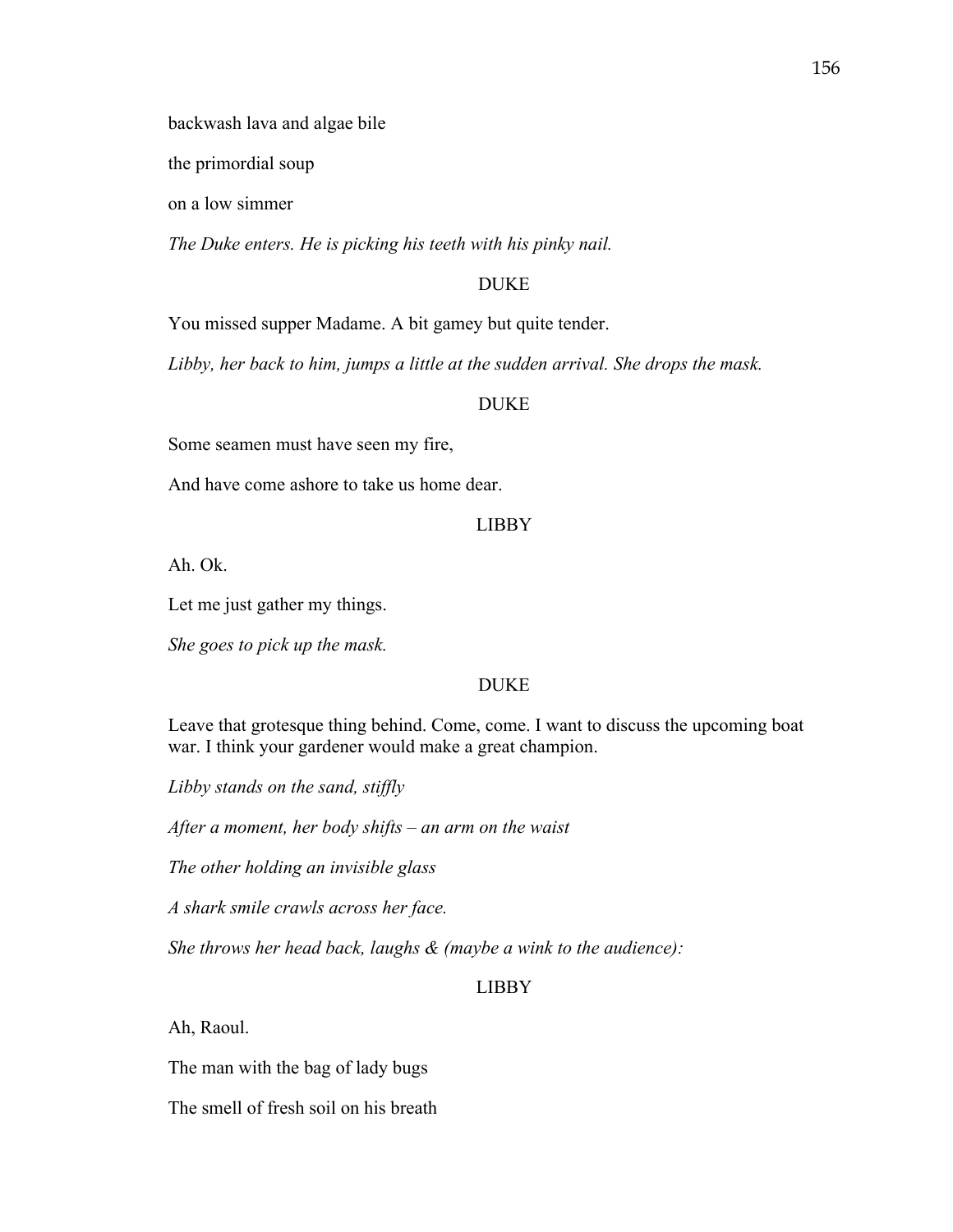backwash lava and algae bile

the primordial soup

on a low simmer

*The Duke enters. He is picking his teeth with his pinky nail.*

DUKE

You missed supper Madame. A bit gamey but quite tender.

*Libby, her back to him, jumps a little at the sudden arrival. She drops the mask.*

DUKE

Some seamen must have seen my fire,

And have come ashore to take us home dear.

LIBBY

Ah. Ok.

Let me just gather my things.

*She goes to pick up the mask.*

DUKE

Leave that grotesque thing behind. Come, come. I want to discuss the upcoming boat war. I think your gardener would make a great champion.

*Libby stands on the sand, stiffly*

*After a moment, her body shifts – an arm on the waist*

*The other holding an invisible glass*

*A shark smile crawls across her face.*

*She throws her head back, laughs & (maybe a wink to the audience):*

LIBBY

Ah, Raoul.

The man with the bag of lady bugs

The smell of fresh soil on his breath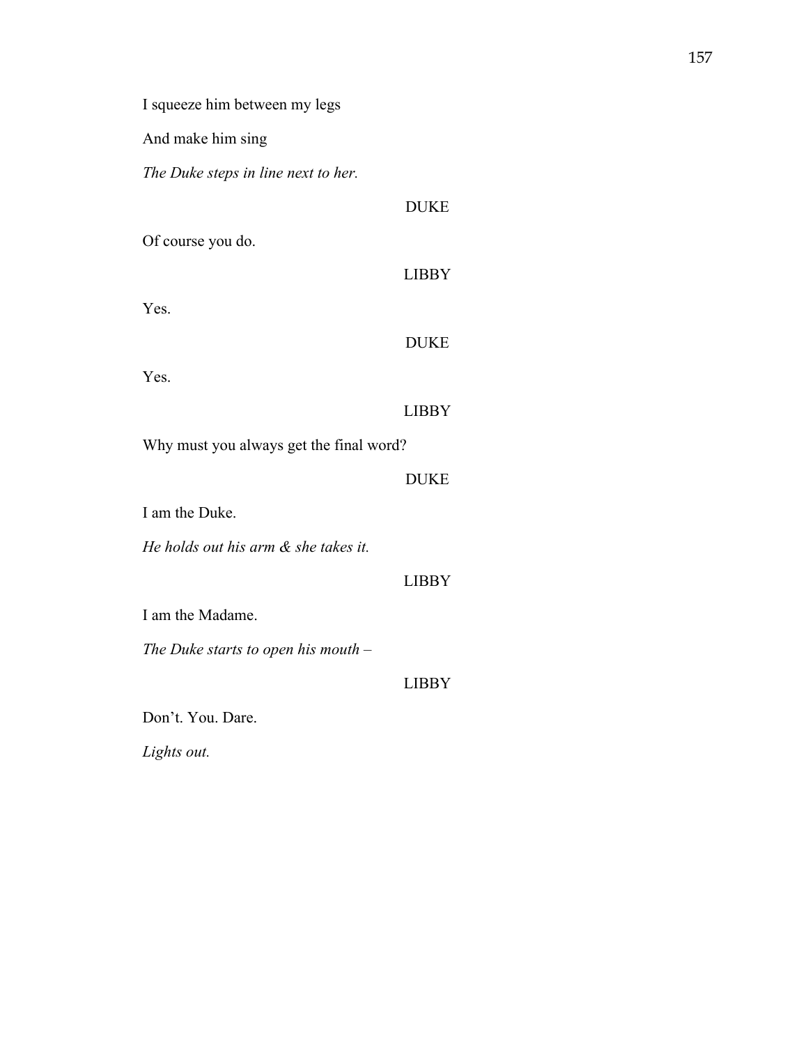I squeeze him between my legs

And make him sing

*The Duke steps in line next to her.*

DUKE

Of course you do.

LIBBY

Yes.

DUKE

Yes.

LIBBY

Why must you always get the final word?

DUKE

I am the Duke.

*He holds out his arm & she takes it.*

LIBBY

I am the Madame.

*The Duke starts to open his mouth –*

LIBBY

Don't. You. Dare.

*Lights out.*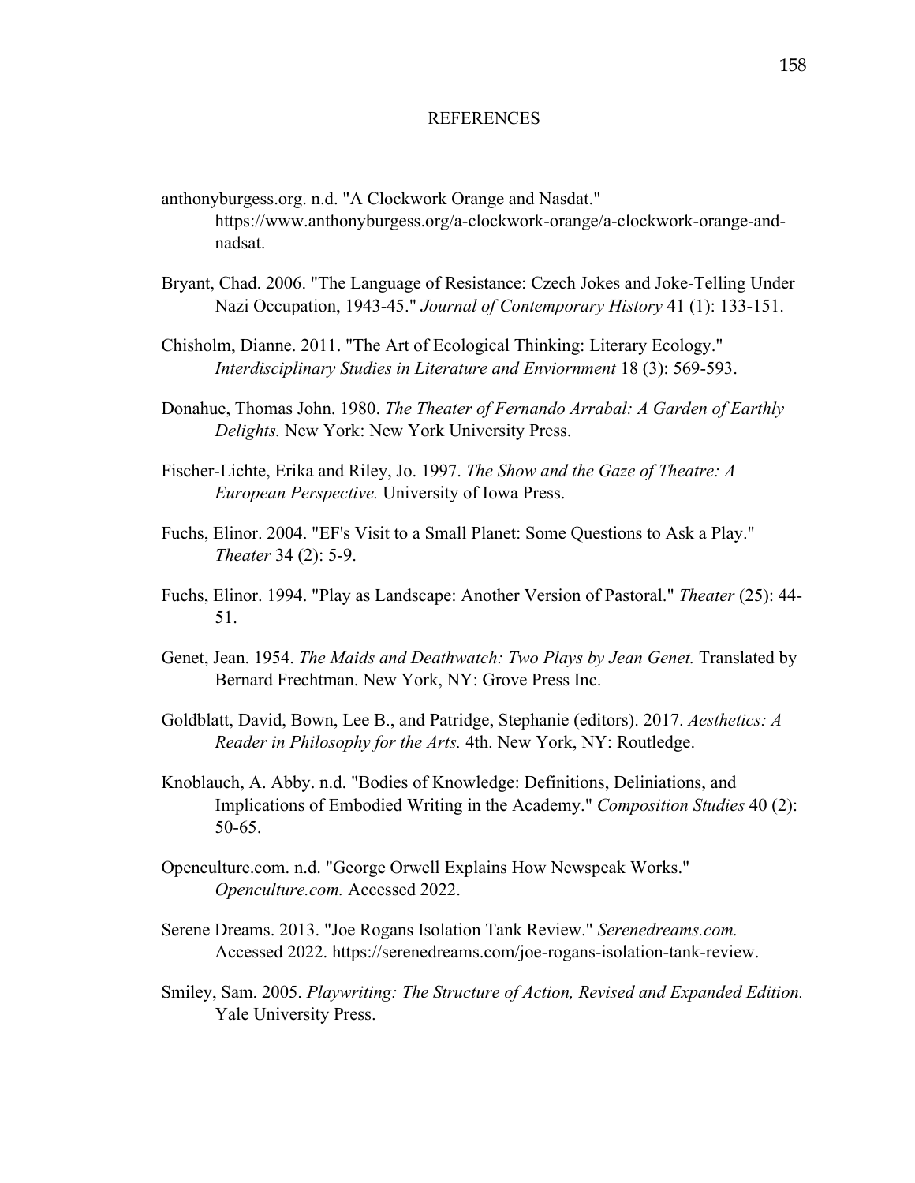# REFERENCES

anthonyburgess.org. n.d. "A Clockwork Orange and Nasdat." https://www.anthonyburgess.org/a-clockwork-orange/a-clockwork-orange-and-nadsat.

Bryant, Chad. 2006. "The Language of Resistance: Czech Jokes and Joke-Telling Under Nazi Occupation, 1943-45." *Journal of Contemporary History* 41 (1): 133-151.

Chisholm, Dianne. 2011. "The Art of Ecological Thinking: Literary Ecology." *Interdisciplinary Studies in Literature and Enviornment* 18 (3): 569-593.

Donahue, Thomas John. 1980. *The Theater of Fernando Arrabal: A Garden of Earthly Delights.* New York: New York University Press.

Fischer-Lichte, Erika and Riley, Jo. 1997. *The Show and the Gaze of Theatre: A European Perspective.* University of Iowa Press.

Fuchs, Elinor. 2004. "EF's Visit to a Small Planet: Some Questions to Ask a Play." *Theater* 34 (2): 5-9.

Fuchs, Elinor. 1994. "Play as Landscape: Another Version of Pastoral." *Theater* (25): 44-51.

Genet, Jean. 1954. *The Maids and Deathwatch: Two Plays by Jean Genet.* Translated by Bernard Frechtman. New York, NY: Grove Press Inc.

Goldblatt, David, Bown, Lee B., and Patridge, Stephanie (editors). 2017. *Aesthetics: A Reader in Philosophy for the Arts.* 4th. New York, NY: Routledge.

Knoblauch, A. Abby. n.d. "Bodies of Knowledge: Definitions, Deliniations, and Implications of Embodied Writing in the Academy." *Composition Studies* 40 (2): 50-65.

Openculture.com. n.d. "George Orwell Explains How Newspeak Works." *Openculture.com.* Accessed 2022.

Serene Dreams. 2013. "Joe Rogans Isolation Tank Review." *Serenedreams.com.* Accessed 2022. https://serenedreams.com/joe-rogans-isolation-tank-review.

Smiley, Sam. 2005. *Playwriting: The Structure of Action, Revised and Expanded Edition.* Yale University Press.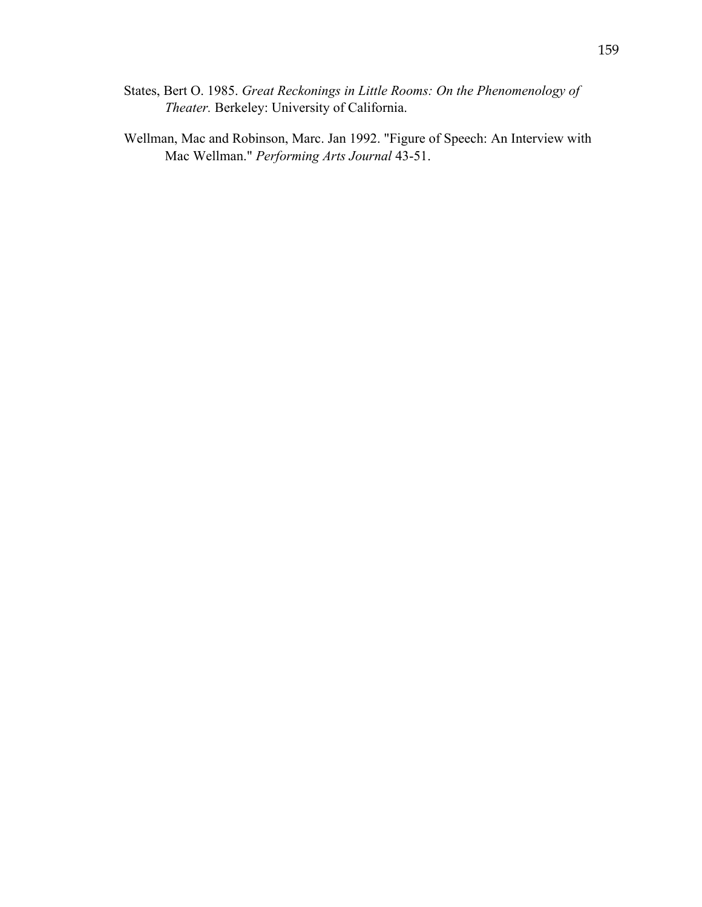States, Bert O. 1985. *Great Reckonings in Little Rooms: On the Phenomenology of Theater.* Berkeley: University of California.

Wellman, Mac and Robinson, Marc. Jan 1992. "Figure of Speech: An Interview with Mac Wellman." *Performing Arts Journal* 43-51.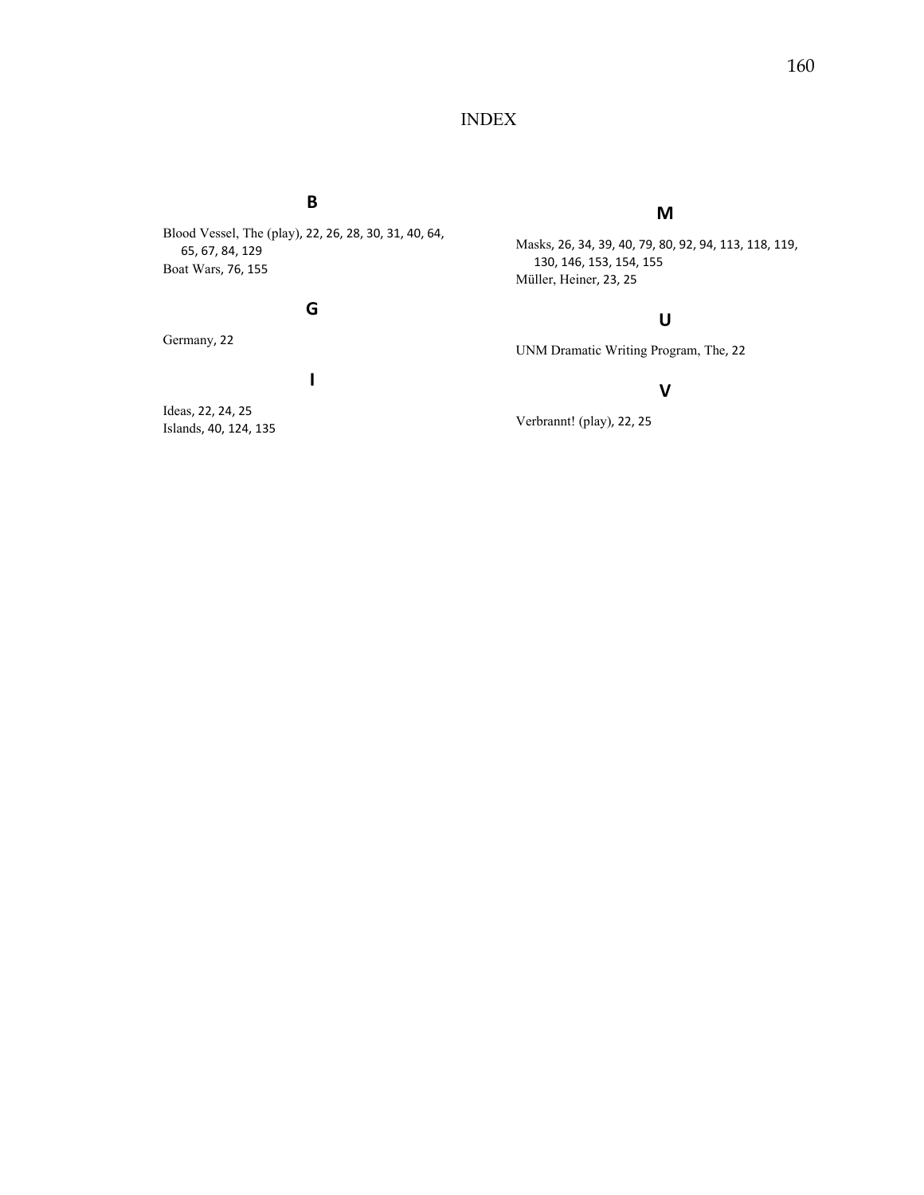# INDEX

## B

Blood Vessel, The (play), 22, 26, 28, 30, 31, 40, 64, 65, 67, 84, 129
Boat Wars, 76, 155

## G

Germany, 22

## I

Ideas, 22, 24, 25
Islands, 40, 124, 135

## M

Masks, 26, 34, 39, 40, 79, 80, 92, 94, 113, 118, 119, 130, 146, 153, 154, 155
Müller, Heiner, 23, 25

## U

UNM Dramatic Writing Program, The, 22

## V

Verbrannt! (play), 22, 25